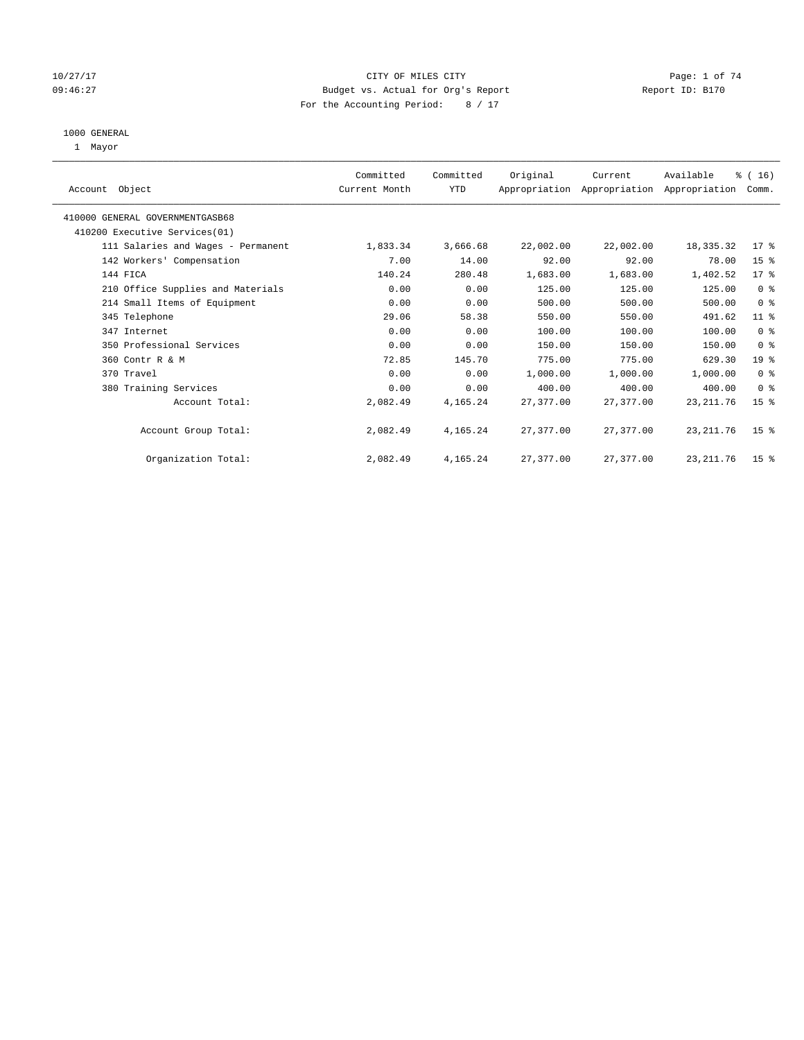10/27/17
09:46:27

# CITY OF MILES CITY

Budget vs. Actual for Org's Report

Report ID: B170

For the Accounting Period: 8 / 17

1000 GENERAL

1 Mayor

| Account Object | Committed Current Month | Committed YTD | Original Appropriation | Current Appropriation | Available Appropriation | % ( 16) Comm. |
|---|---|---|---|---|---|---|
| 410000 GENERAL GOVERNMENTGASB68 | | | | | | |
| 410200 Executive Services(01) | | | | | | |
| 111 Salaries and Wages - Permanent | 1,833.34 | 3,666.68 | 22,002.00 | 22,002.00 | 18,335.32 | 17 % |
| 142 Workers' Compensation | 7.00 | 14.00 | 92.00 | 92.00 | 78.00 | 15 % |
| 144 FICA | 140.24 | 280.48 | 1,683.00 | 1,683.00 | 1,402.52 | 17 % |
| 210 Office Supplies and Materials | 0.00 | 0.00 | 125.00 | 125.00 | 125.00 | 0 % |
| 214 Small Items of Equipment | 0.00 | 0.00 | 500.00 | 500.00 | 500.00 | 0 % |
| 345 Telephone | 29.06 | 58.38 | 550.00 | 550.00 | 491.62 | 11 % |
| 347 Internet | 0.00 | 0.00 | 100.00 | 100.00 | 100.00 | 0 % |
| 350 Professional Services | 0.00 | 0.00 | 150.00 | 150.00 | 150.00 | 0 % |
| 360 Contr R & M | 72.85 | 145.70 | 775.00 | 775.00 | 629.30 | 19 % |
| 370 Travel | 0.00 | 0.00 | 1,000.00 | 1,000.00 | 1,000.00 | 0 % |
| 380 Training Services | 0.00 | 0.00 | 400.00 | 400.00 | 400.00 | 0 % |
| Account Total: | 2,082.49 | 4,165.24 | 27,377.00 | 27,377.00 | 23,211.76 | 15 % |
| Account Group Total: | 2,082.49 | 4,165.24 | 27,377.00 | 27,377.00 | 23,211.76 | 15 % |
| Organization Total: | 2,082.49 | 4,165.24 | 27,377.00 | 27,377.00 | 23,211.76 | 15 % |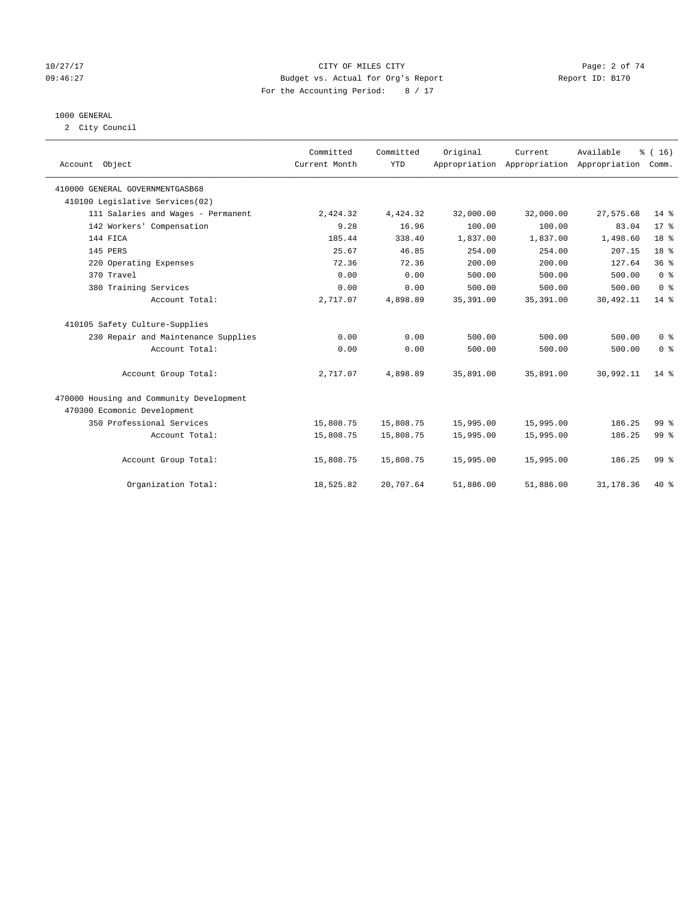CITY OF MILES CITY
Budget vs. Actual for Org's Report
For the Accounting Period: 8 / 17

10/27/17
09:46:27

Report ID: B170

1000 GENERAL
2 City Council

| Account Object | Committed Current Month | Committed YTD | Original Appropriation | Current Appropriation | Available Appropriation | % ( 16) Comm. |
|---|---|---|---|---|---|---|
| 410000 GENERAL GOVERNMENTGASB68 | | | | | | |
| 410100 Legislative Services(02) | | | | | | |
| 111 Salaries and Wages - Permanent | 2,424.32 | 4,424.32 | 32,000.00 | 32,000.00 | 27,575.68 | 14 % |
| 142 Workers' Compensation | 9.28 | 16.96 | 100.00 | 100.00 | 83.04 | 17 % |
| 144 FICA | 185.44 | 338.40 | 1,837.00 | 1,837.00 | 1,498.60 | 18 % |
| 145 PERS | 25.67 | 46.85 | 254.00 | 254.00 | 207.15 | 18 % |
| 220 Operating Expenses | 72.36 | 72.36 | 200.00 | 200.00 | 127.64 | 36 % |
| 370 Travel | 0.00 | 0.00 | 500.00 | 500.00 | 500.00 | 0 % |
| 380 Training Services | 0.00 | 0.00 | 500.00 | 500.00 | 500.00 | 0 % |
| Account Total: | 2,717.07 | 4,898.89 | 35,391.00 | 35,391.00 | 30,492.11 | 14 % |
| 410105 Safety Culture-Supplies | | | | | | |
| 230 Repair and Maintenance Supplies | 0.00 | 0.00 | 500.00 | 500.00 | 500.00 | 0 % |
| Account Total: | 0.00 | 0.00 | 500.00 | 500.00 | 500.00 | 0 % |
| Account Group Total: | 2,717.07 | 4,898.89 | 35,891.00 | 35,891.00 | 30,992.11 | 14 % |
| 470000 Housing and Community Development | | | | | | |
| 470300 Ecomonic Development | | | | | | |
| 350 Professional Services | 15,808.75 | 15,808.75 | 15,995.00 | 15,995.00 | 186.25 | 99 % |
| Account Total: | 15,808.75 | 15,808.75 | 15,995.00 | 15,995.00 | 186.25 | 99 % |
| Account Group Total: | 15,808.75 | 15,808.75 | 15,995.00 | 15,995.00 | 186.25 | 99 % |
| Organization Total: | 18,525.82 | 20,707.64 | 51,886.00 | 51,886.00 | 31,178.36 | 40 % |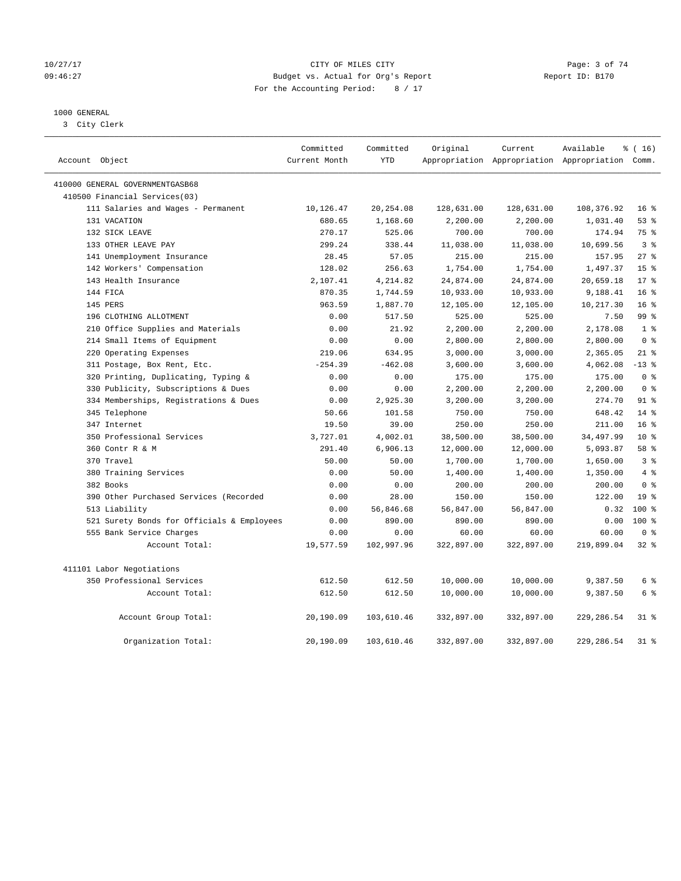CITY OF MILES CITY
Budget vs. Actual for Org's Report
For the Accounting Period: 8 / 17

10/27/17
09:46:27

Report ID: B170

1000 GENERAL
3 City Clerk

| Account Object | Committed Current Month | Committed YTD | Original Appropriation | Current Appropriation | Available Appropriation | % ( 16) Comm. |
|---|---|---|---|---|---|---|
| 410000 GENERAL GOVERNMENTGASB68 | | | | | | |
| 410500 Financial Services(03) | | | | | | |
| 111 Salaries and Wages - Permanent | 10,126.47 | 20,254.08 | 128,631.00 | 128,631.00 | 108,376.92 | 16 % |
| 131 VACATION | 680.65 | 1,168.60 | 2,200.00 | 2,200.00 | 1,031.40 | 53 % |
| 132 SICK LEAVE | 270.17 | 525.06 | 700.00 | 700.00 | 174.94 | 75 % |
| 133 OTHER LEAVE PAY | 299.24 | 338.44 | 11,038.00 | 11,038.00 | 10,699.56 | 3 % |
| 141 Unemployment Insurance | 28.45 | 57.05 | 215.00 | 215.00 | 157.95 | 27 % |
| 142 Workers' Compensation | 128.02 | 256.63 | 1,754.00 | 1,754.00 | 1,497.37 | 15 % |
| 143 Health Insurance | 2,107.41 | 4,214.82 | 24,874.00 | 24,874.00 | 20,659.18 | 17 % |
| 144 FICA | 870.35 | 1,744.59 | 10,933.00 | 10,933.00 | 9,188.41 | 16 % |
| 145 PERS | 963.59 | 1,887.70 | 12,105.00 | 12,105.00 | 10,217.30 | 16 % |
| 196 CLOTHING ALLOTMENT | 0.00 | 517.50 | 525.00 | 525.00 | 7.50 | 99 % |
| 210 Office Supplies and Materials | 0.00 | 21.92 | 2,200.00 | 2,200.00 | 2,178.08 | 1 % |
| 214 Small Items of Equipment | 0.00 | 0.00 | 2,800.00 | 2,800.00 | 2,800.00 | 0 % |
| 220 Operating Expenses | 219.06 | 634.95 | 3,000.00 | 3,000.00 | 2,365.05 | 21 % |
| 311 Postage, Box Rent, Etc. | -254.39 | -462.08 | 3,600.00 | 3,600.00 | 4,062.08 | -13 % |
| 320 Printing, Duplicating, Typing & | 0.00 | 0.00 | 175.00 | 175.00 | 175.00 | 0 % |
| 330 Publicity, Subscriptions & Dues | 0.00 | 0.00 | 2,200.00 | 2,200.00 | 2,200.00 | 0 % |
| 334 Memberships, Registrations & Dues | 0.00 | 2,925.30 | 3,200.00 | 3,200.00 | 274.70 | 91 % |
| 345 Telephone | 50.66 | 101.58 | 750.00 | 750.00 | 648.42 | 14 % |
| 347 Internet | 19.50 | 39.00 | 250.00 | 250.00 | 211.00 | 16 % |
| 350 Professional Services | 3,727.01 | 4,002.01 | 38,500.00 | 38,500.00 | 34,497.99 | 10 % |
| 360 Contr R & M | 291.40 | 6,906.13 | 12,000.00 | 12,000.00 | 5,093.87 | 58 % |
| 370 Travel | 50.00 | 50.00 | 1,700.00 | 1,700.00 | 1,650.00 | 3 % |
| 380 Training Services | 0.00 | 50.00 | 1,400.00 | 1,400.00 | 1,350.00 | 4 % |
| 382 Books | 0.00 | 0.00 | 200.00 | 200.00 | 200.00 | 0 % |
| 390 Other Purchased Services (Recorded | 0.00 | 28.00 | 150.00 | 150.00 | 122.00 | 19 % |
| 513 Liability | 0.00 | 56,846.68 | 56,847.00 | 56,847.00 | 0.32 | 100 % |
| 521 Surety Bonds for Officials & Employees | 0.00 | 890.00 | 890.00 | 890.00 | 0.00 | 100 % |
| 555 Bank Service Charges | 0.00 | 0.00 | 60.00 | 60.00 | 60.00 | 0 % |
| Account Total: | 19,577.59 | 102,997.96 | 322,897.00 | 322,897.00 | 219,899.04 | 32 % |
| 411101 Labor Negotiations | | | | | | |
| 350 Professional Services | 612.50 | 612.50 | 10,000.00 | 10,000.00 | 9,387.50 | 6 % |
| Account Total: | 612.50 | 612.50 | 10,000.00 | 10,000.00 | 9,387.50 | 6 % |
| Account Group Total: | 20,190.09 | 103,610.46 | 332,897.00 | 332,897.00 | 229,286.54 | 31 % |
| Organization Total: | 20,190.09 | 103,610.46 | 332,897.00 | 332,897.00 | 229,286.54 | 31 % |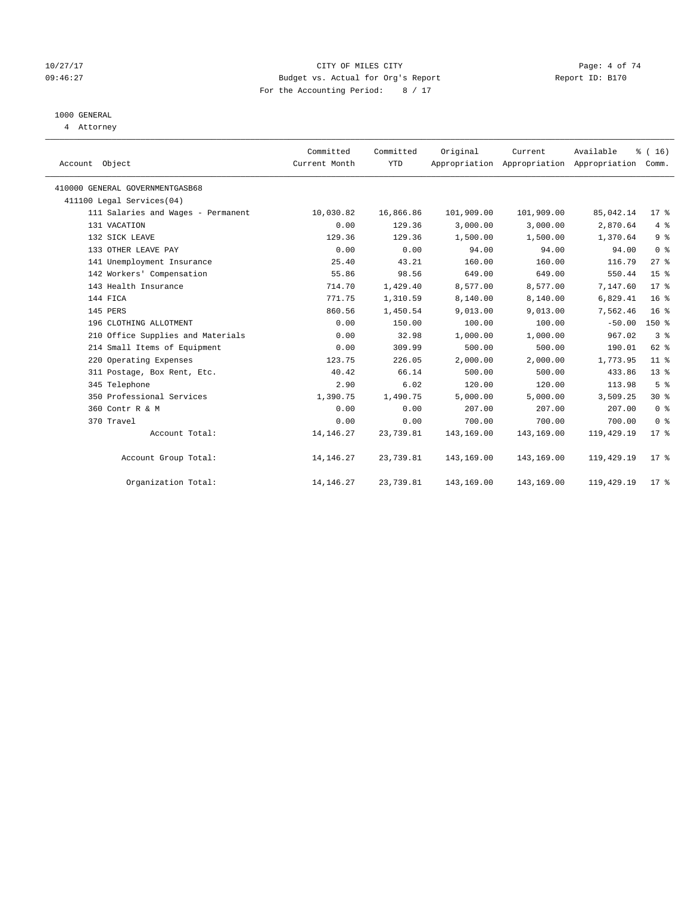10/27/17 CITY OF MILES CITY
09:46:27 Budget vs. Actual for Org's Report Report ID: B170
For the Accounting Period: 8 / 17

1000 GENERAL
4 Attorney

| Account Object | Committed Current Month | Committed YTD | Original Appropriation | Current Appropriation | Available Appropriation | % ( 16) Comm. |
|---|---|---|---|---|---|---|
| 410000 GENERAL GOVERNMENTGASB68 | | | | | | |
| 411100 Legal Services(04) | | | | | | |
| 111 Salaries and Wages - Permanent | 10,030.82 | 16,866.86 | 101,909.00 | 101,909.00 | 85,042.14 | 17 % |
| 131 VACATION | 0.00 | 129.36 | 3,000.00 | 3,000.00 | 2,870.64 | 4 % |
| 132 SICK LEAVE | 129.36 | 129.36 | 1,500.00 | 1,500.00 | 1,370.64 | 9 % |
| 133 OTHER LEAVE PAY | 0.00 | 0.00 | 94.00 | 94.00 | 94.00 | 0 % |
| 141 Unemployment Insurance | 25.40 | 43.21 | 160.00 | 160.00 | 116.79 | 27 % |
| 142 Workers' Compensation | 55.86 | 98.56 | 649.00 | 649.00 | 550.44 | 15 % |
| 143 Health Insurance | 714.70 | 1,429.40 | 8,577.00 | 8,577.00 | 7,147.60 | 17 % |
| 144 FICA | 771.75 | 1,310.59 | 8,140.00 | 8,140.00 | 6,829.41 | 16 % |
| 145 PERS | 860.56 | 1,450.54 | 9,013.00 | 9,013.00 | 7,562.46 | 16 % |
| 196 CLOTHING ALLOTMENT | 0.00 | 150.00 | 100.00 | 100.00 | -50.00 | 150 % |
| 210 Office Supplies and Materials | 0.00 | 32.98 | 1,000.00 | 1,000.00 | 967.02 | 3 % |
| 214 Small Items of Equipment | 0.00 | 309.99 | 500.00 | 500.00 | 190.01 | 62 % |
| 220 Operating Expenses | 123.75 | 226.05 | 2,000.00 | 2,000.00 | 1,773.95 | 11 % |
| 311 Postage, Box Rent, Etc. | 40.42 | 66.14 | 500.00 | 500.00 | 433.86 | 13 % |
| 345 Telephone | 2.90 | 6.02 | 120.00 | 120.00 | 113.98 | 5 % |
| 350 Professional Services | 1,390.75 | 1,490.75 | 5,000.00 | 5,000.00 | 3,509.25 | 30 % |
| 360 Contr R & M | 0.00 | 0.00 | 207.00 | 207.00 | 207.00 | 0 % |
| 370 Travel | 0.00 | 0.00 | 700.00 | 700.00 | 700.00 | 0 % |
| Account Total: | 14,146.27 | 23,739.81 | 143,169.00 | 143,169.00 | 119,429.19 | 17 % |
| Account Group Total: | 14,146.27 | 23,739.81 | 143,169.00 | 143,169.00 | 119,429.19 | 17 % |
| Organization Total: | 14,146.27 | 23,739.81 | 143,169.00 | 143,169.00 | 119,429.19 | 17 % |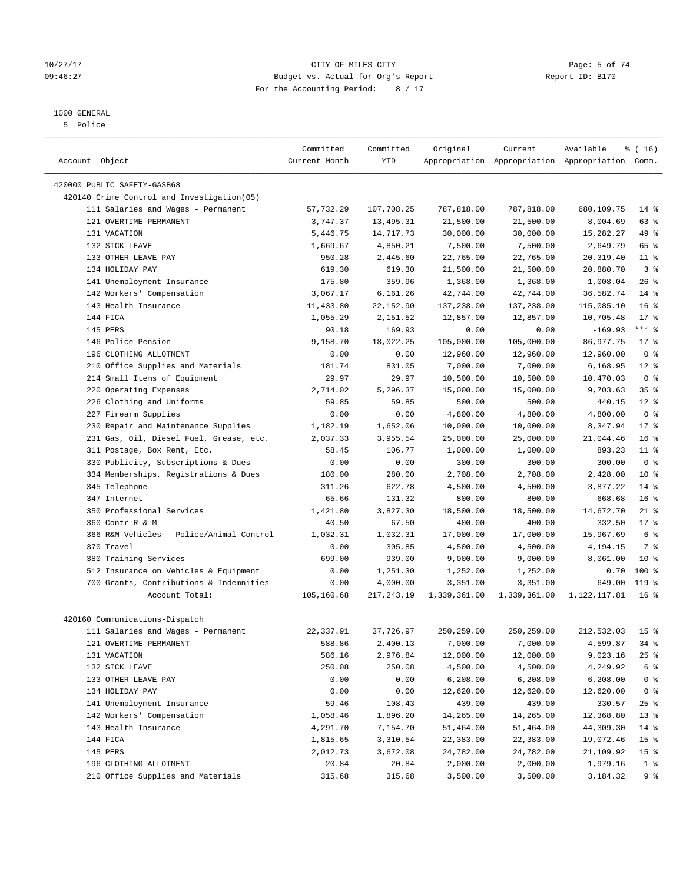CITY OF MILES CITY
Budget vs. Actual for Org's Report
For the Accounting Period: 8 / 17

10/27/17
09:46:27

Report ID: B170

1000 GENERAL
5 Police

| Account Object | Committed Current Month | Committed YTD | Original Appropriation | Current Appropriation | Available Appropriation | % ( 16) Comm. |
|---|---|---|---|---|---|---|
| 420000 PUBLIC SAFETY-GASB68 | | | | | | |
| 420140 Crime Control and Investigation(05) | | | | | | |
| 111 Salaries and Wages - Permanent | 57,732.29 | 107,708.25 | 787,818.00 | 787,818.00 | 680,109.75 | 14 % |
| 121 OVERTIME-PERMANENT | 3,747.37 | 13,495.31 | 21,500.00 | 21,500.00 | 8,004.69 | 63 % |
| 131 VACATION | 5,446.75 | 14,717.73 | 30,000.00 | 30,000.00 | 15,282.27 | 49 % |
| 132 SICK LEAVE | 1,669.67 | 4,850.21 | 7,500.00 | 7,500.00 | 2,649.79 | 65 % |
| 133 OTHER LEAVE PAY | 950.28 | 2,445.60 | 22,765.00 | 22,765.00 | 20,319.40 | 11 % |
| 134 HOLIDAY PAY | 619.30 | 619.30 | 21,500.00 | 21,500.00 | 20,880.70 | 3 % |
| 141 Unemployment Insurance | 175.80 | 359.96 | 1,368.00 | 1,368.00 | 1,008.04 | 26 % |
| 142 Workers' Compensation | 3,067.17 | 6,161.26 | 42,744.00 | 42,744.00 | 36,582.74 | 14 % |
| 143 Health Insurance | 11,433.80 | 22,152.90 | 137,238.00 | 137,238.00 | 115,085.10 | 16 % |
| 144 FICA | 1,055.29 | 2,151.52 | 12,857.00 | 12,857.00 | 10,705.48 | 17 % |
| 145 PERS | 90.18 | 169.93 | 0.00 | 0.00 | -169.93 | *** % |
| 146 Police Pension | 9,158.70 | 18,022.25 | 105,000.00 | 105,000.00 | 86,977.75 | 17 % |
| 196 CLOTHING ALLOTMENT | 0.00 | 0.00 | 12,960.00 | 12,960.00 | 12,960.00 | 0 % |
| 210 Office Supplies and Materials | 181.74 | 831.05 | 7,000.00 | 7,000.00 | 6,168.95 | 12 % |
| 214 Small Items of Equipment | 29.97 | 29.97 | 10,500.00 | 10,500.00 | 10,470.03 | 0 % |
| 220 Operating Expenses | 2,714.02 | 5,296.37 | 15,000.00 | 15,000.00 | 9,703.63 | 35 % |
| 226 Clothing and Uniforms | 59.85 | 59.85 | 500.00 | 500.00 | 440.15 | 12 % |
| 227 Firearm Supplies | 0.00 | 0.00 | 4,800.00 | 4,800.00 | 4,800.00 | 0 % |
| 230 Repair and Maintenance Supplies | 1,182.19 | 1,652.06 | 10,000.00 | 10,000.00 | 8,347.94 | 17 % |
| 231 Gas, Oil, Diesel Fuel, Grease, etc. | 2,037.33 | 3,955.54 | 25,000.00 | 25,000.00 | 21,044.46 | 16 % |
| 311 Postage, Box Rent, Etc. | 58.45 | 106.77 | 1,000.00 | 1,000.00 | 893.23 | 11 % |
| 330 Publicity, Subscriptions & Dues | 0.00 | 0.00 | 300.00 | 300.00 | 300.00 | 0 % |
| 334 Memberships, Registrations & Dues | 180.00 | 280.00 | 2,708.00 | 2,708.00 | 2,428.00 | 10 % |
| 345 Telephone | 311.26 | 622.78 | 4,500.00 | 4,500.00 | 3,877.22 | 14 % |
| 347 Internet | 65.66 | 131.32 | 800.00 | 800.00 | 668.68 | 16 % |
| 350 Professional Services | 1,421.80 | 3,827.30 | 18,500.00 | 18,500.00 | 14,672.70 | 21 % |
| 360 Contr R & M | 40.50 | 67.50 | 400.00 | 400.00 | 332.50 | 17 % |
| 366 R&M Vehicles - Police/Animal Control | 1,032.31 | 1,032.31 | 17,000.00 | 17,000.00 | 15,967.69 | 6 % |
| 370 Travel | 0.00 | 305.85 | 4,500.00 | 4,500.00 | 4,194.15 | 7 % |
| 380 Training Services | 699.00 | 939.00 | 9,000.00 | 9,000.00 | 8,061.00 | 10 % |
| 512 Insurance on Vehicles & Equipment | 0.00 | 1,251.30 | 1,252.00 | 1,252.00 | 0.70 | 100 % |
| 700 Grants, Contributions & Indemnities | 0.00 | 4,000.00 | 3,351.00 | 3,351.00 | -649.00 | 119 % |
| Account Total: | 105,160.68 | 217,243.19 | 1,339,361.00 | 1,339,361.00 | 1,122,117.81 | 16 % |
| 420160 Communications-Dispatch | | | | | | |
| 111 Salaries and Wages - Permanent | 22,337.91 | 37,726.97 | 250,259.00 | 250,259.00 | 212,532.03 | 15 % |
| 121 OVERTIME-PERMANENT | 588.86 | 2,400.13 | 7,000.00 | 7,000.00 | 4,599.87 | 34 % |
| 131 VACATION | 586.16 | 2,976.84 | 12,000.00 | 12,000.00 | 9,023.16 | 25 % |
| 132 SICK LEAVE | 250.08 | 250.08 | 4,500.00 | 4,500.00 | 4,249.92 | 6 % |
| 133 OTHER LEAVE PAY | 0.00 | 0.00 | 6,208.00 | 6,208.00 | 6,208.00 | 0 % |
| 134 HOLIDAY PAY | 0.00 | 0.00 | 12,620.00 | 12,620.00 | 12,620.00 | 0 % |
| 141 Unemployment Insurance | 59.46 | 108.43 | 439.00 | 439.00 | 330.57 | 25 % |
| 142 Workers' Compensation | 1,058.46 | 1,896.20 | 14,265.00 | 14,265.00 | 12,368.80 | 13 % |
| 143 Health Insurance | 4,291.70 | 7,154.70 | 51,464.00 | 51,464.00 | 44,309.30 | 14 % |
| 144 FICA | 1,815.65 | 3,310.54 | 22,383.00 | 22,383.00 | 19,072.46 | 15 % |
| 145 PERS | 2,012.73 | 3,672.08 | 24,782.00 | 24,782.00 | 21,109.92 | 15 % |
| 196 CLOTHING ALLOTMENT | 20.84 | 20.84 | 2,000.00 | 2,000.00 | 1,979.16 | 1 % |
| 210 Office Supplies and Materials | 315.68 | 315.68 | 3,500.00 | 3,500.00 | 3,184.32 | 9 % |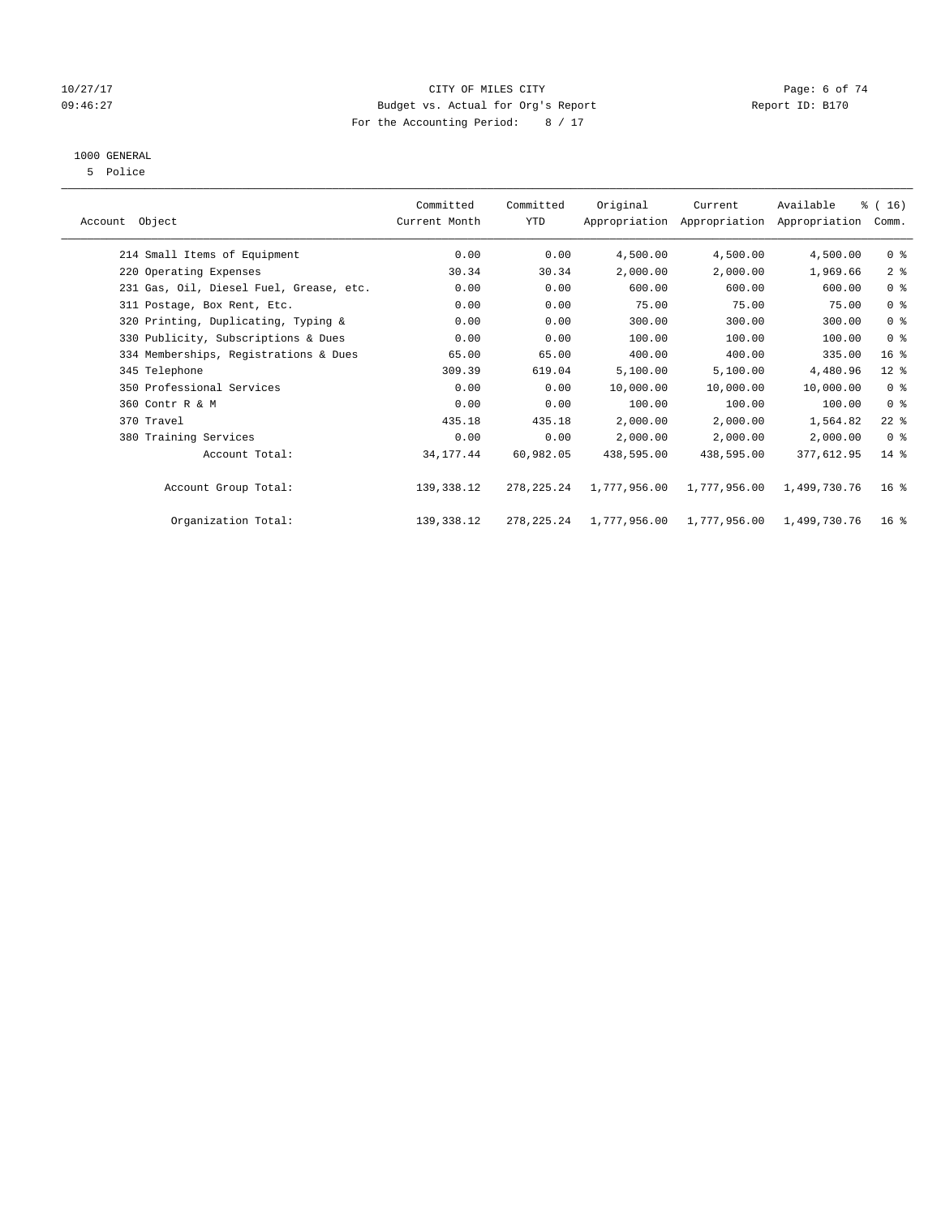CITY OF MILES CITY
Budget vs. Actual for Org's Report
For the Accounting Period: 8 / 17

10/27/17
09:46:27

Report ID: B170

1000 GENERAL
5 Police

| Account Object | Committed Current Month | Committed YTD | Original Appropriation | Current Appropriation | Available Appropriation | % ( 16) Comm. |
|---|---|---|---|---|---|---|
| 214 Small Items of Equipment | 0.00 | 0.00 | 4,500.00 | 4,500.00 | 4,500.00 | 0 % |
| 220 Operating Expenses | 30.34 | 30.34 | 2,000.00 | 2,000.00 | 1,969.66 | 2 % |
| 231 Gas, Oil, Diesel Fuel, Grease, etc. | 0.00 | 0.00 | 600.00 | 600.00 | 600.00 | 0 % |
| 311 Postage, Box Rent, Etc. | 0.00 | 0.00 | 75.00 | 75.00 | 75.00 | 0 % |
| 320 Printing, Duplicating, Typing & | 0.00 | 0.00 | 300.00 | 300.00 | 300.00 | 0 % |
| 330 Publicity, Subscriptions & Dues | 0.00 | 0.00 | 100.00 | 100.00 | 100.00 | 0 % |
| 334 Memberships, Registrations & Dues | 65.00 | 65.00 | 400.00 | 400.00 | 335.00 | 16 % |
| 345 Telephone | 309.39 | 619.04 | 5,100.00 | 5,100.00 | 4,480.96 | 12 % |
| 350 Professional Services | 0.00 | 0.00 | 10,000.00 | 10,000.00 | 10,000.00 | 0 % |
| 360 Contr R & M | 0.00 | 0.00 | 100.00 | 100.00 | 100.00 | 0 % |
| 370 Travel | 435.18 | 435.18 | 2,000.00 | 2,000.00 | 1,564.82 | 22 % |
| 380 Training Services | 0.00 | 0.00 | 2,000.00 | 2,000.00 | 2,000.00 | 0 % |
| Account Total: | 34,177.44 | 60,982.05 | 438,595.00 | 438,595.00 | 377,612.95 | 14 % |
| Account Group Total: | 139,338.12 | 278,225.24 | 1,777,956.00 | 1,777,956.00 | 1,499,730.76 | 16 % |
| Organization Total: | 139,338.12 | 278,225.24 | 1,777,956.00 | 1,777,956.00 | 1,499,730.76 | 16 % |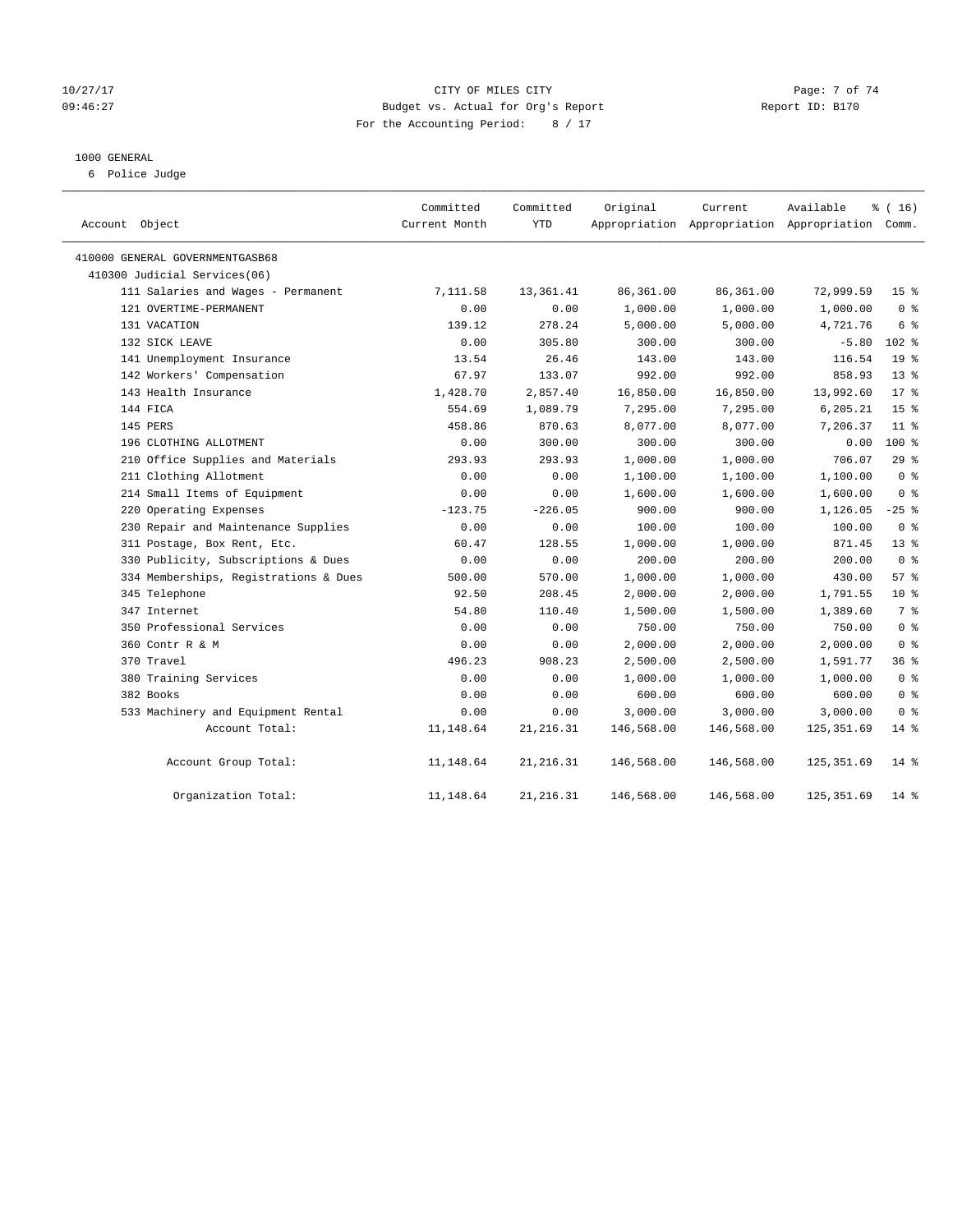CITY OF MILES CITY
Budget vs. Actual for Org's Report
For the Accounting Period: 8 / 17

10/27/17
09:46:27

Report ID: B170

1000 GENERAL
6 Police Judge

| Account Object | Committed Current Month | Committed YTD | Original Appropriation | Current Appropriation | Available Appropriation | % ( 16) Comm. |
|---|---|---|---|---|---|---|
| 410000 GENERAL GOVERNMENTGASB68 | | | | | | |
| 410300 Judicial Services(06) | | | | | | |
| 111 Salaries and Wages - Permanent | 7,111.58 | 13,361.41 | 86,361.00 | 86,361.00 | 72,999.59 | 15 % |
| 121 OVERTIME-PERMANENT | 0.00 | 0.00 | 1,000.00 | 1,000.00 | 1,000.00 | 0 % |
| 131 VACATION | 139.12 | 278.24 | 5,000.00 | 5,000.00 | 4,721.76 | 6 % |
| 132 SICK LEAVE | 0.00 | 305.80 | 300.00 | 300.00 | -5.80 | 102 % |
| 141 Unemployment Insurance | 13.54 | 26.46 | 143.00 | 143.00 | 116.54 | 19 % |
| 142 Workers' Compensation | 67.97 | 133.07 | 992.00 | 992.00 | 858.93 | 13 % |
| 143 Health Insurance | 1,428.70 | 2,857.40 | 16,850.00 | 16,850.00 | 13,992.60 | 17 % |
| 144 FICA | 554.69 | 1,089.79 | 7,295.00 | 7,295.00 | 6,205.21 | 15 % |
| 145 PERS | 458.86 | 870.63 | 8,077.00 | 8,077.00 | 7,206.37 | 11 % |
| 196 CLOTHING ALLOTMENT | 0.00 | 300.00 | 300.00 | 300.00 | 0.00 | 100 % |
| 210 Office Supplies and Materials | 293.93 | 293.93 | 1,000.00 | 1,000.00 | 706.07 | 29 % |
| 211 Clothing Allotment | 0.00 | 0.00 | 1,100.00 | 1,100.00 | 1,100.00 | 0 % |
| 214 Small Items of Equipment | 0.00 | 0.00 | 1,600.00 | 1,600.00 | 1,600.00 | 0 % |
| 220 Operating Expenses | -123.75 | -226.05 | 900.00 | 900.00 | 1,126.05 | -25 % |
| 230 Repair and Maintenance Supplies | 0.00 | 0.00 | 100.00 | 100.00 | 100.00 | 0 % |
| 311 Postage, Box Rent, Etc. | 60.47 | 128.55 | 1,000.00 | 1,000.00 | 871.45 | 13 % |
| 330 Publicity, Subscriptions & Dues | 0.00 | 0.00 | 200.00 | 200.00 | 200.00 | 0 % |
| 334 Memberships, Registrations & Dues | 500.00 | 570.00 | 1,000.00 | 1,000.00 | 430.00 | 57 % |
| 345 Telephone | 92.50 | 208.45 | 2,000.00 | 2,000.00 | 1,791.55 | 10 % |
| 347 Internet | 54.80 | 110.40 | 1,500.00 | 1,500.00 | 1,389.60 | 7 % |
| 350 Professional Services | 0.00 | 0.00 | 750.00 | 750.00 | 750.00 | 0 % |
| 360 Contr R & M | 0.00 | 0.00 | 2,000.00 | 2,000.00 | 2,000.00 | 0 % |
| 370 Travel | 496.23 | 908.23 | 2,500.00 | 2,500.00 | 1,591.77 | 36 % |
| 380 Training Services | 0.00 | 0.00 | 1,000.00 | 1,000.00 | 1,000.00 | 0 % |
| 382 Books | 0.00 | 0.00 | 600.00 | 600.00 | 600.00 | 0 % |
| 533 Machinery and Equipment Rental | 0.00 | 0.00 | 3,000.00 | 3,000.00 | 3,000.00 | 0 % |
| Account Total: | 11,148.64 | 21,216.31 | 146,568.00 | 146,568.00 | 125,351.69 | 14 % |
| Account Group Total: | 11,148.64 | 21,216.31 | 146,568.00 | 146,568.00 | 125,351.69 | 14 % |
| Organization Total: | 11,148.64 | 21,216.31 | 146,568.00 | 146,568.00 | 125,351.69 | 14 % |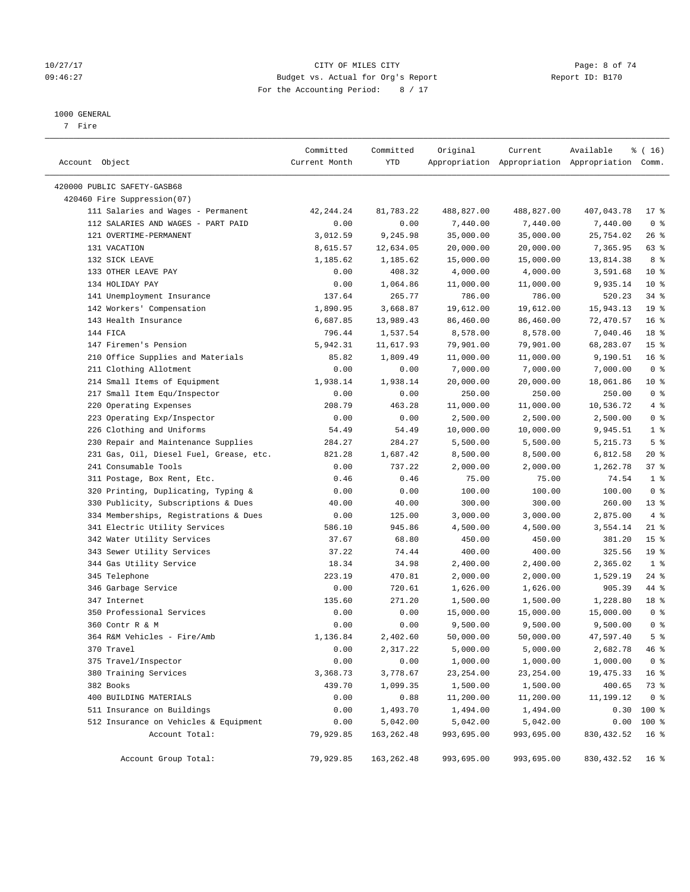CITY OF MILES CITY
Budget vs. Actual for Org's Report
For the Accounting Period: 8 / 17

10/27/17
09:46:27

Report ID: B170

1000 GENERAL
7 Fire

| Account Object | Committed Current Month | Committed YTD | Original Appropriation | Current Appropriation | Available Appropriation | % ( 16) Comm. |
|---|---|---|---|---|---|---|
| 420000 PUBLIC SAFETY-GASB68 | | | | | | |
| 420460 Fire Suppression(07) | | | | | | |
| 111 Salaries and Wages - Permanent | 42,244.24 | 81,783.22 | 488,827.00 | 488,827.00 | 407,043.78 | 17 % |
| 112 SALARIES AND WAGES - PART PAID | 0.00 | 0.00 | 7,440.00 | 7,440.00 | 7,440.00 | 0 % |
| 121 OVERTIME-PERMANENT | 3,012.59 | 9,245.98 | 35,000.00 | 35,000.00 | 25,754.02 | 26 % |
| 131 VACATION | 8,615.57 | 12,634.05 | 20,000.00 | 20,000.00 | 7,365.95 | 63 % |
| 132 SICK LEAVE | 1,185.62 | 1,185.62 | 15,000.00 | 15,000.00 | 13,814.38 | 8 % |
| 133 OTHER LEAVE PAY | 0.00 | 408.32 | 4,000.00 | 4,000.00 | 3,591.68 | 10 % |
| 134 HOLIDAY PAY | 0.00 | 1,064.86 | 11,000.00 | 11,000.00 | 9,935.14 | 10 % |
| 141 Unemployment Insurance | 137.64 | 265.77 | 786.00 | 786.00 | 520.23 | 34 % |
| 142 Workers' Compensation | 1,890.95 | 3,668.87 | 19,612.00 | 19,612.00 | 15,943.13 | 19 % |
| 143 Health Insurance | 6,687.85 | 13,989.43 | 86,460.00 | 86,460.00 | 72,470.57 | 16 % |
| 144 FICA | 796.44 | 1,537.54 | 8,578.00 | 8,578.00 | 7,040.46 | 18 % |
| 147 Firemen's Pension | 5,942.31 | 11,617.93 | 79,901.00 | 79,901.00 | 68,283.07 | 15 % |
| 210 Office Supplies and Materials | 85.82 | 1,809.49 | 11,000.00 | 11,000.00 | 9,190.51 | 16 % |
| 211 Clothing Allotment | 0.00 | 0.00 | 7,000.00 | 7,000.00 | 7,000.00 | 0 % |
| 214 Small Items of Equipment | 1,938.14 | 1,938.14 | 20,000.00 | 20,000.00 | 18,061.86 | 10 % |
| 217 Small Item Equ/Inspector | 0.00 | 0.00 | 250.00 | 250.00 | 250.00 | 0 % |
| 220 Operating Expenses | 208.79 | 463.28 | 11,000.00 | 11,000.00 | 10,536.72 | 4 % |
| 223 Operating Exp/Inspector | 0.00 | 0.00 | 2,500.00 | 2,500.00 | 2,500.00 | 0 % |
| 226 Clothing and Uniforms | 54.49 | 54.49 | 10,000.00 | 10,000.00 | 9,945.51 | 1 % |
| 230 Repair and Maintenance Supplies | 284.27 | 284.27 | 5,500.00 | 5,500.00 | 5,215.73 | 5 % |
| 231 Gas, Oil, Diesel Fuel, Grease, etc. | 821.28 | 1,687.42 | 8,500.00 | 8,500.00 | 6,812.58 | 20 % |
| 241 Consumable Tools | 0.00 | 737.22 | 2,000.00 | 2,000.00 | 1,262.78 | 37 % |
| 311 Postage, Box Rent, Etc. | 0.46 | 0.46 | 75.00 | 75.00 | 74.54 | 1 % |
| 320 Printing, Duplicating, Typing & | 0.00 | 0.00 | 100.00 | 100.00 | 100.00 | 0 % |
| 330 Publicity, Subscriptions & Dues | 40.00 | 40.00 | 300.00 | 300.00 | 260.00 | 13 % |
| 334 Memberships, Registrations & Dues | 0.00 | 125.00 | 3,000.00 | 3,000.00 | 2,875.00 | 4 % |
| 341 Electric Utility Services | 586.10 | 945.86 | 4,500.00 | 4,500.00 | 3,554.14 | 21 % |
| 342 Water Utility Services | 37.67 | 68.80 | 450.00 | 450.00 | 381.20 | 15 % |
| 343 Sewer Utility Services | 37.22 | 74.44 | 400.00 | 400.00 | 325.56 | 19 % |
| 344 Gas Utility Service | 18.34 | 34.98 | 2,400.00 | 2,400.00 | 2,365.02 | 1 % |
| 345 Telephone | 223.19 | 470.81 | 2,000.00 | 2,000.00 | 1,529.19 | 24 % |
| 346 Garbage Service | 0.00 | 720.61 | 1,626.00 | 1,626.00 | 905.39 | 44 % |
| 347 Internet | 135.60 | 271.20 | 1,500.00 | 1,500.00 | 1,228.80 | 18 % |
| 350 Professional Services | 0.00 | 0.00 | 15,000.00 | 15,000.00 | 15,000.00 | 0 % |
| 360 Contr R & M | 0.00 | 0.00 | 9,500.00 | 9,500.00 | 9,500.00 | 0 % |
| 364 R&M Vehicles - Fire/Amb | 1,136.84 | 2,402.60 | 50,000.00 | 50,000.00 | 47,597.40 | 5 % |
| 370 Travel | 0.00 | 2,317.22 | 5,000.00 | 5,000.00 | 2,682.78 | 46 % |
| 375 Travel/Inspector | 0.00 | 0.00 | 1,000.00 | 1,000.00 | 1,000.00 | 0 % |
| 380 Training Services | 3,368.73 | 3,778.67 | 23,254.00 | 23,254.00 | 19,475.33 | 16 % |
| 382 Books | 439.70 | 1,099.35 | 1,500.00 | 1,500.00 | 400.65 | 73 % |
| 400 BUILDING MATERIALS | 0.00 | 0.88 | 11,200.00 | 11,200.00 | 11,199.12 | 0 % |
| 511 Insurance on Buildings | 0.00 | 1,493.70 | 1,494.00 | 1,494.00 | 0.30 | 100 % |
| 512 Insurance on Vehicles & Equipment | 0.00 | 5,042.00 | 5,042.00 | 5,042.00 | 0.00 | 100 % |
| Account Total: | 79,929.85 | 163,262.48 | 993,695.00 | 993,695.00 | 830,432.52 | 16 % |
| Account Group Total: | 79,929.85 | 163,262.48 | 993,695.00 | 993,695.00 | 830,432.52 | 16 % |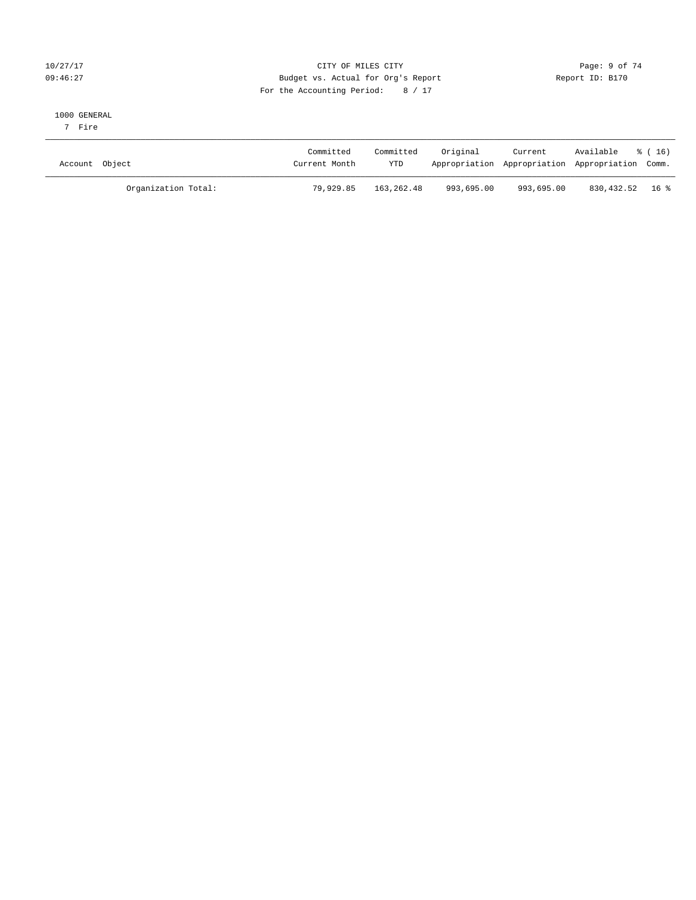CITY OF MILES CITY
Budget vs. Actual for Org's Report
For the Accounting Period: 8 / 17

1000 GENERAL
7 Fire

| Account Object | Committed Current Month | Committed YTD | Original Appropriation | Current Appropriation | Available Appropriation | % ( 16) Comm. |
|---|---|---|---|---|---|---|
| Organization Total: | 79,929.85 | 163,262.48 | 993,695.00 | 993,695.00 | 830,432.52 | 16 % |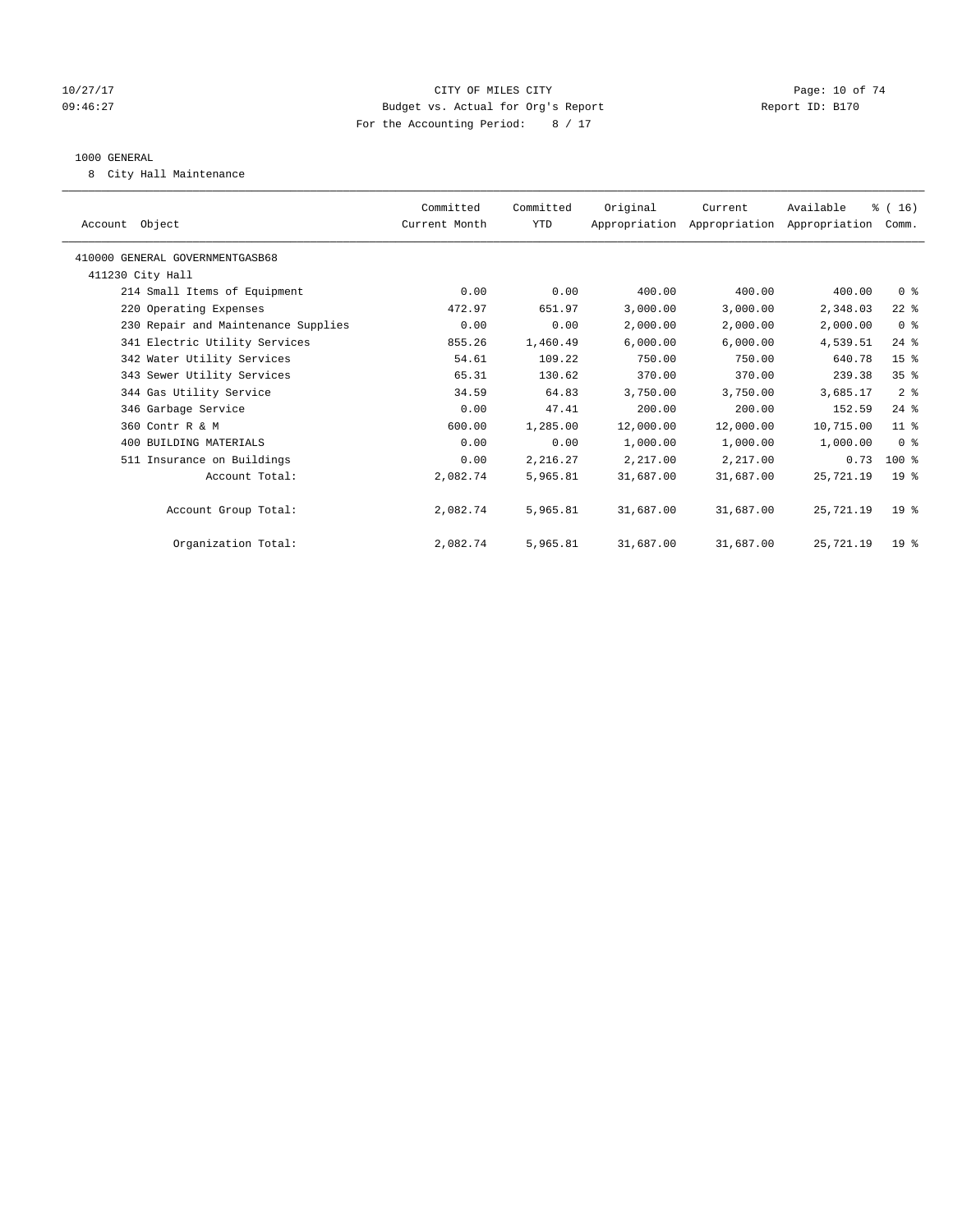CITY OF MILES CITY
Budget vs. Actual for Org's Report
For the Accounting Period: 8 / 17

10/27/17
09:46:27

Report ID: B170

1000 GENERAL

8 City Hall Maintenance

| Account Object | Committed Current Month | Committed YTD | Original Appropriation | Current Appropriation | Available Appropriation | % ( 16) Comm. |
|---|---|---|---|---|---|---|
| 410000 GENERAL GOVERNMENTGASB68 | | | | | | |
| 411230 City Hall | | | | | | |
| 214 Small Items of Equipment | 0.00 | 0.00 | 400.00 | 400.00 | 400.00 | 0 % |
| 220 Operating Expenses | 472.97 | 651.97 | 3,000.00 | 3,000.00 | 2,348.03 | 22 % |
| 230 Repair and Maintenance Supplies | 0.00 | 0.00 | 2,000.00 | 2,000.00 | 2,000.00 | 0 % |
| 341 Electric Utility Services | 855.26 | 1,460.49 | 6,000.00 | 6,000.00 | 4,539.51 | 24 % |
| 342 Water Utility Services | 54.61 | 109.22 | 750.00 | 750.00 | 640.78 | 15 % |
| 343 Sewer Utility Services | 65.31 | 130.62 | 370.00 | 370.00 | 239.38 | 35 % |
| 344 Gas Utility Service | 34.59 | 64.83 | 3,750.00 | 3,750.00 | 3,685.17 | 2 % |
| 346 Garbage Service | 0.00 | 47.41 | 200.00 | 200.00 | 152.59 | 24 % |
| 360 Contr R & M | 600.00 | 1,285.00 | 12,000.00 | 12,000.00 | 10,715.00 | 11 % |
| 400 BUILDING MATERIALS | 0.00 | 0.00 | 1,000.00 | 1,000.00 | 1,000.00 | 0 % |
| 511 Insurance on Buildings | 0.00 | 2,216.27 | 2,217.00 | 2,217.00 | 0.73 | 100 % |
| Account Total: | 2,082.74 | 5,965.81 | 31,687.00 | 31,687.00 | 25,721.19 | 19 % |
| Account Group Total: | 2,082.74 | 5,965.81 | 31,687.00 | 31,687.00 | 25,721.19 | 19 % |
| Organization Total: | 2,082.74 | 5,965.81 | 31,687.00 | 31,687.00 | 25,721.19 | 19 % |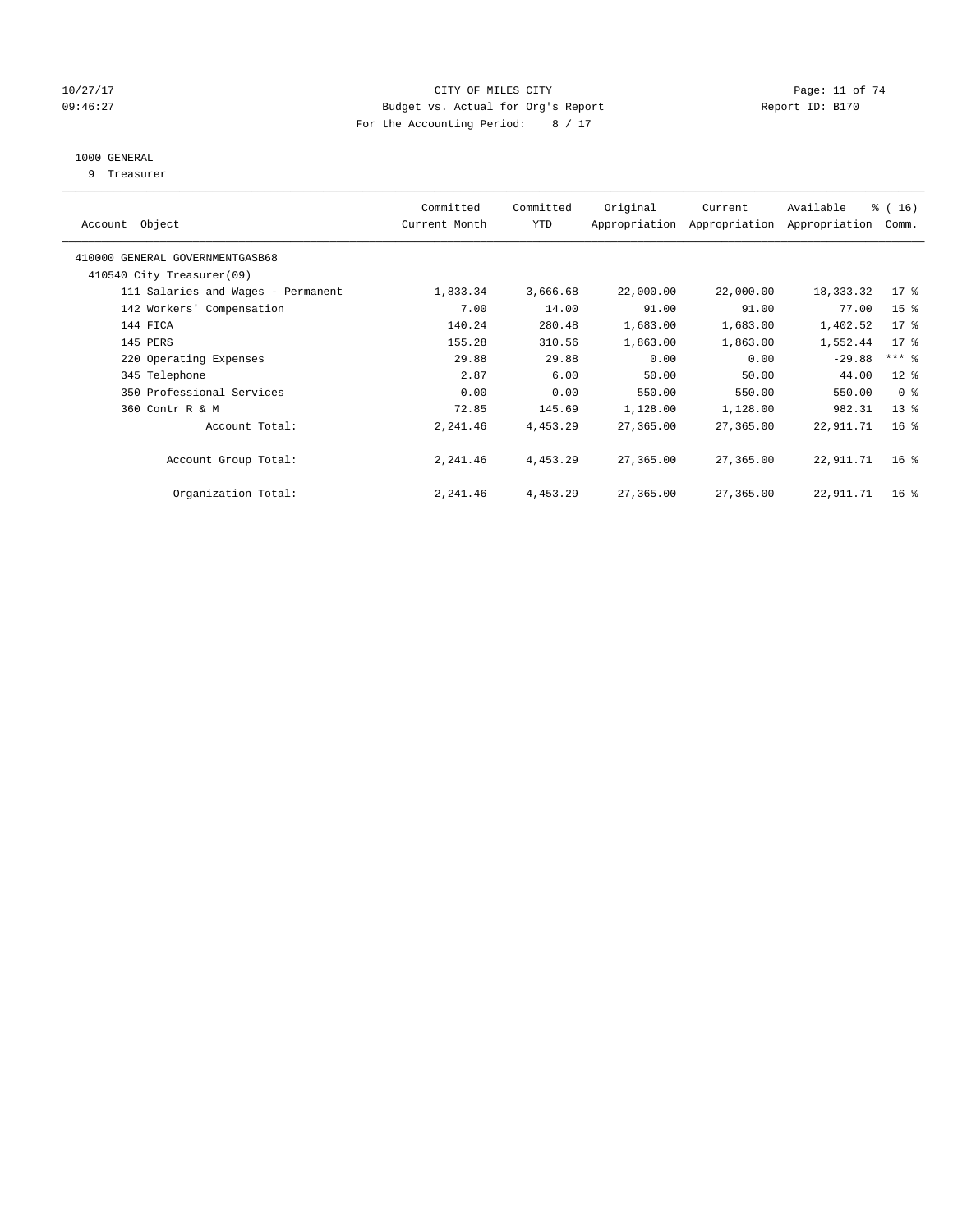CITY OF MILES CITY
Budget vs. Actual for Org's Report
For the Accounting Period: 8 / 17

10/27/17
09:46:27

Report ID: B170

1000 GENERAL
9 Treasurer

| Account Object | Committed Current Month | Committed YTD | Original Appropriation | Current Appropriation | Available Appropriation | % ( 16) Comm. |
|---|---|---|---|---|---|---|
| 410000 GENERAL GOVERNMENTGASB68 | | | | | | |
| 410540 City Treasurer(09) | | | | | | |
| 111 Salaries and Wages - Permanent | 1,833.34 | 3,666.68 | 22,000.00 | 22,000.00 | 18,333.32 | 17 % |
| 142 Workers' Compensation | 7.00 | 14.00 | 91.00 | 91.00 | 77.00 | 15 % |
| 144 FICA | 140.24 | 280.48 | 1,683.00 | 1,683.00 | 1,402.52 | 17 % |
| 145 PERS | 155.28 | 310.56 | 1,863.00 | 1,863.00 | 1,552.44 | 17 % |
| 220 Operating Expenses | 29.88 | 29.88 | 0.00 | 0.00 | -29.88 | *** % |
| 345 Telephone | 2.87 | 6.00 | 50.00 | 50.00 | 44.00 | 12 % |
| 350 Professional Services | 0.00 | 0.00 | 550.00 | 550.00 | 550.00 | 0 % |
| 360 Contr R & M | 72.85 | 145.69 | 1,128.00 | 1,128.00 | 982.31 | 13 % |
| Account Total: | 2,241.46 | 4,453.29 | 27,365.00 | 27,365.00 | 22,911.71 | 16 % |
| Account Group Total: | 2,241.46 | 4,453.29 | 27,365.00 | 27,365.00 | 22,911.71 | 16 % |
| Organization Total: | 2,241.46 | 4,453.29 | 27,365.00 | 27,365.00 | 22,911.71 | 16 % |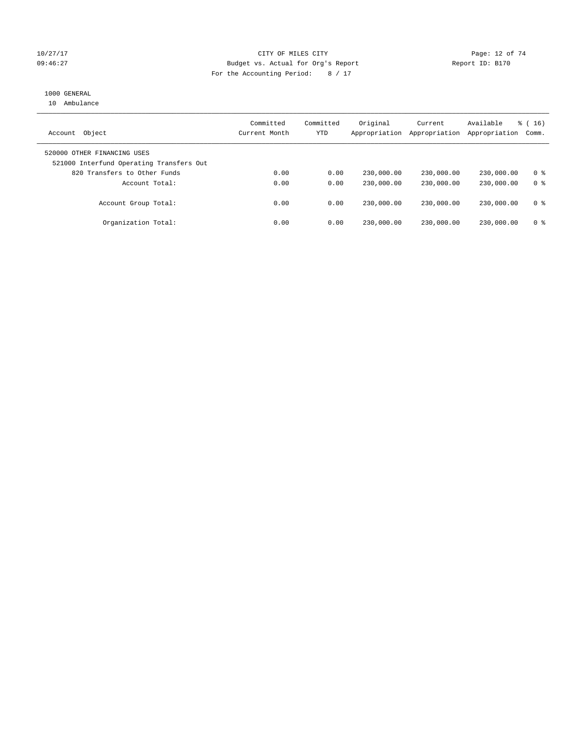CITY OF MILES CITY
Budget vs. Actual for Org's Report
For the Accounting Period: 8 / 17

10/27/17
09:46:27

Report ID: B170

1000 GENERAL
10 Ambulance

| Account Object | Committed Current Month | Committed YTD | Original Appropriation | Current Appropriation | Available Appropriation | % ( 16) Comm. |
|---|---|---|---|---|---|---|
| 520000 OTHER FINANCING USES | | | | | | |
| 521000 Interfund Operating Transfers Out | | | | | | |
| 820 Transfers to Other Funds | 0.00 | 0.00 | 230,000.00 | 230,000.00 | 230,000.00 | 0 % |
| Account Total: | 0.00 | 0.00 | 230,000.00 | 230,000.00 | 230,000.00 | 0 % |
| Account Group Total: | 0.00 | 0.00 | 230,000.00 | 230,000.00 | 230,000.00 | 0 % |
| Organization Total: | 0.00 | 0.00 | 230,000.00 | 230,000.00 | 230,000.00 | 0 % |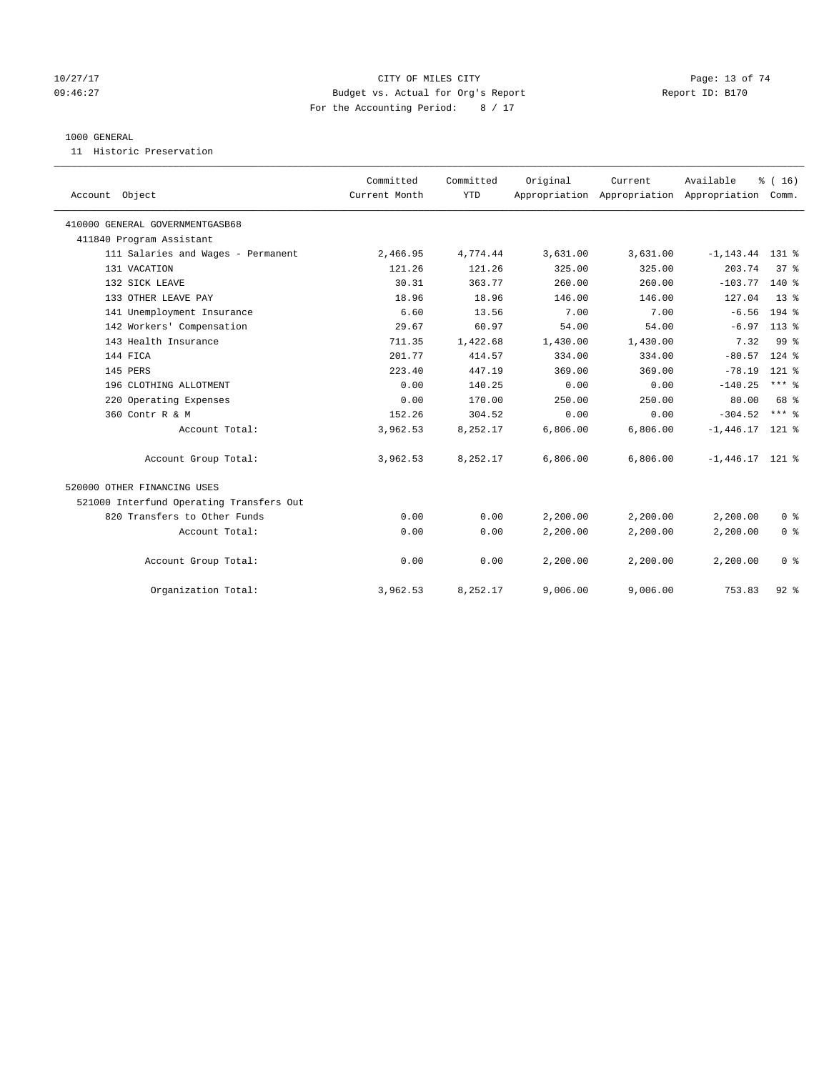CITY OF MILES CITY
Budget vs. Actual for Org's Report
For the Accounting Period: 8 / 17

10/27/17
09:46:27

Report ID: B170

1000 GENERAL

11 Historic Preservation

| Account Object | Committed Current Month | Committed YTD | Original Appropriation | Current Appropriation | Available Appropriation | % ( 16) Comm. |
|---|---|---|---|---|---|---|
| 410000 GENERAL GOVERNMENTGASB68 | | | | | | |
| 411840 Program Assistant | | | | | | |
| 111 Salaries and Wages - Permanent | 2,466.95 | 4,774.44 | 3,631.00 | 3,631.00 | -1,143.44 | 131 % |
| 131 VACATION | 121.26 | 121.26 | 325.00 | 325.00 | 203.74 | 37 % |
| 132 SICK LEAVE | 30.31 | 363.77 | 260.00 | 260.00 | -103.77 | 140 % |
| 133 OTHER LEAVE PAY | 18.96 | 18.96 | 146.00 | 146.00 | 127.04 | 13 % |
| 141 Unemployment Insurance | 6.60 | 13.56 | 7.00 | 7.00 | -6.56 | 194 % |
| 142 Workers' Compensation | 29.67 | 60.97 | 54.00 | 54.00 | -6.97 | 113 % |
| 143 Health Insurance | 711.35 | 1,422.68 | 1,430.00 | 1,430.00 | 7.32 | 99 % |
| 144 FICA | 201.77 | 414.57 | 334.00 | 334.00 | -80.57 | 124 % |
| 145 PERS | 223.40 | 447.19 | 369.00 | 369.00 | -78.19 | 121 % |
| 196 CLOTHING ALLOTMENT | 0.00 | 140.25 | 0.00 | 0.00 | -140.25 | *** % |
| 220 Operating Expenses | 0.00 | 170.00 | 250.00 | 250.00 | 80.00 | 68 % |
| 360 Contr R & M | 152.26 | 304.52 | 0.00 | 0.00 | -304.52 | *** % |
| Account Total: | 3,962.53 | 8,252.17 | 6,806.00 | 6,806.00 | -1,446.17 | 121 % |
| Account Group Total: | 3,962.53 | 8,252.17 | 6,806.00 | 6,806.00 | -1,446.17 | 121 % |
| 520000 OTHER FINANCING USES | | | | | | |
| 521000 Interfund Operating Transfers Out | | | | | | |
| 820 Transfers to Other Funds | 0.00 | 0.00 | 2,200.00 | 2,200.00 | 2,200.00 | 0 % |
| Account Total: | 0.00 | 0.00 | 2,200.00 | 2,200.00 | 2,200.00 | 0 % |
| Account Group Total: | 0.00 | 0.00 | 2,200.00 | 2,200.00 | 2,200.00 | 0 % |
| Organization Total: | 3,962.53 | 8,252.17 | 9,006.00 | 9,006.00 | 753.83 | 92 % |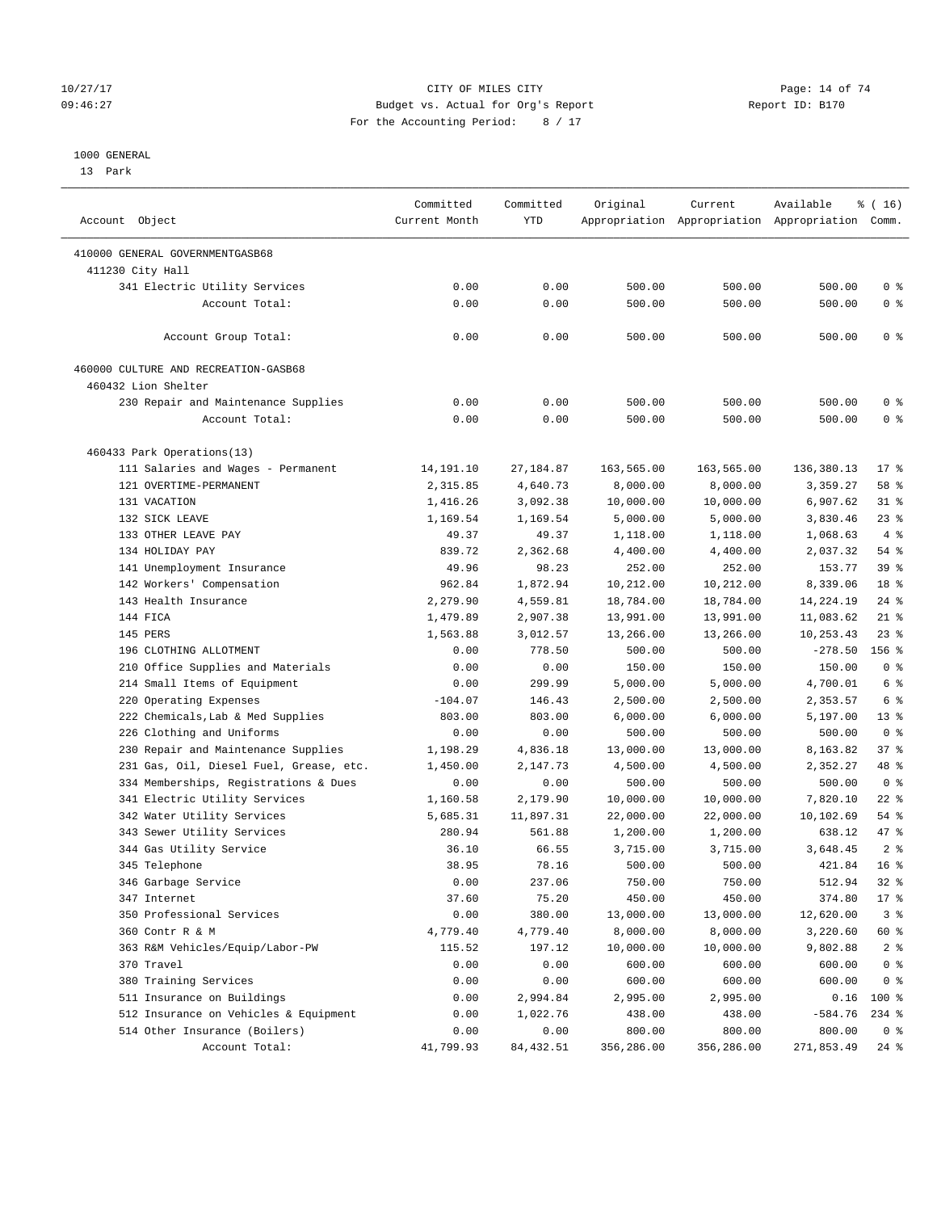CITY OF MILES CITY
Budget vs. Actual for Org's Report
For the Accounting Period: 8 / 17

1000 GENERAL
13 Park

| Account Object | Committed Current Month | Committed YTD | Original Appropriation | Current Appropriation | Available Appropriation | % ( 16) Comm. |
|---|---|---|---|---|---|---|
| 410000 GENERAL GOVERNMENTGASB68 | | | | | | |
| 411230 City Hall | | | | | | |
| 341 Electric Utility Services | 0.00 | 0.00 | 500.00 | 500.00 | 500.00 | 0 % |
| Account Total: | 0.00 | 0.00 | 500.00 | 500.00 | 500.00 | 0 % |
| Account Group Total: | 0.00 | 0.00 | 500.00 | 500.00 | 500.00 | 0 % |
| 460000 CULTURE AND RECREATION-GASB68 | | | | | | |
| 460432 Lion Shelter | | | | | | |
| 230 Repair and Maintenance Supplies | 0.00 | 0.00 | 500.00 | 500.00 | 500.00 | 0 % |
| Account Total: | 0.00 | 0.00 | 500.00 | 500.00 | 500.00 | 0 % |
| 460433 Park Operations(13) | | | | | | |
| 111 Salaries and Wages - Permanent | 14,191.10 | 27,184.87 | 163,565.00 | 163,565.00 | 136,380.13 | 17 % |
| 121 OVERTIME-PERMANENT | 2,315.85 | 4,640.73 | 8,000.00 | 8,000.00 | 3,359.27 | 58 % |
| 131 VACATION | 1,416.26 | 3,092.38 | 10,000.00 | 10,000.00 | 6,907.62 | 31 % |
| 132 SICK LEAVE | 1,169.54 | 1,169.54 | 5,000.00 | 5,000.00 | 3,830.46 | 23 % |
| 133 OTHER LEAVE PAY | 49.37 | 49.37 | 1,118.00 | 1,118.00 | 1,068.63 | 4 % |
| 134 HOLIDAY PAY | 839.72 | 2,362.68 | 4,400.00 | 4,400.00 | 2,037.32 | 54 % |
| 141 Unemployment Insurance | 49.96 | 98.23 | 252.00 | 252.00 | 153.77 | 39 % |
| 142 Workers' Compensation | 962.84 | 1,872.94 | 10,212.00 | 10,212.00 | 8,339.06 | 18 % |
| 143 Health Insurance | 2,279.90 | 4,559.81 | 18,784.00 | 18,784.00 | 14,224.19 | 24 % |
| 144 FICA | 1,479.89 | 2,907.38 | 13,991.00 | 13,991.00 | 11,083.62 | 21 % |
| 145 PERS | 1,563.88 | 3,012.57 | 13,266.00 | 13,266.00 | 10,253.43 | 23 % |
| 196 CLOTHING ALLOTMENT | 0.00 | 778.50 | 500.00 | 500.00 | -278.50 | 156 % |
| 210 Office Supplies and Materials | 0.00 | 0.00 | 150.00 | 150.00 | 150.00 | 0 % |
| 214 Small Items of Equipment | 0.00 | 299.99 | 5,000.00 | 5,000.00 | 4,700.01 | 6 % |
| 220 Operating Expenses | -104.07 | 146.43 | 2,500.00 | 2,500.00 | 2,353.57 | 6 % |
| 222 Chemicals,Lab & Med Supplies | 803.00 | 803.00 | 6,000.00 | 6,000.00 | 5,197.00 | 13 % |
| 226 Clothing and Uniforms | 0.00 | 0.00 | 500.00 | 500.00 | 500.00 | 0 % |
| 230 Repair and Maintenance Supplies | 1,198.29 | 4,836.18 | 13,000.00 | 13,000.00 | 8,163.82 | 37 % |
| 231 Gas, Oil, Diesel Fuel, Grease, etc. | 1,450.00 | 2,147.73 | 4,500.00 | 4,500.00 | 2,352.27 | 48 % |
| 334 Memberships, Registrations & Dues | 0.00 | 0.00 | 500.00 | 500.00 | 500.00 | 0 % |
| 341 Electric Utility Services | 1,160.58 | 2,179.90 | 10,000.00 | 10,000.00 | 7,820.10 | 22 % |
| 342 Water Utility Services | 5,685.31 | 11,897.31 | 22,000.00 | 22,000.00 | 10,102.69 | 54 % |
| 343 Sewer Utility Services | 280.94 | 561.88 | 1,200.00 | 1,200.00 | 638.12 | 47 % |
| 344 Gas Utility Service | 36.10 | 66.55 | 3,715.00 | 3,715.00 | 3,648.45 | 2 % |
| 345 Telephone | 38.95 | 78.16 | 500.00 | 500.00 | 421.84 | 16 % |
| 346 Garbage Service | 0.00 | 237.06 | 750.00 | 750.00 | 512.94 | 32 % |
| 347 Internet | 37.60 | 75.20 | 450.00 | 450.00 | 374.80 | 17 % |
| 350 Professional Services | 0.00 | 380.00 | 13,000.00 | 13,000.00 | 12,620.00 | 3 % |
| 360 Contr R & M | 4,779.40 | 4,779.40 | 8,000.00 | 8,000.00 | 3,220.60 | 60 % |
| 363 R&M Vehicles/Equip/Labor-PW | 115.52 | 197.12 | 10,000.00 | 10,000.00 | 9,802.88 | 2 % |
| 370 Travel | 0.00 | 0.00 | 600.00 | 600.00 | 600.00 | 0 % |
| 380 Training Services | 0.00 | 0.00 | 600.00 | 600.00 | 600.00 | 0 % |
| 511 Insurance on Buildings | 0.00 | 2,994.84 | 2,995.00 | 2,995.00 | 0.16 | 100 % |
| 512 Insurance on Vehicles & Equipment | 0.00 | 1,022.76 | 438.00 | 438.00 | -584.76 | 234 % |
| 514 Other Insurance (Boilers) | 0.00 | 0.00 | 800.00 | 800.00 | 800.00 | 0 % |
| Account Total: | 41,799.93 | 84,432.51 | 356,286.00 | 356,286.00 | 271,853.49 | 24 % |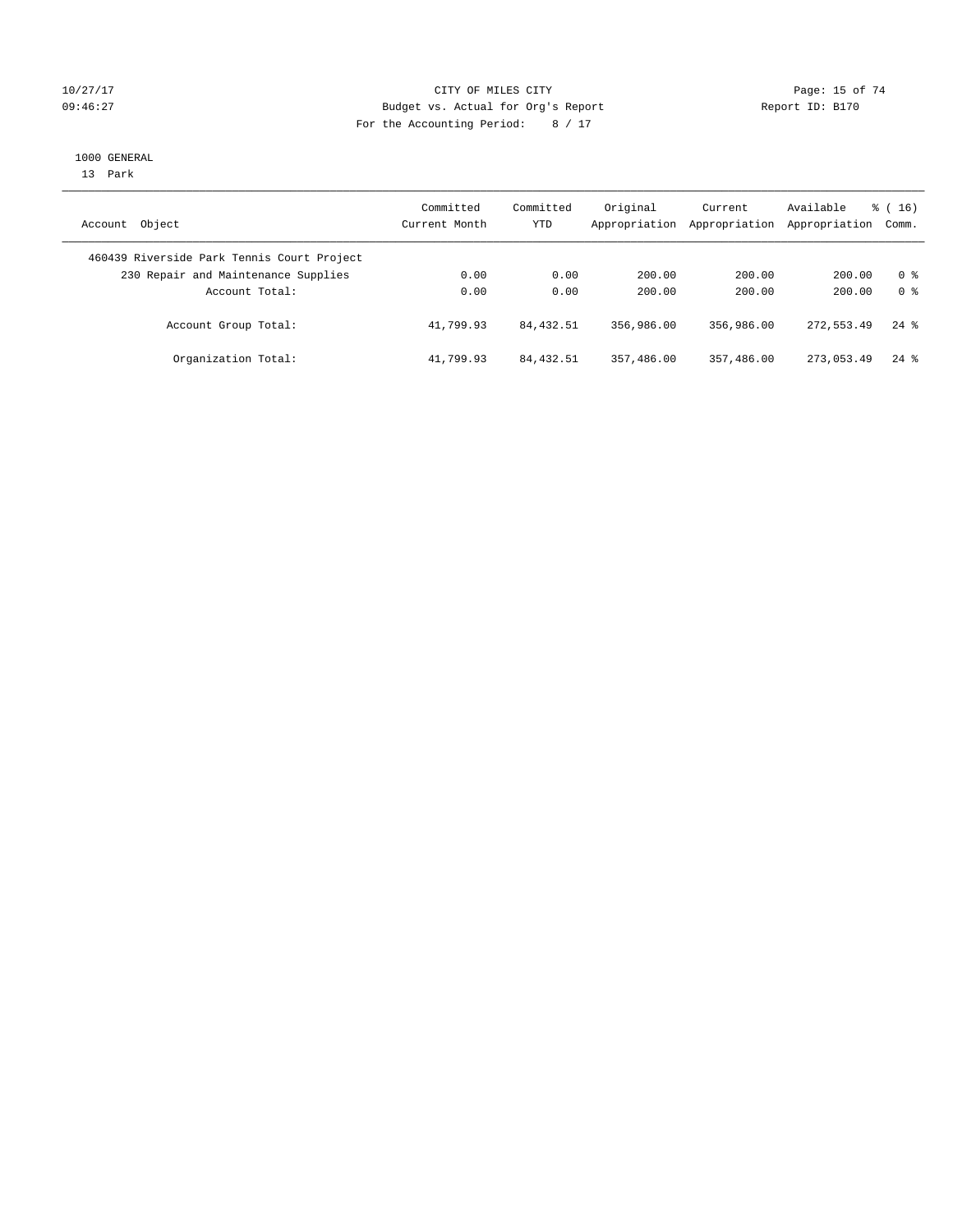CITY OF MILES CITY

Budget vs. Actual for Org's Report

For the Accounting Period: 8 / 17

10/27/17 09:46:27 Report ID: B170

1000 GENERAL

13 Park

| Account Object | Committed Current Month | Committed YTD | Original Appropriation | Current Appropriation | Available Appropriation | % ( 16) Comm. |
|---|---|---|---|---|---|---|
| 460439 Riverside Park Tennis Court Project | | | | | | |
| 230 Repair and Maintenance Supplies | 0.00 | 0.00 | 200.00 | 200.00 | 200.00 | 0 % |
| Account Total: | 0.00 | 0.00 | 200.00 | 200.00 | 200.00 | 0 % |
| Account Group Total: | 41,799.93 | 84,432.51 | 356,986.00 | 356,986.00 | 272,553.49 | 24 % |
| Organization Total: | 41,799.93 | 84,432.51 | 357,486.00 | 357,486.00 | 273,053.49 | 24 % |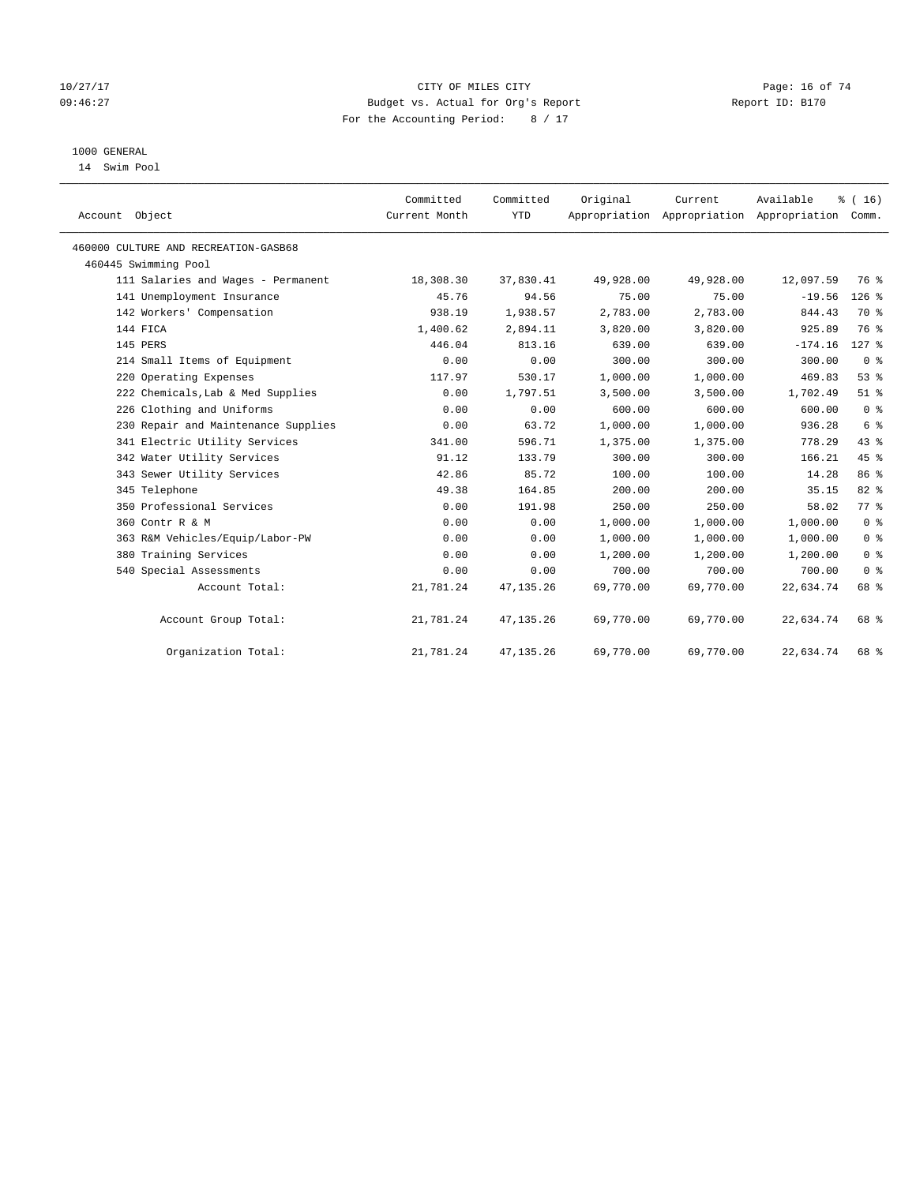CITY OF MILES CITY
Budget vs. Actual for Org's Report
For the Accounting Period: 8 / 17

10/27/17
09:46:27

Report ID: B170

1000 GENERAL
14 Swim Pool

| Account Object | Committed Current Month | Committed YTD | Original Appropriation | Current Appropriation | Available Appropriation | % ( 16) Comm. |
|---|---|---|---|---|---|---|
| 460000 CULTURE AND RECREATION-GASB68 | | | | | | |
| 460445 Swimming Pool | | | | | | |
| 111 Salaries and Wages - Permanent | 18,308.30 | 37,830.41 | 49,928.00 | 49,928.00 | 12,097.59 | 76 % |
| 141 Unemployment Insurance | 45.76 | 94.56 | 75.00 | 75.00 | -19.56 | 126 % |
| 142 Workers' Compensation | 938.19 | 1,938.57 | 2,783.00 | 2,783.00 | 844.43 | 70 % |
| 144 FICA | 1,400.62 | 2,894.11 | 3,820.00 | 3,820.00 | 925.89 | 76 % |
| 145 PERS | 446.04 | 813.16 | 639.00 | 639.00 | -174.16 | 127 % |
| 214 Small Items of Equipment | 0.00 | 0.00 | 300.00 | 300.00 | 300.00 | 0 % |
| 220 Operating Expenses | 117.97 | 530.17 | 1,000.00 | 1,000.00 | 469.83 | 53 % |
| 222 Chemicals,Lab & Med Supplies | 0.00 | 1,797.51 | 3,500.00 | 3,500.00 | 1,702.49 | 51 % |
| 226 Clothing and Uniforms | 0.00 | 0.00 | 600.00 | 600.00 | 600.00 | 0 % |
| 230 Repair and Maintenance Supplies | 0.00 | 63.72 | 1,000.00 | 1,000.00 | 936.28 | 6 % |
| 341 Electric Utility Services | 341.00 | 596.71 | 1,375.00 | 1,375.00 | 778.29 | 43 % |
| 342 Water Utility Services | 91.12 | 133.79 | 300.00 | 300.00 | 166.21 | 45 % |
| 343 Sewer Utility Services | 42.86 | 85.72 | 100.00 | 100.00 | 14.28 | 86 % |
| 345 Telephone | 49.38 | 164.85 | 200.00 | 200.00 | 35.15 | 82 % |
| 350 Professional Services | 0.00 | 191.98 | 250.00 | 250.00 | 58.02 | 77 % |
| 360 Contr R & M | 0.00 | 0.00 | 1,000.00 | 1,000.00 | 1,000.00 | 0 % |
| 363 R&M Vehicles/Equip/Labor-PW | 0.00 | 0.00 | 1,000.00 | 1,000.00 | 1,000.00 | 0 % |
| 380 Training Services | 0.00 | 0.00 | 1,200.00 | 1,200.00 | 1,200.00 | 0 % |
| 540 Special Assessments | 0.00 | 0.00 | 700.00 | 700.00 | 700.00 | 0 % |
| Account Total: | 21,781.24 | 47,135.26 | 69,770.00 | 69,770.00 | 22,634.74 | 68 % |
| Account Group Total: | 21,781.24 | 47,135.26 | 69,770.00 | 69,770.00 | 22,634.74 | 68 % |
| Organization Total: | 21,781.24 | 47,135.26 | 69,770.00 | 69,770.00 | 22,634.74 | 68 % |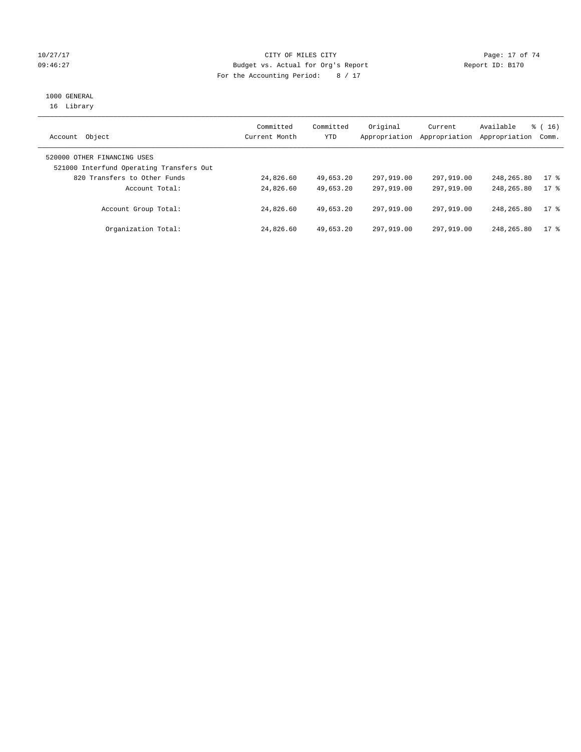CITY OF MILES CITY
Budget vs. Actual for Org's Report
For the Accounting Period: 8 / 17

10/27/17
09:46:27

Report ID: B170

1000 GENERAL
16 Library

| Account Object | Committed Current Month | Committed YTD | Original Appropriation | Current Appropriation | Available Appropriation | % ( 16) Comm. |
|---|---|---|---|---|---|---|
| 520000 OTHER FINANCING USES | | | | | | |
| 521000 Interfund Operating Transfers Out | | | | | | |
| 820 Transfers to Other Funds | 24,826.60 | 49,653.20 | 297,919.00 | 297,919.00 | 248,265.80 | 17 % |
| Account Total: | 24,826.60 | 49,653.20 | 297,919.00 | 297,919.00 | 248,265.80 | 17 % |
| Account Group Total: | 24,826.60 | 49,653.20 | 297,919.00 | 297,919.00 | 248,265.80 | 17 % |
| Organization Total: | 24,826.60 | 49,653.20 | 297,919.00 | 297,919.00 | 248,265.80 | 17 % |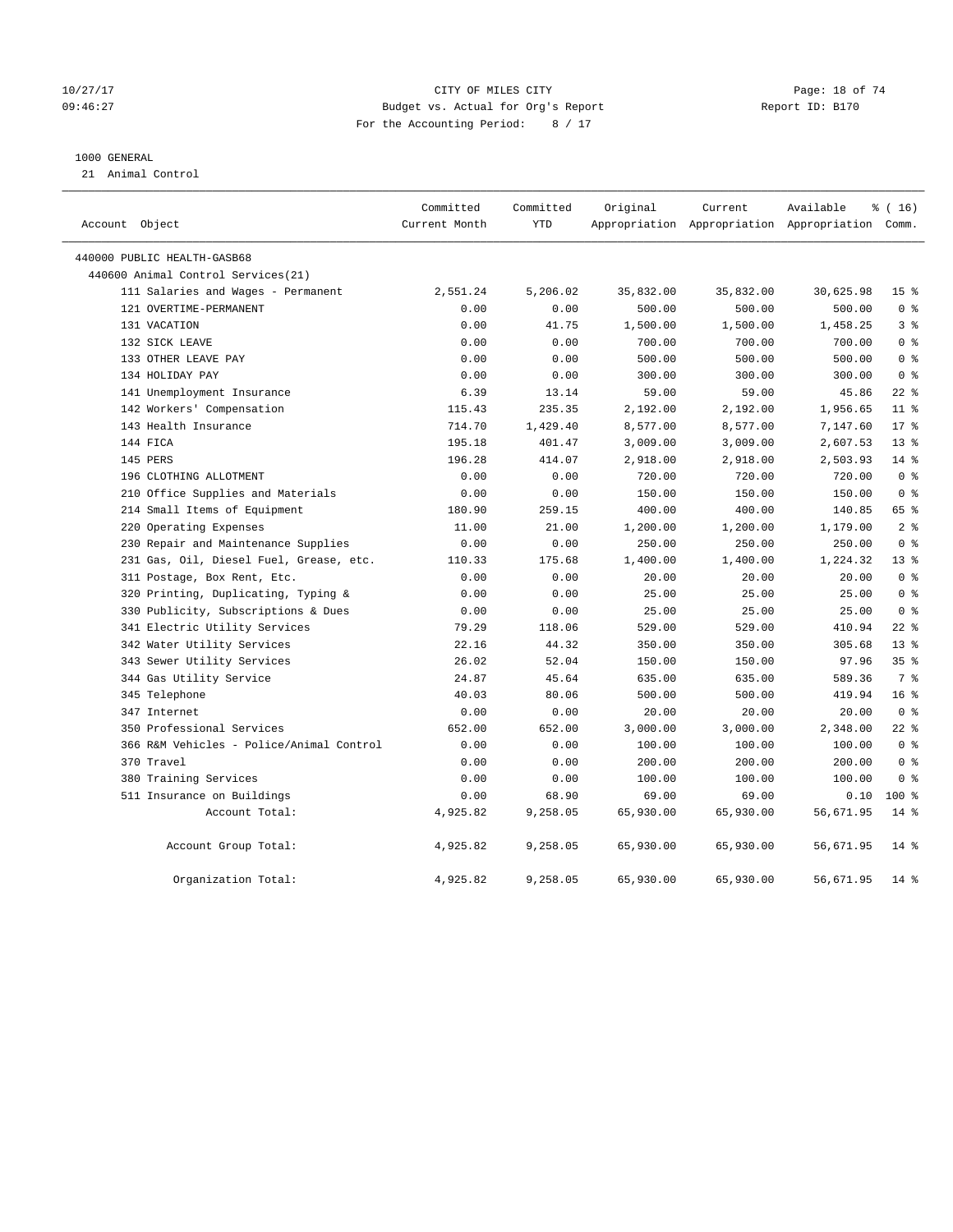CITY OF MILES CITY
Budget vs. Actual for Org's Report
For the Accounting Period: 8 / 17

10/27/17
09:46:27

Report ID: B170

1000 GENERAL

21 Animal Control

| Account Object | Committed Current Month | Committed YTD | Original Appropriation | Current Appropriation | Available Appropriation | % ( 16) Comm. |
|---|---|---|---|---|---|---|
| 440000 PUBLIC HEALTH-GASB68 | | | | | | |
| 440600 Animal Control Services(21) | | | | | | |
| 111 Salaries and Wages - Permanent | 2,551.24 | 5,206.02 | 35,832.00 | 35,832.00 | 30,625.98 | 15 % |
| 121 OVERTIME-PERMANENT | 0.00 | 0.00 | 500.00 | 500.00 | 500.00 | 0 % |
| 131 VACATION | 0.00 | 41.75 | 1,500.00 | 1,500.00 | 1,458.25 | 3 % |
| 132 SICK LEAVE | 0.00 | 0.00 | 700.00 | 700.00 | 700.00 | 0 % |
| 133 OTHER LEAVE PAY | 0.00 | 0.00 | 500.00 | 500.00 | 500.00 | 0 % |
| 134 HOLIDAY PAY | 0.00 | 0.00 | 300.00 | 300.00 | 300.00 | 0 % |
| 141 Unemployment Insurance | 6.39 | 13.14 | 59.00 | 59.00 | 45.86 | 22 % |
| 142 Workers' Compensation | 115.43 | 235.35 | 2,192.00 | 2,192.00 | 1,956.65 | 11 % |
| 143 Health Insurance | 714.70 | 1,429.40 | 8,577.00 | 8,577.00 | 7,147.60 | 17 % |
| 144 FICA | 195.18 | 401.47 | 3,009.00 | 3,009.00 | 2,607.53 | 13 % |
| 145 PERS | 196.28 | 414.07 | 2,918.00 | 2,918.00 | 2,503.93 | 14 % |
| 196 CLOTHING ALLOTMENT | 0.00 | 0.00 | 720.00 | 720.00 | 720.00 | 0 % |
| 210 Office Supplies and Materials | 0.00 | 0.00 | 150.00 | 150.00 | 150.00 | 0 % |
| 214 Small Items of Equipment | 180.90 | 259.15 | 400.00 | 400.00 | 140.85 | 65 % |
| 220 Operating Expenses | 11.00 | 21.00 | 1,200.00 | 1,200.00 | 1,179.00 | 2 % |
| 230 Repair and Maintenance Supplies | 0.00 | 0.00 | 250.00 | 250.00 | 250.00 | 0 % |
| 231 Gas, Oil, Diesel Fuel, Grease, etc. | 110.33 | 175.68 | 1,400.00 | 1,400.00 | 1,224.32 | 13 % |
| 311 Postage, Box Rent, Etc. | 0.00 | 0.00 | 20.00 | 20.00 | 20.00 | 0 % |
| 320 Printing, Duplicating, Typing & | 0.00 | 0.00 | 25.00 | 25.00 | 25.00 | 0 % |
| 330 Publicity, Subscriptions & Dues | 0.00 | 0.00 | 25.00 | 25.00 | 25.00 | 0 % |
| 341 Electric Utility Services | 79.29 | 118.06 | 529.00 | 529.00 | 410.94 | 22 % |
| 342 Water Utility Services | 22.16 | 44.32 | 350.00 | 350.00 | 305.68 | 13 % |
| 343 Sewer Utility Services | 26.02 | 52.04 | 150.00 | 150.00 | 97.96 | 35 % |
| 344 Gas Utility Service | 24.87 | 45.64 | 635.00 | 635.00 | 589.36 | 7 % |
| 345 Telephone | 40.03 | 80.06 | 500.00 | 500.00 | 419.94 | 16 % |
| 347 Internet | 0.00 | 0.00 | 20.00 | 20.00 | 20.00 | 0 % |
| 350 Professional Services | 652.00 | 652.00 | 3,000.00 | 3,000.00 | 2,348.00 | 22 % |
| 366 R&M Vehicles - Police/Animal Control | 0.00 | 0.00 | 100.00 | 100.00 | 100.00 | 0 % |
| 370 Travel | 0.00 | 0.00 | 200.00 | 200.00 | 200.00 | 0 % |
| 380 Training Services | 0.00 | 0.00 | 100.00 | 100.00 | 100.00 | 0 % |
| 511 Insurance on Buildings | 0.00 | 68.90 | 69.00 | 69.00 | 0.10 | 100 % |
| Account Total: | 4,925.82 | 9,258.05 | 65,930.00 | 65,930.00 | 56,671.95 | 14 % |
| Account Group Total: | 4,925.82 | 9,258.05 | 65,930.00 | 65,930.00 | 56,671.95 | 14 % |
| Organization Total: | 4,925.82 | 9,258.05 | 65,930.00 | 65,930.00 | 56,671.95 | 14 % |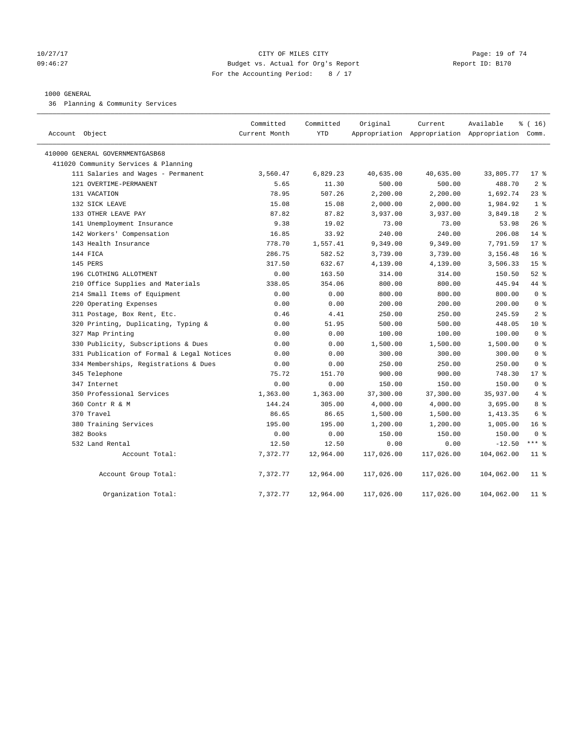CITY OF MILES CITY
Budget vs. Actual for Org's Report
For the Accounting Period: 8 / 17

10/27/17
09:46:27

Report ID: B170

1000 GENERAL

36 Planning & Community Services

| Account Object | Committed Current Month | Committed YTD | Original Appropriation | Current Appropriation | Available Appropriation | % ( 16) Comm. |
|---|---|---|---|---|---|---|
| 410000 GENERAL GOVERNMENTGASB68 | | | | | | |
| 411020 Community Services & Planning | | | | | | |
| 111 Salaries and Wages - Permanent | 3,560.47 | 6,829.23 | 40,635.00 | 40,635.00 | 33,805.77 | 17 % |
| 121 OVERTIME-PERMANENT | 5.65 | 11.30 | 500.00 | 500.00 | 488.70 | 2 % |
| 131 VACATION | 78.95 | 507.26 | 2,200.00 | 2,200.00 | 1,692.74 | 23 % |
| 132 SICK LEAVE | 15.08 | 15.08 | 2,000.00 | 2,000.00 | 1,984.92 | 1 % |
| 133 OTHER LEAVE PAY | 87.82 | 87.82 | 3,937.00 | 3,937.00 | 3,849.18 | 2 % |
| 141 Unemployment Insurance | 9.38 | 19.02 | 73.00 | 73.00 | 53.98 | 26 % |
| 142 Workers' Compensation | 16.85 | 33.92 | 240.00 | 240.00 | 206.08 | 14 % |
| 143 Health Insurance | 778.70 | 1,557.41 | 9,349.00 | 9,349.00 | 7,791.59 | 17 % |
| 144 FICA | 286.75 | 582.52 | 3,739.00 | 3,739.00 | 3,156.48 | 16 % |
| 145 PERS | 317.50 | 632.67 | 4,139.00 | 4,139.00 | 3,506.33 | 15 % |
| 196 CLOTHING ALLOTMENT | 0.00 | 163.50 | 314.00 | 314.00 | 150.50 | 52 % |
| 210 Office Supplies and Materials | 338.05 | 354.06 | 800.00 | 800.00 | 445.94 | 44 % |
| 214 Small Items of Equipment | 0.00 | 0.00 | 800.00 | 800.00 | 800.00 | 0 % |
| 220 Operating Expenses | 0.00 | 0.00 | 200.00 | 200.00 | 200.00 | 0 % |
| 311 Postage, Box Rent, Etc. | 0.46 | 4.41 | 250.00 | 250.00 | 245.59 | 2 % |
| 320 Printing, Duplicating, Typing & | 0.00 | 51.95 | 500.00 | 500.00 | 448.05 | 10 % |
| 327 Map Printing | 0.00 | 0.00 | 100.00 | 100.00 | 100.00 | 0 % |
| 330 Publicity, Subscriptions & Dues | 0.00 | 0.00 | 1,500.00 | 1,500.00 | 1,500.00 | 0 % |
| 331 Publication of Formal & Legal Notices | 0.00 | 0.00 | 300.00 | 300.00 | 300.00 | 0 % |
| 334 Memberships, Registrations & Dues | 0.00 | 0.00 | 250.00 | 250.00 | 250.00 | 0 % |
| 345 Telephone | 75.72 | 151.70 | 900.00 | 900.00 | 748.30 | 17 % |
| 347 Internet | 0.00 | 0.00 | 150.00 | 150.00 | 150.00 | 0 % |
| 350 Professional Services | 1,363.00 | 1,363.00 | 37,300.00 | 37,300.00 | 35,937.00 | 4 % |
| 360 Contr R & M | 144.24 | 305.00 | 4,000.00 | 4,000.00 | 3,695.00 | 8 % |
| 370 Travel | 86.65 | 86.65 | 1,500.00 | 1,500.00 | 1,413.35 | 6 % |
| 380 Training Services | 195.00 | 195.00 | 1,200.00 | 1,200.00 | 1,005.00 | 16 % |
| 382 Books | 0.00 | 0.00 | 150.00 | 150.00 | 150.00 | 0 % |
| 532 Land Rental | 12.50 | 12.50 | 0.00 | 0.00 | -12.50 | *** % |
| Account Total: | 7,372.77 | 12,964.00 | 117,026.00 | 117,026.00 | 104,062.00 | 11 % |
| Account Group Total: | 7,372.77 | 12,964.00 | 117,026.00 | 117,026.00 | 104,062.00 | 11 % |
| Organization Total: | 7,372.77 | 12,964.00 | 117,026.00 | 117,026.00 | 104,062.00 | 11 % |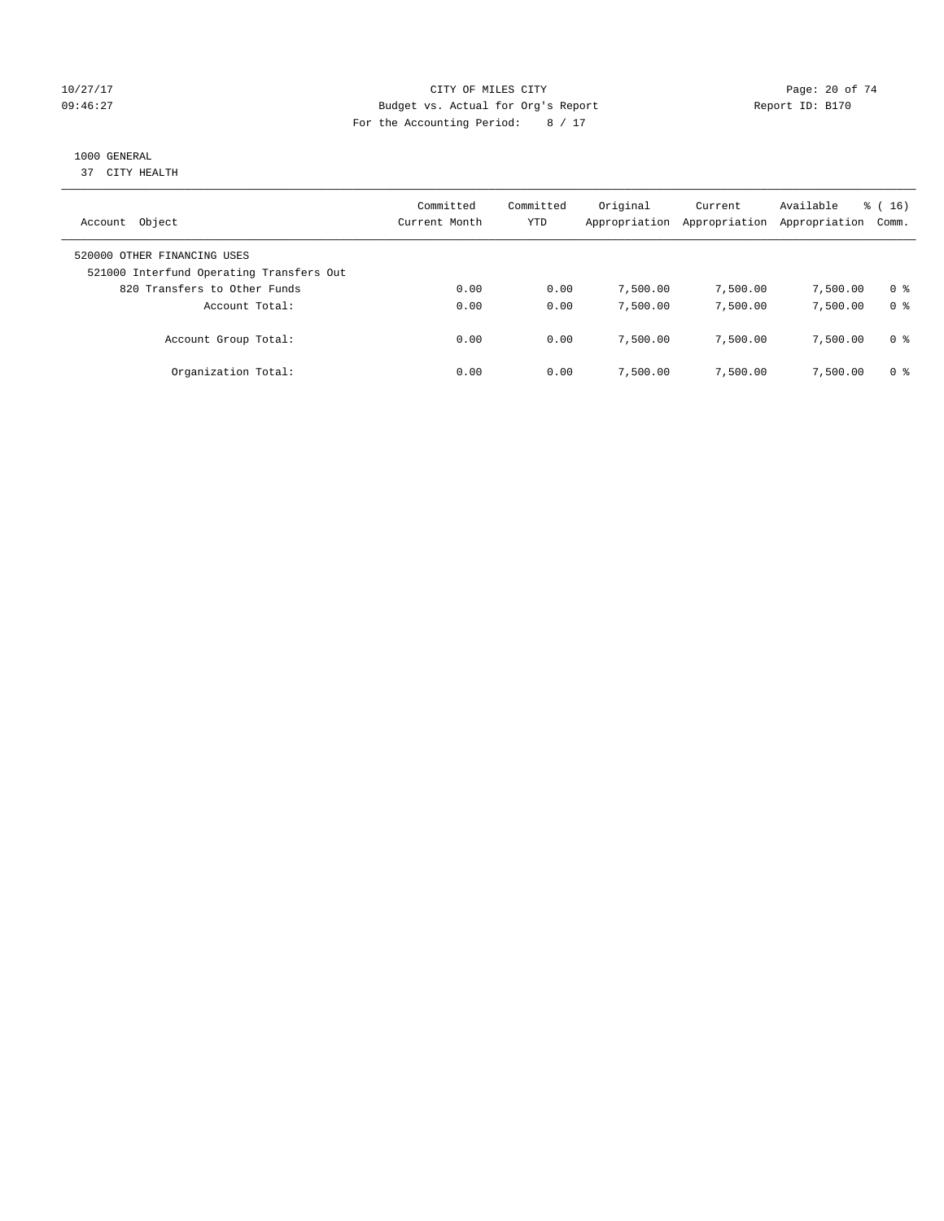CITY OF MILES CITY

Budget vs. Actual for Org's Report

For the Accounting Period: 8 / 17

10/27/17
09:46:27

Report ID: B170

1000 GENERAL
37 CITY HEALTH

| Account Object | Committed Current Month | Committed YTD | Original Appropriation | Current Appropriation | Available Appropriation | % ( 16) Comm. |
|---|---|---|---|---|---|---|
| 520000 OTHER FINANCING USES | | | | | | |
| 521000 Interfund Operating Transfers Out | | | | | | |
| 820 Transfers to Other Funds | 0.00 | 0.00 | 7,500.00 | 7,500.00 | 7,500.00 | 0 % |
| Account Total: | 0.00 | 0.00 | 7,500.00 | 7,500.00 | 7,500.00 | 0 % |
| Account Group Total: | 0.00 | 0.00 | 7,500.00 | 7,500.00 | 7,500.00 | 0 % |
| Organization Total: | 0.00 | 0.00 | 7,500.00 | 7,500.00 | 7,500.00 | 0 % |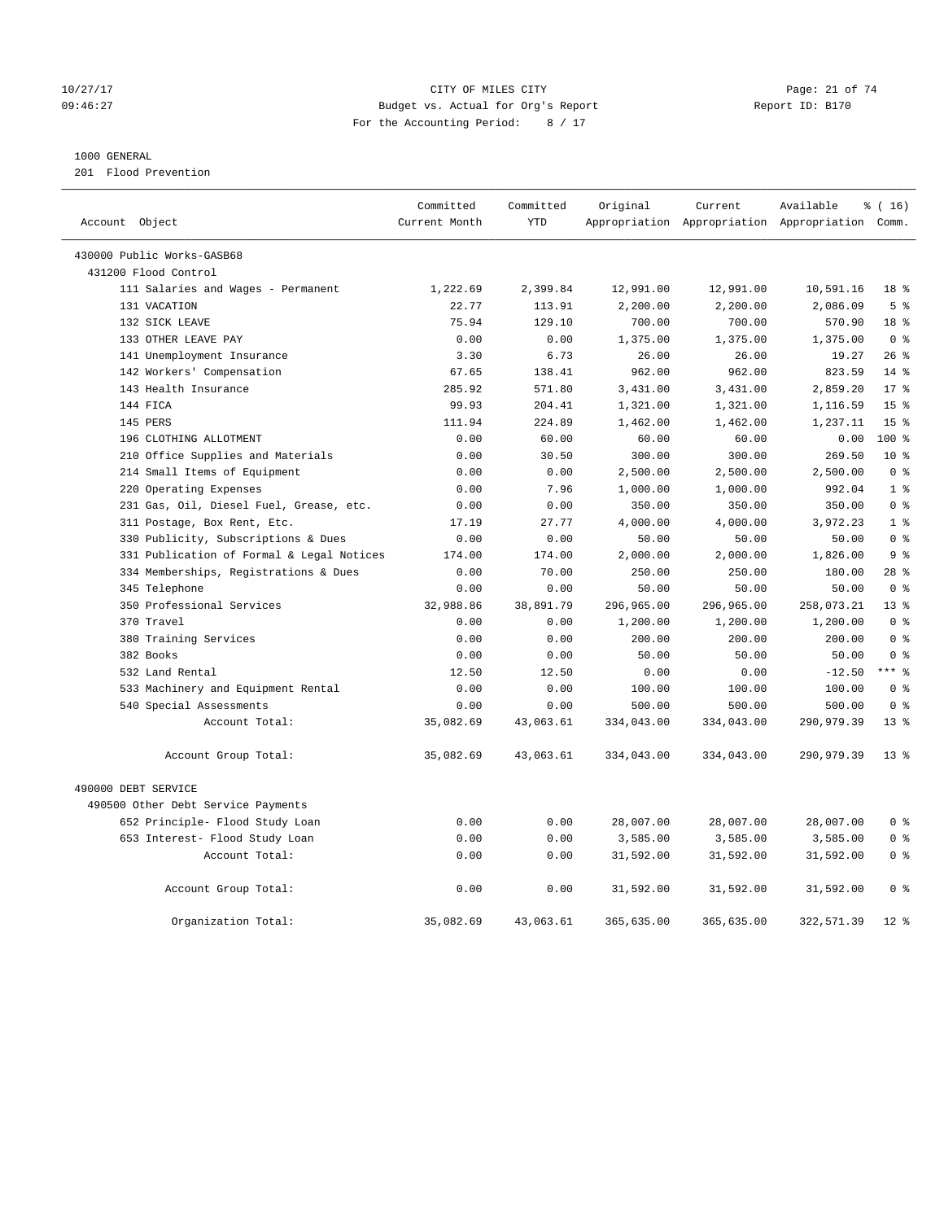CITY OF MILES CITY
Budget vs. Actual for Org's Report
For the Accounting Period: 8 / 17

10/27/17
09:46:27

Report ID: B170

1000 GENERAL
201 Flood Prevention

| Account Object | Committed Current Month | Committed YTD | Original Appropriation | Current Appropriation | Available Appropriation | % ( 16) Comm. |
|---|---|---|---|---|---|---|
| 430000 Public Works-GASB68 | | | | | | |
| 431200 Flood Control | | | | | | |
| 111 Salaries and Wages - Permanent | 1,222.69 | 2,399.84 | 12,991.00 | 12,991.00 | 10,591.16 | 18 % |
| 131 VACATION | 22.77 | 113.91 | 2,200.00 | 2,200.00 | 2,086.09 | 5 % |
| 132 SICK LEAVE | 75.94 | 129.10 | 700.00 | 700.00 | 570.90 | 18 % |
| 133 OTHER LEAVE PAY | 0.00 | 0.00 | 1,375.00 | 1,375.00 | 1,375.00 | 0 % |
| 141 Unemployment Insurance | 3.30 | 6.73 | 26.00 | 26.00 | 19.27 | 26 % |
| 142 Workers' Compensation | 67.65 | 138.41 | 962.00 | 962.00 | 823.59 | 14 % |
| 143 Health Insurance | 285.92 | 571.80 | 3,431.00 | 3,431.00 | 2,859.20 | 17 % |
| 144 FICA | 99.93 | 204.41 | 1,321.00 | 1,321.00 | 1,116.59 | 15 % |
| 145 PERS | 111.94 | 224.89 | 1,462.00 | 1,462.00 | 1,237.11 | 15 % |
| 196 CLOTHING ALLOTMENT | 0.00 | 60.00 | 60.00 | 60.00 | 0.00 | 100 % |
| 210 Office Supplies and Materials | 0.00 | 30.50 | 300.00 | 300.00 | 269.50 | 10 % |
| 214 Small Items of Equipment | 0.00 | 0.00 | 2,500.00 | 2,500.00 | 2,500.00 | 0 % |
| 220 Operating Expenses | 0.00 | 7.96 | 1,000.00 | 1,000.00 | 992.04 | 1 % |
| 231 Gas, Oil, Diesel Fuel, Grease, etc. | 0.00 | 0.00 | 350.00 | 350.00 | 350.00 | 0 % |
| 311 Postage, Box Rent, Etc. | 17.19 | 27.77 | 4,000.00 | 4,000.00 | 3,972.23 | 1 % |
| 330 Publicity, Subscriptions & Dues | 0.00 | 0.00 | 50.00 | 50.00 | 50.00 | 0 % |
| 331 Publication of Formal & Legal Notices | 174.00 | 174.00 | 2,000.00 | 2,000.00 | 1,826.00 | 9 % |
| 334 Memberships, Registrations & Dues | 0.00 | 70.00 | 250.00 | 250.00 | 180.00 | 28 % |
| 345 Telephone | 0.00 | 0.00 | 50.00 | 50.00 | 50.00 | 0 % |
| 350 Professional Services | 32,988.86 | 38,891.79 | 296,965.00 | 296,965.00 | 258,073.21 | 13 % |
| 370 Travel | 0.00 | 0.00 | 1,200.00 | 1,200.00 | 1,200.00 | 0 % |
| 380 Training Services | 0.00 | 0.00 | 200.00 | 200.00 | 200.00 | 0 % |
| 382 Books | 0.00 | 0.00 | 50.00 | 50.00 | 50.00 | 0 % |
| 532 Land Rental | 12.50 | 12.50 | 0.00 | 0.00 | -12.50 | *** % |
| 533 Machinery and Equipment Rental | 0.00 | 0.00 | 100.00 | 100.00 | 100.00 | 0 % |
| 540 Special Assessments | 0.00 | 0.00 | 500.00 | 500.00 | 500.00 | 0 % |
| Account Total: | 35,082.69 | 43,063.61 | 334,043.00 | 334,043.00 | 290,979.39 | 13 % |
| Account Group Total: | 35,082.69 | 43,063.61 | 334,043.00 | 334,043.00 | 290,979.39 | 13 % |
| 490000 DEBT SERVICE | | | | | | |
| 490500 Other Debt Service Payments | | | | | | |
| 652 Principle- Flood Study Loan | 0.00 | 0.00 | 28,007.00 | 28,007.00 | 28,007.00 | 0 % |
| 653 Interest- Flood Study Loan | 0.00 | 0.00 | 3,585.00 | 3,585.00 | 3,585.00 | 0 % |
| Account Total: | 0.00 | 0.00 | 31,592.00 | 31,592.00 | 31,592.00 | 0 % |
| Account Group Total: | 0.00 | 0.00 | 31,592.00 | 31,592.00 | 31,592.00 | 0 % |
| Organization Total: | 35,082.69 | 43,063.61 | 365,635.00 | 365,635.00 | 322,571.39 | 12 % |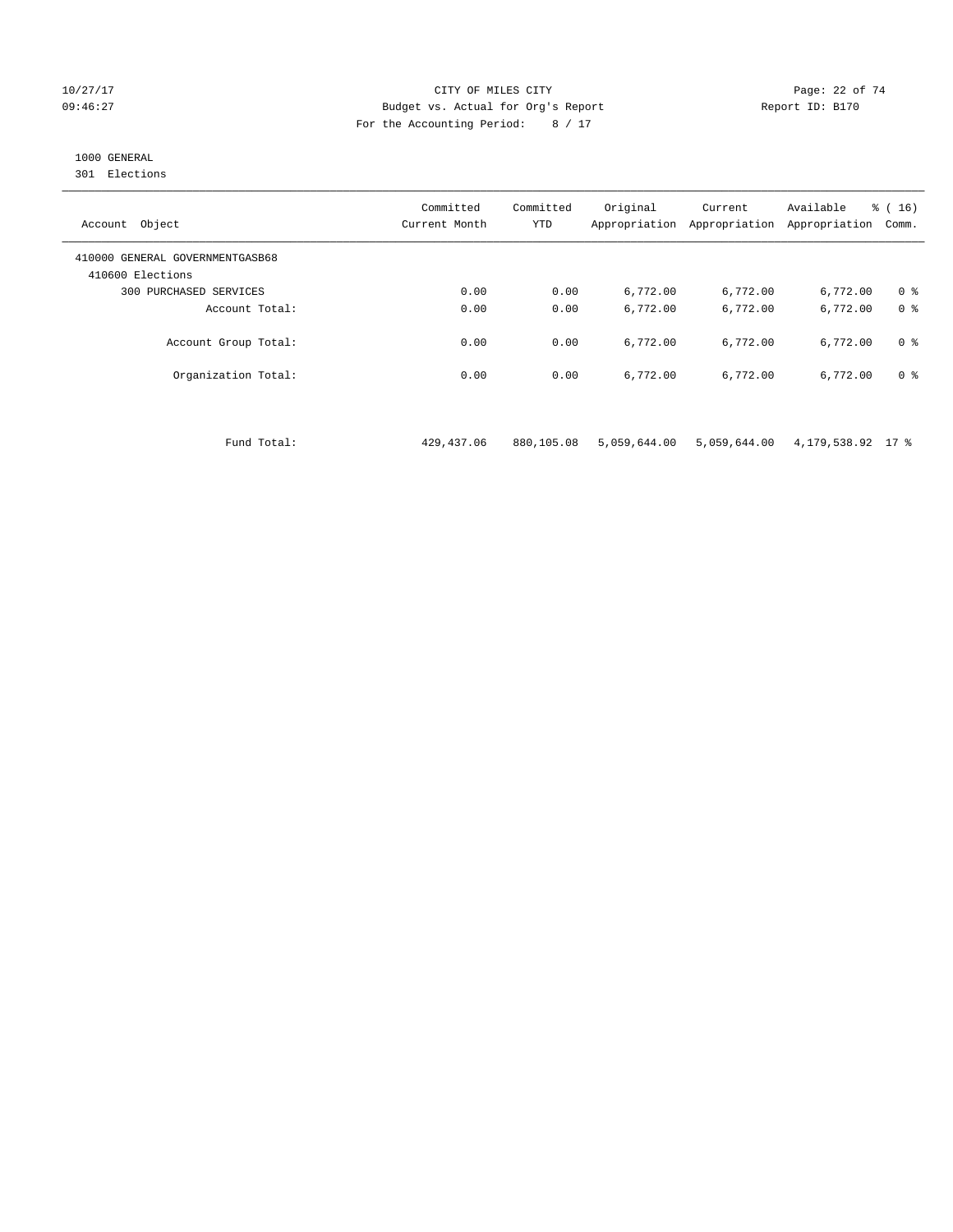CITY OF MILES CITY
Budget vs. Actual for Org's Report
For the Accounting Period: 8 / 17

1000 GENERAL
301 Elections

| Account Object | Committed Current Month | Committed YTD | Original Appropriation | Current Appropriation | Available Appropriation | % ( 16) Comm. |
|---|---|---|---|---|---|---|
| 410000 GENERAL GOVERNMENTGASB68 | | | | | | |
| 410600 Elections | | | | | | |
| 300 PURCHASED SERVICES | 0.00 | 0.00 | 6,772.00 | 6,772.00 | 6,772.00 | 0 % |
| Account Total: | 0.00 | 0.00 | 6,772.00 | 6,772.00 | 6,772.00 | 0 % |
| Account Group Total: | 0.00 | 0.00 | 6,772.00 | 6,772.00 | 6,772.00 | 0 % |
| Organization Total: | 0.00 | 0.00 | 6,772.00 | 6,772.00 | 6,772.00 | 0 % |
| Fund Total: | 429,437.06 | 880,105.08 | 5,059,644.00 | 5,059,644.00 | 4,179,538.92 | 17 % |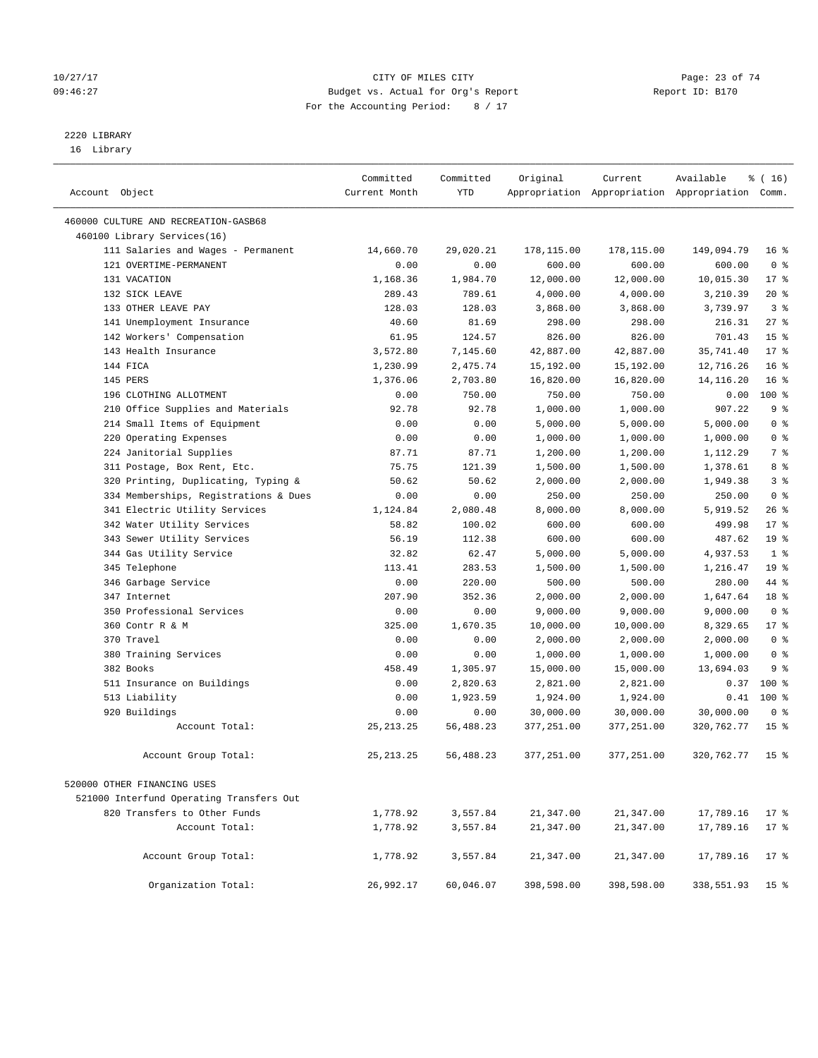10/27/17 CITY OF MILES CITY
09:46:27 Budget vs. Actual for Org's Report Report ID: B170
For the Accounting Period: 8 / 17

2220 LIBRARY
16 Library

| Account Object | Committed Current Month | Committed YTD | Original Appropriation | Current Appropriation | Available Appropriation | % ( 16) Comm. |
|---|---|---|---|---|---|---|
| 460000 CULTURE AND RECREATION-GASB68 | | | | | | |
| 460100 Library Services(16) | | | | | | |
| 111 Salaries and Wages - Permanent | 14,660.70 | 29,020.21 | 178,115.00 | 178,115.00 | 149,094.79 | 16 % |
| 121 OVERTIME-PERMANENT | 0.00 | 0.00 | 600.00 | 600.00 | 600.00 | 0 % |
| 131 VACATION | 1,168.36 | 1,984.70 | 12,000.00 | 12,000.00 | 10,015.30 | 17 % |
| 132 SICK LEAVE | 289.43 | 789.61 | 4,000.00 | 4,000.00 | 3,210.39 | 20 % |
| 133 OTHER LEAVE PAY | 128.03 | 128.03 | 3,868.00 | 3,868.00 | 3,739.97 | 3 % |
| 141 Unemployment Insurance | 40.60 | 81.69 | 298.00 | 298.00 | 216.31 | 27 % |
| 142 Workers' Compensation | 61.95 | 124.57 | 826.00 | 826.00 | 701.43 | 15 % |
| 143 Health Insurance | 3,572.80 | 7,145.60 | 42,887.00 | 42,887.00 | 35,741.40 | 17 % |
| 144 FICA | 1,230.99 | 2,475.74 | 15,192.00 | 15,192.00 | 12,716.26 | 16 % |
| 145 PERS | 1,376.06 | 2,703.80 | 16,820.00 | 16,820.00 | 14,116.20 | 16 % |
| 196 CLOTHING ALLOTMENT | 0.00 | 750.00 | 750.00 | 750.00 | 0.00 | 100 % |
| 210 Office Supplies and Materials | 92.78 | 92.78 | 1,000.00 | 1,000.00 | 907.22 | 9 % |
| 214 Small Items of Equipment | 0.00 | 0.00 | 5,000.00 | 5,000.00 | 5,000.00 | 0 % |
| 220 Operating Expenses | 0.00 | 0.00 | 1,000.00 | 1,000.00 | 1,000.00 | 0 % |
| 224 Janitorial Supplies | 87.71 | 87.71 | 1,200.00 | 1,200.00 | 1,112.29 | 7 % |
| 311 Postage, Box Rent, Etc. | 75.75 | 121.39 | 1,500.00 | 1,500.00 | 1,378.61 | 8 % |
| 320 Printing, Duplicating, Typing & | 50.62 | 50.62 | 2,000.00 | 2,000.00 | 1,949.38 | 3 % |
| 334 Memberships, Registrations & Dues | 0.00 | 0.00 | 250.00 | 250.00 | 250.00 | 0 % |
| 341 Electric Utility Services | 1,124.84 | 2,080.48 | 8,000.00 | 8,000.00 | 5,919.52 | 26 % |
| 342 Water Utility Services | 58.82 | 100.02 | 600.00 | 600.00 | 499.98 | 17 % |
| 343 Sewer Utility Services | 56.19 | 112.38 | 600.00 | 600.00 | 487.62 | 19 % |
| 344 Gas Utility Service | 32.82 | 62.47 | 5,000.00 | 5,000.00 | 4,937.53 | 1 % |
| 345 Telephone | 113.41 | 283.53 | 1,500.00 | 1,500.00 | 1,216.47 | 19 % |
| 346 Garbage Service | 0.00 | 220.00 | 500.00 | 500.00 | 280.00 | 44 % |
| 347 Internet | 207.90 | 352.36 | 2,000.00 | 2,000.00 | 1,647.64 | 18 % |
| 350 Professional Services | 0.00 | 0.00 | 9,000.00 | 9,000.00 | 9,000.00 | 0 % |
| 360 Contr R & M | 325.00 | 1,670.35 | 10,000.00 | 10,000.00 | 8,329.65 | 17 % |
| 370 Travel | 0.00 | 0.00 | 2,000.00 | 2,000.00 | 2,000.00 | 0 % |
| 380 Training Services | 0.00 | 0.00 | 1,000.00 | 1,000.00 | 1,000.00 | 0 % |
| 382 Books | 458.49 | 1,305.97 | 15,000.00 | 15,000.00 | 13,694.03 | 9 % |
| 511 Insurance on Buildings | 0.00 | 2,820.63 | 2,821.00 | 2,821.00 | 0.37 | 100 % |
| 513 Liability | 0.00 | 1,923.59 | 1,924.00 | 1,924.00 | 0.41 | 100 % |
| 920 Buildings | 0.00 | 0.00 | 30,000.00 | 30,000.00 | 30,000.00 | 0 % |
| Account Total: | 25,213.25 | 56,488.23 | 377,251.00 | 377,251.00 | 320,762.77 | 15 % |
| Account Group Total: | 25,213.25 | 56,488.23 | 377,251.00 | 377,251.00 | 320,762.77 | 15 % |
| 520000 OTHER FINANCING USES | | | | | | |
| 521000 Interfund Operating Transfers Out | | | | | | |
| 820 Transfers to Other Funds | 1,778.92 | 3,557.84 | 21,347.00 | 21,347.00 | 17,789.16 | 17 % |
| Account Total: | 1,778.92 | 3,557.84 | 21,347.00 | 21,347.00 | 17,789.16 | 17 % |
| Account Group Total: | 1,778.92 | 3,557.84 | 21,347.00 | 21,347.00 | 17,789.16 | 17 % |
| Organization Total: | 26,992.17 | 60,046.07 | 398,598.00 | 398,598.00 | 338,551.93 | 15 % |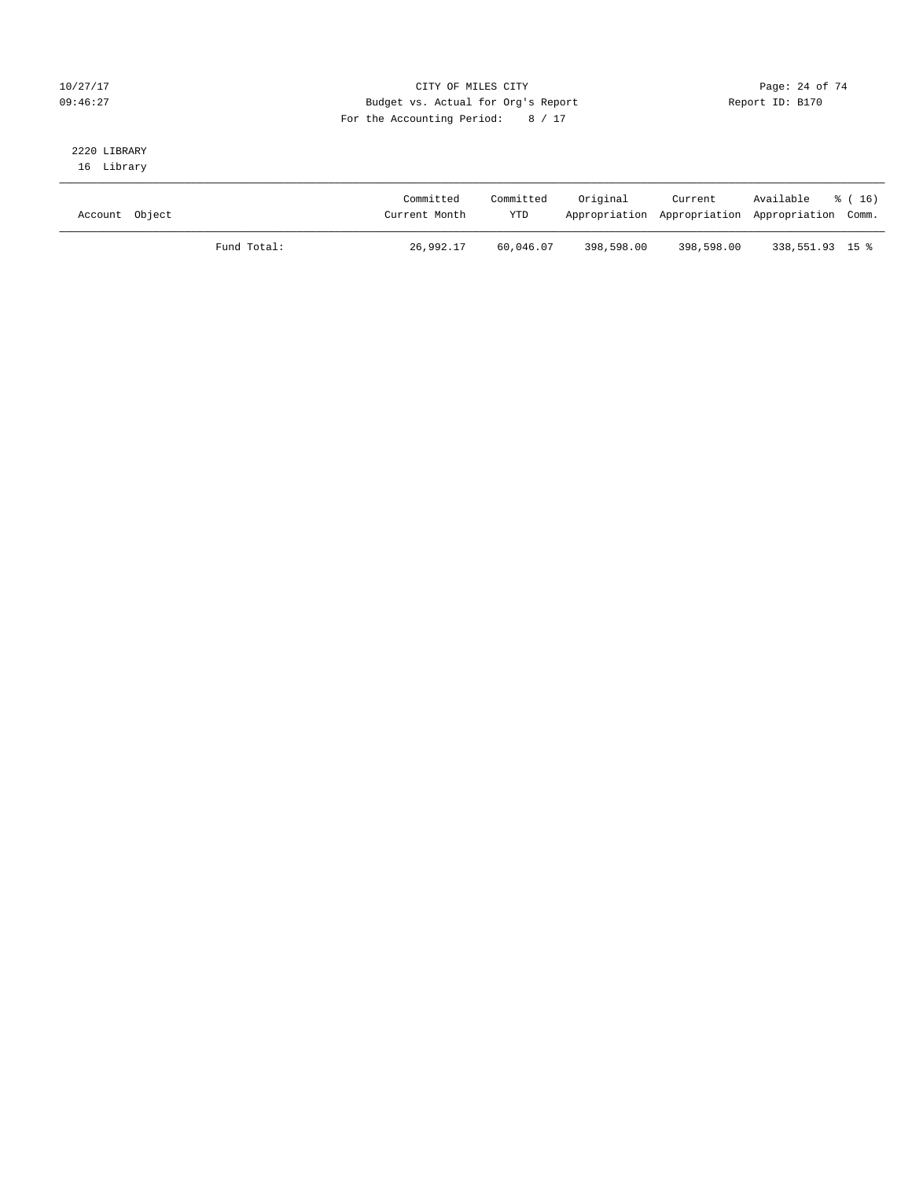CITY OF MILES CITY
Budget vs. Actual for Org's Report
For the Accounting Period: 8 / 17

10/27/17
09:46:27

Report ID: B170

2220 LIBRARY
16 Library

| Account Object | | Committed Current Month | Committed YTD | Original Appropriation | Current Appropriation | Available Appropriation | % ( 16) Comm. |
|---|---|---|---|---|---|---|---|
| | Fund Total: | 26,992.17 | 60,046.07 | 398,598.00 | 398,598.00 | 338,551.93 | 15 % |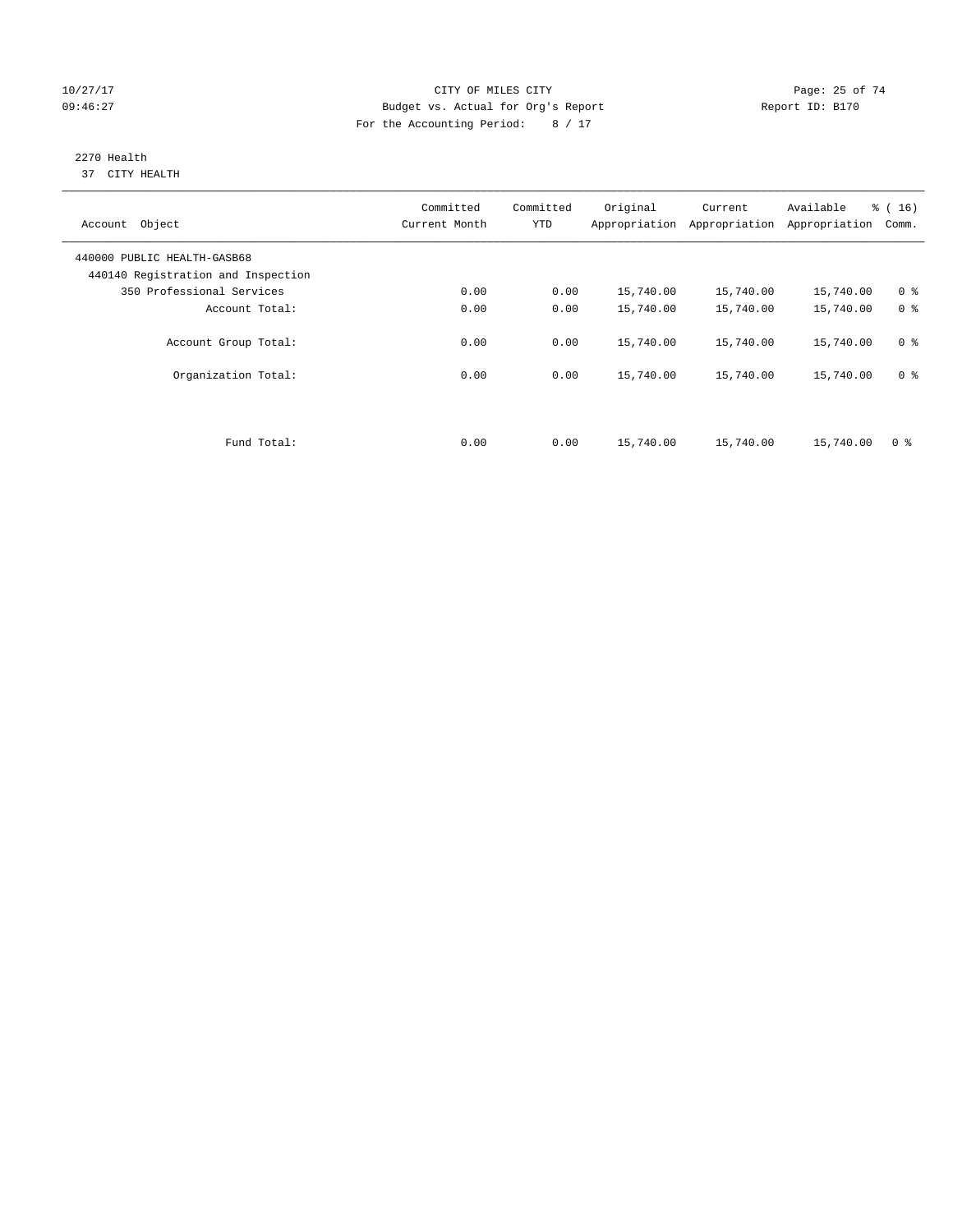CITY OF MILES CITY
Budget vs. Actual for Org's Report
For the Accounting Period: 8 / 17

10/27/17
09:46:27

Report ID: B170

2270 Health
37 CITY HEALTH

| Account Object | Committed Current Month | Committed YTD | Original Appropriation | Current Appropriation | Available Appropriation | % ( 16) Comm. |
|---|---|---|---|---|---|---|
| 440000 PUBLIC HEALTH-GASB68 | | | | | | |
| 440140 Registration and Inspection | | | | | | |
| 350 Professional Services | 0.00 | 0.00 | 15,740.00 | 15,740.00 | 15,740.00 | 0 % |
| Account Total: | 0.00 | 0.00 | 15,740.00 | 15,740.00 | 15,740.00 | 0 % |
| Account Group Total: | 0.00 | 0.00 | 15,740.00 | 15,740.00 | 15,740.00 | 0 % |
| Organization Total: | 0.00 | 0.00 | 15,740.00 | 15,740.00 | 15,740.00 | 0 % |
| Fund Total: | 0.00 | 0.00 | 15,740.00 | 15,740.00 | 15,740.00 | 0 % |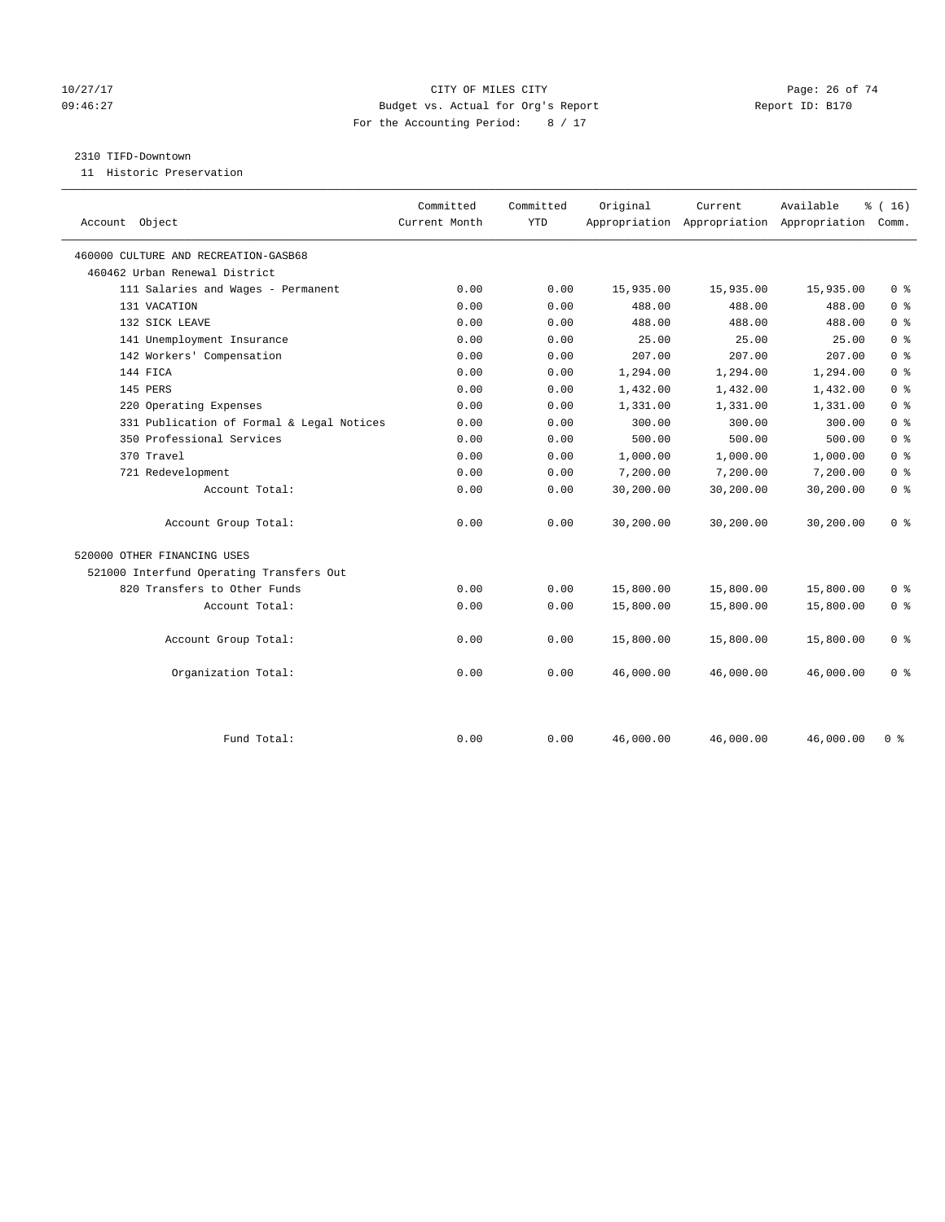10/27/17 CITY OF MILES CITY
09:46:27 Budget vs. Actual for Org's Report Report ID: B170
For the Accounting Period: 8 / 17

2310 TIFD-Downtown
11 Historic Preservation

| Account Object | Committed Current Month | Committed YTD | Original Appropriation | Current Appropriation | Available Appropriation | % ( 16) Comm. |
|---|---|---|---|---|---|---|
| 460000 CULTURE AND RECREATION-GASB68 | | | | | | |
| 460462 Urban Renewal District | | | | | | |
| 111 Salaries and Wages - Permanent | 0.00 | 0.00 | 15,935.00 | 15,935.00 | 15,935.00 | 0 % |
| 131 VACATION | 0.00 | 0.00 | 488.00 | 488.00 | 488.00 | 0 % |
| 132 SICK LEAVE | 0.00 | 0.00 | 488.00 | 488.00 | 488.00 | 0 % |
| 141 Unemployment Insurance | 0.00 | 0.00 | 25.00 | 25.00 | 25.00 | 0 % |
| 142 Workers' Compensation | 0.00 | 0.00 | 207.00 | 207.00 | 207.00 | 0 % |
| 144 FICA | 0.00 | 0.00 | 1,294.00 | 1,294.00 | 1,294.00 | 0 % |
| 145 PERS | 0.00 | 0.00 | 1,432.00 | 1,432.00 | 1,432.00 | 0 % |
| 220 Operating Expenses | 0.00 | 0.00 | 1,331.00 | 1,331.00 | 1,331.00 | 0 % |
| 331 Publication of Formal & Legal Notices | 0.00 | 0.00 | 300.00 | 300.00 | 300.00 | 0 % |
| 350 Professional Services | 0.00 | 0.00 | 500.00 | 500.00 | 500.00 | 0 % |
| 370 Travel | 0.00 | 0.00 | 1,000.00 | 1,000.00 | 1,000.00 | 0 % |
| 721 Redevelopment | 0.00 | 0.00 | 7,200.00 | 7,200.00 | 7,200.00 | 0 % |
| Account Total: | 0.00 | 0.00 | 30,200.00 | 30,200.00 | 30,200.00 | 0 % |
| Account Group Total: | 0.00 | 0.00 | 30,200.00 | 30,200.00 | 30,200.00 | 0 % |
| 520000 OTHER FINANCING USES | | | | | | |
| 521000 Interfund Operating Transfers Out | | | | | | |
| 820 Transfers to Other Funds | 0.00 | 0.00 | 15,800.00 | 15,800.00 | 15,800.00 | 0 % |
| Account Total: | 0.00 | 0.00 | 15,800.00 | 15,800.00 | 15,800.00 | 0 % |
| Account Group Total: | 0.00 | 0.00 | 15,800.00 | 15,800.00 | 15,800.00 | 0 % |
| Organization Total: | 0.00 | 0.00 | 46,000.00 | 46,000.00 | 46,000.00 | 0 % |
| Fund Total: | 0.00 | 0.00 | 46,000.00 | 46,000.00 | 46,000.00 | 0 % |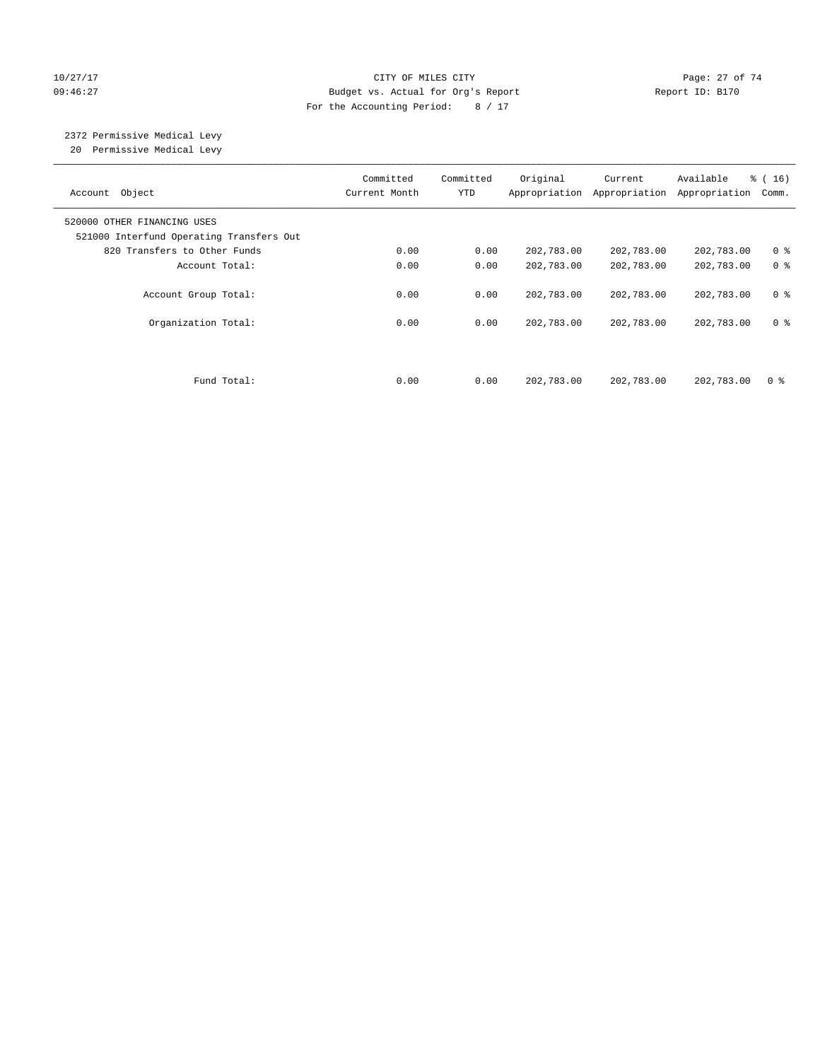CITY OF MILES CITY
Budget vs. Actual for Org's Report
For the Accounting Period: 8 / 17

10/27/17
09:46:27

Report ID: B170

2372 Permissive Medical Levy
20 Permissive Medical Levy

| Account Object | Committed Current Month | Committed YTD | Original Appropriation | Current Appropriation | Available Appropriation | % ( 16) Comm. |
|---|---|---|---|---|---|---|
| 520000 OTHER FINANCING USES | | | | | | |
| 521000 Interfund Operating Transfers Out | | | | | | |
| 820 Transfers to Other Funds | 0.00 | 0.00 | 202,783.00 | 202,783.00 | 202,783.00 | 0 % |
| Account Total: | 0.00 | 0.00 | 202,783.00 | 202,783.00 | 202,783.00 | 0 % |
| Account Group Total: | 0.00 | 0.00 | 202,783.00 | 202,783.00 | 202,783.00 | 0 % |
| Organization Total: | 0.00 | 0.00 | 202,783.00 | 202,783.00 | 202,783.00 | 0 % |
| Fund Total: | 0.00 | 0.00 | 202,783.00 | 202,783.00 | 202,783.00 | 0 % |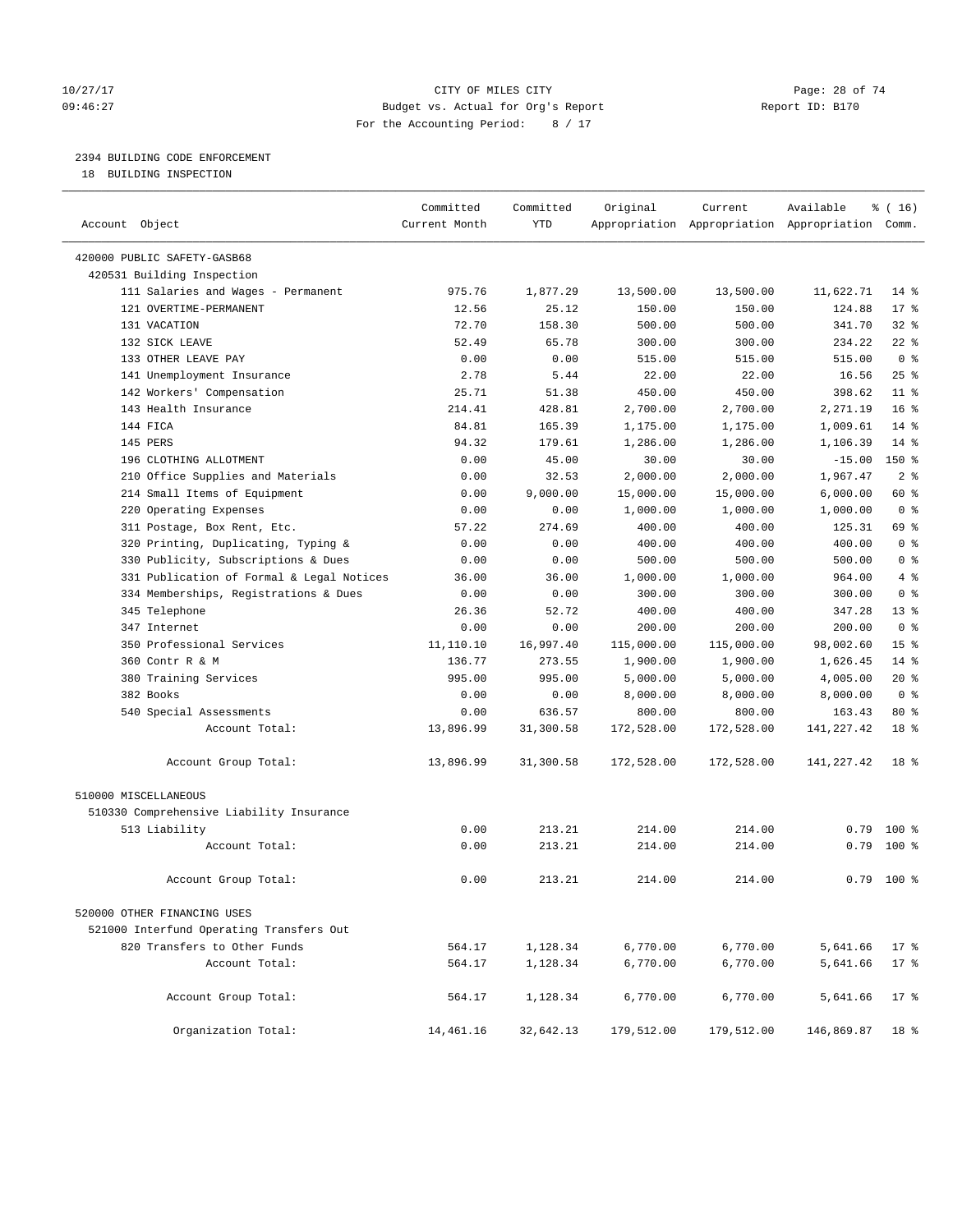CITY OF MILES CITY
Budget vs. Actual for Org's Report
For the Accounting Period: 8 / 17

10/27/17
09:46:27

Report ID: B170

## 2394 BUILDING CODE ENFORCEMENT

18 BUILDING INSPECTION

| Account Object | Committed Current Month | Committed YTD | Original Appropriation | Current Appropriation | Available Appropriation | % ( 16) Comm. |
|---|---|---|---|---|---|---|
| 420000 PUBLIC SAFETY-GASB68 | | | | | | |
| 420531 Building Inspection | | | | | | |
| 111 Salaries and Wages - Permanent | 975.76 | 1,877.29 | 13,500.00 | 13,500.00 | 11,622.71 | 14 % |
| 121 OVERTIME-PERMANENT | 12.56 | 25.12 | 150.00 | 150.00 | 124.88 | 17 % |
| 131 VACATION | 72.70 | 158.30 | 500.00 | 500.00 | 341.70 | 32 % |
| 132 SICK LEAVE | 52.49 | 65.78 | 300.00 | 300.00 | 234.22 | 22 % |
| 133 OTHER LEAVE PAY | 0.00 | 0.00 | 515.00 | 515.00 | 515.00 | 0 % |
| 141 Unemployment Insurance | 2.78 | 5.44 | 22.00 | 22.00 | 16.56 | 25 % |
| 142 Workers' Compensation | 25.71 | 51.38 | 450.00 | 450.00 | 398.62 | 11 % |
| 143 Health Insurance | 214.41 | 428.81 | 2,700.00 | 2,700.00 | 2,271.19 | 16 % |
| 144 FICA | 84.81 | 165.39 | 1,175.00 | 1,175.00 | 1,009.61 | 14 % |
| 145 PERS | 94.32 | 179.61 | 1,286.00 | 1,286.00 | 1,106.39 | 14 % |
| 196 CLOTHING ALLOTMENT | 0.00 | 45.00 | 30.00 | 30.00 | -15.00 | 150 % |
| 210 Office Supplies and Materials | 0.00 | 32.53 | 2,000.00 | 2,000.00 | 1,967.47 | 2 % |
| 214 Small Items of Equipment | 0.00 | 9,000.00 | 15,000.00 | 15,000.00 | 6,000.00 | 60 % |
| 220 Operating Expenses | 0.00 | 0.00 | 1,000.00 | 1,000.00 | 1,000.00 | 0 % |
| 311 Postage, Box Rent, Etc. | 57.22 | 274.69 | 400.00 | 400.00 | 125.31 | 69 % |
| 320 Printing, Duplicating, Typing & | 0.00 | 0.00 | 400.00 | 400.00 | 400.00 | 0 % |
| 330 Publicity, Subscriptions & Dues | 0.00 | 0.00 | 500.00 | 500.00 | 500.00 | 0 % |
| 331 Publication of Formal & Legal Notices | 36.00 | 36.00 | 1,000.00 | 1,000.00 | 964.00 | 4 % |
| 334 Memberships, Registrations & Dues | 0.00 | 0.00 | 300.00 | 300.00 | 300.00 | 0 % |
| 345 Telephone | 26.36 | 52.72 | 400.00 | 400.00 | 347.28 | 13 % |
| 347 Internet | 0.00 | 0.00 | 200.00 | 200.00 | 200.00 | 0 % |
| 350 Professional Services | 11,110.10 | 16,997.40 | 115,000.00 | 115,000.00 | 98,002.60 | 15 % |
| 360 Contr R & M | 136.77 | 273.55 | 1,900.00 | 1,900.00 | 1,626.45 | 14 % |
| 380 Training Services | 995.00 | 995.00 | 5,000.00 | 5,000.00 | 4,005.00 | 20 % |
| 382 Books | 0.00 | 0.00 | 8,000.00 | 8,000.00 | 8,000.00 | 0 % |
| 540 Special Assessments | 0.00 | 636.57 | 800.00 | 800.00 | 163.43 | 80 % |
| Account Total: | 13,896.99 | 31,300.58 | 172,528.00 | 172,528.00 | 141,227.42 | 18 % |
| Account Group Total: | 13,896.99 | 31,300.58 | 172,528.00 | 172,528.00 | 141,227.42 | 18 % |
| 510000 MISCELLANEOUS | | | | | | |
| 510330 Comprehensive Liability Insurance | | | | | | |
| 513 Liability | 0.00 | 213.21 | 214.00 | 214.00 | 0.79 | 100 % |
| Account Total: | 0.00 | 213.21 | 214.00 | 214.00 | 0.79 | 100 % |
| Account Group Total: | 0.00 | 213.21 | 214.00 | 214.00 | 0.79 | 100 % |
| 520000 OTHER FINANCING USES | | | | | | |
| 521000 Interfund Operating Transfers Out | | | | | | |
| 820 Transfers to Other Funds | 564.17 | 1,128.34 | 6,770.00 | 6,770.00 | 5,641.66 | 17 % |
| Account Total: | 564.17 | 1,128.34 | 6,770.00 | 6,770.00 | 5,641.66 | 17 % |
| Account Group Total: | 564.17 | 1,128.34 | 6,770.00 | 6,770.00 | 5,641.66 | 17 % |
| Organization Total: | 14,461.16 | 32,642.13 | 179,512.00 | 179,512.00 | 146,869.87 | 18 % |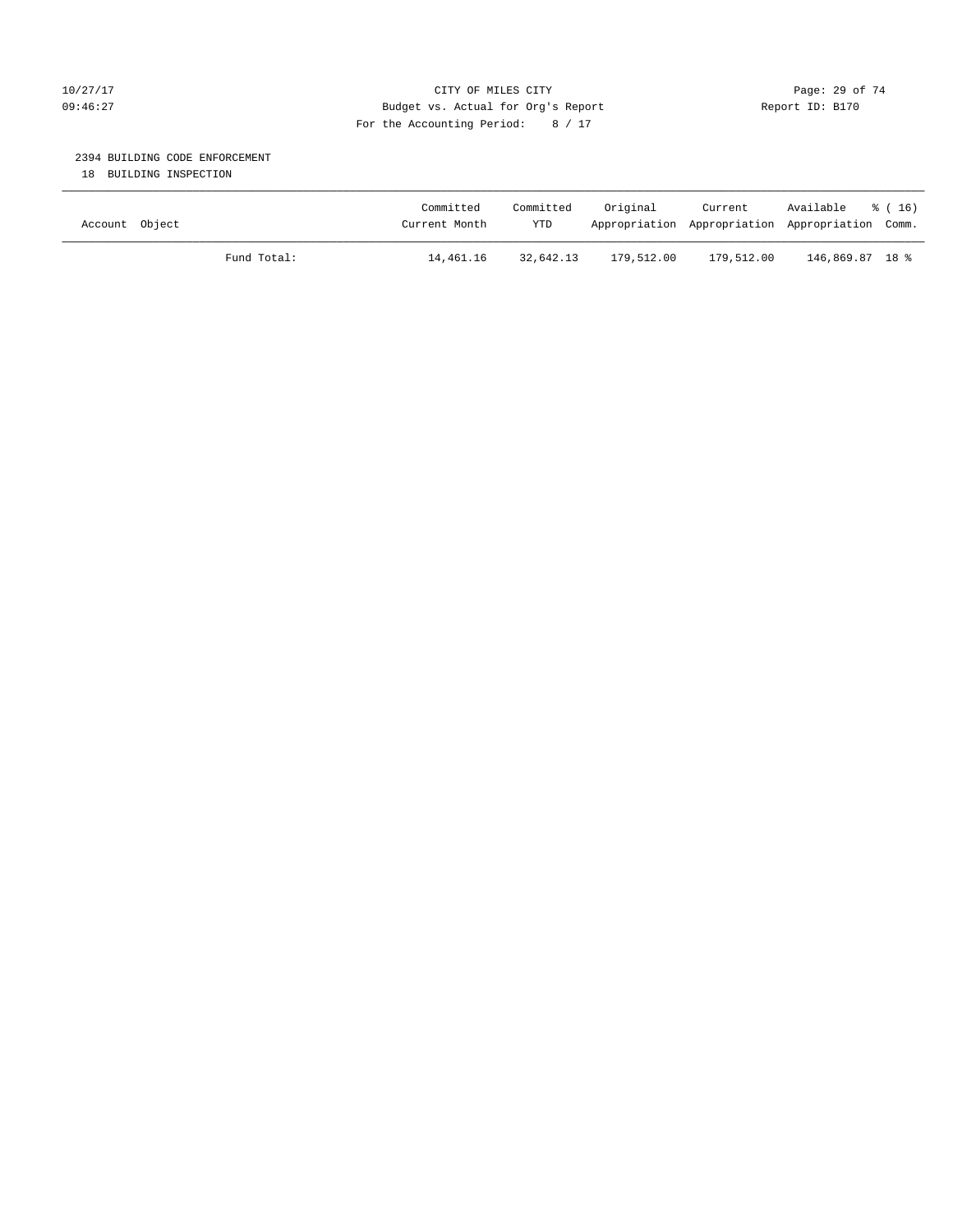CITY OF MILES CITY
Budget vs. Actual for Org's Report
For the Accounting Period: 8 / 17

10/27/17
09:46:27

Report ID: B170

## 2394 BUILDING CODE ENFORCEMENT

18 BUILDING INSPECTION

| Account Object | | Committed Current Month | Committed YTD | Original Appropriation | Current Appropriation | Available Appropriation | % ( 16) Comm. |
|---|---|---|---|---|---|---|---|
| | Fund Total: | 14,461.16 | 32,642.13 | 179,512.00 | 179,512.00 | 146,869.87 | 18 % |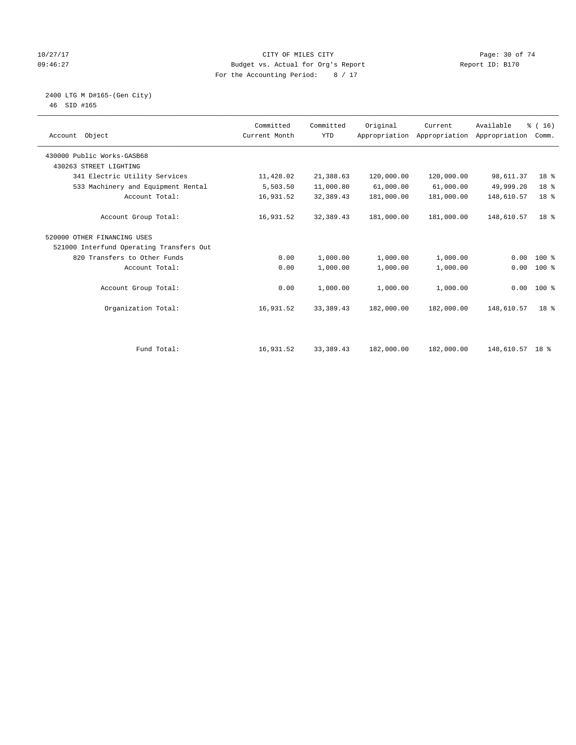CITY OF MILES CITY
Budget vs. Actual for Org's Report
For the Accounting Period: 8 / 17

10/27/17
09:46:27

Report ID: B170

2400 LTG M D#165-(Gen City)
46 SID #165

| Account Object | Committed Current Month | Committed YTD | Original Appropriation | Current Appropriation | Available Appropriation | % ( 16) Comm. |
|---|---|---|---|---|---|---|
| 430000 Public Works-GASB68 | | | | | | |
| 430263 STREET LIGHTING | | | | | | |
| 341 Electric Utility Services | 11,428.02 | 21,388.63 | 120,000.00 | 120,000.00 | 98,611.37 | 18 % |
| 533 Machinery and Equipment Rental | 5,503.50 | 11,000.80 | 61,000.00 | 61,000.00 | 49,999.20 | 18 % |
| Account Total: | 16,931.52 | 32,389.43 | 181,000.00 | 181,000.00 | 148,610.57 | 18 % |
| Account Group Total: | 16,931.52 | 32,389.43 | 181,000.00 | 181,000.00 | 148,610.57 | 18 % |
| 520000 OTHER FINANCING USES | | | | | | |
| 521000 Interfund Operating Transfers Out | | | | | | |
| 820 Transfers to Other Funds | 0.00 | 1,000.00 | 1,000.00 | 1,000.00 | 0.00 | 100 % |
| Account Total: | 0.00 | 1,000.00 | 1,000.00 | 1,000.00 | 0.00 | 100 % |
| Account Group Total: | 0.00 | 1,000.00 | 1,000.00 | 1,000.00 | 0.00 | 100 % |
| Organization Total: | 16,931.52 | 33,389.43 | 182,000.00 | 182,000.00 | 148,610.57 | 18 % |
| Fund Total: | 16,931.52 | 33,389.43 | 182,000.00 | 182,000.00 | 148,610.57 | 18 % |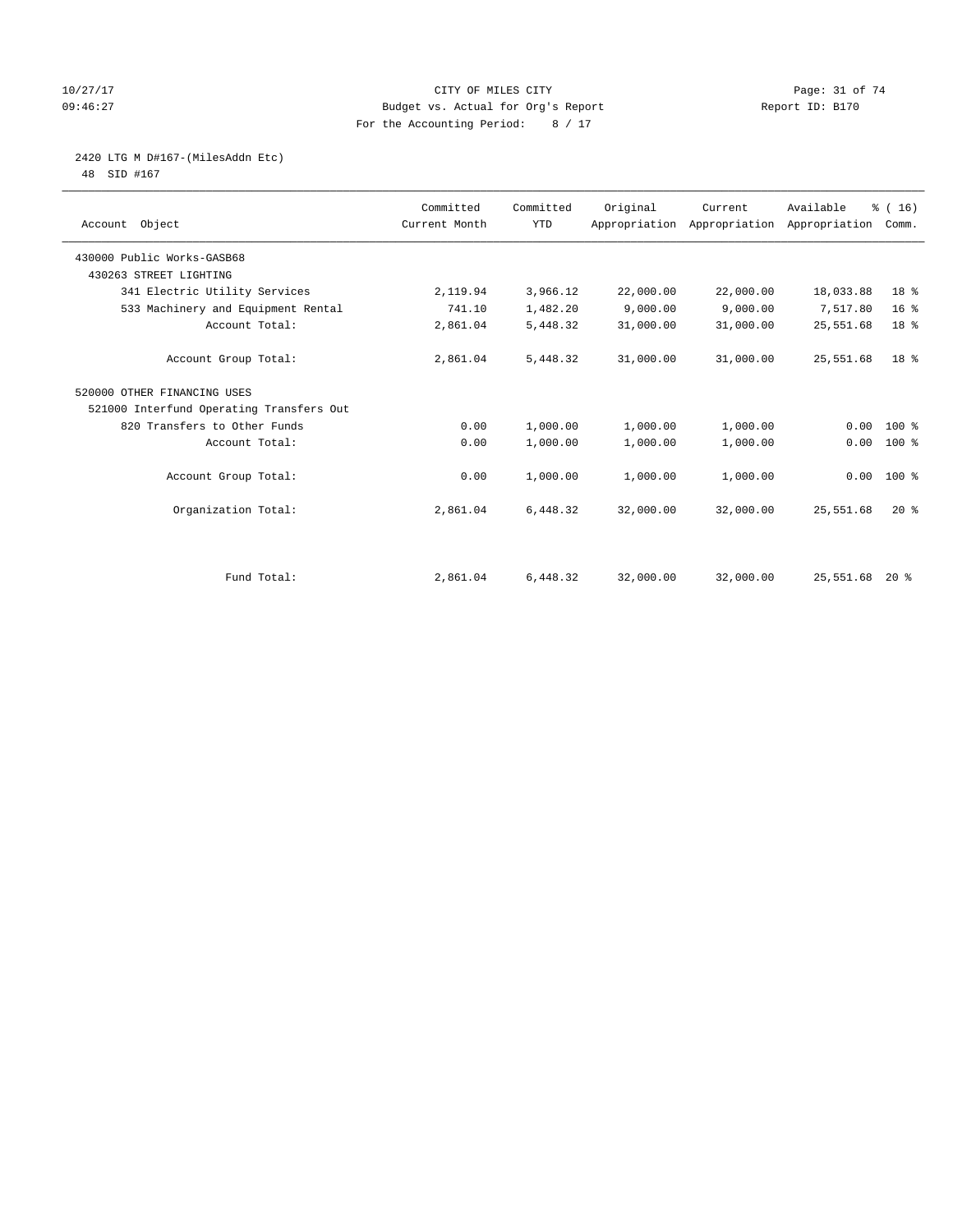# CITY OF MILES CITY

## Budget vs. Actual for Org's Report

For the Accounting Period: 8 / 17

10/27/17
09:46:27

Report ID: B170

### 2420 LTG M D#167-(MilesAddn Etc)

48 SID #167

| Account Object | Committed Current Month | Committed YTD | Original Appropriation | Current Appropriation | Available Appropriation | % ( 16) Comm. |
|---|---|---|---|---|---|---|
| 430000 Public Works-GASB68 | | | | | | |
| 430263 STREET LIGHTING | | | | | | |
| 341 Electric Utility Services | 2,119.94 | 3,966.12 | 22,000.00 | 22,000.00 | 18,033.88 | 18 % |
| 533 Machinery and Equipment Rental | 741.10 | 1,482.20 | 9,000.00 | 9,000.00 | 7,517.80 | 16 % |
| Account Total: | 2,861.04 | 5,448.32 | 31,000.00 | 31,000.00 | 25,551.68 | 18 % |
| Account Group Total: | 2,861.04 | 5,448.32 | 31,000.00 | 31,000.00 | 25,551.68 | 18 % |
| 520000 OTHER FINANCING USES | | | | | | |
| 521000 Interfund Operating Transfers Out | | | | | | |
| 820 Transfers to Other Funds | 0.00 | 1,000.00 | 1,000.00 | 1,000.00 | 0.00 | 100 % |
| Account Total: | 0.00 | 1,000.00 | 1,000.00 | 1,000.00 | 0.00 | 100 % |
| Account Group Total: | 0.00 | 1,000.00 | 1,000.00 | 1,000.00 | 0.00 | 100 % |
| Organization Total: | 2,861.04 | 6,448.32 | 32,000.00 | 32,000.00 | 25,551.68 | 20 % |
| Fund Total: | 2,861.04 | 6,448.32 | 32,000.00 | 32,000.00 | 25,551.68 | 20 % |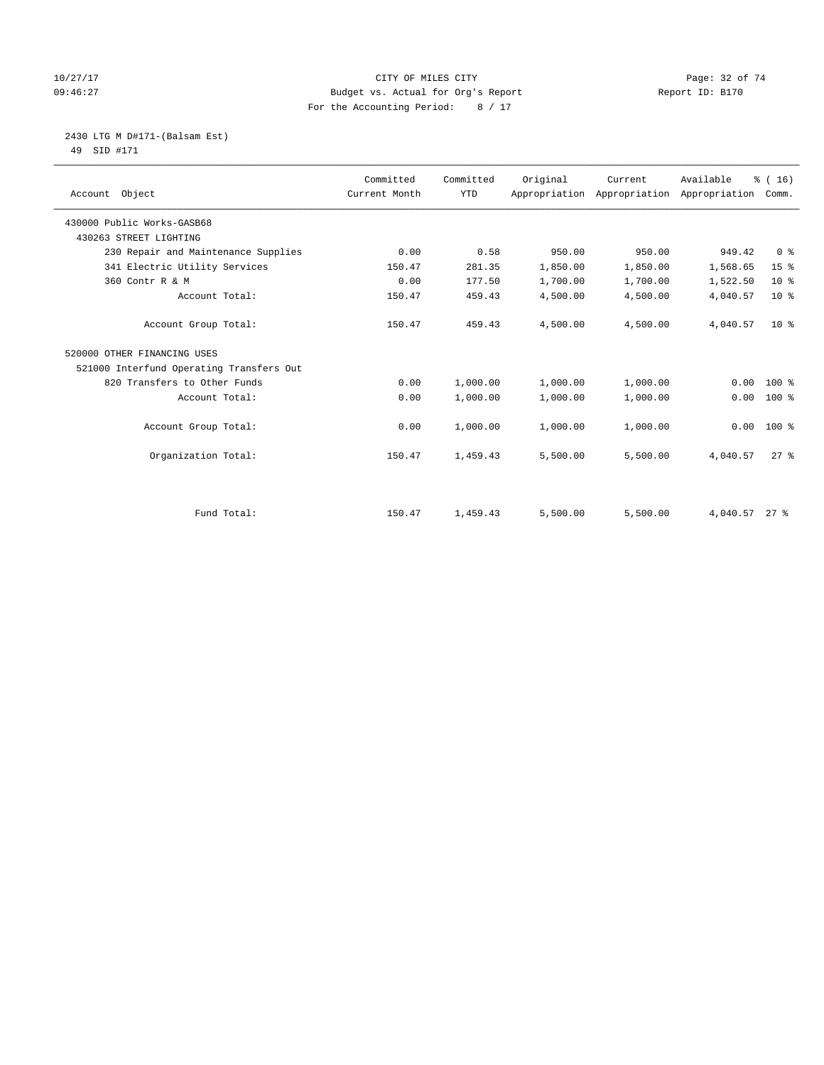CITY OF MILES CITY
Budget vs. Actual for Org's Report
For the Accounting Period: 8 / 17

10/27/17
09:46:27

Report ID: B170

2430 LTG M D#171-(Balsam Est)
49 SID #171

| Account Object | Committed Current Month | Committed YTD | Original Appropriation | Current Appropriation | Available Appropriation | % ( 16) Comm. |
|---|---|---|---|---|---|---|
| 430000 Public Works-GASB68 | | | | | | |
| 430263 STREET LIGHTING | | | | | | |
| 230 Repair and Maintenance Supplies | 0.00 | 0.58 | 950.00 | 950.00 | 949.42 | 0 % |
| 341 Electric Utility Services | 150.47 | 281.35 | 1,850.00 | 1,850.00 | 1,568.65 | 15 % |
| 360 Contr R & M | 0.00 | 177.50 | 1,700.00 | 1,700.00 | 1,522.50 | 10 % |
| Account Total: | 150.47 | 459.43 | 4,500.00 | 4,500.00 | 4,040.57 | 10 % |
| Account Group Total: | 150.47 | 459.43 | 4,500.00 | 4,500.00 | 4,040.57 | 10 % |
| 520000 OTHER FINANCING USES | | | | | | |
| 521000 Interfund Operating Transfers Out | | | | | | |
| 820 Transfers to Other Funds | 0.00 | 1,000.00 | 1,000.00 | 1,000.00 | 0.00 | 100 % |
| Account Total: | 0.00 | 1,000.00 | 1,000.00 | 1,000.00 | 0.00 | 100 % |
| Account Group Total: | 0.00 | 1,000.00 | 1,000.00 | 1,000.00 | 0.00 | 100 % |
| Organization Total: | 150.47 | 1,459.43 | 5,500.00 | 5,500.00 | 4,040.57 | 27 % |
| Fund Total: | 150.47 | 1,459.43 | 5,500.00 | 5,500.00 | 4,040.57 | 27 % |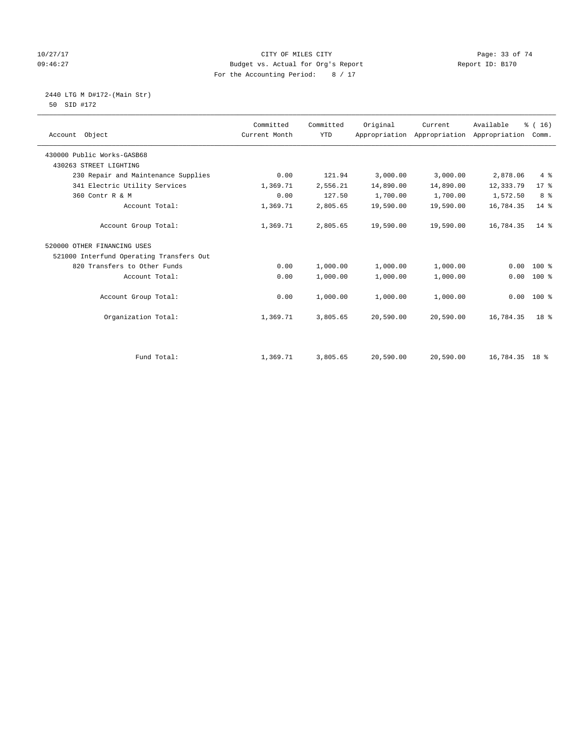CITY OF MILES CITY
Budget vs. Actual for Org's Report
For the Accounting Period: 8 / 17

10/27/17
09:46:27

Report ID: B170

2440 LTG M D#172-(Main Str)
50 SID #172

| Account Object | Committed Current Month | Committed YTD | Original Appropriation | Current Appropriation | Available Appropriation | % ( 16) Comm. |
|---|---|---|---|---|---|---|
| 430000 Public Works-GASB68 | | | | | | |
| 430263 STREET LIGHTING | | | | | | |
| 230 Repair and Maintenance Supplies | 0.00 | 121.94 | 3,000.00 | 3,000.00 | 2,878.06 | 4 % |
| 341 Electric Utility Services | 1,369.71 | 2,556.21 | 14,890.00 | 14,890.00 | 12,333.79 | 17 % |
| 360 Contr R & M | 0.00 | 127.50 | 1,700.00 | 1,700.00 | 1,572.50 | 8 % |
| Account Total: | 1,369.71 | 2,805.65 | 19,590.00 | 19,590.00 | 16,784.35 | 14 % |
| Account Group Total: | 1,369.71 | 2,805.65 | 19,590.00 | 19,590.00 | 16,784.35 | 14 % |
| 520000 OTHER FINANCING USES | | | | | | |
| 521000 Interfund Operating Transfers Out | | | | | | |
| 820 Transfers to Other Funds | 0.00 | 1,000.00 | 1,000.00 | 1,000.00 | 0.00 | 100 % |
| Account Total: | 0.00 | 1,000.00 | 1,000.00 | 1,000.00 | 0.00 | 100 % |
| Account Group Total: | 0.00 | 1,000.00 | 1,000.00 | 1,000.00 | 0.00 | 100 % |
| Organization Total: | 1,369.71 | 3,805.65 | 20,590.00 | 20,590.00 | 16,784.35 | 18 % |
| Fund Total: | 1,369.71 | 3,805.65 | 20,590.00 | 20,590.00 | 16,784.35 | 18 % |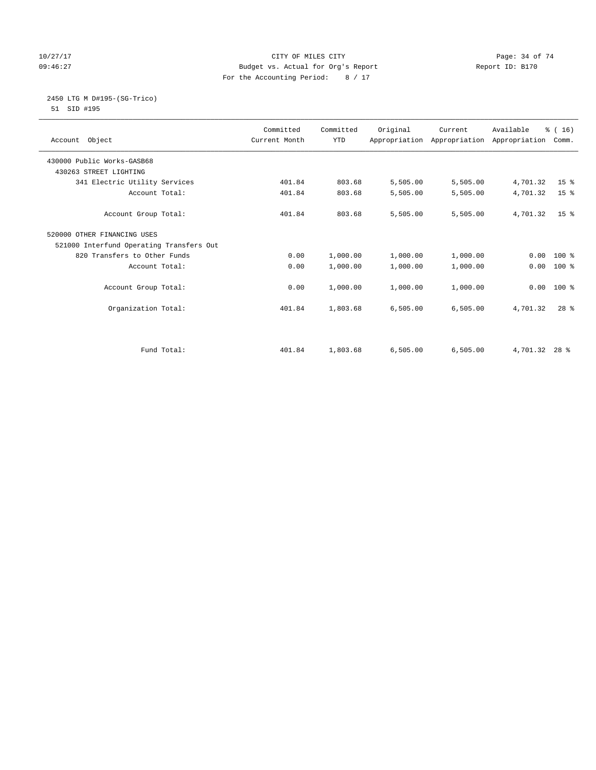CITY OF MILES CITY
Budget vs. Actual for Org's Report
For the Accounting Period: 8 / 17

10/27/17
09:46:27

Report ID: B170

2450 LTG M D#195-(SG-Trico)
51 SID #195

| Account Object | Committed Current Month | Committed YTD | Original Appropriation | Current Appropriation | Available Appropriation | % ( 16) Comm. |
|---|---|---|---|---|---|---|
| 430000 Public Works-GASB68 | | | | | | |
| 430263 STREET LIGHTING | | | | | | |
| 341 Electric Utility Services | 401.84 | 803.68 | 5,505.00 | 5,505.00 | 4,701.32 | 15 % |
| Account Total: | 401.84 | 803.68 | 5,505.00 | 5,505.00 | 4,701.32 | 15 % |
| Account Group Total: | 401.84 | 803.68 | 5,505.00 | 5,505.00 | 4,701.32 | 15 % |
| 520000 OTHER FINANCING USES | | | | | | |
| 521000 Interfund Operating Transfers Out | | | | | | |
| 820 Transfers to Other Funds | 0.00 | 1,000.00 | 1,000.00 | 1,000.00 | 0.00 | 100 % |
| Account Total: | 0.00 | 1,000.00 | 1,000.00 | 1,000.00 | 0.00 | 100 % |
| Account Group Total: | 0.00 | 1,000.00 | 1,000.00 | 1,000.00 | 0.00 | 100 % |
| Organization Total: | 401.84 | 1,803.68 | 6,505.00 | 6,505.00 | 4,701.32 | 28 % |
| Fund Total: | 401.84 | 1,803.68 | 6,505.00 | 6,505.00 | 4,701.32 | 28 % |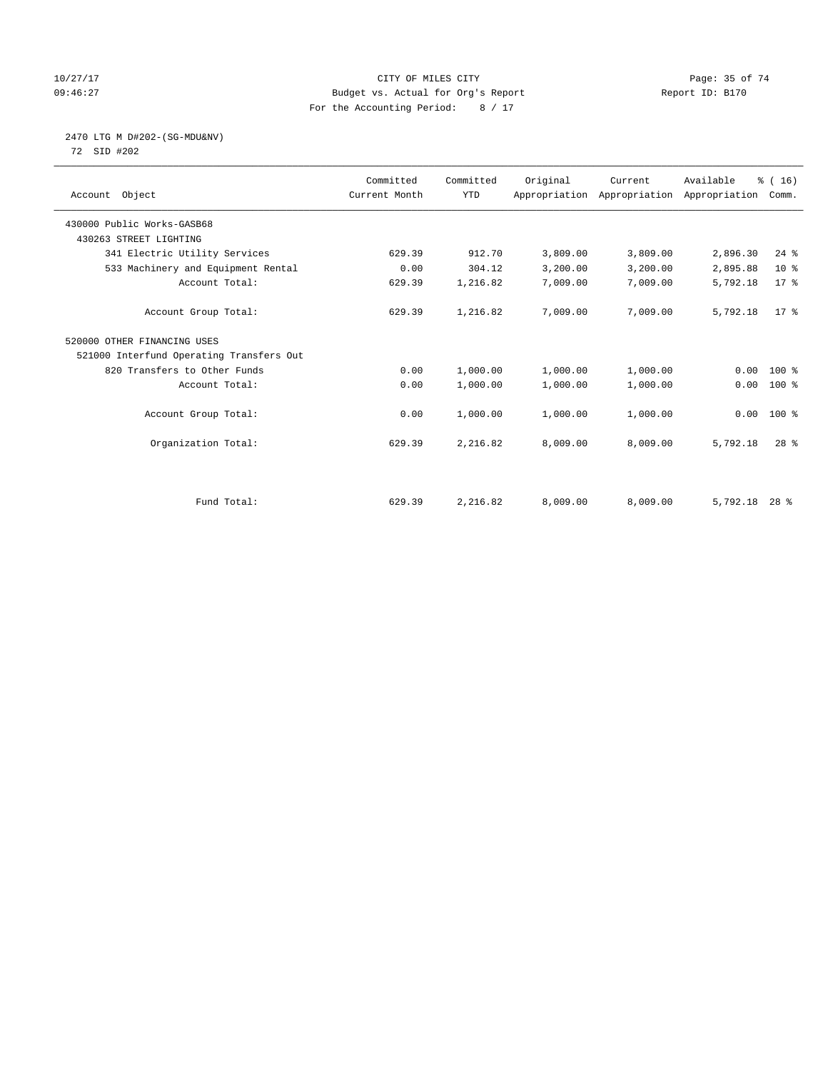10/27/17 CITY OF MILES CITY
09:46:27 Budget vs. Actual for Org's Report Report ID: B170
For the Accounting Period: 8 / 17

2470 LTG M D#202-(SG-MDU&NV)
72 SID #202

| Account Object | Committed Current Month | Committed YTD | Original Appropriation | Current Appropriation | Available Appropriation | % ( 16) Comm. |
|---|---|---|---|---|---|---|
| 430000 Public Works-GASB68 | | | | | | |
| 430263 STREET LIGHTING | | | | | | |
| 341 Electric Utility Services | 629.39 | 912.70 | 3,809.00 | 3,809.00 | 2,896.30 | 24 % |
| 533 Machinery and Equipment Rental | 0.00 | 304.12 | 3,200.00 | 3,200.00 | 2,895.88 | 10 % |
| Account Total: | 629.39 | 1,216.82 | 7,009.00 | 7,009.00 | 5,792.18 | 17 % |
| Account Group Total: | 629.39 | 1,216.82 | 7,009.00 | 7,009.00 | 5,792.18 | 17 % |
| 520000 OTHER FINANCING USES | | | | | | |
| 521000 Interfund Operating Transfers Out | | | | | | |
| 820 Transfers to Other Funds | 0.00 | 1,000.00 | 1,000.00 | 1,000.00 | 0.00 | 100 % |
| Account Total: | 0.00 | 1,000.00 | 1,000.00 | 1,000.00 | 0.00 | 100 % |
| Account Group Total: | 0.00 | 1,000.00 | 1,000.00 | 1,000.00 | 0.00 | 100 % |
| Organization Total: | 629.39 | 2,216.82 | 8,009.00 | 8,009.00 | 5,792.18 | 28 % |
| Fund Total: | 629.39 | 2,216.82 | 8,009.00 | 8,009.00 | 5,792.18 | 28 % |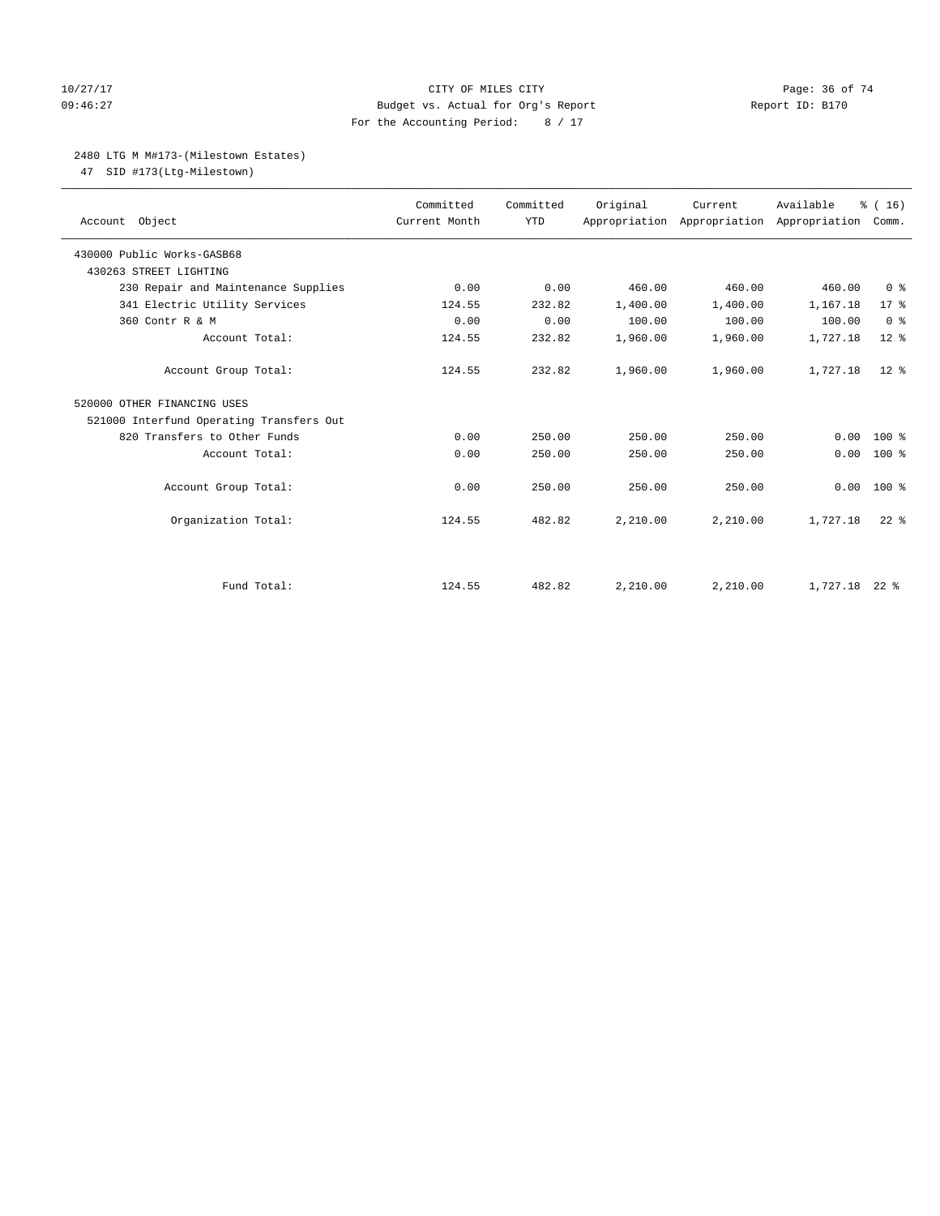CITY OF MILES CITY
Budget vs. Actual for Org's Report
For the Accounting Period: 8 / 17

10/27/17
09:46:27

Report ID: B170

## 2480 LTG M M#173-(Milestown Estates)

47 SID #173(Ltg-Milestown)

| Account Object | Committed Current Month | Committed YTD | Original Appropriation | Current Appropriation | Available Appropriation | % ( 16) Comm. |
|---|---|---|---|---|---|---|
| 430000 Public Works-GASB68 | | | | | | |
| 430263 STREET LIGHTING | | | | | | |
| 230 Repair and Maintenance Supplies | 0.00 | 0.00 | 460.00 | 460.00 | 460.00 | 0 % |
| 341 Electric Utility Services | 124.55 | 232.82 | 1,400.00 | 1,400.00 | 1,167.18 | 17 % |
| 360 Contr R & M | 0.00 | 0.00 | 100.00 | 100.00 | 100.00 | 0 % |
| Account Total: | 124.55 | 232.82 | 1,960.00 | 1,960.00 | 1,727.18 | 12 % |
| Account Group Total: | 124.55 | 232.82 | 1,960.00 | 1,960.00 | 1,727.18 | 12 % |
| 520000 OTHER FINANCING USES | | | | | | |
| 521000 Interfund Operating Transfers Out | | | | | | |
| 820 Transfers to Other Funds | 0.00 | 250.00 | 250.00 | 250.00 | 0.00 | 100 % |
| Account Total: | 0.00 | 250.00 | 250.00 | 250.00 | 0.00 | 100 % |
| Account Group Total: | 0.00 | 250.00 | 250.00 | 250.00 | 0.00 | 100 % |
| Organization Total: | 124.55 | 482.82 | 2,210.00 | 2,210.00 | 1,727.18 | 22 % |
| Fund Total: | 124.55 | 482.82 | 2,210.00 | 2,210.00 | 1,727.18 | 22 % |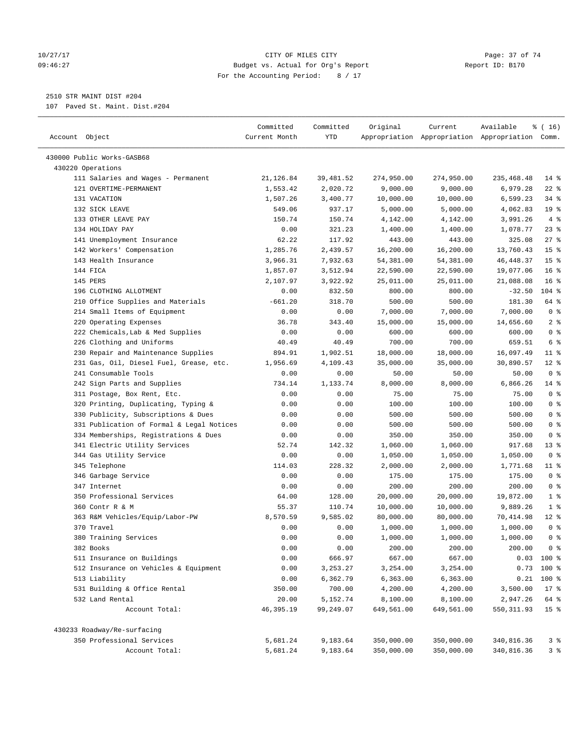CITY OF MILES CITY
Budget vs. Actual for Org's Report
For the Accounting Period: 8 / 17

10/27/17
09:46:27

Report ID: B170

2510 STR MAINT DIST #204
107 Paved St. Maint. Dist.#204

| Account Object | Committed Current Month | Committed YTD | Original Appropriation | Current Appropriation | Available Appropriation | % ( 16) Comm. |
|---|---|---|---|---|---|---|
| 430000 Public Works-GASB68 | | | | | | |
| 430220 Operations | | | | | | |
| 111 Salaries and Wages - Permanent | 21,126.84 | 39,481.52 | 274,950.00 | 274,950.00 | 235,468.48 | 14 % |
| 121 OVERTIME-PERMANENT | 1,553.42 | 2,020.72 | 9,000.00 | 9,000.00 | 6,979.28 | 22 % |
| 131 VACATION | 1,507.26 | 3,400.77 | 10,000.00 | 10,000.00 | 6,599.23 | 34 % |
| 132 SICK LEAVE | 549.06 | 937.17 | 5,000.00 | 5,000.00 | 4,062.83 | 19 % |
| 133 OTHER LEAVE PAY | 150.74 | 150.74 | 4,142.00 | 4,142.00 | 3,991.26 | 4 % |
| 134 HOLIDAY PAY | 0.00 | 321.23 | 1,400.00 | 1,400.00 | 1,078.77 | 23 % |
| 141 Unemployment Insurance | 62.22 | 117.92 | 443.00 | 443.00 | 325.08 | 27 % |
| 142 Workers' Compensation | 1,285.76 | 2,439.57 | 16,200.00 | 16,200.00 | 13,760.43 | 15 % |
| 143 Health Insurance | 3,966.31 | 7,932.63 | 54,381.00 | 54,381.00 | 46,448.37 | 15 % |
| 144 FICA | 1,857.07 | 3,512.94 | 22,590.00 | 22,590.00 | 19,077.06 | 16 % |
| 145 PERS | 2,107.97 | 3,922.92 | 25,011.00 | 25,011.00 | 21,088.08 | 16 % |
| 196 CLOTHING ALLOTMENT | 0.00 | 832.50 | 800.00 | 800.00 | -32.50 | 104 % |
| 210 Office Supplies and Materials | -661.20 | 318.70 | 500.00 | 500.00 | 181.30 | 64 % |
| 214 Small Items of Equipment | 0.00 | 0.00 | 7,000.00 | 7,000.00 | 7,000.00 | 0 % |
| 220 Operating Expenses | 36.78 | 343.40 | 15,000.00 | 15,000.00 | 14,656.60 | 2 % |
| 222 Chemicals,Lab & Med Supplies | 0.00 | 0.00 | 600.00 | 600.00 | 600.00 | 0 % |
| 226 Clothing and Uniforms | 40.49 | 40.49 | 700.00 | 700.00 | 659.51 | 6 % |
| 230 Repair and Maintenance Supplies | 894.91 | 1,902.51 | 18,000.00 | 18,000.00 | 16,097.49 | 11 % |
| 231 Gas, Oil, Diesel Fuel, Grease, etc. | 1,956.69 | 4,109.43 | 35,000.00 | 35,000.00 | 30,890.57 | 12 % |
| 241 Consumable Tools | 0.00 | 0.00 | 50.00 | 50.00 | 50.00 | 0 % |
| 242 Sign Parts and Supplies | 734.14 | 1,133.74 | 8,000.00 | 8,000.00 | 6,866.26 | 14 % |
| 311 Postage, Box Rent, Etc. | 0.00 | 0.00 | 75.00 | 75.00 | 75.00 | 0 % |
| 320 Printing, Duplicating, Typing & | 0.00 | 0.00 | 100.00 | 100.00 | 100.00 | 0 % |
| 330 Publicity, Subscriptions & Dues | 0.00 | 0.00 | 500.00 | 500.00 | 500.00 | 0 % |
| 331 Publication of Formal & Legal Notices | 0.00 | 0.00 | 500.00 | 500.00 | 500.00 | 0 % |
| 334 Memberships, Registrations & Dues | 0.00 | 0.00 | 350.00 | 350.00 | 350.00 | 0 % |
| 341 Electric Utility Services | 52.74 | 142.32 | 1,060.00 | 1,060.00 | 917.68 | 13 % |
| 344 Gas Utility Service | 0.00 | 0.00 | 1,050.00 | 1,050.00 | 1,050.00 | 0 % |
| 345 Telephone | 114.03 | 228.32 | 2,000.00 | 2,000.00 | 1,771.68 | 11 % |
| 346 Garbage Service | 0.00 | 0.00 | 175.00 | 175.00 | 175.00 | 0 % |
| 347 Internet | 0.00 | 0.00 | 200.00 | 200.00 | 200.00 | 0 % |
| 350 Professional Services | 64.00 | 128.00 | 20,000.00 | 20,000.00 | 19,872.00 | 1 % |
| 360 Contr R & M | 55.37 | 110.74 | 10,000.00 | 10,000.00 | 9,889.26 | 1 % |
| 363 R&M Vehicles/Equip/Labor-PW | 8,570.59 | 9,585.02 | 80,000.00 | 80,000.00 | 70,414.98 | 12 % |
| 370 Travel | 0.00 | 0.00 | 1,000.00 | 1,000.00 | 1,000.00 | 0 % |
| 380 Training Services | 0.00 | 0.00 | 1,000.00 | 1,000.00 | 1,000.00 | 0 % |
| 382 Books | 0.00 | 0.00 | 200.00 | 200.00 | 200.00 | 0 % |
| 511 Insurance on Buildings | 0.00 | 666.97 | 667.00 | 667.00 | 0.03 | 100 % |
| 512 Insurance on Vehicles & Equipment | 0.00 | 3,253.27 | 3,254.00 | 3,254.00 | 0.73 | 100 % |
| 513 Liability | 0.00 | 6,362.79 | 6,363.00 | 6,363.00 | 0.21 | 100 % |
| 531 Building & Office Rental | 350.00 | 700.00 | 4,200.00 | 4,200.00 | 3,500.00 | 17 % |
| 532 Land Rental | 20.00 | 5,152.74 | 8,100.00 | 8,100.00 | 2,947.26 | 64 % |
| Account Total: | 46,395.19 | 99,249.07 | 649,561.00 | 649,561.00 | 550,311.93 | 15 % |
| 430233 Roadway/Re-surfacing | | | | | | |
| 350 Professional Services | 5,681.24 | 9,183.64 | 350,000.00 | 350,000.00 | 340,816.36 | 3 % |
| Account Total: | 5,681.24 | 9,183.64 | 350,000.00 | 350,000.00 | 340,816.36 | 3 % |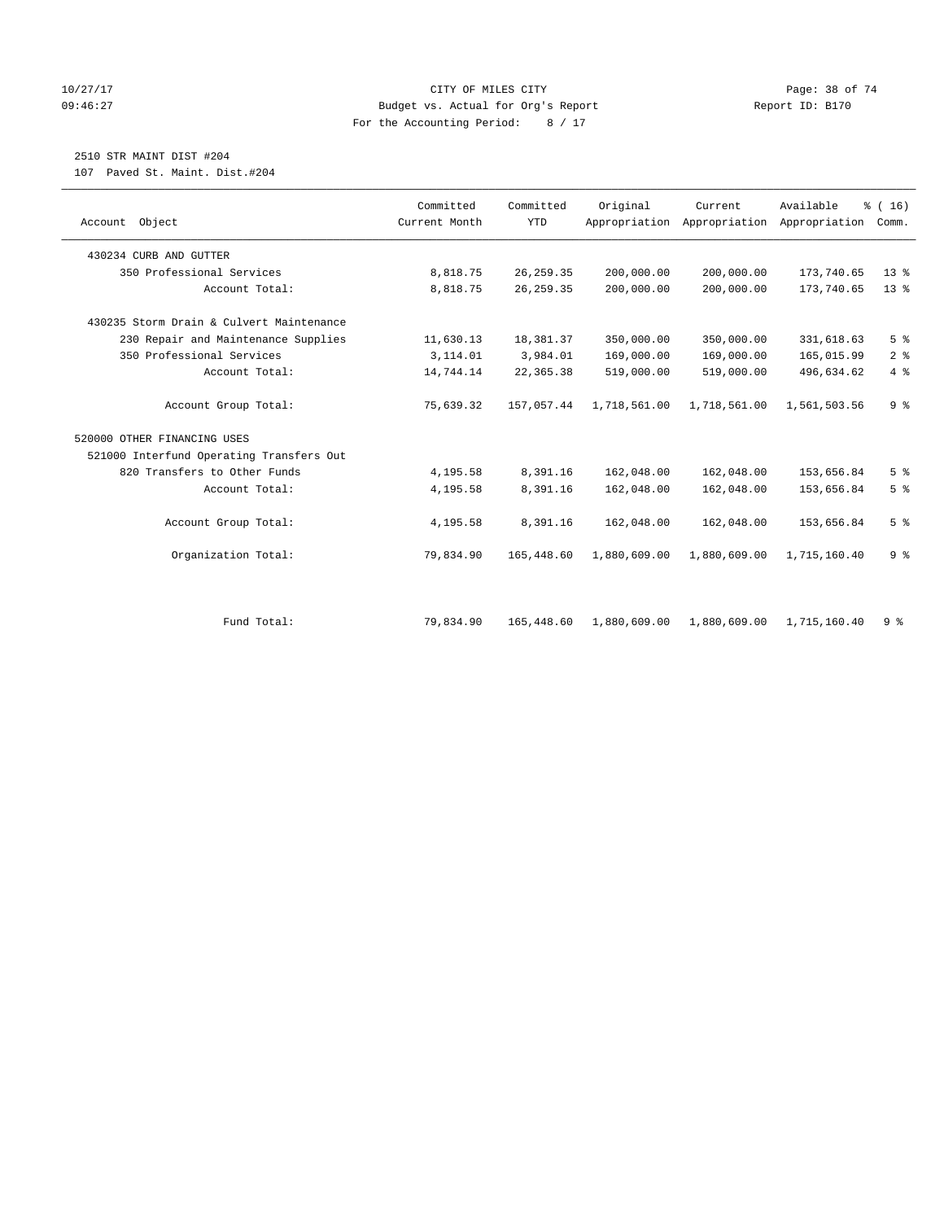CITY OF MILES CITY
Budget vs. Actual for Org's Report
For the Accounting Period: 8 / 17

2510 STR MAINT DIST #204
107 Paved St. Maint. Dist.#204

| Account Object | Committed Current Month | Committed YTD | Original Appropriation | Current Appropriation | Available Appropriation | % ( 16) Comm. |
|---|---|---|---|---|---|---|
| 430234 CURB AND GUTTER | | | | | | |
| 350 Professional Services | 8,818.75 | 26,259.35 | 200,000.00 | 200,000.00 | 173,740.65 | 13 % |
| Account Total: | 8,818.75 | 26,259.35 | 200,000.00 | 200,000.00 | 173,740.65 | 13 % |
| 430235 Storm Drain & Culvert Maintenance | | | | | | |
| 230 Repair and Maintenance Supplies | 11,630.13 | 18,381.37 | 350,000.00 | 350,000.00 | 331,618.63 | 5 % |
| 350 Professional Services | 3,114.01 | 3,984.01 | 169,000.00 | 169,000.00 | 165,015.99 | 2 % |
| Account Total: | 14,744.14 | 22,365.38 | 519,000.00 | 519,000.00 | 496,634.62 | 4 % |
| Account Group Total: | 75,639.32 | 157,057.44 | 1,718,561.00 | 1,718,561.00 | 1,561,503.56 | 9 % |
| 520000 OTHER FINANCING USES | | | | | | |
| 521000 Interfund Operating Transfers Out | | | | | | |
| 820 Transfers to Other Funds | 4,195.58 | 8,391.16 | 162,048.00 | 162,048.00 | 153,656.84 | 5 % |
| Account Total: | 4,195.58 | 8,391.16 | 162,048.00 | 162,048.00 | 153,656.84 | 5 % |
| Account Group Total: | 4,195.58 | 8,391.16 | 162,048.00 | 162,048.00 | 153,656.84 | 5 % |
| Organization Total: | 79,834.90 | 165,448.60 | 1,880,609.00 | 1,880,609.00 | 1,715,160.40 | 9 % |
| Fund Total: | 79,834.90 | 165,448.60 | 1,880,609.00 | 1,880,609.00 | 1,715,160.40 | 9 % |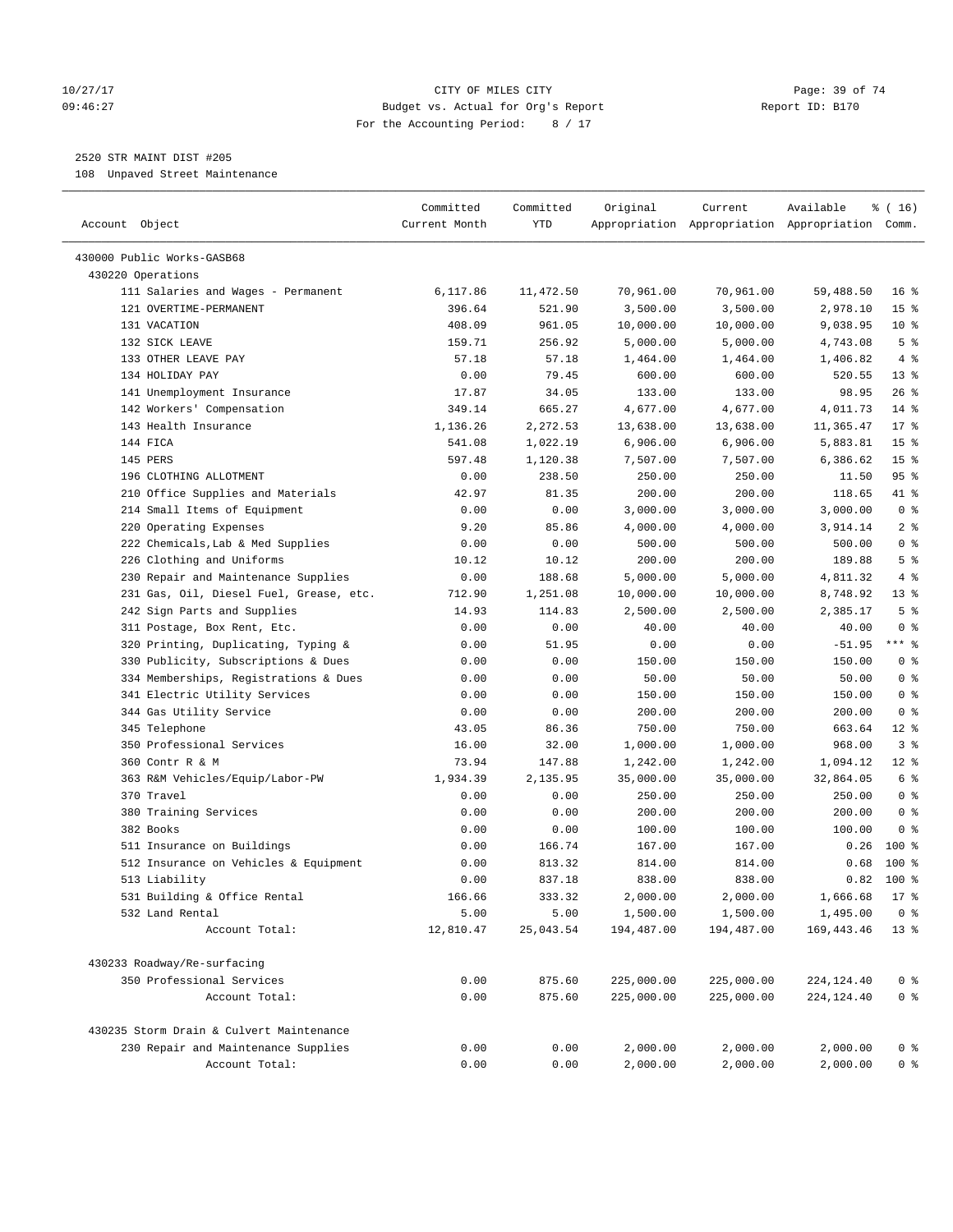10/27/17 CITY OF MILES CITY
09:46:27 Budget vs. Actual for Org's Report Report ID: B170
For the Accounting Period: 8 / 17

2520 STR MAINT DIST #205
108 Unpaved Street Maintenance

| Account Object | Committed Current Month | Committed YTD | Original Appropriation | Current Appropriation | Available Appropriation | % ( 16) Comm. |
|---|---|---|---|---|---|---|
| 430000 Public Works-GASB68 | | | | | | |
| 430220 Operations | | | | | | |
| 111 Salaries and Wages - Permanent | 6,117.86 | 11,472.50 | 70,961.00 | 70,961.00 | 59,488.50 | 16 % |
| 121 OVERTIME-PERMANENT | 396.64 | 521.90 | 3,500.00 | 3,500.00 | 2,978.10 | 15 % |
| 131 VACATION | 408.09 | 961.05 | 10,000.00 | 10,000.00 | 9,038.95 | 10 % |
| 132 SICK LEAVE | 159.71 | 256.92 | 5,000.00 | 5,000.00 | 4,743.08 | 5 % |
| 133 OTHER LEAVE PAY | 57.18 | 57.18 | 1,464.00 | 1,464.00 | 1,406.82 | 4 % |
| 134 HOLIDAY PAY | 0.00 | 79.45 | 600.00 | 600.00 | 520.55 | 13 % |
| 141 Unemployment Insurance | 17.87 | 34.05 | 133.00 | 133.00 | 98.95 | 26 % |
| 142 Workers' Compensation | 349.14 | 665.27 | 4,677.00 | 4,677.00 | 4,011.73 | 14 % |
| 143 Health Insurance | 1,136.26 | 2,272.53 | 13,638.00 | 13,638.00 | 11,365.47 | 17 % |
| 144 FICA | 541.08 | 1,022.19 | 6,906.00 | 6,906.00 | 5,883.81 | 15 % |
| 145 PERS | 597.48 | 1,120.38 | 7,507.00 | 7,507.00 | 6,386.62 | 15 % |
| 196 CLOTHING ALLOTMENT | 0.00 | 238.50 | 250.00 | 250.00 | 11.50 | 95 % |
| 210 Office Supplies and Materials | 42.97 | 81.35 | 200.00 | 200.00 | 118.65 | 41 % |
| 214 Small Items of Equipment | 0.00 | 0.00 | 3,000.00 | 3,000.00 | 3,000.00 | 0 % |
| 220 Operating Expenses | 9.20 | 85.86 | 4,000.00 | 4,000.00 | 3,914.14 | 2 % |
| 222 Chemicals,Lab & Med Supplies | 0.00 | 0.00 | 500.00 | 500.00 | 500.00 | 0 % |
| 226 Clothing and Uniforms | 10.12 | 10.12 | 200.00 | 200.00 | 189.88 | 5 % |
| 230 Repair and Maintenance Supplies | 0.00 | 188.68 | 5,000.00 | 5,000.00 | 4,811.32 | 4 % |
| 231 Gas, Oil, Diesel Fuel, Grease, etc. | 712.90 | 1,251.08 | 10,000.00 | 10,000.00 | 8,748.92 | 13 % |
| 242 Sign Parts and Supplies | 14.93 | 114.83 | 2,500.00 | 2,500.00 | 2,385.17 | 5 % |
| 311 Postage, Box Rent, Etc. | 0.00 | 0.00 | 40.00 | 40.00 | 40.00 | 0 % |
| 320 Printing, Duplicating, Typing & | 0.00 | 51.95 | 0.00 | 0.00 | -51.95 | *** % |
| 330 Publicity, Subscriptions & Dues | 0.00 | 0.00 | 150.00 | 150.00 | 150.00 | 0 % |
| 334 Memberships, Registrations & Dues | 0.00 | 0.00 | 50.00 | 50.00 | 50.00 | 0 % |
| 341 Electric Utility Services | 0.00 | 0.00 | 150.00 | 150.00 | 150.00 | 0 % |
| 344 Gas Utility Service | 0.00 | 0.00 | 200.00 | 200.00 | 200.00 | 0 % |
| 345 Telephone | 43.05 | 86.36 | 750.00 | 750.00 | 663.64 | 12 % |
| 350 Professional Services | 16.00 | 32.00 | 1,000.00 | 1,000.00 | 968.00 | 3 % |
| 360 Contr R & M | 73.94 | 147.88 | 1,242.00 | 1,242.00 | 1,094.12 | 12 % |
| 363 R&M Vehicles/Equip/Labor-PW | 1,934.39 | 2,135.95 | 35,000.00 | 35,000.00 | 32,864.05 | 6 % |
| 370 Travel | 0.00 | 0.00 | 250.00 | 250.00 | 250.00 | 0 % |
| 380 Training Services | 0.00 | 0.00 | 200.00 | 200.00 | 200.00 | 0 % |
| 382 Books | 0.00 | 0.00 | 100.00 | 100.00 | 100.00 | 0 % |
| 511 Insurance on Buildings | 0.00 | 166.74 | 167.00 | 167.00 | 0.26 | 100 % |
| 512 Insurance on Vehicles & Equipment | 0.00 | 813.32 | 814.00 | 814.00 | 0.68 | 100 % |
| 513 Liability | 0.00 | 837.18 | 838.00 | 838.00 | 0.82 | 100 % |
| 531 Building & Office Rental | 166.66 | 333.32 | 2,000.00 | 2,000.00 | 1,666.68 | 17 % |
| 532 Land Rental | 5.00 | 5.00 | 1,500.00 | 1,500.00 | 1,495.00 | 0 % |
| Account Total: | 12,810.47 | 25,043.54 | 194,487.00 | 194,487.00 | 169,443.46 | 13 % |
| 430233 Roadway/Re-surfacing | | | | | | |
| 350 Professional Services | 0.00 | 875.60 | 225,000.00 | 225,000.00 | 224,124.40 | 0 % |
| Account Total: | 0.00 | 875.60 | 225,000.00 | 225,000.00 | 224,124.40 | 0 % |
| 430235 Storm Drain & Culvert Maintenance | | | | | | |
| 230 Repair and Maintenance Supplies | 0.00 | 0.00 | 2,000.00 | 2,000.00 | 2,000.00 | 0 % |
| Account Total: | 0.00 | 0.00 | 2,000.00 | 2,000.00 | 2,000.00 | 0 % |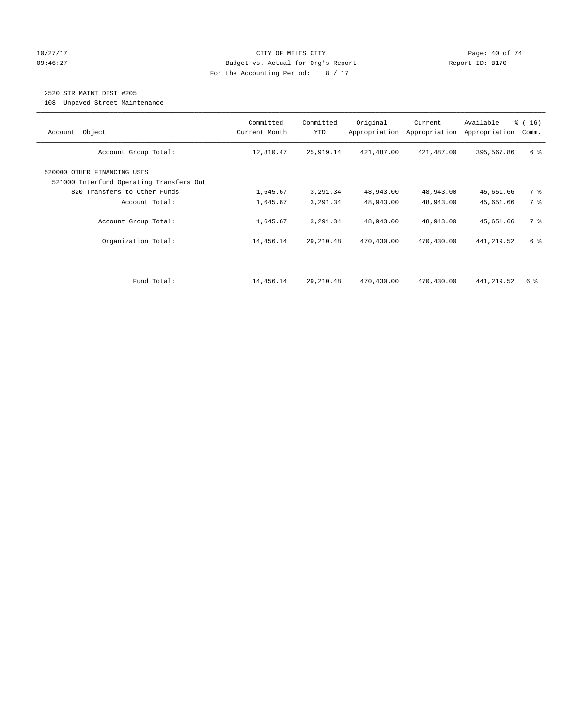CITY OF MILES CITY
Budget vs. Actual for Org's Report
For the Accounting Period: 8 / 17

10/27/17
09:46:27

Report ID: B170

2520 STR MAINT DIST #205
108 Unpaved Street Maintenance

| Account Object | Committed Current Month | Committed YTD | Original Appropriation | Current Appropriation | Available Appropriation | % ( 16) Comm. |
|---|---|---|---|---|---|---|
| Account Group Total: | 12,810.47 | 25,919.14 | 421,487.00 | 421,487.00 | 395,567.86 | 6 % |
| 520000 OTHER FINANCING USES | | | | | | |
| 521000 Interfund Operating Transfers Out | | | | | | |
| 820 Transfers to Other Funds | 1,645.67 | 3,291.34 | 48,943.00 | 48,943.00 | 45,651.66 | 7 % |
| Account Total: | 1,645.67 | 3,291.34 | 48,943.00 | 48,943.00 | 45,651.66 | 7 % |
| Account Group Total: | 1,645.67 | 3,291.34 | 48,943.00 | 48,943.00 | 45,651.66 | 7 % |
| Organization Total: | 14,456.14 | 29,210.48 | 470,430.00 | 470,430.00 | 441,219.52 | 6 % |
| Fund Total: | 14,456.14 | 29,210.48 | 470,430.00 | 470,430.00 | 441,219.52 | 6 % |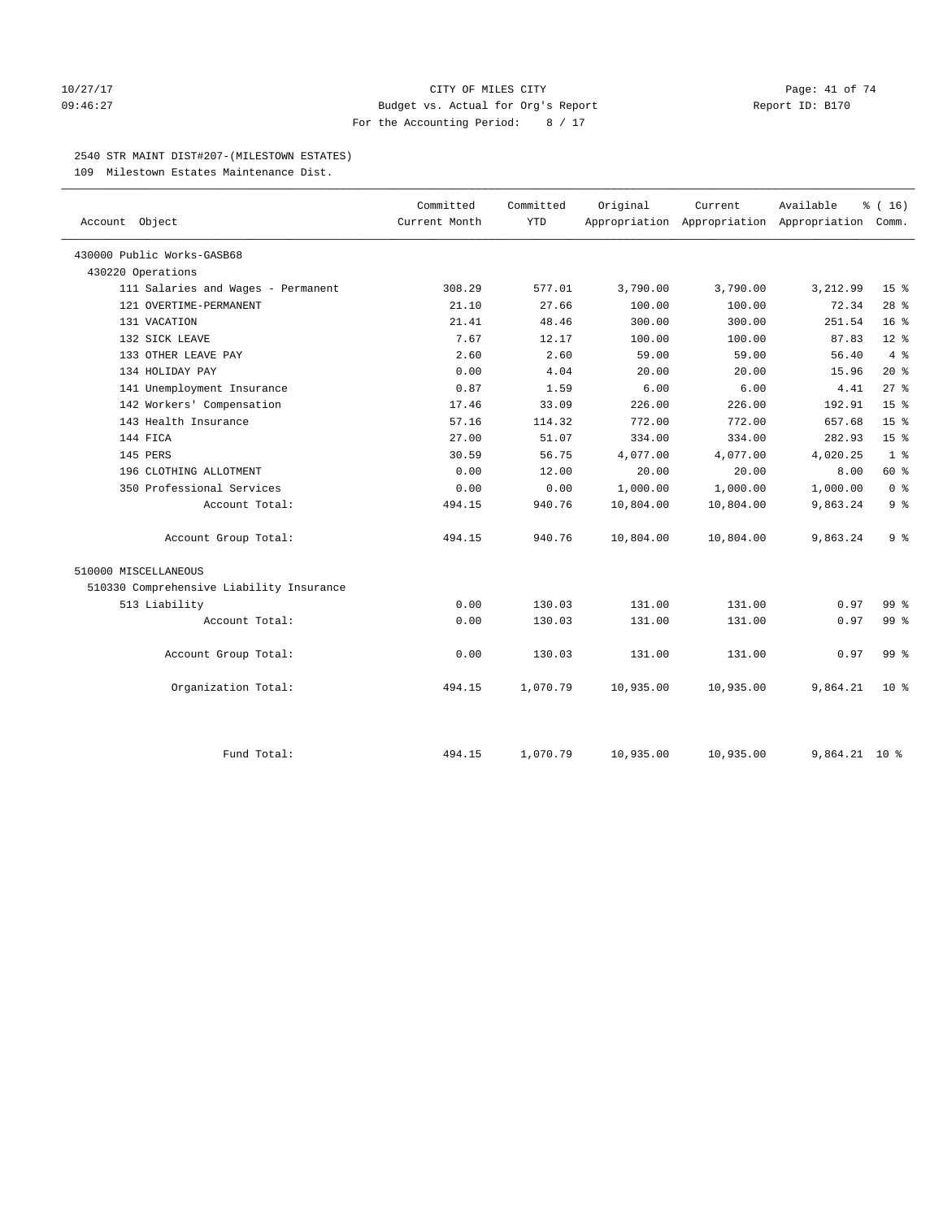CITY OF MILES CITY
Budget vs. Actual for Org's Report
For the Accounting Period: 8 / 17

10/27/17
09:46:27

Report ID: B170

2540 STR MAINT DIST#207-(MILESTOWN ESTATES)
109 Milestown Estates Maintenance Dist.

| Account Object | Committed Current Month | Committed YTD | Original Appropriation | Current Appropriation | Available Appropriation | % ( 16) Comm. |
|---|---|---|---|---|---|---|
| 430000 Public Works-GASB68 | | | | | | |
| 430220 Operations | | | | | | |
| 111 Salaries and Wages - Permanent | 308.29 | 577.01 | 3,790.00 | 3,790.00 | 3,212.99 | 15 % |
| 121 OVERTIME-PERMANENT | 21.10 | 27.66 | 100.00 | 100.00 | 72.34 | 28 % |
| 131 VACATION | 21.41 | 48.46 | 300.00 | 300.00 | 251.54 | 16 % |
| 132 SICK LEAVE | 7.67 | 12.17 | 100.00 | 100.00 | 87.83 | 12 % |
| 133 OTHER LEAVE PAY | 2.60 | 2.60 | 59.00 | 59.00 | 56.40 | 4 % |
| 134 HOLIDAY PAY | 0.00 | 4.04 | 20.00 | 20.00 | 15.96 | 20 % |
| 141 Unemployment Insurance | 0.87 | 1.59 | 6.00 | 6.00 | 4.41 | 27 % |
| 142 Workers' Compensation | 17.46 | 33.09 | 226.00 | 226.00 | 192.91 | 15 % |
| 143 Health Insurance | 57.16 | 114.32 | 772.00 | 772.00 | 657.68 | 15 % |
| 144 FICA | 27.00 | 51.07 | 334.00 | 334.00 | 282.93 | 15 % |
| 145 PERS | 30.59 | 56.75 | 4,077.00 | 4,077.00 | 4,020.25 | 1 % |
| 196 CLOTHING ALLOTMENT | 0.00 | 12.00 | 20.00 | 20.00 | 8.00 | 60 % |
| 350 Professional Services | 0.00 | 0.00 | 1,000.00 | 1,000.00 | 1,000.00 | 0 % |
| Account Total: | 494.15 | 940.76 | 10,804.00 | 10,804.00 | 9,863.24 | 9 % |
| Account Group Total: | 494.15 | 940.76 | 10,804.00 | 10,804.00 | 9,863.24 | 9 % |
| 510000 MISCELLANEOUS | | | | | | |
| 510330 Comprehensive Liability Insurance | | | | | | |
| 513 Liability | 0.00 | 130.03 | 131.00 | 131.00 | 0.97 | 99 % |
| Account Total: | 0.00 | 130.03 | 131.00 | 131.00 | 0.97 | 99 % |
| Account Group Total: | 0.00 | 130.03 | 131.00 | 131.00 | 0.97 | 99 % |
| Organization Total: | 494.15 | 1,070.79 | 10,935.00 | 10,935.00 | 9,864.21 | 10 % |
| Fund Total: | 494.15 | 1,070.79 | 10,935.00 | 10,935.00 | 9,864.21 | 10 % |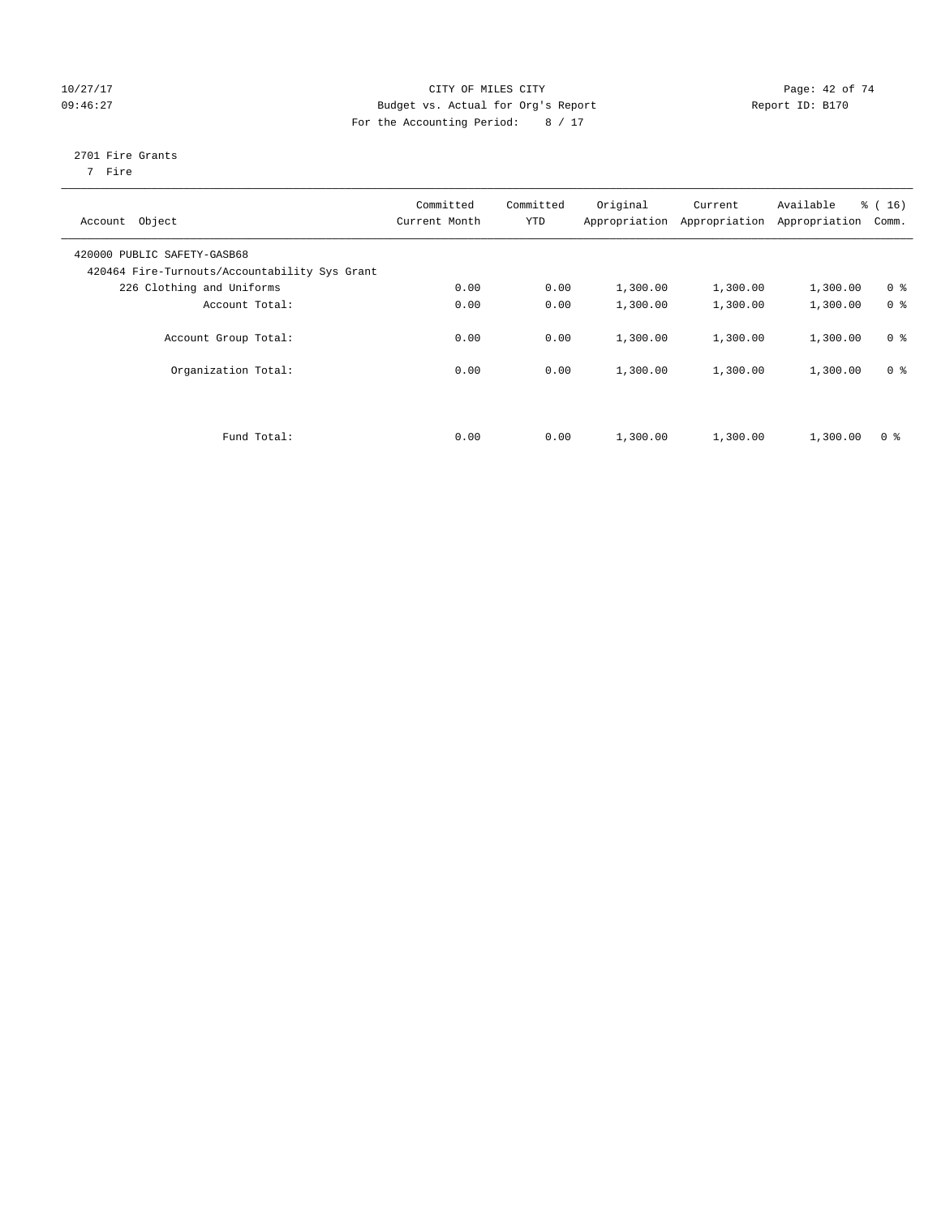10/27/17 CITY OF MILES CITY
09:46:27 Budget vs. Actual for Org's Report Report ID: B170
For the Accounting Period: 8 / 17

2701 Fire Grants
7 Fire

| Account Object | Committed Current Month | Committed YTD | Original Appropriation | Current Appropriation | Available Appropriation | % ( 16) Comm. |
|---|---|---|---|---|---|---|
| 420000 PUBLIC SAFETY-GASB68 | | | | | | |
| 420464 Fire-Turnouts/Accountability Sys Grant | | | | | | |
| 226 Clothing and Uniforms | 0.00 | 0.00 | 1,300.00 | 1,300.00 | 1,300.00 | 0 % |
| Account Total: | 0.00 | 0.00 | 1,300.00 | 1,300.00 | 1,300.00 | 0 % |
| Account Group Total: | 0.00 | 0.00 | 1,300.00 | 1,300.00 | 1,300.00 | 0 % |
| Organization Total: | 0.00 | 0.00 | 1,300.00 | 1,300.00 | 1,300.00 | 0 % |
| Fund Total: | 0.00 | 0.00 | 1,300.00 | 1,300.00 | 1,300.00 | 0 % |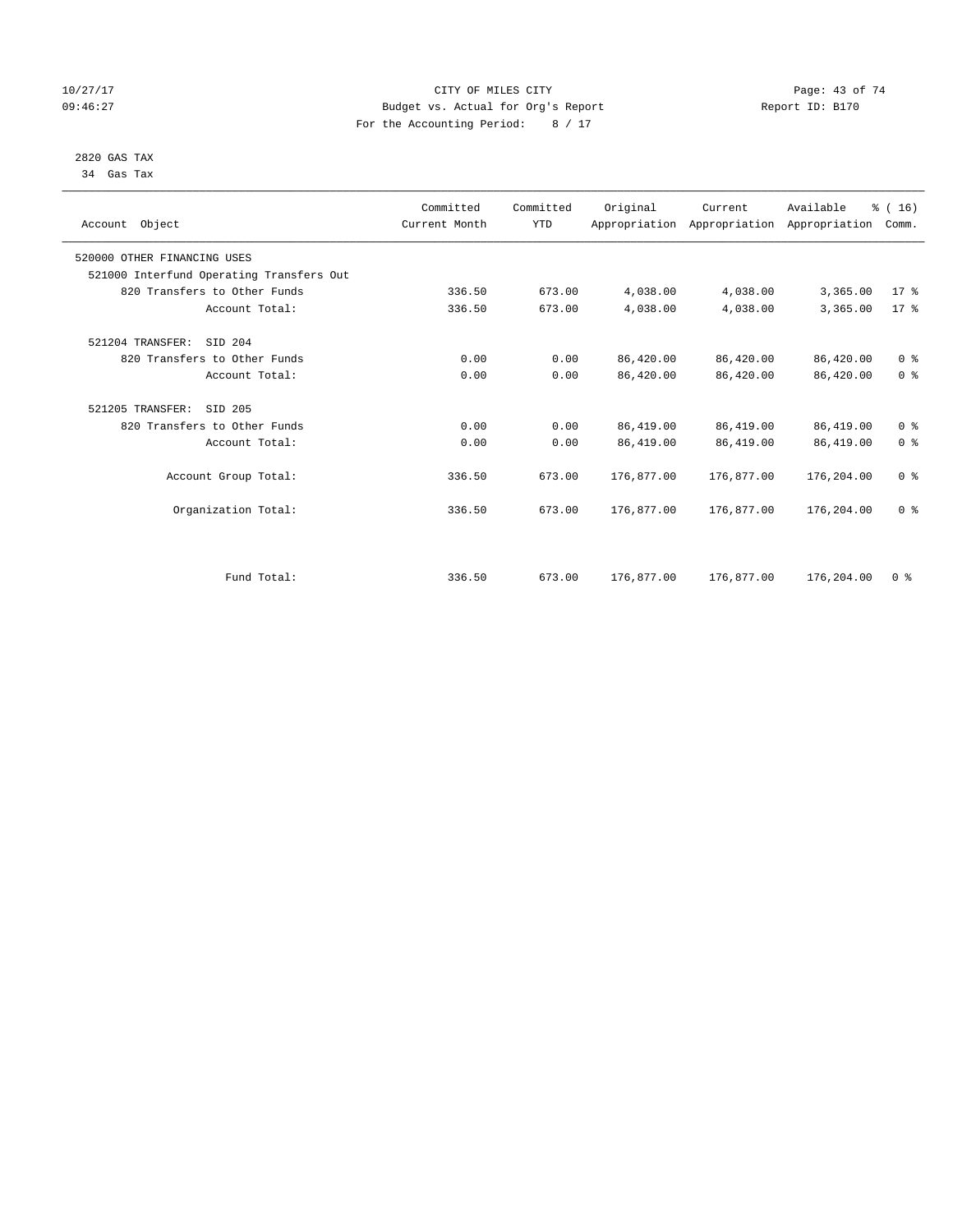CITY OF MILES CITY
Budget vs. Actual for Org's Report
For the Accounting Period: 8 / 17

10/27/17
09:46:27

Report ID: B170

2820 GAS TAX
34 Gas Tax

| Account Object | Committed Current Month | Committed YTD | Original Appropriation | Current Appropriation | Available Appropriation | % ( 16) Comm. |
|---|---|---|---|---|---|---|
| 520000 OTHER FINANCING USES | | | | | | |
| 521000 Interfund Operating Transfers Out | | | | | | |
| 820 Transfers to Other Funds | 336.50 | 673.00 | 4,038.00 | 4,038.00 | 3,365.00 | 17 % |
| Account Total: | 336.50 | 673.00 | 4,038.00 | 4,038.00 | 3,365.00 | 17 % |
| 521204 TRANSFER: SID 204 | | | | | | |
| 820 Transfers to Other Funds | 0.00 | 0.00 | 86,420.00 | 86,420.00 | 86,420.00 | 0 % |
| Account Total: | 0.00 | 0.00 | 86,420.00 | 86,420.00 | 86,420.00 | 0 % |
| 521205 TRANSFER: SID 205 | | | | | | |
| 820 Transfers to Other Funds | 0.00 | 0.00 | 86,419.00 | 86,419.00 | 86,419.00 | 0 % |
| Account Total: | 0.00 | 0.00 | 86,419.00 | 86,419.00 | 86,419.00 | 0 % |
| Account Group Total: | 336.50 | 673.00 | 176,877.00 | 176,877.00 | 176,204.00 | 0 % |
| Organization Total: | 336.50 | 673.00 | 176,877.00 | 176,877.00 | 176,204.00 | 0 % |
| Fund Total: | 336.50 | 673.00 | 176,877.00 | 176,877.00 | 176,204.00 | 0 % |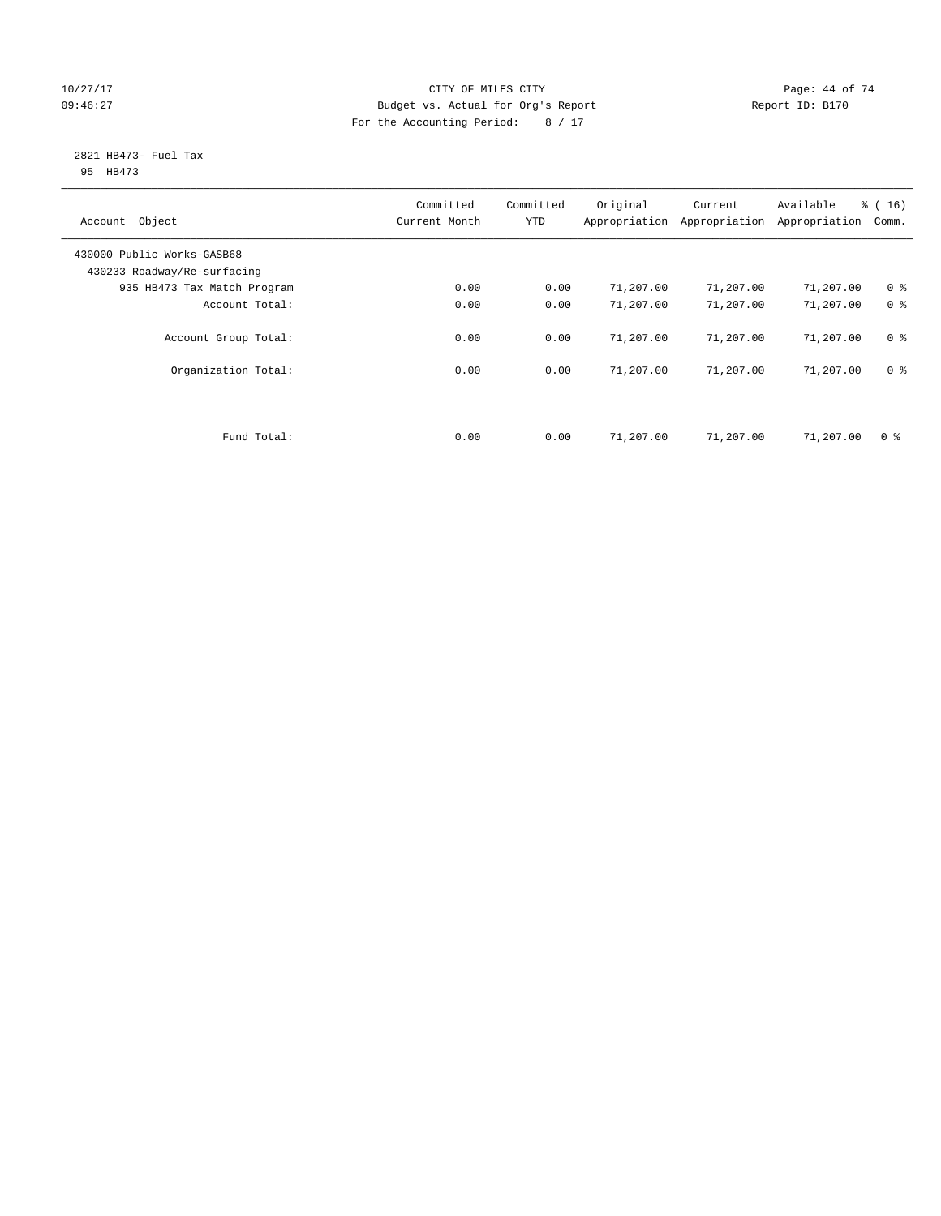CITY OF MILES CITY
Budget vs. Actual for Org's Report
For the Accounting Period: 8 / 17

10/27/17
09:46:27

Report ID: B170

2821 HB473- Fuel Tax
95 HB473

| Account Object | Committed Current Month | Committed YTD | Original Appropriation | Current Appropriation | Available Appropriation | % ( 16) Comm. |
|---|---|---|---|---|---|---|
| 430000 Public Works-GASB68 | | | | | | |
| 430233 Roadway/Re-surfacing | | | | | | |
| 935 HB473 Tax Match Program | 0.00 | 0.00 | 71,207.00 | 71,207.00 | 71,207.00 | 0 % |
| Account Total: | 0.00 | 0.00 | 71,207.00 | 71,207.00 | 71,207.00 | 0 % |
| Account Group Total: | 0.00 | 0.00 | 71,207.00 | 71,207.00 | 71,207.00 | 0 % |
| Organization Total: | 0.00 | 0.00 | 71,207.00 | 71,207.00 | 71,207.00 | 0 % |
| Fund Total: | 0.00 | 0.00 | 71,207.00 | 71,207.00 | 71,207.00 | 0 % |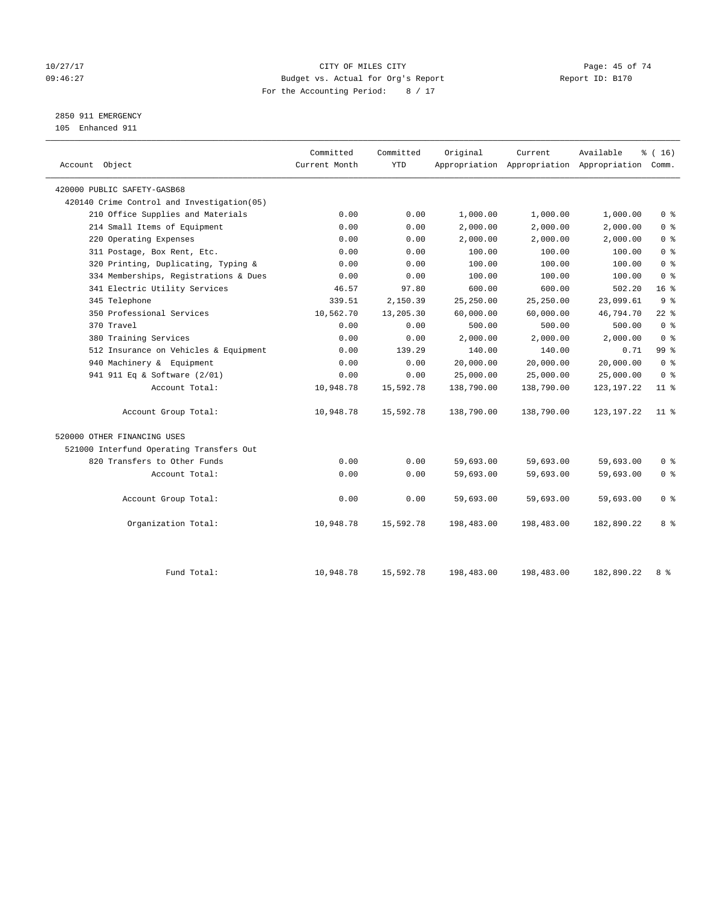CITY OF MILES CITY
Budget vs. Actual for Org's Report
For the Accounting Period: 8 / 17

10/27/17
09:46:27

Report ID: B170

2850 911 EMERGENCY
105 Enhanced 911

| Account Object | Committed Current Month | Committed YTD | Original Appropriation | Current Appropriation | Available Appropriation | % ( 16) Comm. |
|---|---|---|---|---|---|---|
| 420000 PUBLIC SAFETY-GASB68 | | | | | | |
| 420140 Crime Control and Investigation(05) | | | | | | |
| 210 Office Supplies and Materials | 0.00 | 0.00 | 1,000.00 | 1,000.00 | 1,000.00 | 0 % |
| 214 Small Items of Equipment | 0.00 | 0.00 | 2,000.00 | 2,000.00 | 2,000.00 | 0 % |
| 220 Operating Expenses | 0.00 | 0.00 | 2,000.00 | 2,000.00 | 2,000.00 | 0 % |
| 311 Postage, Box Rent, Etc. | 0.00 | 0.00 | 100.00 | 100.00 | 100.00 | 0 % |
| 320 Printing, Duplicating, Typing & | 0.00 | 0.00 | 100.00 | 100.00 | 100.00 | 0 % |
| 334 Memberships, Registrations & Dues | 0.00 | 0.00 | 100.00 | 100.00 | 100.00 | 0 % |
| 341 Electric Utility Services | 46.57 | 97.80 | 600.00 | 600.00 | 502.20 | 16 % |
| 345 Telephone | 339.51 | 2,150.39 | 25,250.00 | 25,250.00 | 23,099.61 | 9 % |
| 350 Professional Services | 10,562.70 | 13,205.30 | 60,000.00 | 60,000.00 | 46,794.70 | 22 % |
| 370 Travel | 0.00 | 0.00 | 500.00 | 500.00 | 500.00 | 0 % |
| 380 Training Services | 0.00 | 0.00 | 2,000.00 | 2,000.00 | 2,000.00 | 0 % |
| 512 Insurance on Vehicles & Equipment | 0.00 | 139.29 | 140.00 | 140.00 | 0.71 | 99 % |
| 940 Machinery & Equipment | 0.00 | 0.00 | 20,000.00 | 20,000.00 | 20,000.00 | 0 % |
| 941 911 Eq & Software (2/01) | 0.00 | 0.00 | 25,000.00 | 25,000.00 | 25,000.00 | 0 % |
| Account Total: | 10,948.78 | 15,592.78 | 138,790.00 | 138,790.00 | 123,197.22 | 11 % |
| Account Group Total: | 10,948.78 | 15,592.78 | 138,790.00 | 138,790.00 | 123,197.22 | 11 % |
| 520000 OTHER FINANCING USES | | | | | | |
| 521000 Interfund Operating Transfers Out | | | | | | |
| 820 Transfers to Other Funds | 0.00 | 0.00 | 59,693.00 | 59,693.00 | 59,693.00 | 0 % |
| Account Total: | 0.00 | 0.00 | 59,693.00 | 59,693.00 | 59,693.00 | 0 % |
| Account Group Total: | 0.00 | 0.00 | 59,693.00 | 59,693.00 | 59,693.00 | 0 % |
| Organization Total: | 10,948.78 | 15,592.78 | 198,483.00 | 198,483.00 | 182,890.22 | 8 % |
| Fund Total: | 10,948.78 | 15,592.78 | 198,483.00 | 198,483.00 | 182,890.22 | 8 % |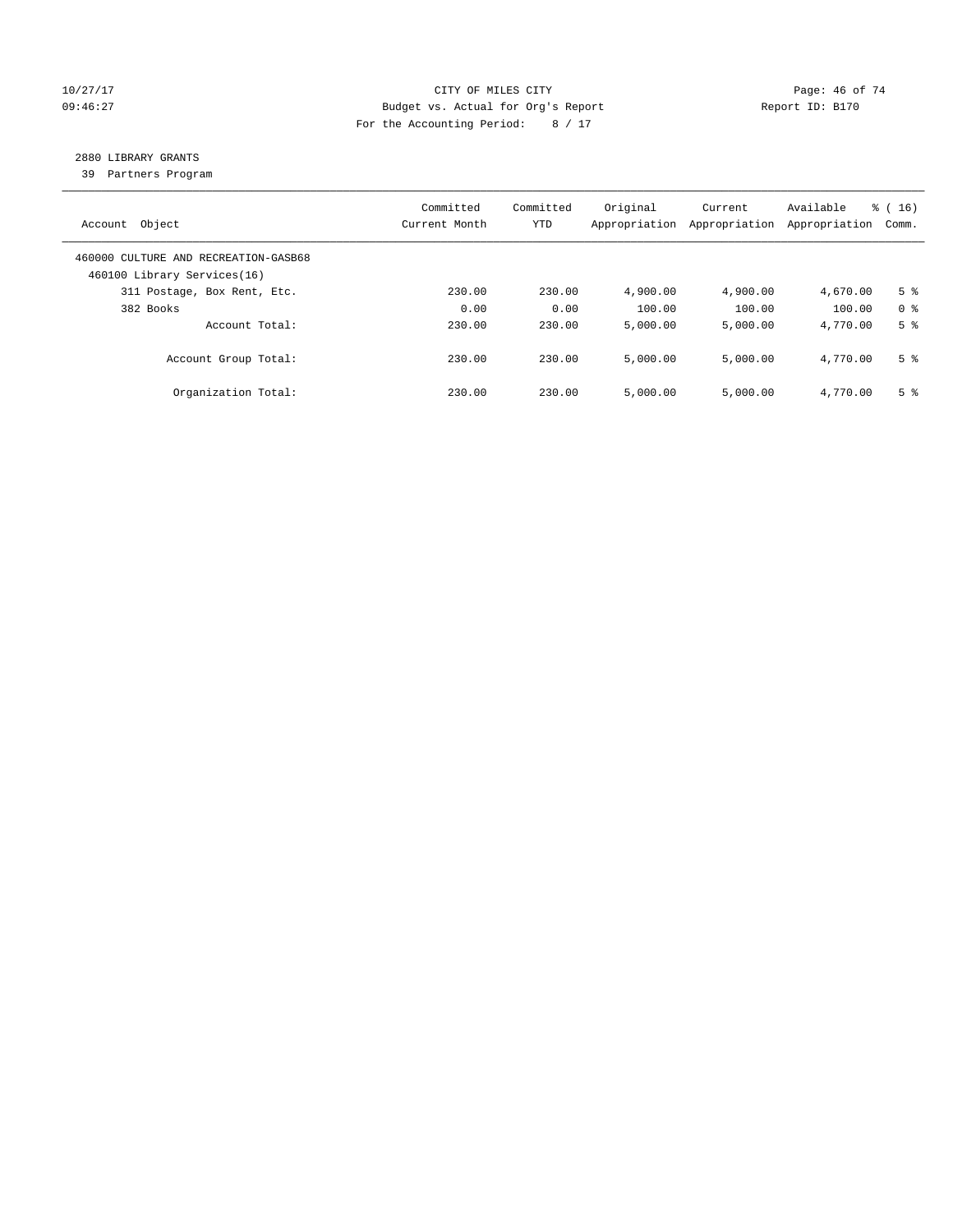CITY OF MILES CITY
Budget vs. Actual for Org's Report
For the Accounting Period: 8 / 17

10/27/17
09:46:27

Report ID: B170

## 2880 LIBRARY GRANTS

39 Partners Program

| Account Object | Committed Current Month | Committed YTD | Original Appropriation | Current Appropriation | Available Appropriation | % ( 16) Comm. |
|---|---|---|---|---|---|---|
| 460000 CULTURE AND RECREATION-GASB68 | | | | | | |
| 460100 Library Services(16) | | | | | | |
| 311 Postage, Box Rent, Etc. | 230.00 | 230.00 | 4,900.00 | 4,900.00 | 4,670.00 | 5 % |
| 382 Books | 0.00 | 0.00 | 100.00 | 100.00 | 100.00 | 0 % |
| Account Total: | 230.00 | 230.00 | 5,000.00 | 5,000.00 | 4,770.00 | 5 % |
| Account Group Total: | 230.00 | 230.00 | 5,000.00 | 5,000.00 | 4,770.00 | 5 % |
| Organization Total: | 230.00 | 230.00 | 5,000.00 | 5,000.00 | 4,770.00 | 5 % |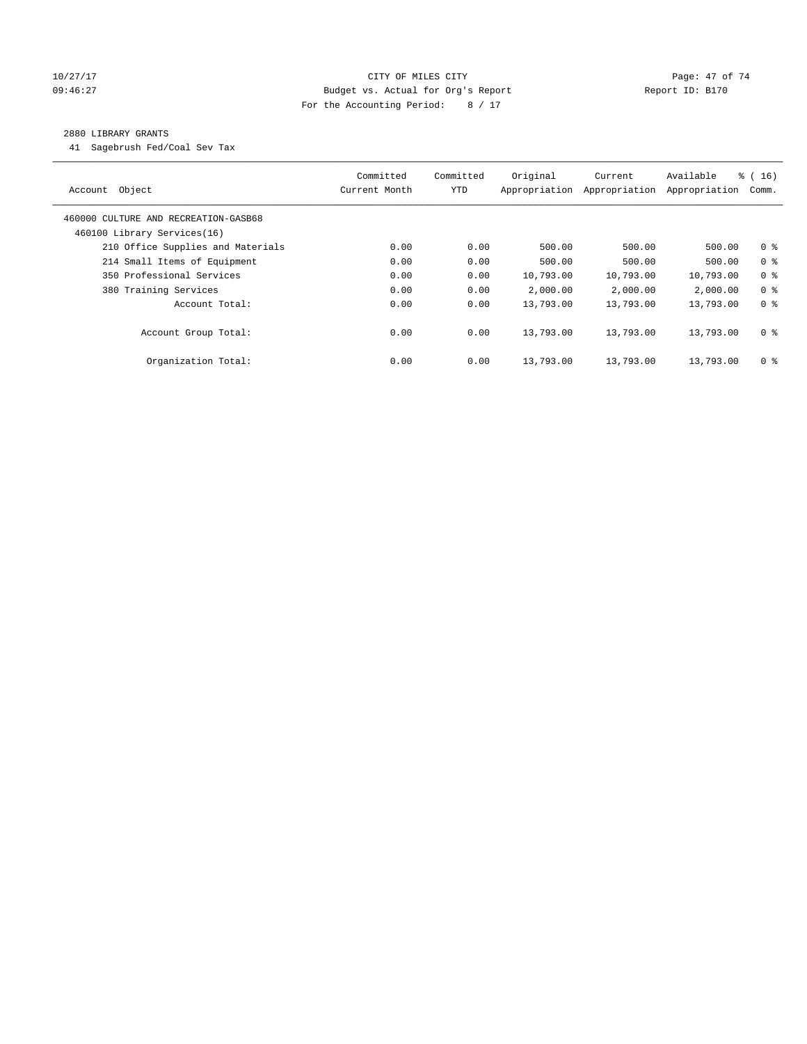CITY OF MILES CITY
Budget vs. Actual for Org's Report
For the Accounting Period: 8 / 17

10/27/17
09:46:27

Report ID: B170

2880 LIBRARY GRANTS

41 Sagebrush Fed/Coal Sev Tax

| Account Object | Committed Current Month | Committed YTD | Original Appropriation | Current Appropriation | Available Appropriation | % ( 16) Comm. |
|---|---|---|---|---|---|---|
| 460000 CULTURE AND RECREATION-GASB68 | | | | | | |
| 460100 Library Services(16) | | | | | | |
| 210 Office Supplies and Materials | 0.00 | 0.00 | 500.00 | 500.00 | 500.00 | 0 % |
| 214 Small Items of Equipment | 0.00 | 0.00 | 500.00 | 500.00 | 500.00 | 0 % |
| 350 Professional Services | 0.00 | 0.00 | 10,793.00 | 10,793.00 | 10,793.00 | 0 % |
| 380 Training Services | 0.00 | 0.00 | 2,000.00 | 2,000.00 | 2,000.00 | 0 % |
| Account Total: | 0.00 | 0.00 | 13,793.00 | 13,793.00 | 13,793.00 | 0 % |
| Account Group Total: | 0.00 | 0.00 | 13,793.00 | 13,793.00 | 13,793.00 | 0 % |
| Organization Total: | 0.00 | 0.00 | 13,793.00 | 13,793.00 | 13,793.00 | 0 % |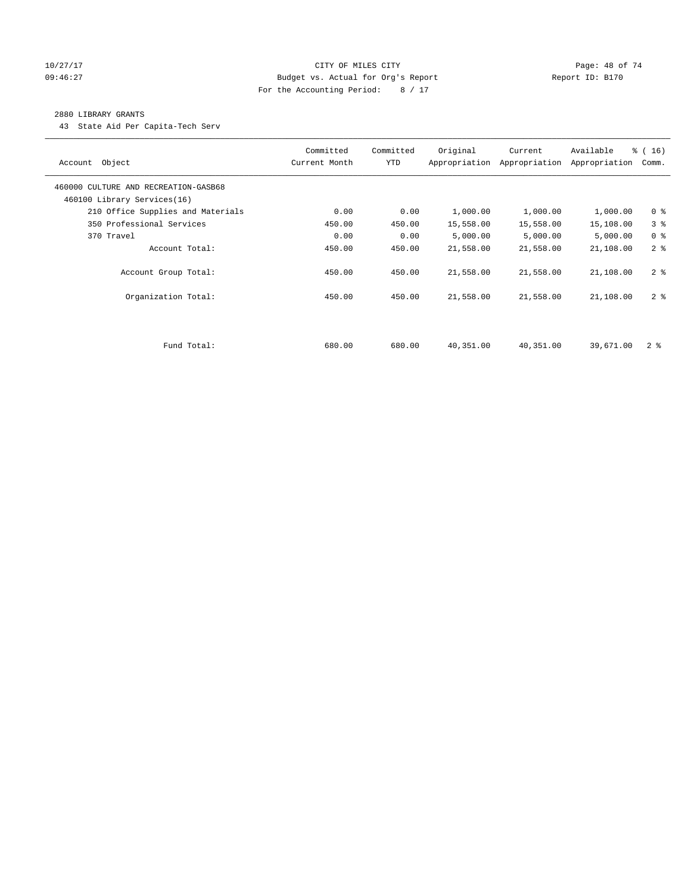CITY OF MILES CITY
Budget vs. Actual for Org's Report
For the Accounting Period: 8 / 17

10/27/17
09:46:27

Report ID: B170

2880 LIBRARY GRANTS

43 State Aid Per Capita-Tech Serv

| Account Object | Committed Current Month | Committed YTD | Original Appropriation | Current Appropriation | Available Appropriation | % ( 16) Comm. |
|---|---|---|---|---|---|---|
| 460000 CULTURE AND RECREATION-GASB68 | | | | | | |
| 460100 Library Services(16) | | | | | | |
| 210 Office Supplies and Materials | 0.00 | 0.00 | 1,000.00 | 1,000.00 | 1,000.00 | 0 % |
| 350 Professional Services | 450.00 | 450.00 | 15,558.00 | 15,558.00 | 15,108.00 | 3 % |
| 370 Travel | 0.00 | 0.00 | 5,000.00 | 5,000.00 | 5,000.00 | 0 % |
| Account Total: | 450.00 | 450.00 | 21,558.00 | 21,558.00 | 21,108.00 | 2 % |
| Account Group Total: | 450.00 | 450.00 | 21,558.00 | 21,558.00 | 21,108.00 | 2 % |
| Organization Total: | 450.00 | 450.00 | 21,558.00 | 21,558.00 | 21,108.00 | 2 % |
| Fund Total: | 680.00 | 680.00 | 40,351.00 | 40,351.00 | 39,671.00 | 2 % |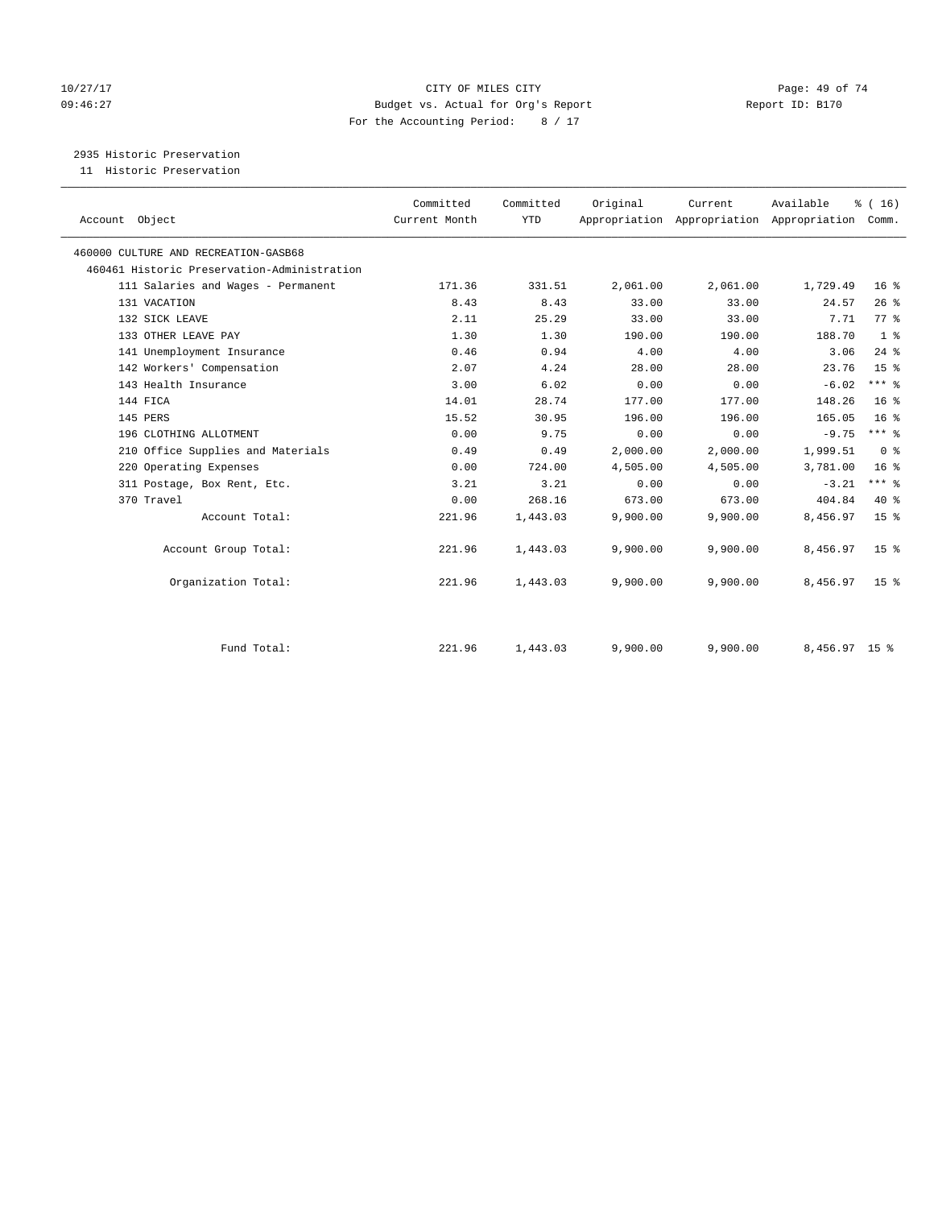CITY OF MILES CITY
Budget vs. Actual for Org's Report
For the Accounting Period: 8 / 17

10/27/17
09:46:27

Report ID: B170

## 2935 Historic Preservation

11 Historic Preservation

| Account Object | Committed Current Month | Committed YTD | Original Appropriation | Current Appropriation | Available Appropriation | % ( 16) Comm. |
|---|---|---|---|---|---|---|
| 460000 CULTURE AND RECREATION-GASB68 | | | | | | |
| 460461 Historic Preservation-Administration | | | | | | |
| 111 Salaries and Wages - Permanent | 171.36 | 331.51 | 2,061.00 | 2,061.00 | 1,729.49 | 16 % |
| 131 VACATION | 8.43 | 8.43 | 33.00 | 33.00 | 24.57 | 26 % |
| 132 SICK LEAVE | 2.11 | 25.29 | 33.00 | 33.00 | 7.71 | 77 % |
| 133 OTHER LEAVE PAY | 1.30 | 1.30 | 190.00 | 190.00 | 188.70 | 1 % |
| 141 Unemployment Insurance | 0.46 | 0.94 | 4.00 | 4.00 | 3.06 | 24 % |
| 142 Workers' Compensation | 2.07 | 4.24 | 28.00 | 28.00 | 23.76 | 15 % |
| 143 Health Insurance | 3.00 | 6.02 | 0.00 | 0.00 | -6.02 | *** % |
| 144 FICA | 14.01 | 28.74 | 177.00 | 177.00 | 148.26 | 16 % |
| 145 PERS | 15.52 | 30.95 | 196.00 | 196.00 | 165.05 | 16 % |
| 196 CLOTHING ALLOTMENT | 0.00 | 9.75 | 0.00 | 0.00 | -9.75 | *** % |
| 210 Office Supplies and Materials | 0.49 | 0.49 | 2,000.00 | 2,000.00 | 1,999.51 | 0 % |
| 220 Operating Expenses | 0.00 | 724.00 | 4,505.00 | 4,505.00 | 3,781.00 | 16 % |
| 311 Postage, Box Rent, Etc. | 3.21 | 3.21 | 0.00 | 0.00 | -3.21 | *** % |
| 370 Travel | 0.00 | 268.16 | 673.00 | 673.00 | 404.84 | 40 % |
| Account Total: | 221.96 | 1,443.03 | 9,900.00 | 9,900.00 | 8,456.97 | 15 % |
| Account Group Total: | 221.96 | 1,443.03 | 9,900.00 | 9,900.00 | 8,456.97 | 15 % |
| Organization Total: | 221.96 | 1,443.03 | 9,900.00 | 9,900.00 | 8,456.97 | 15 % |
| Fund Total: | 221.96 | 1,443.03 | 9,900.00 | 9,900.00 | 8,456.97 | 15 % |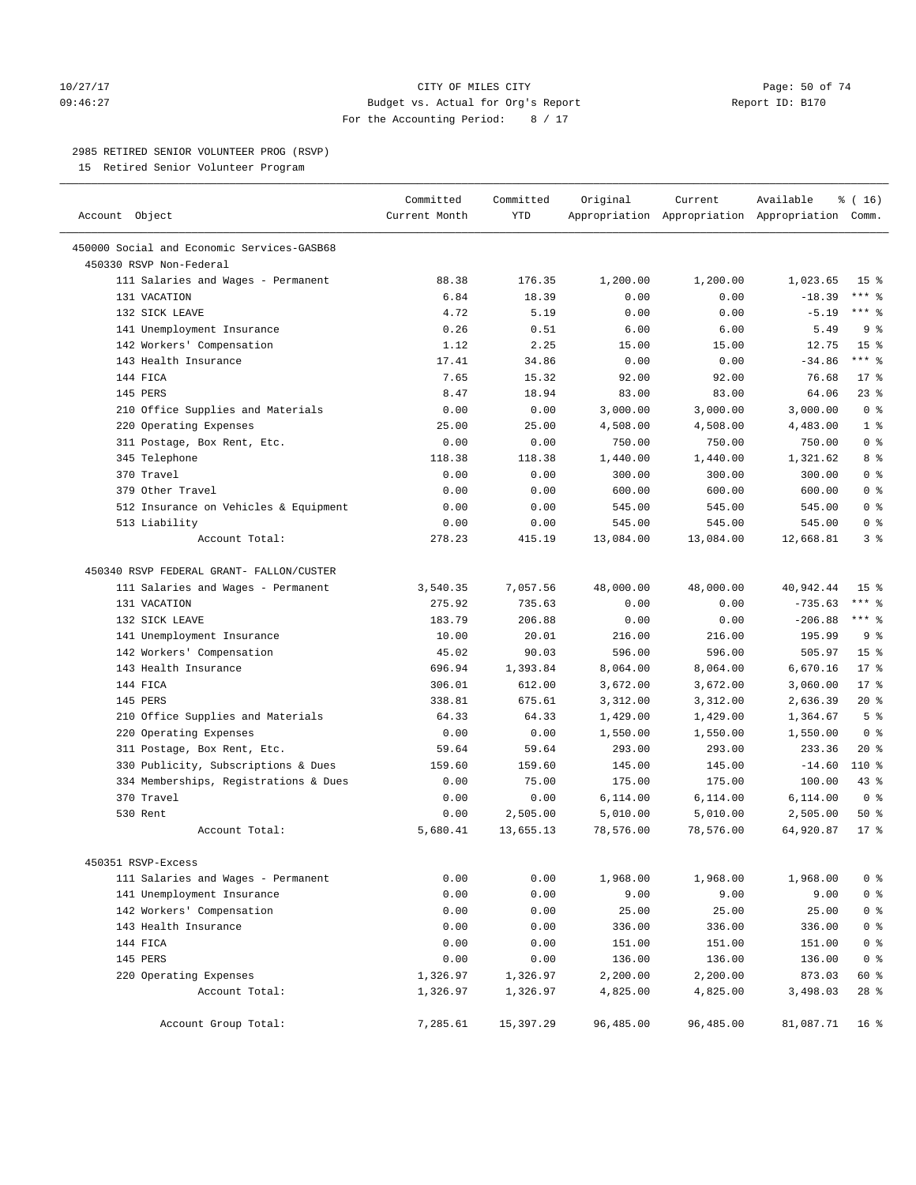CITY OF MILES CITY
Budget vs. Actual for Org's Report
For the Accounting Period: 8 / 17

10/27/17
09:46:27

Report ID: B170

2985 RETIRED SENIOR VOLUNTEER PROG (RSVP)
15 Retired Senior Volunteer Program

| Account Object | Committed Current Month | Committed YTD | Original Appropriation | Current Appropriation | Available Appropriation | % ( 16) Comm. |
|---|---|---|---|---|---|---|
| 450000 Social and Economic Services-GASB68 | | | | | | |
| 450330 RSVP Non-Federal | | | | | | |
| 111 Salaries and Wages - Permanent | 88.38 | 176.35 | 1,200.00 | 1,200.00 | 1,023.65 | 15 % |
| 131 VACATION | 6.84 | 18.39 | 0.00 | 0.00 | -18.39 | *** % |
| 132 SICK LEAVE | 4.72 | 5.19 | 0.00 | 0.00 | -5.19 | *** % |
| 141 Unemployment Insurance | 0.26 | 0.51 | 6.00 | 6.00 | 5.49 | 9 % |
| 142 Workers' Compensation | 1.12 | 2.25 | 15.00 | 15.00 | 12.75 | 15 % |
| 143 Health Insurance | 17.41 | 34.86 | 0.00 | 0.00 | -34.86 | *** % |
| 144 FICA | 7.65 | 15.32 | 92.00 | 92.00 | 76.68 | 17 % |
| 145 PERS | 8.47 | 18.94 | 83.00 | 83.00 | 64.06 | 23 % |
| 210 Office Supplies and Materials | 0.00 | 0.00 | 3,000.00 | 3,000.00 | 3,000.00 | 0 % |
| 220 Operating Expenses | 25.00 | 25.00 | 4,508.00 | 4,508.00 | 4,483.00 | 1 % |
| 311 Postage, Box Rent, Etc. | 0.00 | 0.00 | 750.00 | 750.00 | 750.00 | 0 % |
| 345 Telephone | 118.38 | 118.38 | 1,440.00 | 1,440.00 | 1,321.62 | 8 % |
| 370 Travel | 0.00 | 0.00 | 300.00 | 300.00 | 300.00 | 0 % |
| 379 Other Travel | 0.00 | 0.00 | 600.00 | 600.00 | 600.00 | 0 % |
| 512 Insurance on Vehicles & Equipment | 0.00 | 0.00 | 545.00 | 545.00 | 545.00 | 0 % |
| 513 Liability | 0.00 | 0.00 | 545.00 | 545.00 | 545.00 | 0 % |
| Account Total: | 278.23 | 415.19 | 13,084.00 | 13,084.00 | 12,668.81 | 3 % |
| 450340 RSVP FEDERAL GRANT- FALLON/CUSTER | | | | | | |
| 111 Salaries and Wages - Permanent | 3,540.35 | 7,057.56 | 48,000.00 | 48,000.00 | 40,942.44 | 15 % |
| 131 VACATION | 275.92 | 735.63 | 0.00 | 0.00 | -735.63 | *** % |
| 132 SICK LEAVE | 183.79 | 206.88 | 0.00 | 0.00 | -206.88 | *** % |
| 141 Unemployment Insurance | 10.00 | 20.01 | 216.00 | 216.00 | 195.99 | 9 % |
| 142 Workers' Compensation | 45.02 | 90.03 | 596.00 | 596.00 | 505.97 | 15 % |
| 143 Health Insurance | 696.94 | 1,393.84 | 8,064.00 | 8,064.00 | 6,670.16 | 17 % |
| 144 FICA | 306.01 | 612.00 | 3,672.00 | 3,672.00 | 3,060.00 | 17 % |
| 145 PERS | 338.81 | 675.61 | 3,312.00 | 3,312.00 | 2,636.39 | 20 % |
| 210 Office Supplies and Materials | 64.33 | 64.33 | 1,429.00 | 1,429.00 | 1,364.67 | 5 % |
| 220 Operating Expenses | 0.00 | 0.00 | 1,550.00 | 1,550.00 | 1,550.00 | 0 % |
| 311 Postage, Box Rent, Etc. | 59.64 | 59.64 | 293.00 | 293.00 | 233.36 | 20 % |
| 330 Publicity, Subscriptions & Dues | 159.60 | 159.60 | 145.00 | 145.00 | -14.60 | 110 % |
| 334 Memberships, Registrations & Dues | 0.00 | 75.00 | 175.00 | 175.00 | 100.00 | 43 % |
| 370 Travel | 0.00 | 0.00 | 6,114.00 | 6,114.00 | 6,114.00 | 0 % |
| 530 Rent | 0.00 | 2,505.00 | 5,010.00 | 5,010.00 | 2,505.00 | 50 % |
| Account Total: | 5,680.41 | 13,655.13 | 78,576.00 | 78,576.00 | 64,920.87 | 17 % |
| 450351 RSVP-Excess | | | | | | |
| 111 Salaries and Wages - Permanent | 0.00 | 0.00 | 1,968.00 | 1,968.00 | 1,968.00 | 0 % |
| 141 Unemployment Insurance | 0.00 | 0.00 | 9.00 | 9.00 | 9.00 | 0 % |
| 142 Workers' Compensation | 0.00 | 0.00 | 25.00 | 25.00 | 25.00 | 0 % |
| 143 Health Insurance | 0.00 | 0.00 | 336.00 | 336.00 | 336.00 | 0 % |
| 144 FICA | 0.00 | 0.00 | 151.00 | 151.00 | 151.00 | 0 % |
| 145 PERS | 0.00 | 0.00 | 136.00 | 136.00 | 136.00 | 0 % |
| 220 Operating Expenses | 1,326.97 | 1,326.97 | 2,200.00 | 2,200.00 | 873.03 | 60 % |
| Account Total: | 1,326.97 | 1,326.97 | 4,825.00 | 4,825.00 | 3,498.03 | 28 % |
| Account Group Total: | 7,285.61 | 15,397.29 | 96,485.00 | 96,485.00 | 81,087.71 | 16 % |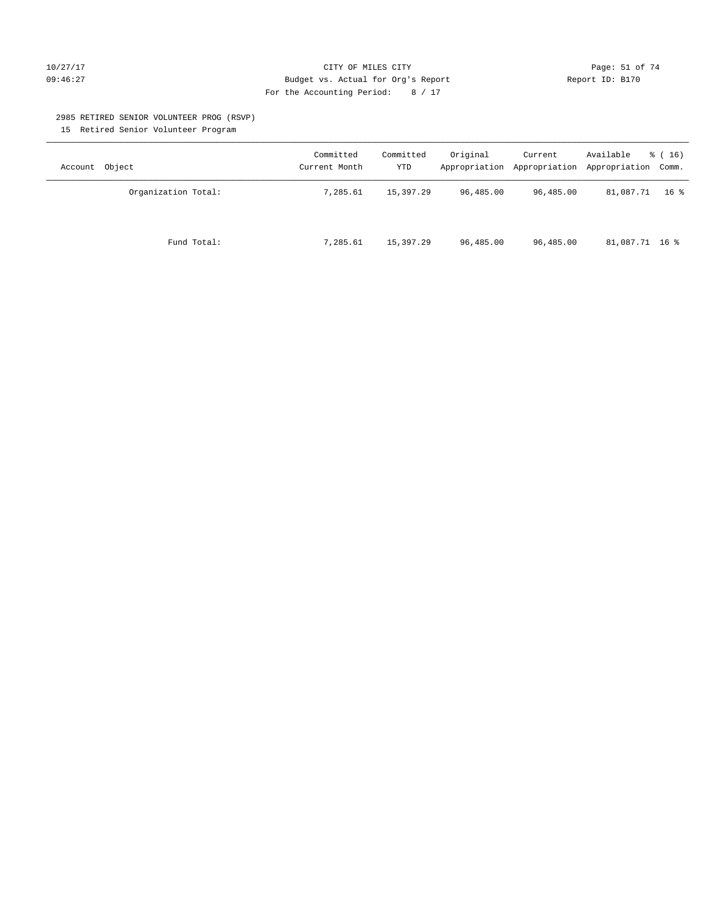CITY OF MILES CITY
Budget vs. Actual for Org's Report
For the Accounting Period: 8 / 17

10/27/17
09:46:27

Report ID: B170

2985 RETIRED SENIOR VOLUNTEER PROG (RSVP)

15 Retired Senior Volunteer Program

| Account Object | Committed Current Month | Committed YTD | Original Appropriation | Current Appropriation | Available Appropriation | % ( 16) Comm. |
|---|---|---|---|---|---|---|
| Organization Total: | 7,285.61 | 15,397.29 | 96,485.00 | 96,485.00 | 81,087.71 | 16 % |
| Fund Total: | 7,285.61 | 15,397.29 | 96,485.00 | 96,485.00 | 81,087.71 | 16 % |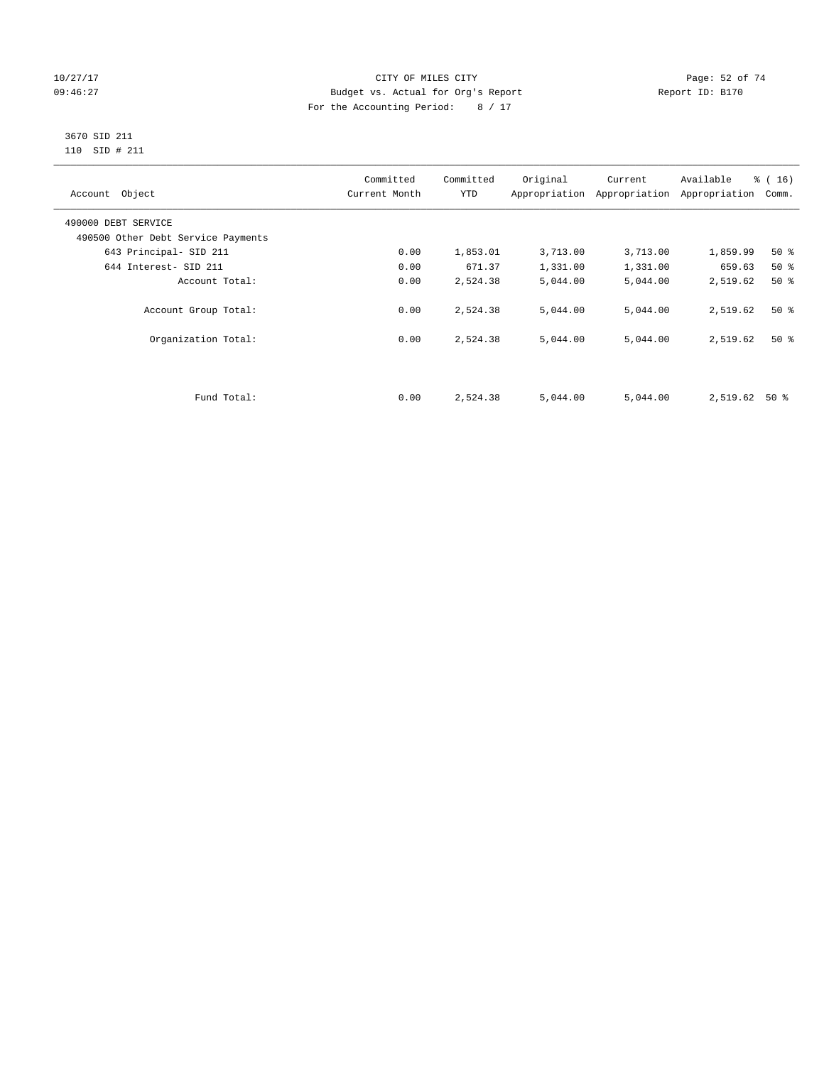CITY OF MILES CITY

Budget vs. Actual for Org's Report

For the Accounting Period: 8 / 17

3670 SID 211

110 SID # 211

| Account Object | Committed Current Month | Committed YTD | Original Appropriation | Current Appropriation | Available Appropriation | % ( 16) Comm. |
|---|---|---|---|---|---|---|
| 490000 DEBT SERVICE | | | | | | |
| 490500 Other Debt Service Payments | | | | | | |
| 643 Principal- SID 211 | 0.00 | 1,853.01 | 3,713.00 | 3,713.00 | 1,859.99 | 50 % |
| 644 Interest- SID 211 | 0.00 | 671.37 | 1,331.00 | 1,331.00 | 659.63 | 50 % |
| Account Total: | 0.00 | 2,524.38 | 5,044.00 | 5,044.00 | 2,519.62 | 50 % |
| Account Group Total: | 0.00 | 2,524.38 | 5,044.00 | 5,044.00 | 2,519.62 | 50 % |
| Organization Total: | 0.00 | 2,524.38 | 5,044.00 | 5,044.00 | 2,519.62 | 50 % |
| Fund Total: | 0.00 | 2,524.38 | 5,044.00 | 5,044.00 | 2,519.62 | 50 % |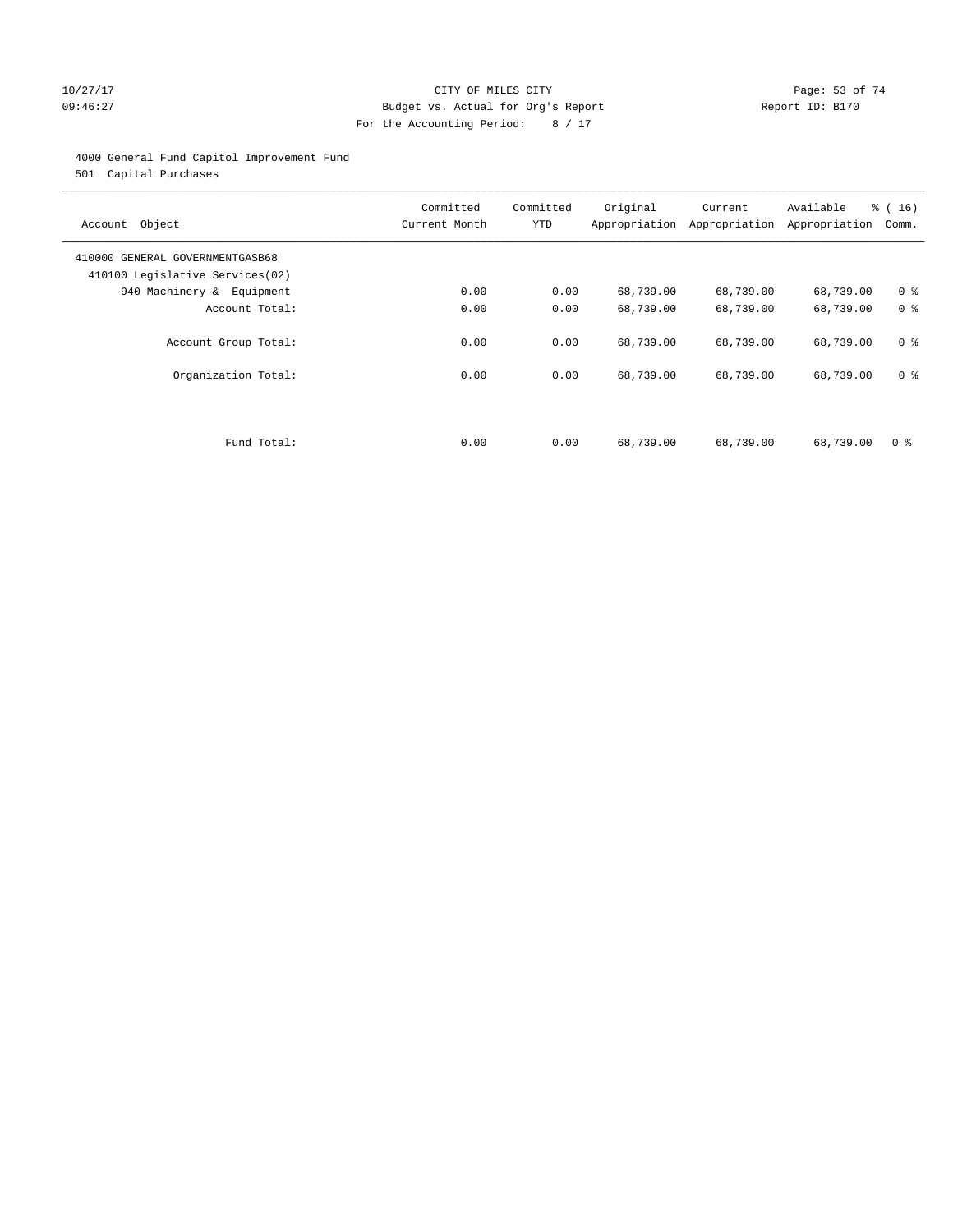CITY OF MILES CITY
Budget vs. Actual for Org's Report
For the Accounting Period: 8 / 17

10/27/17
09:46:27

Report ID: B170

4000 General Fund Capitol Improvement Fund
501 Capital Purchases

| Account Object | Committed Current Month | Committed YTD | Original Appropriation | Current Appropriation | Available Appropriation | % ( 16) Comm. |
|---|---|---|---|---|---|---|
| 410000 GENERAL GOVERNMENTGASB68 | | | | | | |
| 410100 Legislative Services(02) | | | | | | |
| 940 Machinery & Equipment | 0.00 | 0.00 | 68,739.00 | 68,739.00 | 68,739.00 | 0 % |
| Account Total: | 0.00 | 0.00 | 68,739.00 | 68,739.00 | 68,739.00 | 0 % |
| Account Group Total: | 0.00 | 0.00 | 68,739.00 | 68,739.00 | 68,739.00 | 0 % |
| Organization Total: | 0.00 | 0.00 | 68,739.00 | 68,739.00 | 68,739.00 | 0 % |
| Fund Total: | 0.00 | 0.00 | 68,739.00 | 68,739.00 | 68,739.00 | 0 % |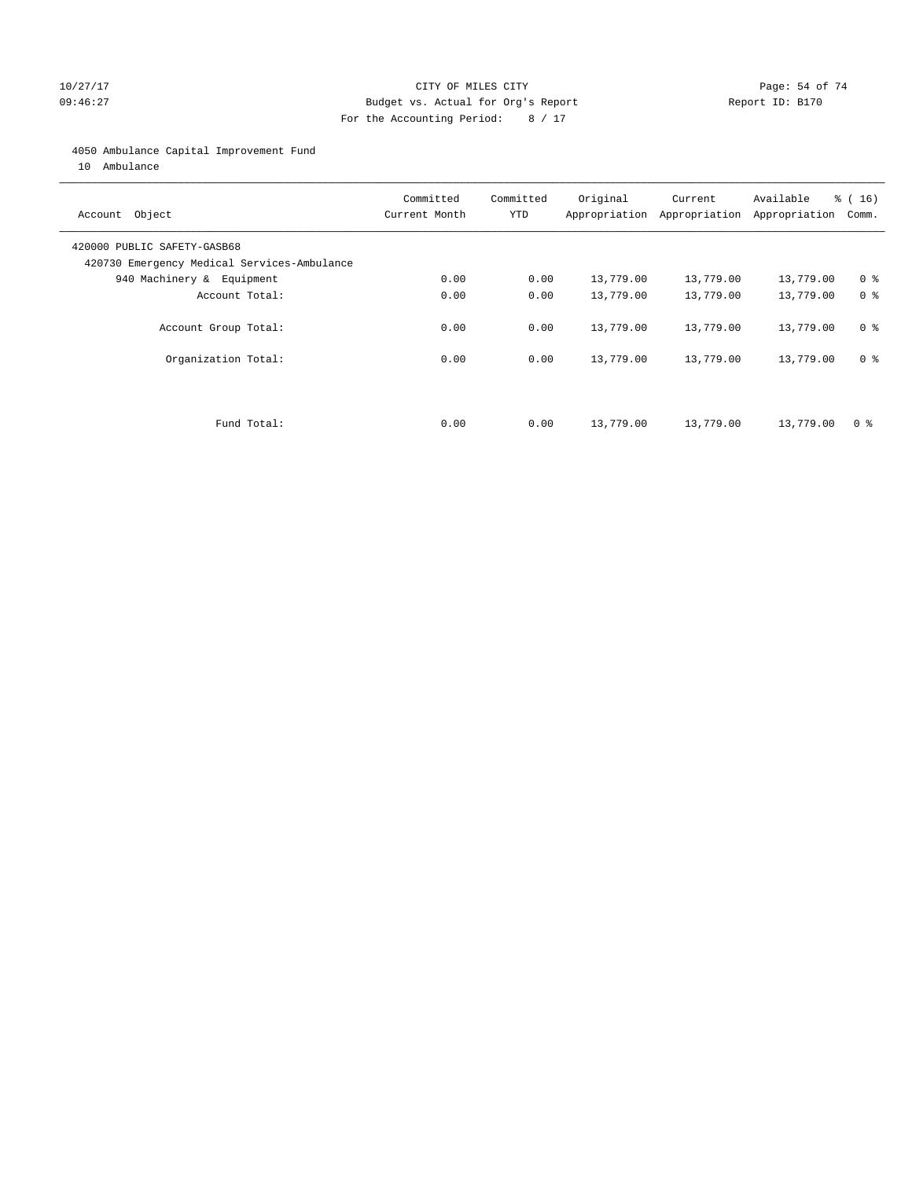CITY OF MILES CITY
Budget vs. Actual for Org's Report
For the Accounting Period: 8 / 17

10/27/17
09:46:27

Report ID: B170

4050 Ambulance Capital Improvement Fund
10 Ambulance

| Account Object | Committed Current Month | Committed YTD | Original Appropriation | Current Appropriation | Available Appropriation | % ( 16) Comm. |
|---|---|---|---|---|---|---|
| 420000 PUBLIC SAFETY-GASB68 | | | | | | |
| 420730 Emergency Medical Services-Ambulance | | | | | | |
| 940 Machinery & Equipment | 0.00 | 0.00 | 13,779.00 | 13,779.00 | 13,779.00 | 0 % |
| Account Total: | 0.00 | 0.00 | 13,779.00 | 13,779.00 | 13,779.00 | 0 % |
| Account Group Total: | 0.00 | 0.00 | 13,779.00 | 13,779.00 | 13,779.00 | 0 % |
| Organization Total: | 0.00 | 0.00 | 13,779.00 | 13,779.00 | 13,779.00 | 0 % |
| Fund Total: | 0.00 | 0.00 | 13,779.00 | 13,779.00 | 13,779.00 | 0 % |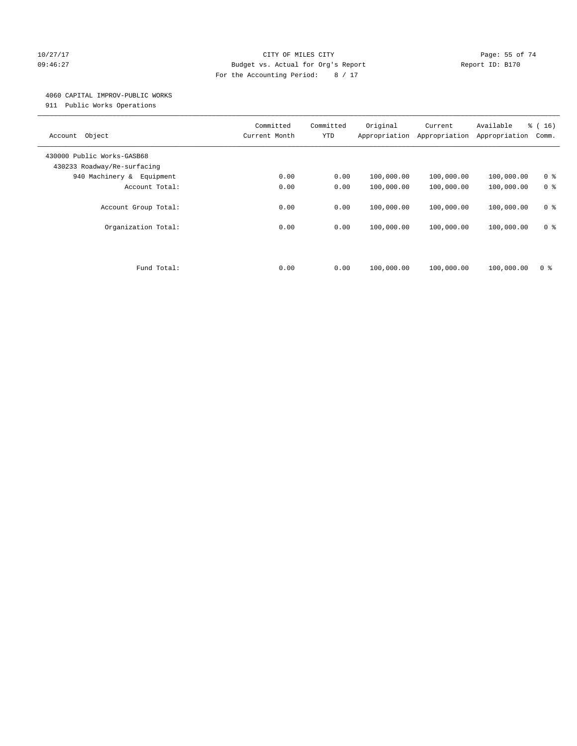CITY OF MILES CITY
Budget vs. Actual for Org's Report
For the Accounting Period: 8 / 17

10/27/17
09:46:27

Report ID: B170

4060 CAPITAL IMPROV-PUBLIC WORKS
911 Public Works Operations

| Account Object | Committed Current Month | Committed YTD | Original Appropriation | Current Appropriation | Available Appropriation | % ( 16) Comm. |
|---|---|---|---|---|---|---|
| 430000 Public Works-GASB68 | | | | | | |
| 430233 Roadway/Re-surfacing | | | | | | |
| 940 Machinery & Equipment | 0.00 | 0.00 | 100,000.00 | 100,000.00 | 100,000.00 | 0 % |
| Account Total: | 0.00 | 0.00 | 100,000.00 | 100,000.00 | 100,000.00 | 0 % |
| Account Group Total: | 0.00 | 0.00 | 100,000.00 | 100,000.00 | 100,000.00 | 0 % |
| Organization Total: | 0.00 | 0.00 | 100,000.00 | 100,000.00 | 100,000.00 | 0 % |
| Fund Total: | 0.00 | 0.00 | 100,000.00 | 100,000.00 | 100,000.00 | 0 % |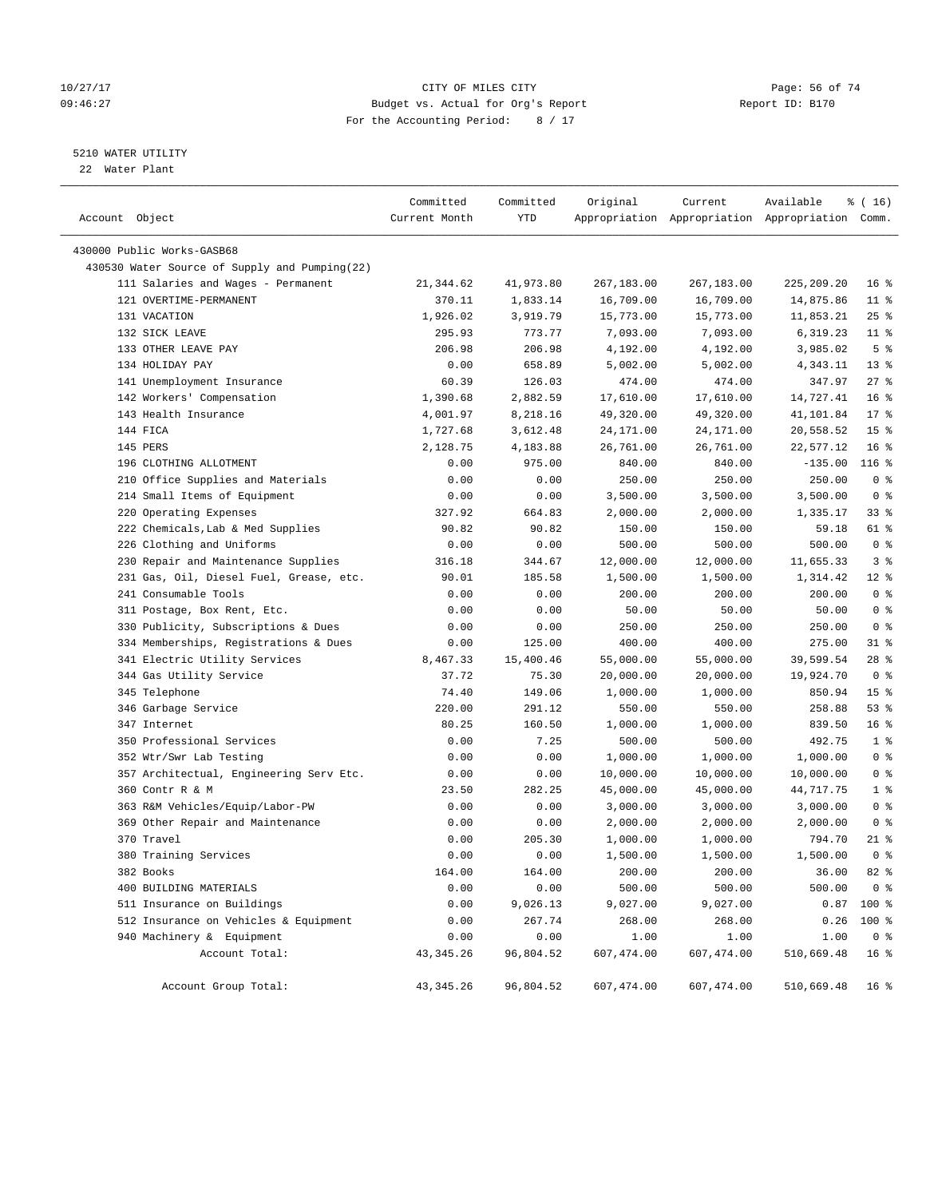CITY OF MILES CITY
Budget vs. Actual for Org's Report
For the Accounting Period: 8 / 17

10/27/17
09:46:27

Report ID: B170

5210 WATER UTILITY
22 Water Plant

| Account Object | Committed Current Month | Committed YTD | Original Appropriation | Current Appropriation | Available Appropriation | % ( 16) Comm. |
|---|---|---|---|---|---|---|
| 430000 Public Works-GASB68 | | | | | | |
| 430530 Water Source of Supply and Pumping(22) | | | | | | |
| 111 Salaries and Wages - Permanent | 21,344.62 | 41,973.80 | 267,183.00 | 267,183.00 | 225,209.20 | 16 % |
| 121 OVERTIME-PERMANENT | 370.11 | 1,833.14 | 16,709.00 | 16,709.00 | 14,875.86 | 11 % |
| 131 VACATION | 1,926.02 | 3,919.79 | 15,773.00 | 15,773.00 | 11,853.21 | 25 % |
| 132 SICK LEAVE | 295.93 | 773.77 | 7,093.00 | 7,093.00 | 6,319.23 | 11 % |
| 133 OTHER LEAVE PAY | 206.98 | 206.98 | 4,192.00 | 4,192.00 | 3,985.02 | 5 % |
| 134 HOLIDAY PAY | 0.00 | 658.89 | 5,002.00 | 5,002.00 | 4,343.11 | 13 % |
| 141 Unemployment Insurance | 60.39 | 126.03 | 474.00 | 474.00 | 347.97 | 27 % |
| 142 Workers' Compensation | 1,390.68 | 2,882.59 | 17,610.00 | 17,610.00 | 14,727.41 | 16 % |
| 143 Health Insurance | 4,001.97 | 8,218.16 | 49,320.00 | 49,320.00 | 41,101.84 | 17 % |
| 144 FICA | 1,727.68 | 3,612.48 | 24,171.00 | 24,171.00 | 20,558.52 | 15 % |
| 145 PERS | 2,128.75 | 4,183.88 | 26,761.00 | 26,761.00 | 22,577.12 | 16 % |
| 196 CLOTHING ALLOTMENT | 0.00 | 975.00 | 840.00 | 840.00 | -135.00 | 116 % |
| 210 Office Supplies and Materials | 0.00 | 0.00 | 250.00 | 250.00 | 250.00 | 0 % |
| 214 Small Items of Equipment | 0.00 | 0.00 | 3,500.00 | 3,500.00 | 3,500.00 | 0 % |
| 220 Operating Expenses | 327.92 | 664.83 | 2,000.00 | 2,000.00 | 1,335.17 | 33 % |
| 222 Chemicals,Lab & Med Supplies | 90.82 | 90.82 | 150.00 | 150.00 | 59.18 | 61 % |
| 226 Clothing and Uniforms | 0.00 | 0.00 | 500.00 | 500.00 | 500.00 | 0 % |
| 230 Repair and Maintenance Supplies | 316.18 | 344.67 | 12,000.00 | 12,000.00 | 11,655.33 | 3 % |
| 231 Gas, Oil, Diesel Fuel, Grease, etc. | 90.01 | 185.58 | 1,500.00 | 1,500.00 | 1,314.42 | 12 % |
| 241 Consumable Tools | 0.00 | 0.00 | 200.00 | 200.00 | 200.00 | 0 % |
| 311 Postage, Box Rent, Etc. | 0.00 | 0.00 | 50.00 | 50.00 | 50.00 | 0 % |
| 330 Publicity, Subscriptions & Dues | 0.00 | 0.00 | 250.00 | 250.00 | 250.00 | 0 % |
| 334 Memberships, Registrations & Dues | 0.00 | 125.00 | 400.00 | 400.00 | 275.00 | 31 % |
| 341 Electric Utility Services | 8,467.33 | 15,400.46 | 55,000.00 | 55,000.00 | 39,599.54 | 28 % |
| 344 Gas Utility Service | 37.72 | 75.30 | 20,000.00 | 20,000.00 | 19,924.70 | 0 % |
| 345 Telephone | 74.40 | 149.06 | 1,000.00 | 1,000.00 | 850.94 | 15 % |
| 346 Garbage Service | 220.00 | 291.12 | 550.00 | 550.00 | 258.88 | 53 % |
| 347 Internet | 80.25 | 160.50 | 1,000.00 | 1,000.00 | 839.50 | 16 % |
| 350 Professional Services | 0.00 | 7.25 | 500.00 | 500.00 | 492.75 | 1 % |
| 352 Wtr/Swr Lab Testing | 0.00 | 0.00 | 1,000.00 | 1,000.00 | 1,000.00 | 0 % |
| 357 Architectual, Engineering Serv Etc. | 0.00 | 0.00 | 10,000.00 | 10,000.00 | 10,000.00 | 0 % |
| 360 Contr R & M | 23.50 | 282.25 | 45,000.00 | 45,000.00 | 44,717.75 | 1 % |
| 363 R&M Vehicles/Equip/Labor-PW | 0.00 | 0.00 | 3,000.00 | 3,000.00 | 3,000.00 | 0 % |
| 369 Other Repair and Maintenance | 0.00 | 0.00 | 2,000.00 | 2,000.00 | 2,000.00 | 0 % |
| 370 Travel | 0.00 | 205.30 | 1,000.00 | 1,000.00 | 794.70 | 21 % |
| 380 Training Services | 0.00 | 0.00 | 1,500.00 | 1,500.00 | 1,500.00 | 0 % |
| 382 Books | 164.00 | 164.00 | 200.00 | 200.00 | 36.00 | 82 % |
| 400 BUILDING MATERIALS | 0.00 | 0.00 | 500.00 | 500.00 | 500.00 | 0 % |
| 511 Insurance on Buildings | 0.00 | 9,026.13 | 9,027.00 | 9,027.00 | 0.87 | 100 % |
| 512 Insurance on Vehicles & Equipment | 0.00 | 267.74 | 268.00 | 268.00 | 0.26 | 100 % |
| 940 Machinery & Equipment | 0.00 | 0.00 | 1.00 | 1.00 | 1.00 | 0 % |
| Account Total: | 43,345.26 | 96,804.52 | 607,474.00 | 607,474.00 | 510,669.48 | 16 % |
| Account Group Total: | 43,345.26 | 96,804.52 | 607,474.00 | 607,474.00 | 510,669.48 | 16 % |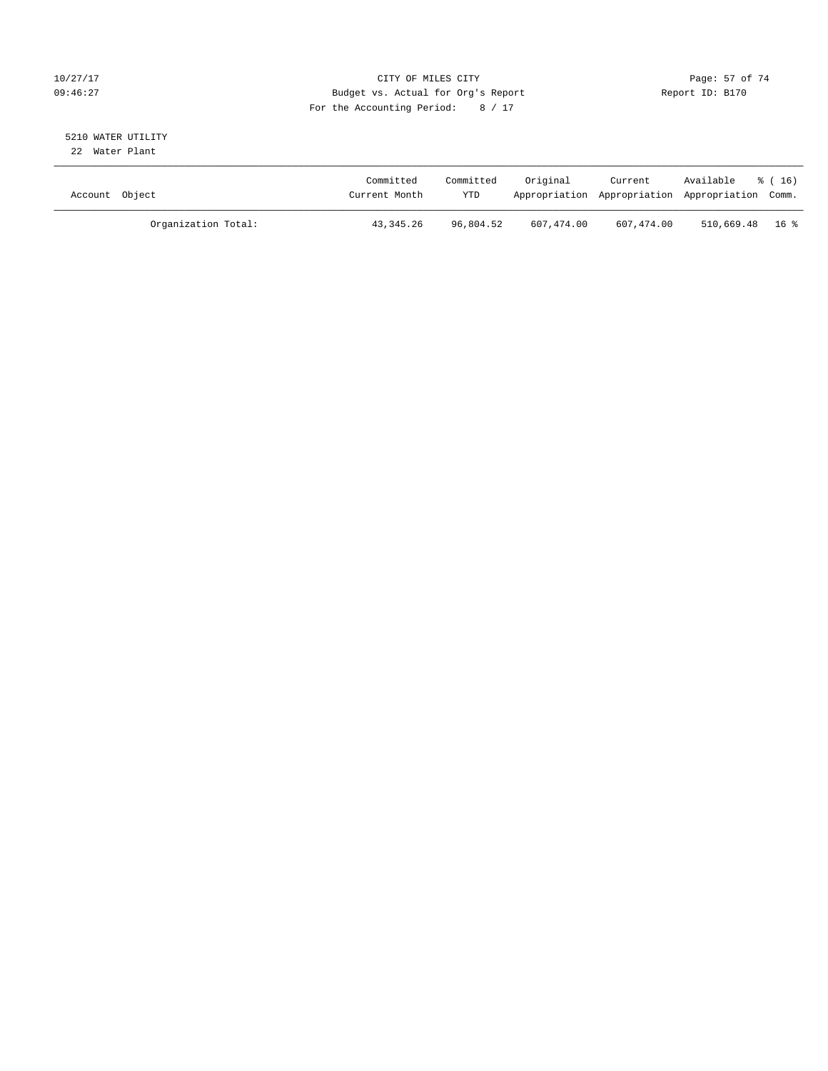CITY OF MILES CITY
Budget vs. Actual for Org's Report
For the Accounting Period: 8 / 17

10/27/17
09:46:27

Report ID: B170

5210 WATER UTILITY
22 Water Plant

| Account Object | Committed Current Month | Committed YTD | Original Appropriation | Current Appropriation | Available Appropriation | % ( 16) Comm. |
|---|---|---|---|---|---|---|
| Organization Total: | 43,345.26 | 96,804.52 | 607,474.00 | 607,474.00 | 510,669.48 | 16 % |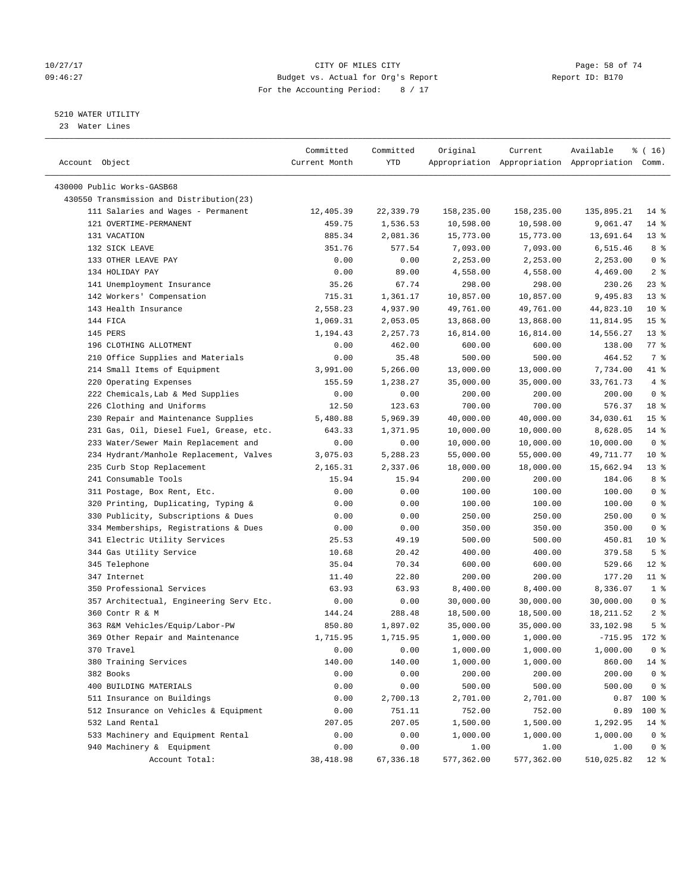10/27/17 CITY OF MILES CITY
09:46:27 Budget vs. Actual for Org's Report Report ID: B170
For the Accounting Period: 8 / 17

5210 WATER UTILITY
23 Water Lines

| Account Object | Committed Current Month | Committed YTD | Original Appropriation | Current Appropriation | Available Appropriation | % ( 16) Comm. |
|---|---|---|---|---|---|---|
| 430000 Public Works-GASB68 | | | | | | |
| 430550 Transmission and Distribution(23) | | | | | | |
| 111 Salaries and Wages - Permanent | 12,405.39 | 22,339.79 | 158,235.00 | 158,235.00 | 135,895.21 | 14 % |
| 121 OVERTIME-PERMANENT | 459.75 | 1,536.53 | 10,598.00 | 10,598.00 | 9,061.47 | 14 % |
| 131 VACATION | 885.34 | 2,081.36 | 15,773.00 | 15,773.00 | 13,691.64 | 13 % |
| 132 SICK LEAVE | 351.76 | 577.54 | 7,093.00 | 7,093.00 | 6,515.46 | 8 % |
| 133 OTHER LEAVE PAY | 0.00 | 0.00 | 2,253.00 | 2,253.00 | 2,253.00 | 0 % |
| 134 HOLIDAY PAY | 0.00 | 89.00 | 4,558.00 | 4,558.00 | 4,469.00 | 2 % |
| 141 Unemployment Insurance | 35.26 | 67.74 | 298.00 | 298.00 | 230.26 | 23 % |
| 142 Workers' Compensation | 715.31 | 1,361.17 | 10,857.00 | 10,857.00 | 9,495.83 | 13 % |
| 143 Health Insurance | 2,558.23 | 4,937.90 | 49,761.00 | 49,761.00 | 44,823.10 | 10 % |
| 144 FICA | 1,069.31 | 2,053.05 | 13,868.00 | 13,868.00 | 11,814.95 | 15 % |
| 145 PERS | 1,194.43 | 2,257.73 | 16,814.00 | 16,814.00 | 14,556.27 | 13 % |
| 196 CLOTHING ALLOTMENT | 0.00 | 462.00 | 600.00 | 600.00 | 138.00 | 77 % |
| 210 Office Supplies and Materials | 0.00 | 35.48 | 500.00 | 500.00 | 464.52 | 7 % |
| 214 Small Items of Equipment | 3,991.00 | 5,266.00 | 13,000.00 | 13,000.00 | 7,734.00 | 41 % |
| 220 Operating Expenses | 155.59 | 1,238.27 | 35,000.00 | 35,000.00 | 33,761.73 | 4 % |
| 222 Chemicals,Lab & Med Supplies | 0.00 | 0.00 | 200.00 | 200.00 | 200.00 | 0 % |
| 226 Clothing and Uniforms | 12.50 | 123.63 | 700.00 | 700.00 | 576.37 | 18 % |
| 230 Repair and Maintenance Supplies | 5,480.88 | 5,969.39 | 40,000.00 | 40,000.00 | 34,030.61 | 15 % |
| 231 Gas, Oil, Diesel Fuel, Grease, etc. | 643.33 | 1,371.95 | 10,000.00 | 10,000.00 | 8,628.05 | 14 % |
| 233 Water/Sewer Main Replacement and | 0.00 | 0.00 | 10,000.00 | 10,000.00 | 10,000.00 | 0 % |
| 234 Hydrant/Manhole Replacement, Valves | 3,075.03 | 5,288.23 | 55,000.00 | 55,000.00 | 49,711.77 | 10 % |
| 235 Curb Stop Replacement | 2,165.31 | 2,337.06 | 18,000.00 | 18,000.00 | 15,662.94 | 13 % |
| 241 Consumable Tools | 15.94 | 15.94 | 200.00 | 200.00 | 184.06 | 8 % |
| 311 Postage, Box Rent, Etc. | 0.00 | 0.00 | 100.00 | 100.00 | 100.00 | 0 % |
| 320 Printing, Duplicating, Typing & | 0.00 | 0.00 | 100.00 | 100.00 | 100.00 | 0 % |
| 330 Publicity, Subscriptions & Dues | 0.00 | 0.00 | 250.00 | 250.00 | 250.00 | 0 % |
| 334 Memberships, Registrations & Dues | 0.00 | 0.00 | 350.00 | 350.00 | 350.00 | 0 % |
| 341 Electric Utility Services | 25.53 | 49.19 | 500.00 | 500.00 | 450.81 | 10 % |
| 344 Gas Utility Service | 10.68 | 20.42 | 400.00 | 400.00 | 379.58 | 5 % |
| 345 Telephone | 35.04 | 70.34 | 600.00 | 600.00 | 529.66 | 12 % |
| 347 Internet | 11.40 | 22.80 | 200.00 | 200.00 | 177.20 | 11 % |
| 350 Professional Services | 63.93 | 63.93 | 8,400.00 | 8,400.00 | 8,336.07 | 1 % |
| 357 Architectual, Engineering Serv Etc. | 0.00 | 0.00 | 30,000.00 | 30,000.00 | 30,000.00 | 0 % |
| 360 Contr R & M | 144.24 | 288.48 | 18,500.00 | 18,500.00 | 18,211.52 | 2 % |
| 363 R&M Vehicles/Equip/Labor-PW | 850.80 | 1,897.02 | 35,000.00 | 35,000.00 | 33,102.98 | 5 % |
| 369 Other Repair and Maintenance | 1,715.95 | 1,715.95 | 1,000.00 | 1,000.00 | -715.95 | 172 % |
| 370 Travel | 0.00 | 0.00 | 1,000.00 | 1,000.00 | 1,000.00 | 0 % |
| 380 Training Services | 140.00 | 140.00 | 1,000.00 | 1,000.00 | 860.00 | 14 % |
| 382 Books | 0.00 | 0.00 | 200.00 | 200.00 | 200.00 | 0 % |
| 400 BUILDING MATERIALS | 0.00 | 0.00 | 500.00 | 500.00 | 500.00 | 0 % |
| 511 Insurance on Buildings | 0.00 | 2,700.13 | 2,701.00 | 2,701.00 | 0.87 | 100 % |
| 512 Insurance on Vehicles & Equipment | 0.00 | 751.11 | 752.00 | 752.00 | 0.89 | 100 % |
| 532 Land Rental | 207.05 | 207.05 | 1,500.00 | 1,500.00 | 1,292.95 | 14 % |
| 533 Machinery and Equipment Rental | 0.00 | 0.00 | 1,000.00 | 1,000.00 | 1,000.00 | 0 % |
| 940 Machinery & Equipment | 0.00 | 0.00 | 1.00 | 1.00 | 1.00 | 0 % |
| Account Total: | 38,418.98 | 67,336.18 | 577,362.00 | 577,362.00 | 510,025.82 | 12 % |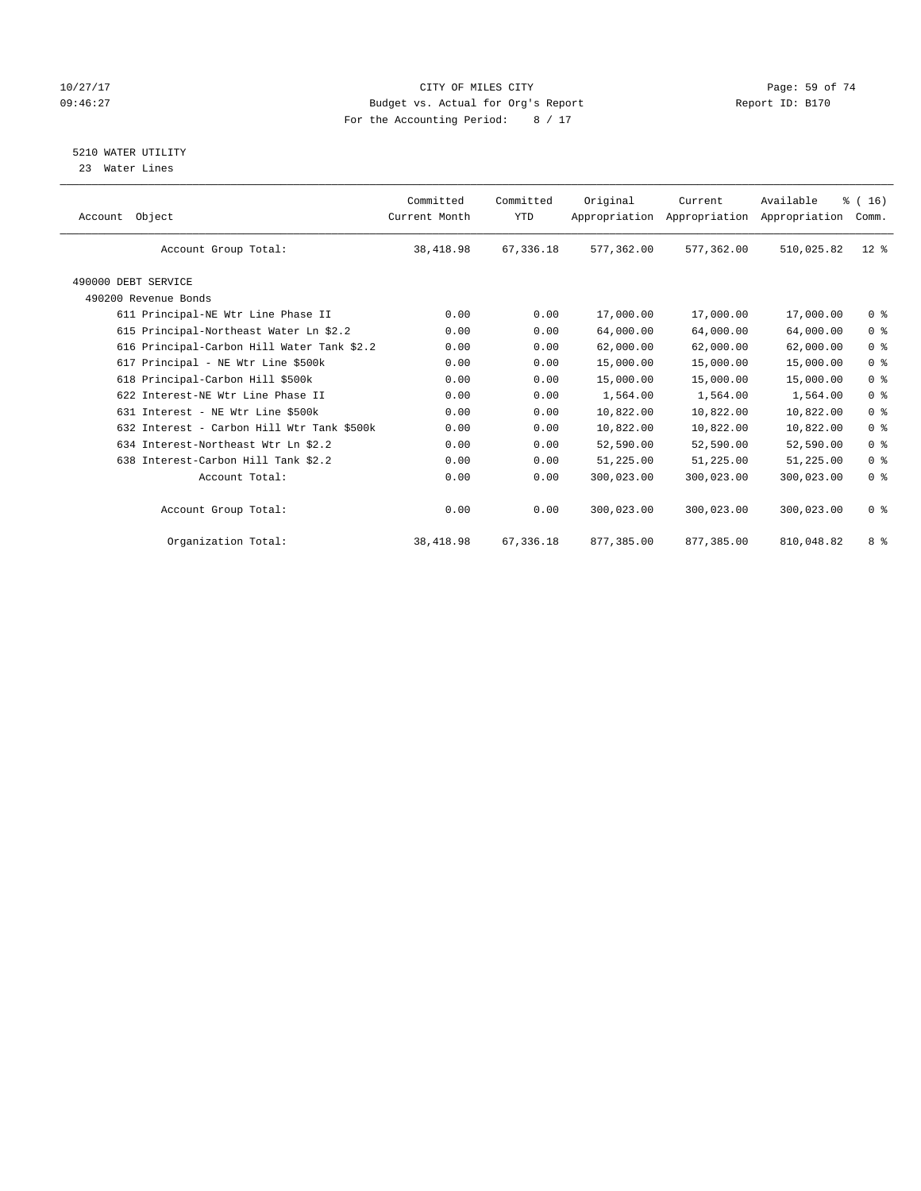CITY OF MILES CITY
Budget vs. Actual for Org's Report
For the Accounting Period: 8 / 17

Report ID: B170

5210 WATER UTILITY
23 Water Lines

| Account Object | Committed Current Month | Committed YTD | Original Appropriation | Current Appropriation | Available Appropriation | % ( 16) Comm. |
|---|---|---|---|---|---|---|
| Account Group Total: | 38,418.98 | 67,336.18 | 577,362.00 | 577,362.00 | 510,025.82 | 12 % |
| 490000 DEBT SERVICE | | | | | | |
| 490200 Revenue Bonds | | | | | | |
| 611 Principal-NE Wtr Line Phase II | 0.00 | 0.00 | 17,000.00 | 17,000.00 | 17,000.00 | 0 % |
| 615 Principal-Northeast Water Ln $2.2 | 0.00 | 0.00 | 64,000.00 | 64,000.00 | 64,000.00 | 0 % |
| 616 Principal-Carbon Hill Water Tank $2.2 | 0.00 | 0.00 | 62,000.00 | 62,000.00 | 62,000.00 | 0 % |
| 617 Principal - NE Wtr Line $500k | 0.00 | 0.00 | 15,000.00 | 15,000.00 | 15,000.00 | 0 % |
| 618 Principal-Carbon Hill $500k | 0.00 | 0.00 | 15,000.00 | 15,000.00 | 15,000.00 | 0 % |
| 622 Interest-NE Wtr Line Phase II | 0.00 | 0.00 | 1,564.00 | 1,564.00 | 1,564.00 | 0 % |
| 631 Interest - NE Wtr Line $500k | 0.00 | 0.00 | 10,822.00 | 10,822.00 | 10,822.00 | 0 % |
| 632 Interest - Carbon Hill Wtr Tank $500k | 0.00 | 0.00 | 10,822.00 | 10,822.00 | 10,822.00 | 0 % |
| 634 Interest-Northeast Wtr Ln $2.2 | 0.00 | 0.00 | 52,590.00 | 52,590.00 | 52,590.00 | 0 % |
| 638 Interest-Carbon Hill Tank $2.2 | 0.00 | 0.00 | 51,225.00 | 51,225.00 | 51,225.00 | 0 % |
| Account Total: | 0.00 | 0.00 | 300,023.00 | 300,023.00 | 300,023.00 | 0 % |
| Account Group Total: | 0.00 | 0.00 | 300,023.00 | 300,023.00 | 300,023.00 | 0 % |
| Organization Total: | 38,418.98 | 67,336.18 | 877,385.00 | 877,385.00 | 810,048.82 | 8 % |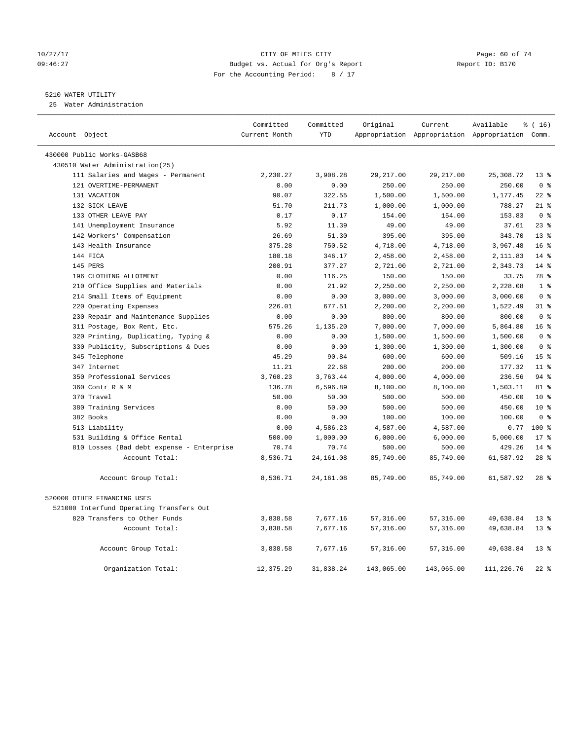CITY OF MILES CITY
Budget vs. Actual for Org's Report
For the Accounting Period: 8 / 17

10/27/17
09:46:27

Report ID: B170

## 5210 WATER UTILITY

25 Water Administration

| Account Object | Committed Current Month | Committed YTD | Original Appropriation | Current Appropriation | Available Appropriation | % ( 16) Comm. |
|---|---|---|---|---|---|---|
| 430000 Public Works-GASB68 | | | | | | |
| 430510 Water Administration(25) | | | | | | |
| 111 Salaries and Wages - Permanent | 2,230.27 | 3,908.28 | 29,217.00 | 29,217.00 | 25,308.72 | 13 % |
| 121 OVERTIME-PERMANENT | 0.00 | 0.00 | 250.00 | 250.00 | 250.00 | 0 % |
| 131 VACATION | 90.07 | 322.55 | 1,500.00 | 1,500.00 | 1,177.45 | 22 % |
| 132 SICK LEAVE | 51.70 | 211.73 | 1,000.00 | 1,000.00 | 788.27 | 21 % |
| 133 OTHER LEAVE PAY | 0.17 | 0.17 | 154.00 | 154.00 | 153.83 | 0 % |
| 141 Unemployment Insurance | 5.92 | 11.39 | 49.00 | 49.00 | 37.61 | 23 % |
| 142 Workers' Compensation | 26.69 | 51.30 | 395.00 | 395.00 | 343.70 | 13 % |
| 143 Health Insurance | 375.28 | 750.52 | 4,718.00 | 4,718.00 | 3,967.48 | 16 % |
| 144 FICA | 180.18 | 346.17 | 2,458.00 | 2,458.00 | 2,111.83 | 14 % |
| 145 PERS | 200.91 | 377.27 | 2,721.00 | 2,721.00 | 2,343.73 | 14 % |
| 196 CLOTHING ALLOTMENT | 0.00 | 116.25 | 150.00 | 150.00 | 33.75 | 78 % |
| 210 Office Supplies and Materials | 0.00 | 21.92 | 2,250.00 | 2,250.00 | 2,228.08 | 1 % |
| 214 Small Items of Equipment | 0.00 | 0.00 | 3,000.00 | 3,000.00 | 3,000.00 | 0 % |
| 220 Operating Expenses | 226.01 | 677.51 | 2,200.00 | 2,200.00 | 1,522.49 | 31 % |
| 230 Repair and Maintenance Supplies | 0.00 | 0.00 | 800.00 | 800.00 | 800.00 | 0 % |
| 311 Postage, Box Rent, Etc. | 575.26 | 1,135.20 | 7,000.00 | 7,000.00 | 5,864.80 | 16 % |
| 320 Printing, Duplicating, Typing & | 0.00 | 0.00 | 1,500.00 | 1,500.00 | 1,500.00 | 0 % |
| 330 Publicity, Subscriptions & Dues | 0.00 | 0.00 | 1,300.00 | 1,300.00 | 1,300.00 | 0 % |
| 345 Telephone | 45.29 | 90.84 | 600.00 | 600.00 | 509.16 | 15 % |
| 347 Internet | 11.21 | 22.68 | 200.00 | 200.00 | 177.32 | 11 % |
| 350 Professional Services | 3,760.23 | 3,763.44 | 4,000.00 | 4,000.00 | 236.56 | 94 % |
| 360 Contr R & M | 136.78 | 6,596.89 | 8,100.00 | 8,100.00 | 1,503.11 | 81 % |
| 370 Travel | 50.00 | 50.00 | 500.00 | 500.00 | 450.00 | 10 % |
| 380 Training Services | 0.00 | 50.00 | 500.00 | 500.00 | 450.00 | 10 % |
| 382 Books | 0.00 | 0.00 | 100.00 | 100.00 | 100.00 | 0 % |
| 513 Liability | 0.00 | 4,586.23 | 4,587.00 | 4,587.00 | 0.77 | 100 % |
| 531 Building & Office Rental | 500.00 | 1,000.00 | 6,000.00 | 6,000.00 | 5,000.00 | 17 % |
| 810 Losses (Bad debt expense - Enterprise | 70.74 | 70.74 | 500.00 | 500.00 | 429.26 | 14 % |
| Account Total: | 8,536.71 | 24,161.08 | 85,749.00 | 85,749.00 | 61,587.92 | 28 % |
| Account Group Total: | 8,536.71 | 24,161.08 | 85,749.00 | 85,749.00 | 61,587.92 | 28 % |
| 520000 OTHER FINANCING USES | | | | | | |
| 521000 Interfund Operating Transfers Out | | | | | | |
| 820 Transfers to Other Funds | 3,838.58 | 7,677.16 | 57,316.00 | 57,316.00 | 49,638.84 | 13 % |
| Account Total: | 3,838.58 | 7,677.16 | 57,316.00 | 57,316.00 | 49,638.84 | 13 % |
| Account Group Total: | 3,838.58 | 7,677.16 | 57,316.00 | 57,316.00 | 49,638.84 | 13 % |
| Organization Total: | 12,375.29 | 31,838.24 | 143,065.00 | 143,065.00 | 111,226.76 | 22 % |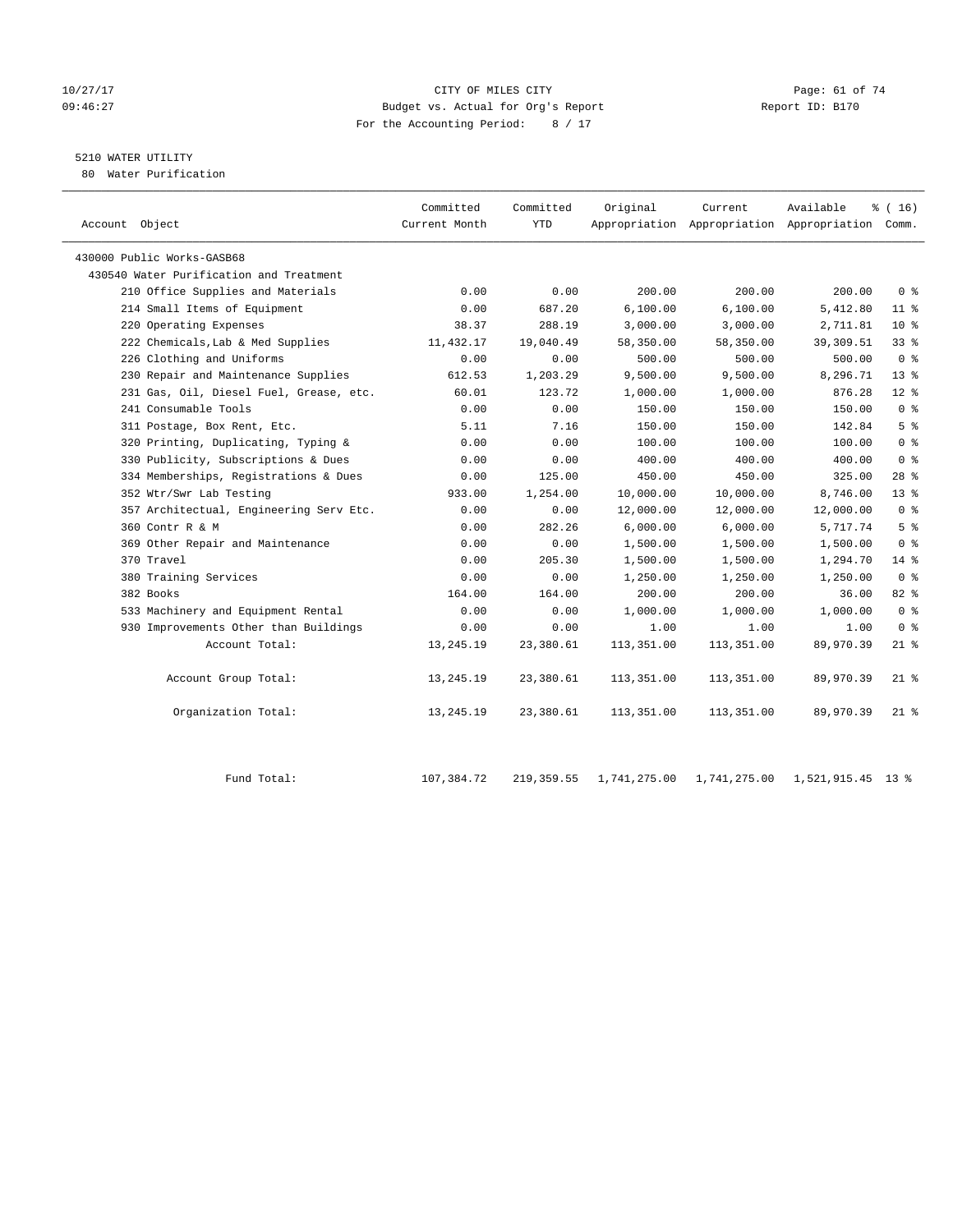10/27/17 CITY OF MILES CITY
09:46:27 Budget vs. Actual for Org's Report Report ID: B170
For the Accounting Period: 8 / 17

5210 WATER UTILITY
80 Water Purification

| Account Object | Committed Current Month | Committed YTD | Original Appropriation | Current Appropriation | Available Appropriation | % ( 16) Comm. |
|---|---|---|---|---|---|---|
| 430000 Public Works-GASB68 | | | | | | |
| 430540 Water Purification and Treatment | | | | | | |
| 210 Office Supplies and Materials | 0.00 | 0.00 | 200.00 | 200.00 | 200.00 | 0 % |
| 214 Small Items of Equipment | 0.00 | 687.20 | 6,100.00 | 6,100.00 | 5,412.80 | 11 % |
| 220 Operating Expenses | 38.37 | 288.19 | 3,000.00 | 3,000.00 | 2,711.81 | 10 % |
| 222 Chemicals,Lab & Med Supplies | 11,432.17 | 19,040.49 | 58,350.00 | 58,350.00 | 39,309.51 | 33 % |
| 226 Clothing and Uniforms | 0.00 | 0.00 | 500.00 | 500.00 | 500.00 | 0 % |
| 230 Repair and Maintenance Supplies | 612.53 | 1,203.29 | 9,500.00 | 9,500.00 | 8,296.71 | 13 % |
| 231 Gas, Oil, Diesel Fuel, Grease, etc. | 60.01 | 123.72 | 1,000.00 | 1,000.00 | 876.28 | 12 % |
| 241 Consumable Tools | 0.00 | 0.00 | 150.00 | 150.00 | 150.00 | 0 % |
| 311 Postage, Box Rent, Etc. | 5.11 | 7.16 | 150.00 | 150.00 | 142.84 | 5 % |
| 320 Printing, Duplicating, Typing & | 0.00 | 0.00 | 100.00 | 100.00 | 100.00 | 0 % |
| 330 Publicity, Subscriptions & Dues | 0.00 | 0.00 | 400.00 | 400.00 | 400.00 | 0 % |
| 334 Memberships, Registrations & Dues | 0.00 | 125.00 | 450.00 | 450.00 | 325.00 | 28 % |
| 352 Wtr/Swr Lab Testing | 933.00 | 1,254.00 | 10,000.00 | 10,000.00 | 8,746.00 | 13 % |
| 357 Architectual, Engineering Serv Etc. | 0.00 | 0.00 | 12,000.00 | 12,000.00 | 12,000.00 | 0 % |
| 360 Contr R & M | 0.00 | 282.26 | 6,000.00 | 6,000.00 | 5,717.74 | 5 % |
| 369 Other Repair and Maintenance | 0.00 | 0.00 | 1,500.00 | 1,500.00 | 1,500.00 | 0 % |
| 370 Travel | 0.00 | 205.30 | 1,500.00 | 1,500.00 | 1,294.70 | 14 % |
| 380 Training Services | 0.00 | 0.00 | 1,250.00 | 1,250.00 | 1,250.00 | 0 % |
| 382 Books | 164.00 | 164.00 | 200.00 | 200.00 | 36.00 | 82 % |
| 533 Machinery and Equipment Rental | 0.00 | 0.00 | 1,000.00 | 1,000.00 | 1,000.00 | 0 % |
| 930 Improvements Other than Buildings | 0.00 | 0.00 | 1.00 | 1.00 | 1.00 | 0 % |
| Account Total: | 13,245.19 | 23,380.61 | 113,351.00 | 113,351.00 | 89,970.39 | 21 % |
| Account Group Total: | 13,245.19 | 23,380.61 | 113,351.00 | 113,351.00 | 89,970.39 | 21 % |
| Organization Total: | 13,245.19 | 23,380.61 | 113,351.00 | 113,351.00 | 89,970.39 | 21 % |
| Fund Total: | 107,384.72 | 219,359.55 | 1,741,275.00 | 1,741,275.00 | 1,521,915.45 | 13 % |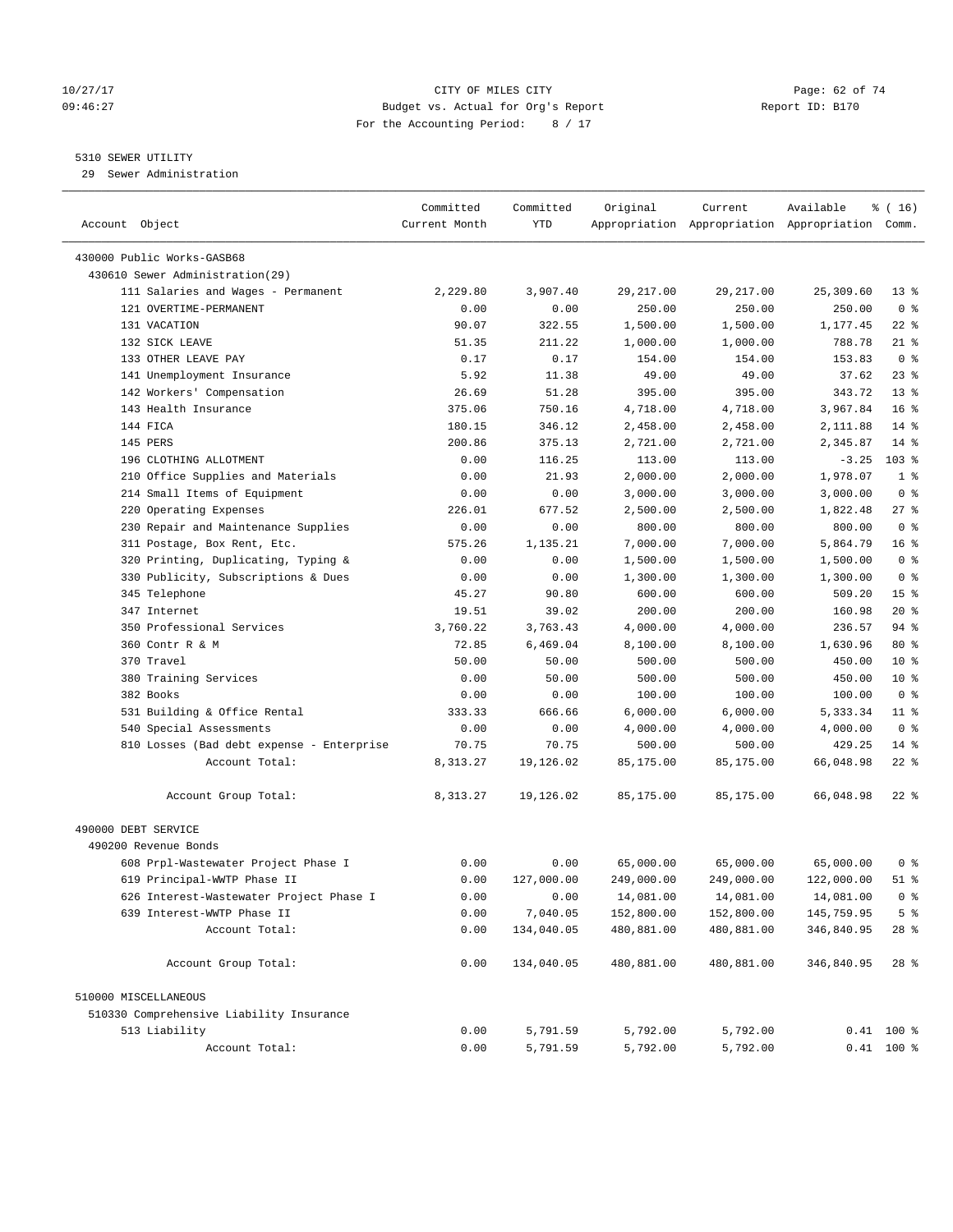# CITY OF MILES CITY

Budget vs. Actual for Org's Report

For the Accounting Period: 8 / 17

10/27/17 09:46:27 — Report ID: B170

## 5310 SEWER UTILITY

29 Sewer Administration

| Account Object | Committed Current Month | Committed YTD | Original Appropriation | Current Appropriation | Available Appropriation | % ( 16) Comm. |
|---|---|---|---|---|---|---|
| 430000 Public Works-GASB68 | | | | | | |
| 430610 Sewer Administration(29) | | | | | | |
| 111 Salaries and Wages - Permanent | 2,229.80 | 3,907.40 | 29,217.00 | 29,217.00 | 25,309.60 | 13 % |
| 121 OVERTIME-PERMANENT | 0.00 | 0.00 | 250.00 | 250.00 | 250.00 | 0 % |
| 131 VACATION | 90.07 | 322.55 | 1,500.00 | 1,500.00 | 1,177.45 | 22 % |
| 132 SICK LEAVE | 51.35 | 211.22 | 1,000.00 | 1,000.00 | 788.78 | 21 % |
| 133 OTHER LEAVE PAY | 0.17 | 0.17 | 154.00 | 154.00 | 153.83 | 0 % |
| 141 Unemployment Insurance | 5.92 | 11.38 | 49.00 | 49.00 | 37.62 | 23 % |
| 142 Workers' Compensation | 26.69 | 51.28 | 395.00 | 395.00 | 343.72 | 13 % |
| 143 Health Insurance | 375.06 | 750.16 | 4,718.00 | 4,718.00 | 3,967.84 | 16 % |
| 144 FICA | 180.15 | 346.12 | 2,458.00 | 2,458.00 | 2,111.88 | 14 % |
| 145 PERS | 200.86 | 375.13 | 2,721.00 | 2,721.00 | 2,345.87 | 14 % |
| 196 CLOTHING ALLOTMENT | 0.00 | 116.25 | 113.00 | 113.00 | -3.25 | 103 % |
| 210 Office Supplies and Materials | 0.00 | 21.93 | 2,000.00 | 2,000.00 | 1,978.07 | 1 % |
| 214 Small Items of Equipment | 0.00 | 0.00 | 3,000.00 | 3,000.00 | 3,000.00 | 0 % |
| 220 Operating Expenses | 226.01 | 677.52 | 2,500.00 | 2,500.00 | 1,822.48 | 27 % |
| 230 Repair and Maintenance Supplies | 0.00 | 0.00 | 800.00 | 800.00 | 800.00 | 0 % |
| 311 Postage, Box Rent, Etc. | 575.26 | 1,135.21 | 7,000.00 | 7,000.00 | 5,864.79 | 16 % |
| 320 Printing, Duplicating, Typing & | 0.00 | 0.00 | 1,500.00 | 1,500.00 | 1,500.00 | 0 % |
| 330 Publicity, Subscriptions & Dues | 0.00 | 0.00 | 1,300.00 | 1,300.00 | 1,300.00 | 0 % |
| 345 Telephone | 45.27 | 90.80 | 600.00 | 600.00 | 509.20 | 15 % |
| 347 Internet | 19.51 | 39.02 | 200.00 | 200.00 | 160.98 | 20 % |
| 350 Professional Services | 3,760.22 | 3,763.43 | 4,000.00 | 4,000.00 | 236.57 | 94 % |
| 360 Contr R & M | 72.85 | 6,469.04 | 8,100.00 | 8,100.00 | 1,630.96 | 80 % |
| 370 Travel | 50.00 | 50.00 | 500.00 | 500.00 | 450.00 | 10 % |
| 380 Training Services | 0.00 | 50.00 | 500.00 | 500.00 | 450.00 | 10 % |
| 382 Books | 0.00 | 0.00 | 100.00 | 100.00 | 100.00 | 0 % |
| 531 Building & Office Rental | 333.33 | 666.66 | 6,000.00 | 6,000.00 | 5,333.34 | 11 % |
| 540 Special Assessments | 0.00 | 0.00 | 4,000.00 | 4,000.00 | 4,000.00 | 0 % |
| 810 Losses (Bad debt expense - Enterprise | 70.75 | 70.75 | 500.00 | 500.00 | 429.25 | 14 % |
| Account Total: | 8,313.27 | 19,126.02 | 85,175.00 | 85,175.00 | 66,048.98 | 22 % |
| Account Group Total: | 8,313.27 | 19,126.02 | 85,175.00 | 85,175.00 | 66,048.98 | 22 % |
| 490000 DEBT SERVICE | | | | | | |
| 490200 Revenue Bonds | | | | | | |
| 608 Prpl-Wastewater Project Phase I | 0.00 | 0.00 | 65,000.00 | 65,000.00 | 65,000.00 | 0 % |
| 619 Principal-WWTP Phase II | 0.00 | 127,000.00 | 249,000.00 | 249,000.00 | 122,000.00 | 51 % |
| 626 Interest-Wastewater Project Phase I | 0.00 | 0.00 | 14,081.00 | 14,081.00 | 14,081.00 | 0 % |
| 639 Interest-WWTP Phase II | 0.00 | 7,040.05 | 152,800.00 | 152,800.00 | 145,759.95 | 5 % |
| Account Total: | 0.00 | 134,040.05 | 480,881.00 | 480,881.00 | 346,840.95 | 28 % |
| Account Group Total: | 0.00 | 134,040.05 | 480,881.00 | 480,881.00 | 346,840.95 | 28 % |
| 510000 MISCELLANEOUS | | | | | | |
| 510330 Comprehensive Liability Insurance | | | | | | |
| 513 Liability | 0.00 | 5,791.59 | 5,792.00 | 5,792.00 | 0.41 | 100 % |
| Account Total: | 0.00 | 5,791.59 | 5,792.00 | 5,792.00 | 0.41 | 100 % |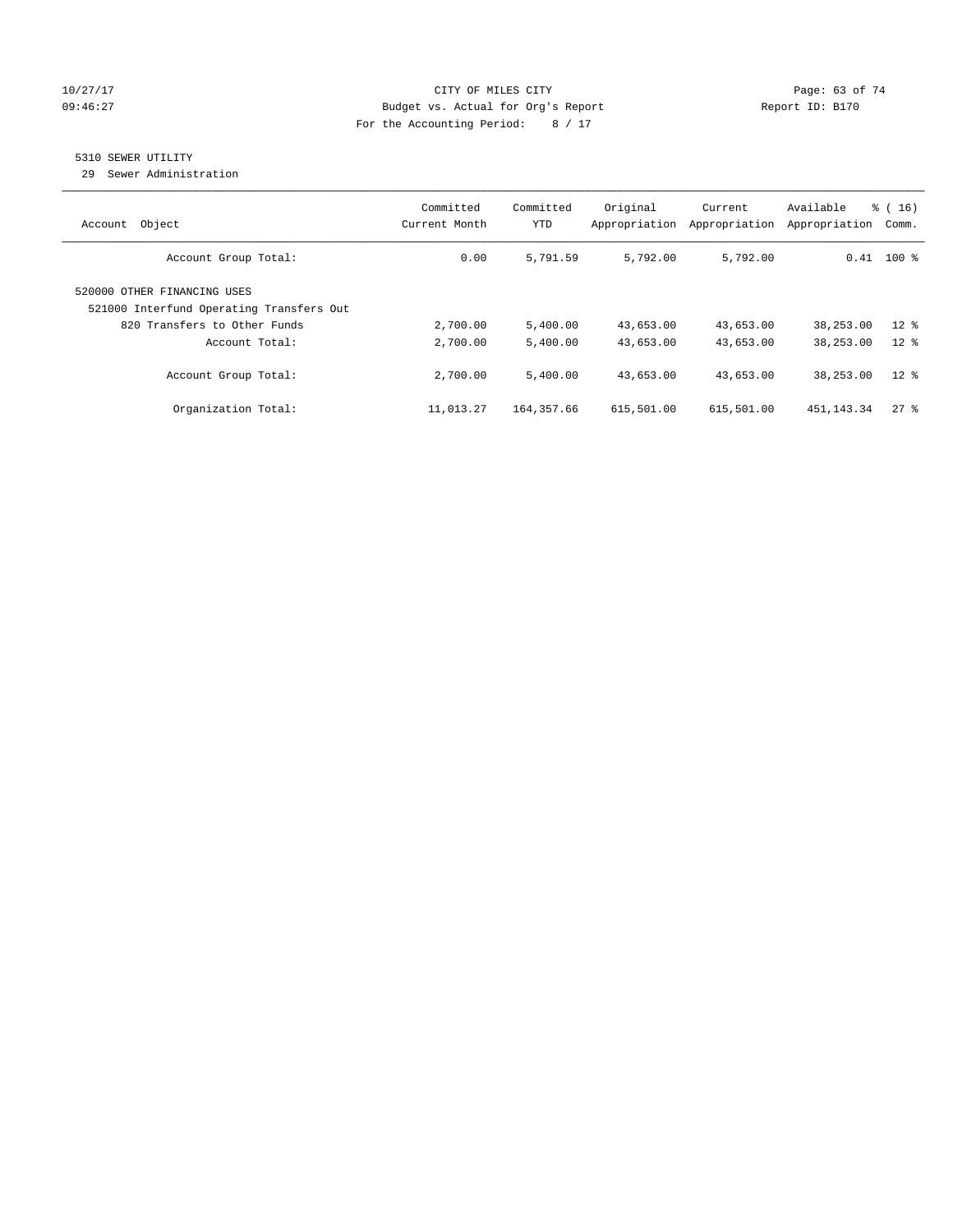CITY OF MILES CITY
Budget vs. Actual for Org's Report
For the Accounting Period: 8 / 17

10/27/17
09:46:27

Report ID: B170

5310 SEWER UTILITY
29 Sewer Administration

| Account Object | Committed Current Month | Committed YTD | Original Appropriation | Current Appropriation | Available Appropriation | % ( 16) Comm. |
|---|---|---|---|---|---|---|
| Account Group Total: | 0.00 | 5,791.59 | 5,792.00 | 5,792.00 | 0.41 | 100 % |
| 520000 OTHER FINANCING USES | | | | | | |
| 521000 Interfund Operating Transfers Out | | | | | | |
| 820 Transfers to Other Funds | 2,700.00 | 5,400.00 | 43,653.00 | 43,653.00 | 38,253.00 | 12 % |
| Account Total: | 2,700.00 | 5,400.00 | 43,653.00 | 43,653.00 | 38,253.00 | 12 % |
| Account Group Total: | 2,700.00 | 5,400.00 | 43,653.00 | 43,653.00 | 38,253.00 | 12 % |
| Organization Total: | 11,013.27 | 164,357.66 | 615,501.00 | 615,501.00 | 451,143.34 | 27 % |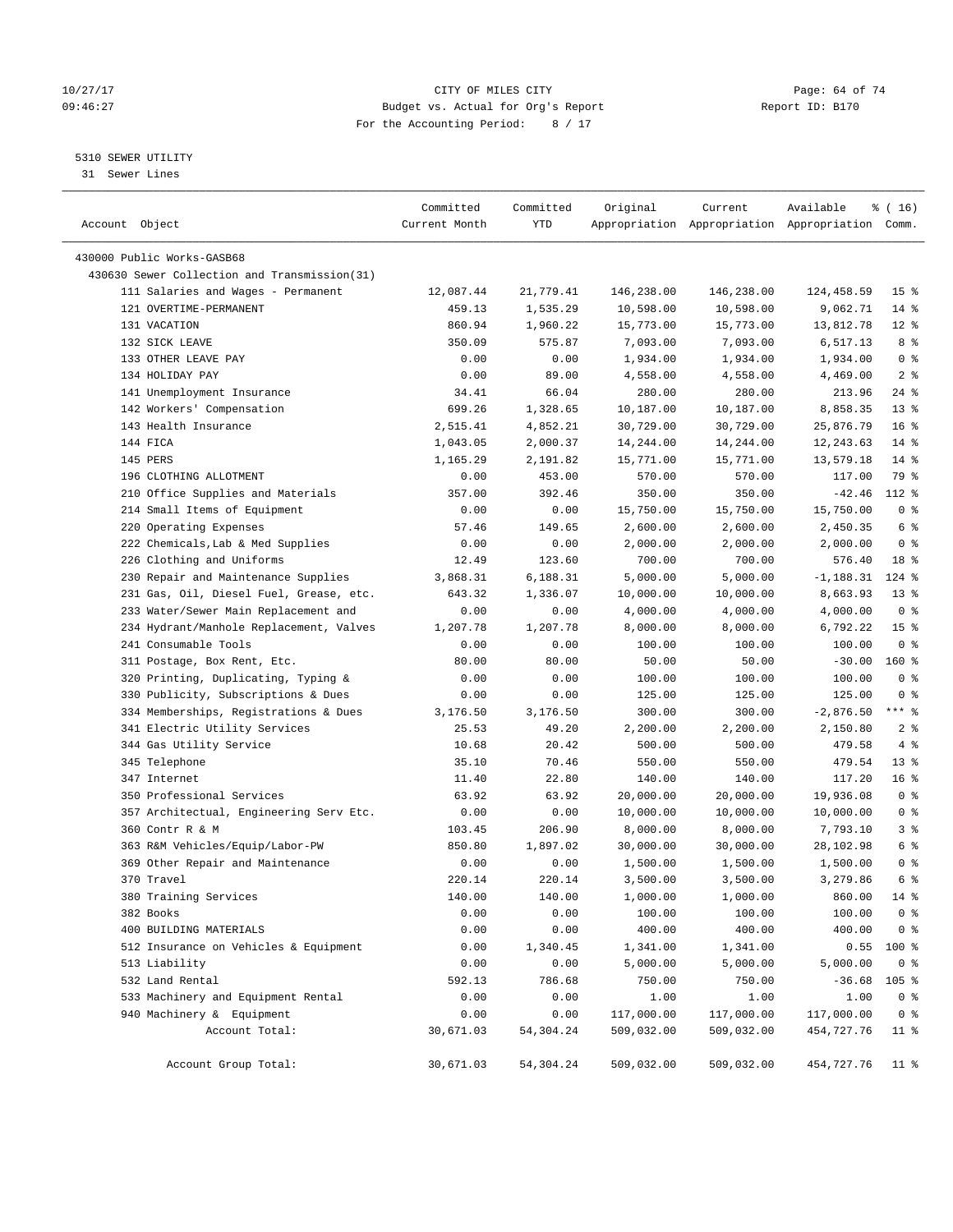CITY OF MILES CITY
Budget vs. Actual for Org's Report
For the Accounting Period: 8 / 17

5310 SEWER UTILITY
31 Sewer Lines

| Account Object | Committed Current Month | Committed YTD | Original Appropriation | Current Appropriation | Available Appropriation | % ( 16) Comm. |
|---|---|---|---|---|---|---|
| 430000 Public Works-GASB68 | | | | | | |
| 430630 Sewer Collection and Transmission(31) | | | | | | |
| 111 Salaries and Wages - Permanent | 12,087.44 | 21,779.41 | 146,238.00 | 146,238.00 | 124,458.59 | 15 % |
| 121 OVERTIME-PERMANENT | 459.13 | 1,535.29 | 10,598.00 | 10,598.00 | 9,062.71 | 14 % |
| 131 VACATION | 860.94 | 1,960.22 | 15,773.00 | 15,773.00 | 13,812.78 | 12 % |
| 132 SICK LEAVE | 350.09 | 575.87 | 7,093.00 | 7,093.00 | 6,517.13 | 8 % |
| 133 OTHER LEAVE PAY | 0.00 | 0.00 | 1,934.00 | 1,934.00 | 1,934.00 | 0 % |
| 134 HOLIDAY PAY | 0.00 | 89.00 | 4,558.00 | 4,558.00 | 4,469.00 | 2 % |
| 141 Unemployment Insurance | 34.41 | 66.04 | 280.00 | 280.00 | 213.96 | 24 % |
| 142 Workers' Compensation | 699.26 | 1,328.65 | 10,187.00 | 10,187.00 | 8,858.35 | 13 % |
| 143 Health Insurance | 2,515.41 | 4,852.21 | 30,729.00 | 30,729.00 | 25,876.79 | 16 % |
| 144 FICA | 1,043.05 | 2,000.37 | 14,244.00 | 14,244.00 | 12,243.63 | 14 % |
| 145 PERS | 1,165.29 | 2,191.82 | 15,771.00 | 15,771.00 | 13,579.18 | 14 % |
| 196 CLOTHING ALLOTMENT | 0.00 | 453.00 | 570.00 | 570.00 | 117.00 | 79 % |
| 210 Office Supplies and Materials | 357.00 | 392.46 | 350.00 | 350.00 | -42.46 | 112 % |
| 214 Small Items of Equipment | 0.00 | 0.00 | 15,750.00 | 15,750.00 | 15,750.00 | 0 % |
| 220 Operating Expenses | 57.46 | 149.65 | 2,600.00 | 2,600.00 | 2,450.35 | 6 % |
| 222 Chemicals,Lab & Med Supplies | 0.00 | 0.00 | 2,000.00 | 2,000.00 | 2,000.00 | 0 % |
| 226 Clothing and Uniforms | 12.49 | 123.60 | 700.00 | 700.00 | 576.40 | 18 % |
| 230 Repair and Maintenance Supplies | 3,868.31 | 6,188.31 | 5,000.00 | 5,000.00 | -1,188.31 | 124 % |
| 231 Gas, Oil, Diesel Fuel, Grease, etc. | 643.32 | 1,336.07 | 10,000.00 | 10,000.00 | 8,663.93 | 13 % |
| 233 Water/Sewer Main Replacement and | 0.00 | 0.00 | 4,000.00 | 4,000.00 | 4,000.00 | 0 % |
| 234 Hydrant/Manhole Replacement, Valves | 1,207.78 | 1,207.78 | 8,000.00 | 8,000.00 | 6,792.22 | 15 % |
| 241 Consumable Tools | 0.00 | 0.00 | 100.00 | 100.00 | 100.00 | 0 % |
| 311 Postage, Box Rent, Etc. | 80.00 | 80.00 | 50.00 | 50.00 | -30.00 | 160 % |
| 320 Printing, Duplicating, Typing & | 0.00 | 0.00 | 100.00 | 100.00 | 100.00 | 0 % |
| 330 Publicity, Subscriptions & Dues | 0.00 | 0.00 | 125.00 | 125.00 | 125.00 | 0 % |
| 334 Memberships, Registrations & Dues | 3,176.50 | 3,176.50 | 300.00 | 300.00 | -2,876.50 | *** % |
| 341 Electric Utility Services | 25.53 | 49.20 | 2,200.00 | 2,200.00 | 2,150.80 | 2 % |
| 344 Gas Utility Service | 10.68 | 20.42 | 500.00 | 500.00 | 479.58 | 4 % |
| 345 Telephone | 35.10 | 70.46 | 550.00 | 550.00 | 479.54 | 13 % |
| 347 Internet | 11.40 | 22.80 | 140.00 | 140.00 | 117.20 | 16 % |
| 350 Professional Services | 63.92 | 63.92 | 20,000.00 | 20,000.00 | 19,936.08 | 0 % |
| 357 Architectual, Engineering Serv Etc. | 0.00 | 0.00 | 10,000.00 | 10,000.00 | 10,000.00 | 0 % |
| 360 Contr R & M | 103.45 | 206.90 | 8,000.00 | 8,000.00 | 7,793.10 | 3 % |
| 363 R&M Vehicles/Equip/Labor-PW | 850.80 | 1,897.02 | 30,000.00 | 30,000.00 | 28,102.98 | 6 % |
| 369 Other Repair and Maintenance | 0.00 | 0.00 | 1,500.00 | 1,500.00 | 1,500.00 | 0 % |
| 370 Travel | 220.14 | 220.14 | 3,500.00 | 3,500.00 | 3,279.86 | 6 % |
| 380 Training Services | 140.00 | 140.00 | 1,000.00 | 1,000.00 | 860.00 | 14 % |
| 382 Books | 0.00 | 0.00 | 100.00 | 100.00 | 100.00 | 0 % |
| 400 BUILDING MATERIALS | 0.00 | 0.00 | 400.00 | 400.00 | 400.00 | 0 % |
| 512 Insurance on Vehicles & Equipment | 0.00 | 1,340.45 | 1,341.00 | 1,341.00 | 0.55 | 100 % |
| 513 Liability | 0.00 | 0.00 | 5,000.00 | 5,000.00 | 5,000.00 | 0 % |
| 532 Land Rental | 592.13 | 786.68 | 750.00 | 750.00 | -36.68 | 105 % |
| 533 Machinery and Equipment Rental | 0.00 | 0.00 | 1.00 | 1.00 | 1.00 | 0 % |
| 940 Machinery & Equipment | 0.00 | 0.00 | 117,000.00 | 117,000.00 | 117,000.00 | 0 % |
| Account Total: | 30,671.03 | 54,304.24 | 509,032.00 | 509,032.00 | 454,727.76 | 11 % |
| Account Group Total: | 30,671.03 | 54,304.24 | 509,032.00 | 509,032.00 | 454,727.76 | 11 % |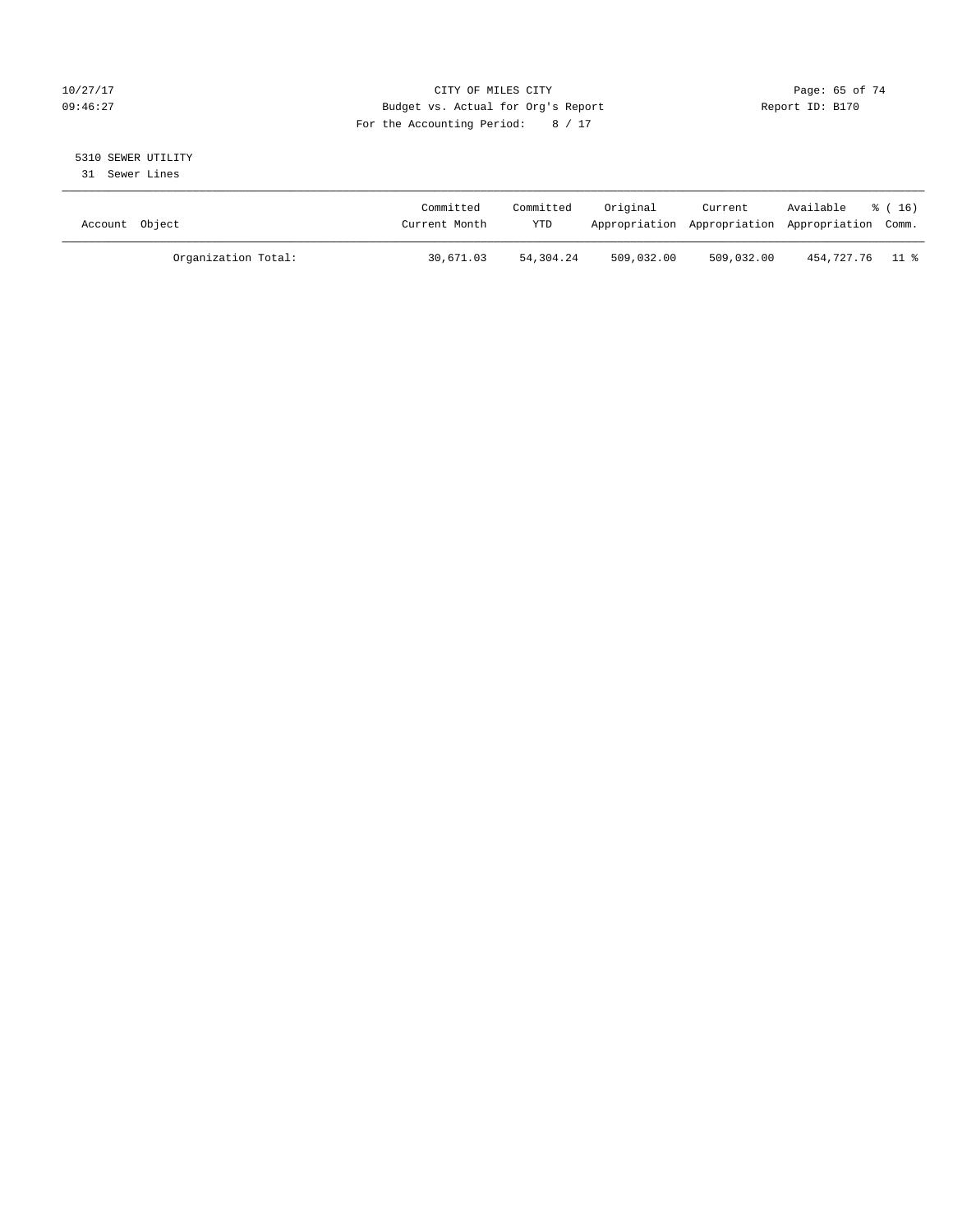10/27/17
09:46:27

CITY OF MILES CITY
Budget vs. Actual for Org's Report
For the Accounting Period: 8 / 17

Report ID: B170

5310 SEWER UTILITY
31 Sewer Lines

| Account Object | Committed Current Month | Committed YTD | Original Appropriation | Current Appropriation | Available Appropriation | % ( 16) Comm. |
|---|---|---|---|---|---|---|
| Organization Total: | 30,671.03 | 54,304.24 | 509,032.00 | 509,032.00 | 454,727.76 | 11 % |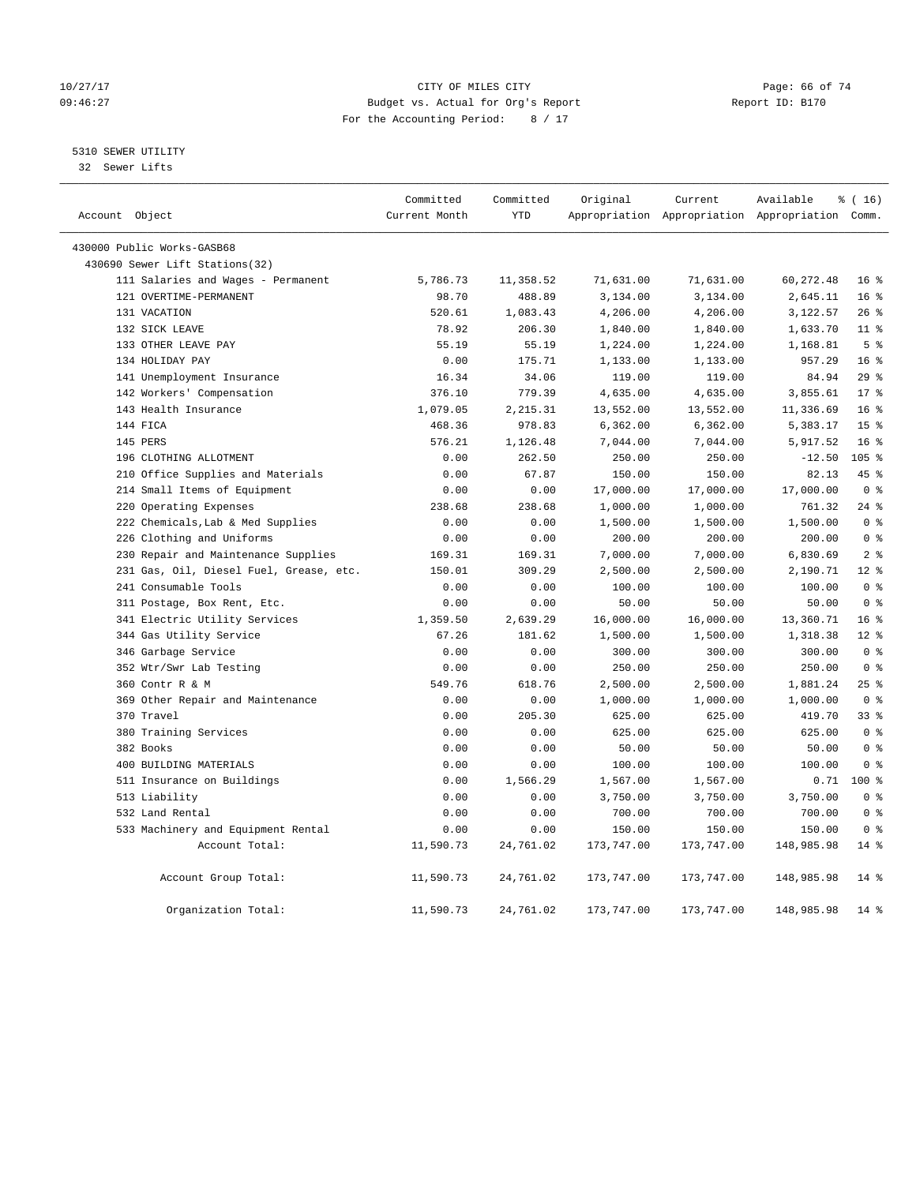CITY OF MILES CITY
Budget vs. Actual for Org's Report
For the Accounting Period: 8 / 17

10/27/17
09:46:27

Report ID: B170

5310 SEWER UTILITY
32 Sewer Lifts

| Account Object | Committed Current Month | Committed YTD | Original Appropriation | Current Appropriation | Available Appropriation | % ( 16) Comm. |
|---|---|---|---|---|---|---|
| 430000 Public Works-GASB68 | | | | | | |
| 430690 Sewer Lift Stations(32) | | | | | | |
| 111 Salaries and Wages - Permanent | 5,786.73 | 11,358.52 | 71,631.00 | 71,631.00 | 60,272.48 | 16 % |
| 121 OVERTIME-PERMANENT | 98.70 | 488.89 | 3,134.00 | 3,134.00 | 2,645.11 | 16 % |
| 131 VACATION | 520.61 | 1,083.43 | 4,206.00 | 4,206.00 | 3,122.57 | 26 % |
| 132 SICK LEAVE | 78.92 | 206.30 | 1,840.00 | 1,840.00 | 1,633.70 | 11 % |
| 133 OTHER LEAVE PAY | 55.19 | 55.19 | 1,224.00 | 1,224.00 | 1,168.81 | 5 % |
| 134 HOLIDAY PAY | 0.00 | 175.71 | 1,133.00 | 1,133.00 | 957.29 | 16 % |
| 141 Unemployment Insurance | 16.34 | 34.06 | 119.00 | 119.00 | 84.94 | 29 % |
| 142 Workers' Compensation | 376.10 | 779.39 | 4,635.00 | 4,635.00 | 3,855.61 | 17 % |
| 143 Health Insurance | 1,079.05 | 2,215.31 | 13,552.00 | 13,552.00 | 11,336.69 | 16 % |
| 144 FICA | 468.36 | 978.83 | 6,362.00 | 6,362.00 | 5,383.17 | 15 % |
| 145 PERS | 576.21 | 1,126.48 | 7,044.00 | 7,044.00 | 5,917.52 | 16 % |
| 196 CLOTHING ALLOTMENT | 0.00 | 262.50 | 250.00 | 250.00 | -12.50 | 105 % |
| 210 Office Supplies and Materials | 0.00 | 67.87 | 150.00 | 150.00 | 82.13 | 45 % |
| 214 Small Items of Equipment | 0.00 | 0.00 | 17,000.00 | 17,000.00 | 17,000.00 | 0 % |
| 220 Operating Expenses | 238.68 | 238.68 | 1,000.00 | 1,000.00 | 761.32 | 24 % |
| 222 Chemicals,Lab & Med Supplies | 0.00 | 0.00 | 1,500.00 | 1,500.00 | 1,500.00 | 0 % |
| 226 Clothing and Uniforms | 0.00 | 0.00 | 200.00 | 200.00 | 200.00 | 0 % |
| 230 Repair and Maintenance Supplies | 169.31 | 169.31 | 7,000.00 | 7,000.00 | 6,830.69 | 2 % |
| 231 Gas, Oil, Diesel Fuel, Grease, etc. | 150.01 | 309.29 | 2,500.00 | 2,500.00 | 2,190.71 | 12 % |
| 241 Consumable Tools | 0.00 | 0.00 | 100.00 | 100.00 | 100.00 | 0 % |
| 311 Postage, Box Rent, Etc. | 0.00 | 0.00 | 50.00 | 50.00 | 50.00 | 0 % |
| 341 Electric Utility Services | 1,359.50 | 2,639.29 | 16,000.00 | 16,000.00 | 13,360.71 | 16 % |
| 344 Gas Utility Service | 67.26 | 181.62 | 1,500.00 | 1,500.00 | 1,318.38 | 12 % |
| 346 Garbage Service | 0.00 | 0.00 | 300.00 | 300.00 | 300.00 | 0 % |
| 352 Wtr/Swr Lab Testing | 0.00 | 0.00 | 250.00 | 250.00 | 250.00 | 0 % |
| 360 Contr R & M | 549.76 | 618.76 | 2,500.00 | 2,500.00 | 1,881.24 | 25 % |
| 369 Other Repair and Maintenance | 0.00 | 0.00 | 1,000.00 | 1,000.00 | 1,000.00 | 0 % |
| 370 Travel | 0.00 | 205.30 | 625.00 | 625.00 | 419.70 | 33 % |
| 380 Training Services | 0.00 | 0.00 | 625.00 | 625.00 | 625.00 | 0 % |
| 382 Books | 0.00 | 0.00 | 50.00 | 50.00 | 50.00 | 0 % |
| 400 BUILDING MATERIALS | 0.00 | 0.00 | 100.00 | 100.00 | 100.00 | 0 % |
| 511 Insurance on Buildings | 0.00 | 1,566.29 | 1,567.00 | 1,567.00 | 0.71 | 100 % |
| 513 Liability | 0.00 | 0.00 | 3,750.00 | 3,750.00 | 3,750.00 | 0 % |
| 532 Land Rental | 0.00 | 0.00 | 700.00 | 700.00 | 700.00 | 0 % |
| 533 Machinery and Equipment Rental | 0.00 | 0.00 | 150.00 | 150.00 | 150.00 | 0 % |
| Account Total: | 11,590.73 | 24,761.02 | 173,747.00 | 173,747.00 | 148,985.98 | 14 % |
| Account Group Total: | 11,590.73 | 24,761.02 | 173,747.00 | 173,747.00 | 148,985.98 | 14 % |
| Organization Total: | 11,590.73 | 24,761.02 | 173,747.00 | 173,747.00 | 148,985.98 | 14 % |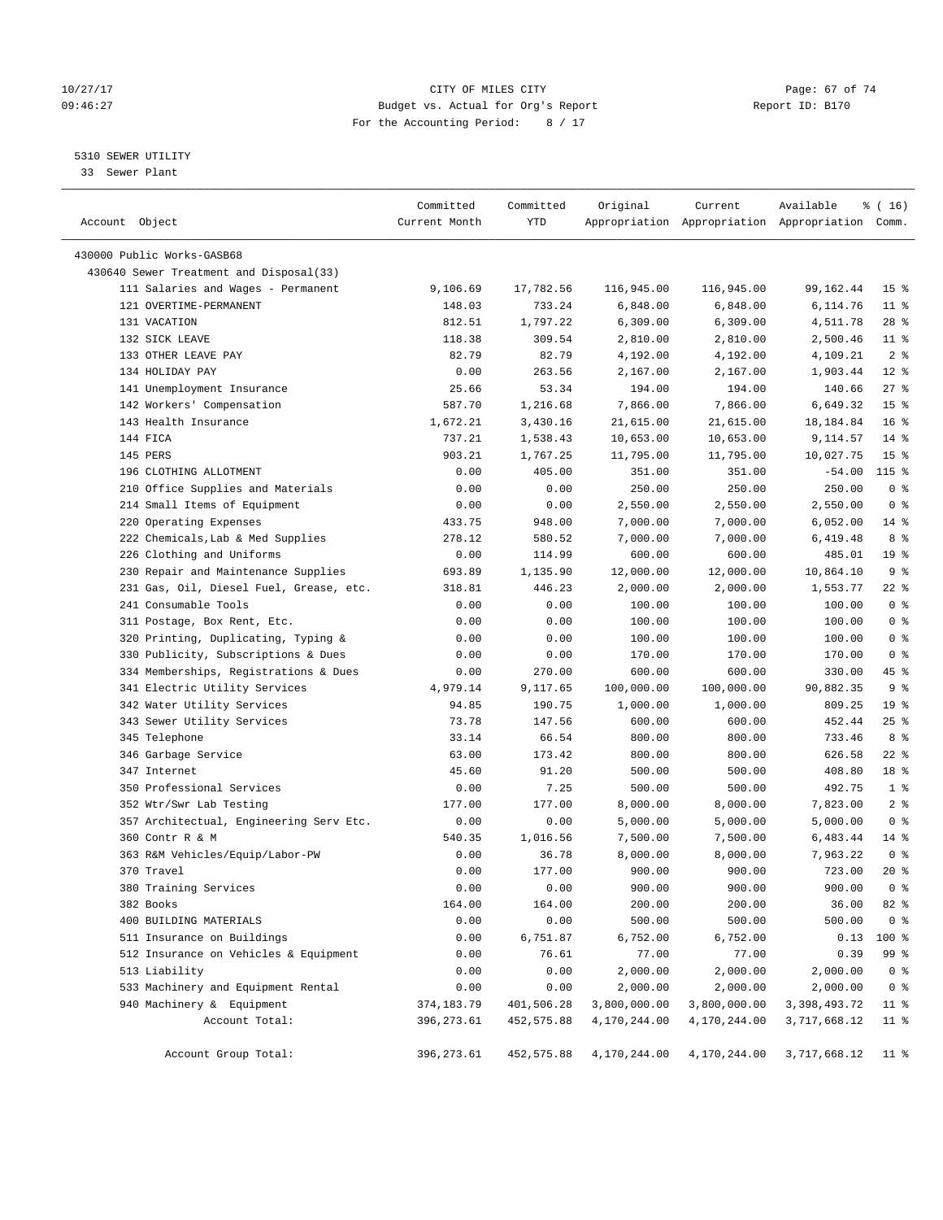CITY OF MILES CITY
Budget vs. Actual for Org's Report
For the Accounting Period: 8 / 17

10/27/17
09:46:27

Report ID: B170

5310 SEWER UTILITY
33 Sewer Plant

| Account Object | Committed Current Month | Committed YTD | Original Appropriation | Current Appropriation | Available Appropriation | % ( 16) Comm. |
|---|---|---|---|---|---|---|
| 430000 Public Works-GASB68 | | | | | | |
| 430640 Sewer Treatment and Disposal(33) | | | | | | |
| 111 Salaries and Wages - Permanent | 9,106.69 | 17,782.56 | 116,945.00 | 116,945.00 | 99,162.44 | 15 % |
| 121 OVERTIME-PERMANENT | 148.03 | 733.24 | 6,848.00 | 6,848.00 | 6,114.76 | 11 % |
| 131 VACATION | 812.51 | 1,797.22 | 6,309.00 | 6,309.00 | 4,511.78 | 28 % |
| 132 SICK LEAVE | 118.38 | 309.54 | 2,810.00 | 2,810.00 | 2,500.46 | 11 % |
| 133 OTHER LEAVE PAY | 82.79 | 82.79 | 4,192.00 | 4,192.00 | 4,109.21 | 2 % |
| 134 HOLIDAY PAY | 0.00 | 263.56 | 2,167.00 | 2,167.00 | 1,903.44 | 12 % |
| 141 Unemployment Insurance | 25.66 | 53.34 | 194.00 | 194.00 | 140.66 | 27 % |
| 142 Workers' Compensation | 587.70 | 1,216.68 | 7,866.00 | 7,866.00 | 6,649.32 | 15 % |
| 143 Health Insurance | 1,672.21 | 3,430.16 | 21,615.00 | 21,615.00 | 18,184.84 | 16 % |
| 144 FICA | 737.21 | 1,538.43 | 10,653.00 | 10,653.00 | 9,114.57 | 14 % |
| 145 PERS | 903.21 | 1,767.25 | 11,795.00 | 11,795.00 | 10,027.75 | 15 % |
| 196 CLOTHING ALLOTMENT | 0.00 | 405.00 | 351.00 | 351.00 | -54.00 | 115 % |
| 210 Office Supplies and Materials | 0.00 | 0.00 | 250.00 | 250.00 | 250.00 | 0 % |
| 214 Small Items of Equipment | 0.00 | 0.00 | 2,550.00 | 2,550.00 | 2,550.00 | 0 % |
| 220 Operating Expenses | 433.75 | 948.00 | 7,000.00 | 7,000.00 | 6,052.00 | 14 % |
| 222 Chemicals,Lab & Med Supplies | 278.12 | 580.52 | 7,000.00 | 7,000.00 | 6,419.48 | 8 % |
| 226 Clothing and Uniforms | 0.00 | 114.99 | 600.00 | 600.00 | 485.01 | 19 % |
| 230 Repair and Maintenance Supplies | 693.89 | 1,135.90 | 12,000.00 | 12,000.00 | 10,864.10 | 9 % |
| 231 Gas, Oil, Diesel Fuel, Grease, etc. | 318.81 | 446.23 | 2,000.00 | 2,000.00 | 1,553.77 | 22 % |
| 241 Consumable Tools | 0.00 | 0.00 | 100.00 | 100.00 | 100.00 | 0 % |
| 311 Postage, Box Rent, Etc. | 0.00 | 0.00 | 100.00 | 100.00 | 100.00 | 0 % |
| 320 Printing, Duplicating, Typing & | 0.00 | 0.00 | 100.00 | 100.00 | 100.00 | 0 % |
| 330 Publicity, Subscriptions & Dues | 0.00 | 0.00 | 170.00 | 170.00 | 170.00 | 0 % |
| 334 Memberships, Registrations & Dues | 0.00 | 270.00 | 600.00 | 600.00 | 330.00 | 45 % |
| 341 Electric Utility Services | 4,979.14 | 9,117.65 | 100,000.00 | 100,000.00 | 90,882.35 | 9 % |
| 342 Water Utility Services | 94.85 | 190.75 | 1,000.00 | 1,000.00 | 809.25 | 19 % |
| 343 Sewer Utility Services | 73.78 | 147.56 | 600.00 | 600.00 | 452.44 | 25 % |
| 345 Telephone | 33.14 | 66.54 | 800.00 | 800.00 | 733.46 | 8 % |
| 346 Garbage Service | 63.00 | 173.42 | 800.00 | 800.00 | 626.58 | 22 % |
| 347 Internet | 45.60 | 91.20 | 500.00 | 500.00 | 408.80 | 18 % |
| 350 Professional Services | 0.00 | 7.25 | 500.00 | 500.00 | 492.75 | 1 % |
| 352 Wtr/Swr Lab Testing | 177.00 | 177.00 | 8,000.00 | 8,000.00 | 7,823.00 | 2 % |
| 357 Architectual, Engineering Serv Etc. | 0.00 | 0.00 | 5,000.00 | 5,000.00 | 5,000.00 | 0 % |
| 360 Contr R & M | 540.35 | 1,016.56 | 7,500.00 | 7,500.00 | 6,483.44 | 14 % |
| 363 R&M Vehicles/Equip/Labor-PW | 0.00 | 36.78 | 8,000.00 | 8,000.00 | 7,963.22 | 0 % |
| 370 Travel | 0.00 | 177.00 | 900.00 | 900.00 | 723.00 | 20 % |
| 380 Training Services | 0.00 | 0.00 | 900.00 | 900.00 | 900.00 | 0 % |
| 382 Books | 164.00 | 164.00 | 200.00 | 200.00 | 36.00 | 82 % |
| 400 BUILDING MATERIALS | 0.00 | 0.00 | 500.00 | 500.00 | 500.00 | 0 % |
| 511 Insurance on Buildings | 0.00 | 6,751.87 | 6,752.00 | 6,752.00 | 0.13 | 100 % |
| 512 Insurance on Vehicles & Equipment | 0.00 | 76.61 | 77.00 | 77.00 | 0.39 | 99 % |
| 513 Liability | 0.00 | 0.00 | 2,000.00 | 2,000.00 | 2,000.00 | 0 % |
| 533 Machinery and Equipment Rental | 0.00 | 0.00 | 2,000.00 | 2,000.00 | 2,000.00 | 0 % |
| 940 Machinery & Equipment | 374,183.79 | 401,506.28 | 3,800,000.00 | 3,800,000.00 | 3,398,493.72 | 11 % |
| Account Total: | 396,273.61 | 452,575.88 | 4,170,244.00 | 4,170,244.00 | 3,717,668.12 | 11 % |
| Account Group Total: | 396,273.61 | 452,575.88 | 4,170,244.00 | 4,170,244.00 | 3,717,668.12 | 11 % |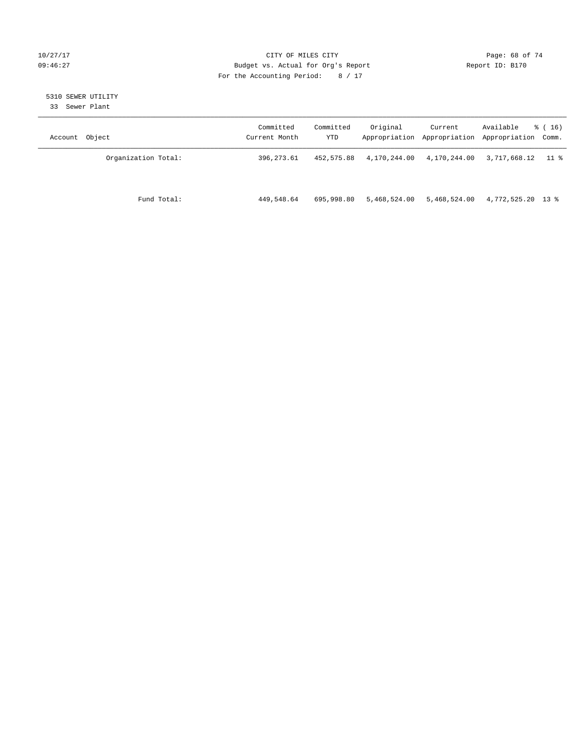CITY OF MILES CITY
Budget vs. Actual for Org's Report
For the Accounting Period: 8 / 17

10/27/17
09:46:27

Report ID: B170

5310 SEWER UTILITY
33 Sewer Plant

| Account Object | Committed Current Month | Committed YTD | Original Appropriation | Current Appropriation | Available Appropriation | % ( 16) Comm. |
|---|---|---|---|---|---|---|
| Organization Total: | 396,273.61 | 452,575.88 | 4,170,244.00 | 4,170,244.00 | 3,717,668.12 | 11 % |
| Fund Total: | 449,548.64 | 695,998.80 | 5,468,524.00 | 5,468,524.00 | 4,772,525.20 | 13 % |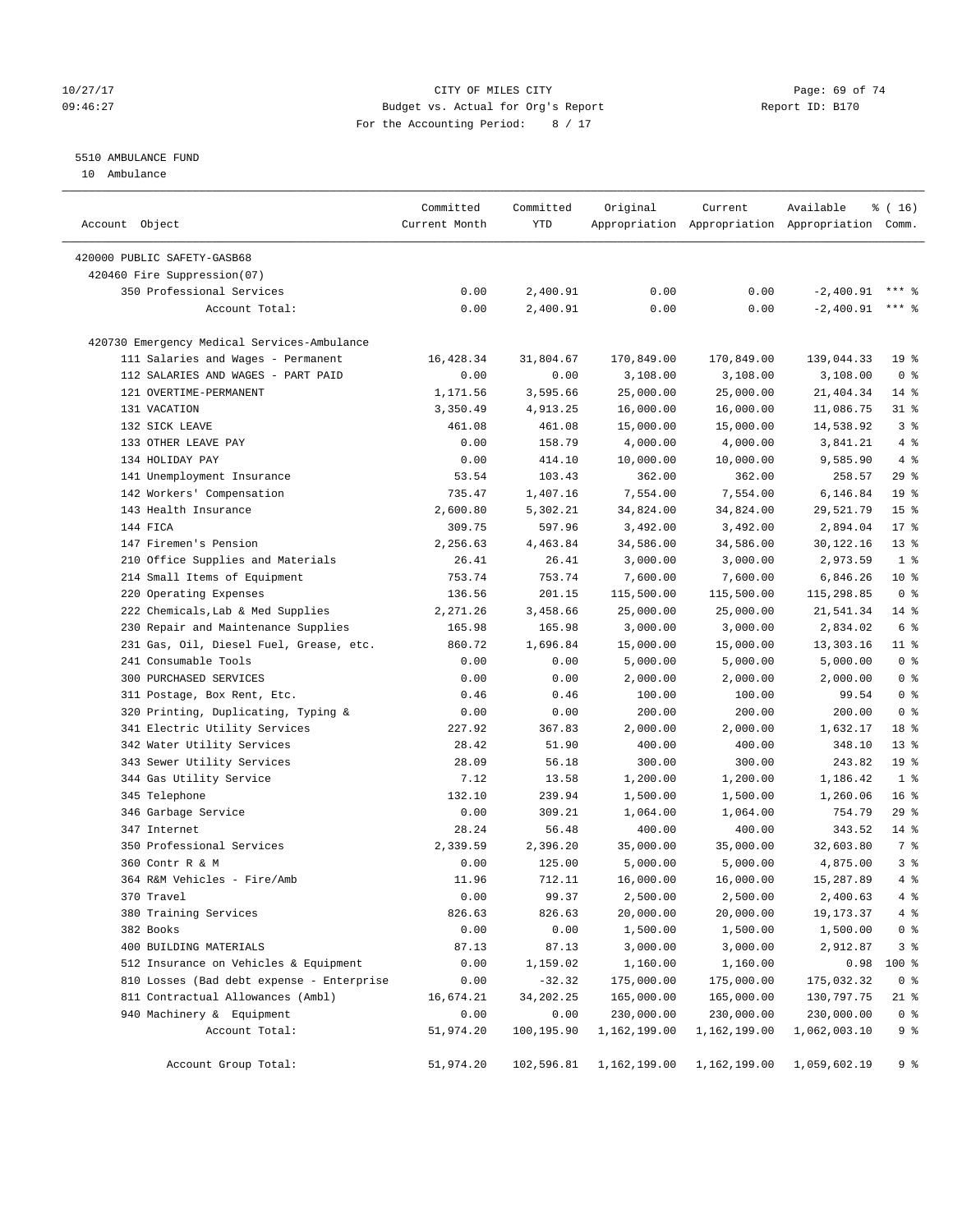CITY OF MILES CITY
Budget vs. Actual for Org's Report
For the Accounting Period: 8 / 17

10/27/17 09:46:27 — Report ID: B170

5510 AMBULANCE FUND

10 Ambulance

| Account Object | Committed Current Month | Committed YTD | Original Appropriation | Current Appropriation | Available Appropriation | % ( 16) Comm. |
|---|---|---|---|---|---|---|
| 420000 PUBLIC SAFETY-GASB68 | | | | | | |
| 420460 Fire Suppression(07) | | | | | | |
| 350 Professional Services | 0.00 | 2,400.91 | 0.00 | 0.00 | -2,400.91 | *** % |
| Account Total: | 0.00 | 2,400.91 | 0.00 | 0.00 | -2,400.91 | *** % |
| 420730 Emergency Medical Services-Ambulance | | | | | | |
| 111 Salaries and Wages - Permanent | 16,428.34 | 31,804.67 | 170,849.00 | 170,849.00 | 139,044.33 | 19 % |
| 112 SALARIES AND WAGES - PART PAID | 0.00 | 0.00 | 3,108.00 | 3,108.00 | 3,108.00 | 0 % |
| 121 OVERTIME-PERMANENT | 1,171.56 | 3,595.66 | 25,000.00 | 25,000.00 | 21,404.34 | 14 % |
| 131 VACATION | 3,350.49 | 4,913.25 | 16,000.00 | 16,000.00 | 11,086.75 | 31 % |
| 132 SICK LEAVE | 461.08 | 461.08 | 15,000.00 | 15,000.00 | 14,538.92 | 3 % |
| 133 OTHER LEAVE PAY | 0.00 | 158.79 | 4,000.00 | 4,000.00 | 3,841.21 | 4 % |
| 134 HOLIDAY PAY | 0.00 | 414.10 | 10,000.00 | 10,000.00 | 9,585.90 | 4 % |
| 141 Unemployment Insurance | 53.54 | 103.43 | 362.00 | 362.00 | 258.57 | 29 % |
| 142 Workers' Compensation | 735.47 | 1,407.16 | 7,554.00 | 7,554.00 | 6,146.84 | 19 % |
| 143 Health Insurance | 2,600.80 | 5,302.21 | 34,824.00 | 34,824.00 | 29,521.79 | 15 % |
| 144 FICA | 309.75 | 597.96 | 3,492.00 | 3,492.00 | 2,894.04 | 17 % |
| 147 Firemen's Pension | 2,256.63 | 4,463.84 | 34,586.00 | 34,586.00 | 30,122.16 | 13 % |
| 210 Office Supplies and Materials | 26.41 | 26.41 | 3,000.00 | 3,000.00 | 2,973.59 | 1 % |
| 214 Small Items of Equipment | 753.74 | 753.74 | 7,600.00 | 7,600.00 | 6,846.26 | 10 % |
| 220 Operating Expenses | 136.56 | 201.15 | 115,500.00 | 115,500.00 | 115,298.85 | 0 % |
| 222 Chemicals,Lab & Med Supplies | 2,271.26 | 3,458.66 | 25,000.00 | 25,000.00 | 21,541.34 | 14 % |
| 230 Repair and Maintenance Supplies | 165.98 | 165.98 | 3,000.00 | 3,000.00 | 2,834.02 | 6 % |
| 231 Gas, Oil, Diesel Fuel, Grease, etc. | 860.72 | 1,696.84 | 15,000.00 | 15,000.00 | 13,303.16 | 11 % |
| 241 Consumable Tools | 0.00 | 0.00 | 5,000.00 | 5,000.00 | 5,000.00 | 0 % |
| 300 PURCHASED SERVICES | 0.00 | 0.00 | 2,000.00 | 2,000.00 | 2,000.00 | 0 % |
| 311 Postage, Box Rent, Etc. | 0.46 | 0.46 | 100.00 | 100.00 | 99.54 | 0 % |
| 320 Printing, Duplicating, Typing & | 0.00 | 0.00 | 200.00 | 200.00 | 200.00 | 0 % |
| 341 Electric Utility Services | 227.92 | 367.83 | 2,000.00 | 2,000.00 | 1,632.17 | 18 % |
| 342 Water Utility Services | 28.42 | 51.90 | 400.00 | 400.00 | 348.10 | 13 % |
| 343 Sewer Utility Services | 28.09 | 56.18 | 300.00 | 300.00 | 243.82 | 19 % |
| 344 Gas Utility Service | 7.12 | 13.58 | 1,200.00 | 1,200.00 | 1,186.42 | 1 % |
| 345 Telephone | 132.10 | 239.94 | 1,500.00 | 1,500.00 | 1,260.06 | 16 % |
| 346 Garbage Service | 0.00 | 309.21 | 1,064.00 | 1,064.00 | 754.79 | 29 % |
| 347 Internet | 28.24 | 56.48 | 400.00 | 400.00 | 343.52 | 14 % |
| 350 Professional Services | 2,339.59 | 2,396.20 | 35,000.00 | 35,000.00 | 32,603.80 | 7 % |
| 360 Contr R & M | 0.00 | 125.00 | 5,000.00 | 5,000.00 | 4,875.00 | 3 % |
| 364 R&M Vehicles - Fire/Amb | 11.96 | 712.11 | 16,000.00 | 16,000.00 | 15,287.89 | 4 % |
| 370 Travel | 0.00 | 99.37 | 2,500.00 | 2,500.00 | 2,400.63 | 4 % |
| 380 Training Services | 826.63 | 826.63 | 20,000.00 | 20,000.00 | 19,173.37 | 4 % |
| 382 Books | 0.00 | 0.00 | 1,500.00 | 1,500.00 | 1,500.00 | 0 % |
| 400 BUILDING MATERIALS | 87.13 | 87.13 | 3,000.00 | 3,000.00 | 2,912.87 | 3 % |
| 512 Insurance on Vehicles & Equipment | 0.00 | 1,159.02 | 1,160.00 | 1,160.00 | 0.98 | 100 % |
| 810 Losses (Bad debt expense - Enterprise | 0.00 | -32.32 | 175,000.00 | 175,000.00 | 175,032.32 | 0 % |
| 811 Contractual Allowances (Ambl) | 16,674.21 | 34,202.25 | 165,000.00 | 165,000.00 | 130,797.75 | 21 % |
| 940 Machinery & Equipment | 0.00 | 0.00 | 230,000.00 | 230,000.00 | 230,000.00 | 0 % |
| Account Total: | 51,974.20 | 100,195.90 | 1,162,199.00 | 1,162,199.00 | 1,062,003.10 | 9 % |
| Account Group Total: | 51,974.20 | 102,596.81 | 1,162,199.00 | 1,162,199.00 | 1,059,602.19 | 9 % |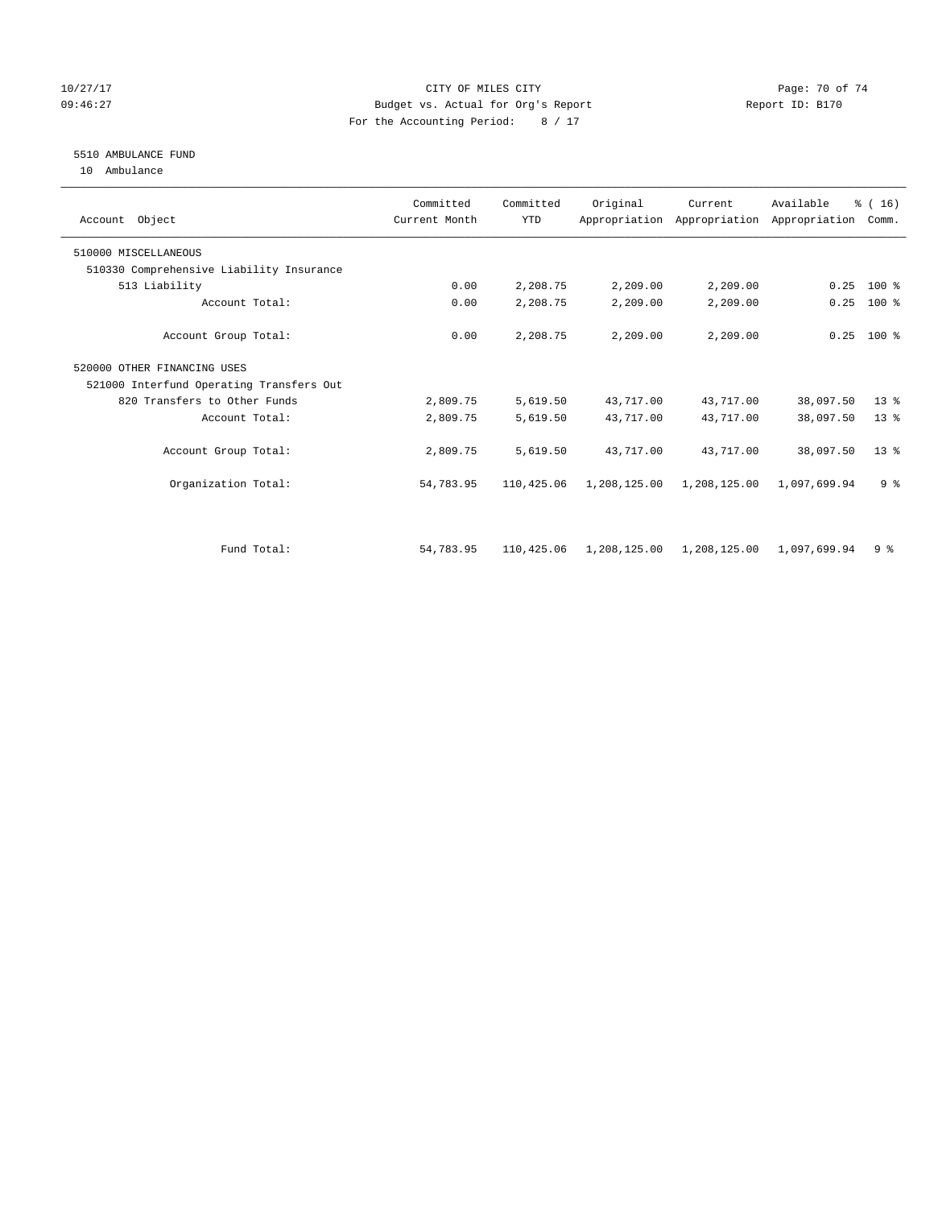CITY OF MILES CITY
Budget vs. Actual for Org's Report
For the Accounting Period: 8 / 17

10/27/17
09:46:27

Report ID: B170

## 5510 AMBULANCE FUND

10 Ambulance

| Account Object | Committed Current Month | Committed YTD | Original Appropriation | Current Appropriation | Available Appropriation | % ( 16) Comm. |
|---|---|---|---|---|---|---|
| 510000 MISCELLANEOUS | | | | | | |
| 510330 Comprehensive Liability Insurance | | | | | | |
| 513 Liability | 0.00 | 2,208.75 | 2,209.00 | 2,209.00 | 0.25 | 100 % |
| Account Total: | 0.00 | 2,208.75 | 2,209.00 | 2,209.00 | 0.25 | 100 % |
| Account Group Total: | 0.00 | 2,208.75 | 2,209.00 | 2,209.00 | 0.25 | 100 % |
| 520000 OTHER FINANCING USES | | | | | | |
| 521000 Interfund Operating Transfers Out | | | | | | |
| 820 Transfers to Other Funds | 2,809.75 | 5,619.50 | 43,717.00 | 43,717.00 | 38,097.50 | 13 % |
| Account Total: | 2,809.75 | 5,619.50 | 43,717.00 | 43,717.00 | 38,097.50 | 13 % |
| Account Group Total: | 2,809.75 | 5,619.50 | 43,717.00 | 43,717.00 | 38,097.50 | 13 % |
| Organization Total: | 54,783.95 | 110,425.06 | 1,208,125.00 | 1,208,125.00 | 1,097,699.94 | 9 % |
| Fund Total: | 54,783.95 | 110,425.06 | 1,208,125.00 | 1,208,125.00 | 1,097,699.94 | 9 % |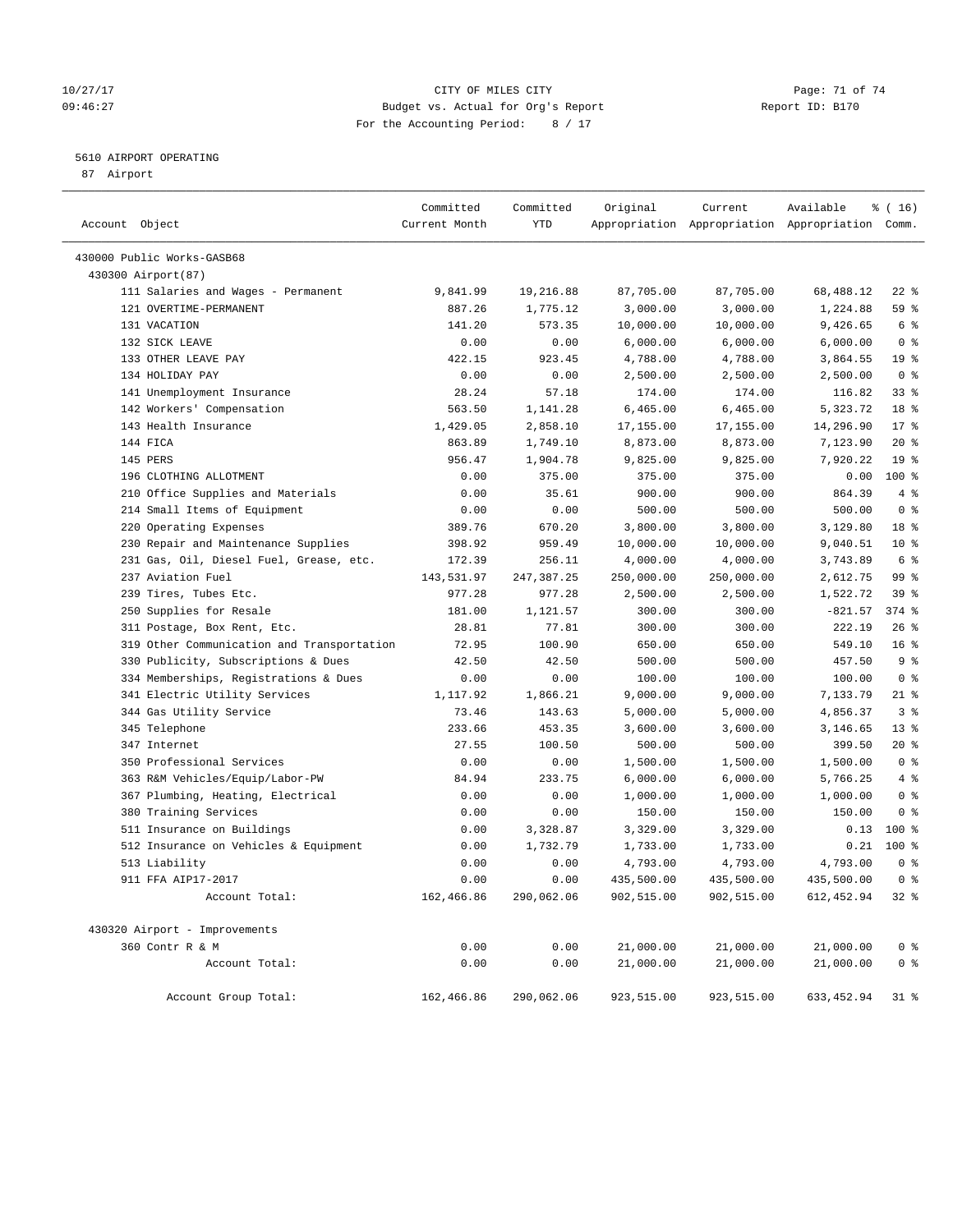10/27/17 CITY OF MILES CITY
09:46:27 Budget vs. Actual for Org's Report Report ID: B170
For the Accounting Period: 8 / 17

5610 AIRPORT OPERATING
87 Airport

| Account Object | Committed Current Month | Committed YTD | Original Appropriation | Current Appropriation | Available Appropriation | % ( 16) Comm. |
|---|---|---|---|---|---|---|
| 430000 Public Works-GASB68 | | | | | | |
| 430300 Airport(87) | | | | | | |
| 111 Salaries and Wages - Permanent | 9,841.99 | 19,216.88 | 87,705.00 | 87,705.00 | 68,488.12 | 22 % |
| 121 OVERTIME-PERMANENT | 887.26 | 1,775.12 | 3,000.00 | 3,000.00 | 1,224.88 | 59 % |
| 131 VACATION | 141.20 | 573.35 | 10,000.00 | 10,000.00 | 9,426.65 | 6 % |
| 132 SICK LEAVE | 0.00 | 0.00 | 6,000.00 | 6,000.00 | 6,000.00 | 0 % |
| 133 OTHER LEAVE PAY | 422.15 | 923.45 | 4,788.00 | 4,788.00 | 3,864.55 | 19 % |
| 134 HOLIDAY PAY | 0.00 | 0.00 | 2,500.00 | 2,500.00 | 2,500.00 | 0 % |
| 141 Unemployment Insurance | 28.24 | 57.18 | 174.00 | 174.00 | 116.82 | 33 % |
| 142 Workers' Compensation | 563.50 | 1,141.28 | 6,465.00 | 6,465.00 | 5,323.72 | 18 % |
| 143 Health Insurance | 1,429.05 | 2,858.10 | 17,155.00 | 17,155.00 | 14,296.90 | 17 % |
| 144 FICA | 863.89 | 1,749.10 | 8,873.00 | 8,873.00 | 7,123.90 | 20 % |
| 145 PERS | 956.47 | 1,904.78 | 9,825.00 | 9,825.00 | 7,920.22 | 19 % |
| 196 CLOTHING ALLOTMENT | 0.00 | 375.00 | 375.00 | 375.00 | 0.00 | 100 % |
| 210 Office Supplies and Materials | 0.00 | 35.61 | 900.00 | 900.00 | 864.39 | 4 % |
| 214 Small Items of Equipment | 0.00 | 0.00 | 500.00 | 500.00 | 500.00 | 0 % |
| 220 Operating Expenses | 389.76 | 670.20 | 3,800.00 | 3,800.00 | 3,129.80 | 18 % |
| 230 Repair and Maintenance Supplies | 398.92 | 959.49 | 10,000.00 | 10,000.00 | 9,040.51 | 10 % |
| 231 Gas, Oil, Diesel Fuel, Grease, etc. | 172.39 | 256.11 | 4,000.00 | 4,000.00 | 3,743.89 | 6 % |
| 237 Aviation Fuel | 143,531.97 | 247,387.25 | 250,000.00 | 250,000.00 | 2,612.75 | 99 % |
| 239 Tires, Tubes Etc. | 977.28 | 977.28 | 2,500.00 | 2,500.00 | 1,522.72 | 39 % |
| 250 Supplies for Resale | 181.00 | 1,121.57 | 300.00 | 300.00 | -821.57 | 374 % |
| 311 Postage, Box Rent, Etc. | 28.81 | 77.81 | 300.00 | 300.00 | 222.19 | 26 % |
| 319 Other Communication and Transportation | 72.95 | 100.90 | 650.00 | 650.00 | 549.10 | 16 % |
| 330 Publicity, Subscriptions & Dues | 42.50 | 42.50 | 500.00 | 500.00 | 457.50 | 9 % |
| 334 Memberships, Registrations & Dues | 0.00 | 0.00 | 100.00 | 100.00 | 100.00 | 0 % |
| 341 Electric Utility Services | 1,117.92 | 1,866.21 | 9,000.00 | 9,000.00 | 7,133.79 | 21 % |
| 344 Gas Utility Service | 73.46 | 143.63 | 5,000.00 | 5,000.00 | 4,856.37 | 3 % |
| 345 Telephone | 233.66 | 453.35 | 3,600.00 | 3,600.00 | 3,146.65 | 13 % |
| 347 Internet | 27.55 | 100.50 | 500.00 | 500.00 | 399.50 | 20 % |
| 350 Professional Services | 0.00 | 0.00 | 1,500.00 | 1,500.00 | 1,500.00 | 0 % |
| 363 R&M Vehicles/Equip/Labor-PW | 84.94 | 233.75 | 6,000.00 | 6,000.00 | 5,766.25 | 4 % |
| 367 Plumbing, Heating, Electrical | 0.00 | 0.00 | 1,000.00 | 1,000.00 | 1,000.00 | 0 % |
| 380 Training Services | 0.00 | 0.00 | 150.00 | 150.00 | 150.00 | 0 % |
| 511 Insurance on Buildings | 0.00 | 3,328.87 | 3,329.00 | 3,329.00 | 0.13 | 100 % |
| 512 Insurance on Vehicles & Equipment | 0.00 | 1,732.79 | 1,733.00 | 1,733.00 | 0.21 | 100 % |
| 513 Liability | 0.00 | 0.00 | 4,793.00 | 4,793.00 | 4,793.00 | 0 % |
| 911 FFA AIP17-2017 | 0.00 | 0.00 | 435,500.00 | 435,500.00 | 435,500.00 | 0 % |
| Account Total: | 162,466.86 | 290,062.06 | 902,515.00 | 902,515.00 | 612,452.94 | 32 % |
| 430320 Airport - Improvements | | | | | | |
| 360 Contr R & M | 0.00 | 0.00 | 21,000.00 | 21,000.00 | 21,000.00 | 0 % |
| Account Total: | 0.00 | 0.00 | 21,000.00 | 21,000.00 | 21,000.00 | 0 % |
| Account Group Total: | 162,466.86 | 290,062.06 | 923,515.00 | 923,515.00 | 633,452.94 | 31 % |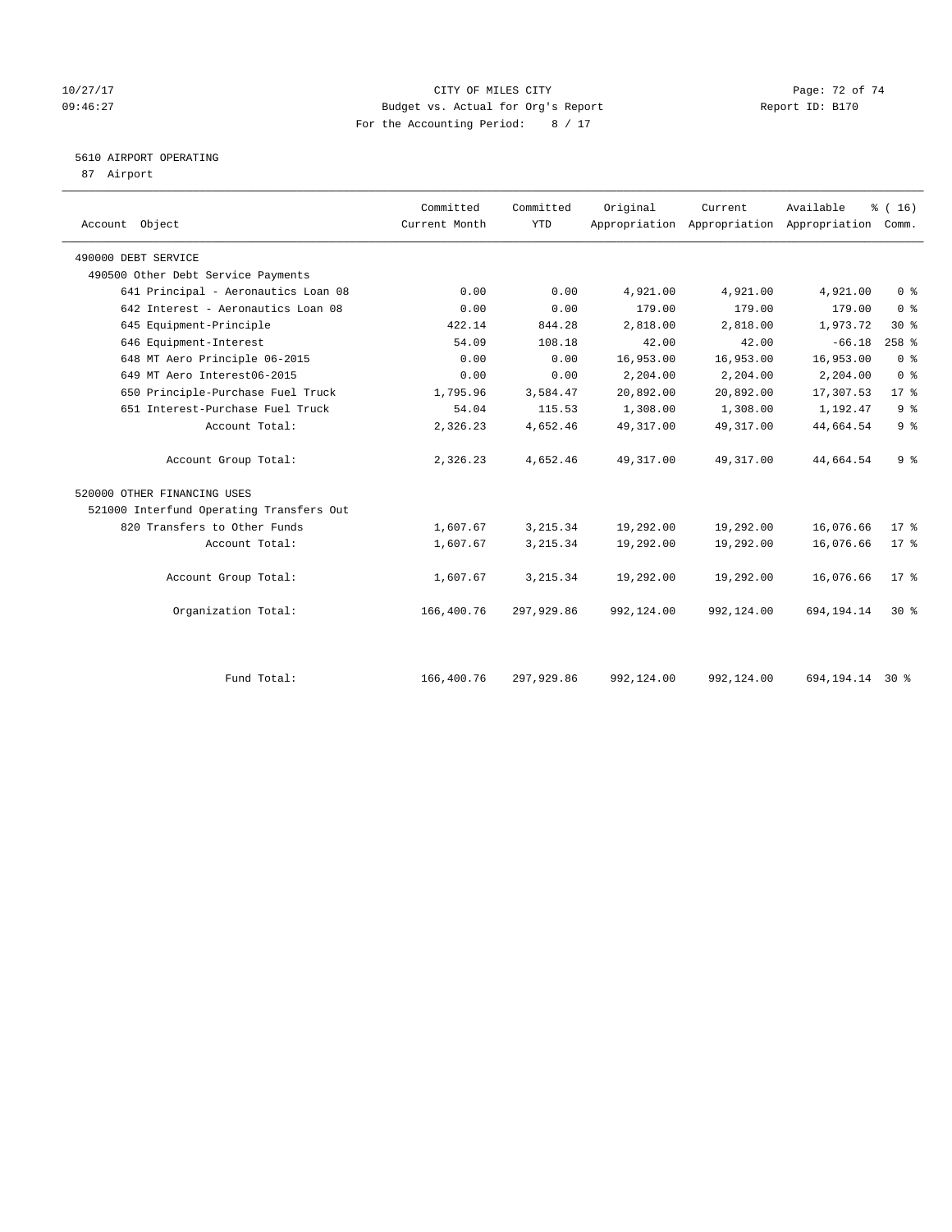# CITY OF MILES CITY

Budget vs. Actual for Org's Report

For the Accounting Period: 8 / 17

Report ID: B170

10/27/17
09:46:27

## 5610 AIRPORT OPERATING

87 Airport

| Account Object | Committed Current Month | Committed YTD | Original Appropriation | Current Appropriation | Available Appropriation | % ( 16) Comm. |
|---|---|---|---|---|---|---|
| 490000 DEBT SERVICE | | | | | | |
| 490500 Other Debt Service Payments | | | | | | |
| 641 Principal - Aeronautics Loan 08 | 0.00 | 0.00 | 4,921.00 | 4,921.00 | 4,921.00 | 0 % |
| 642 Interest - Aeronautics Loan 08 | 0.00 | 0.00 | 179.00 | 179.00 | 179.00 | 0 % |
| 645 Equipment-Principle | 422.14 | 844.28 | 2,818.00 | 2,818.00 | 1,973.72 | 30 % |
| 646 Equipment-Interest | 54.09 | 108.18 | 42.00 | 42.00 | -66.18 | 258 % |
| 648 MT Aero Principle 06-2015 | 0.00 | 0.00 | 16,953.00 | 16,953.00 | 16,953.00 | 0 % |
| 649 MT Aero Interest06-2015 | 0.00 | 0.00 | 2,204.00 | 2,204.00 | 2,204.00 | 0 % |
| 650 Principle-Purchase Fuel Truck | 1,795.96 | 3,584.47 | 20,892.00 | 20,892.00 | 17,307.53 | 17 % |
| 651 Interest-Purchase Fuel Truck | 54.04 | 115.53 | 1,308.00 | 1,308.00 | 1,192.47 | 9 % |
| Account Total: | 2,326.23 | 4,652.46 | 49,317.00 | 49,317.00 | 44,664.54 | 9 % |
| Account Group Total: | 2,326.23 | 4,652.46 | 49,317.00 | 49,317.00 | 44,664.54 | 9 % |
| 520000 OTHER FINANCING USES | | | | | | |
| 521000 Interfund Operating Transfers Out | | | | | | |
| 820 Transfers to Other Funds | 1,607.67 | 3,215.34 | 19,292.00 | 19,292.00 | 16,076.66 | 17 % |
| Account Total: | 1,607.67 | 3,215.34 | 19,292.00 | 19,292.00 | 16,076.66 | 17 % |
| Account Group Total: | 1,607.67 | 3,215.34 | 19,292.00 | 19,292.00 | 16,076.66 | 17 % |
| Organization Total: | 166,400.76 | 297,929.86 | 992,124.00 | 992,124.00 | 694,194.14 | 30 % |
| Fund Total: | 166,400.76 | 297,929.86 | 992,124.00 | 992,124.00 | 694,194.14 | 30 % |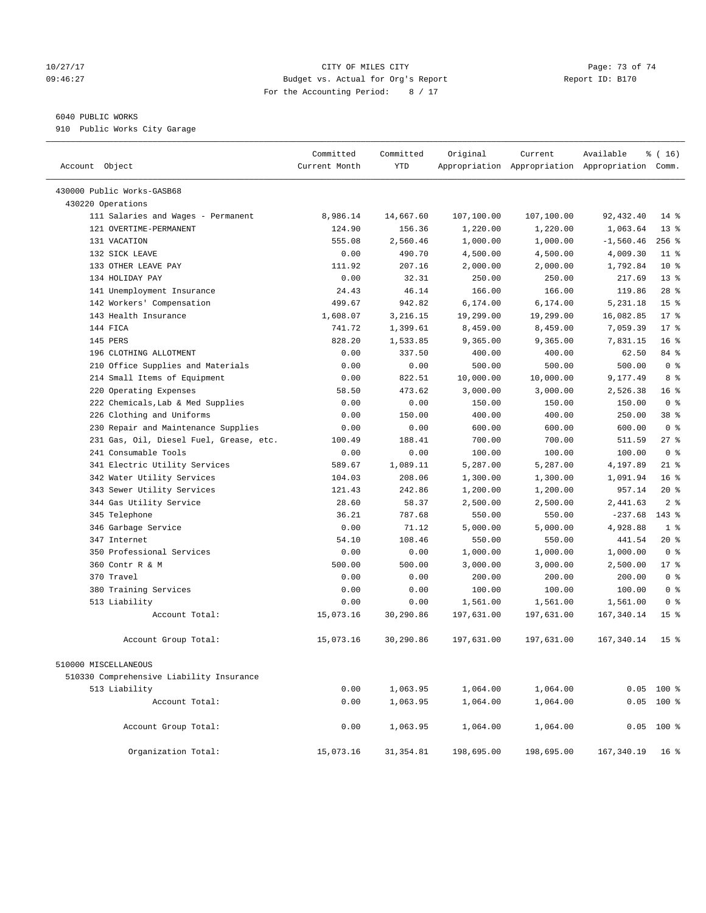10/27/17
09:46:27

CITY OF MILES CITY
Budget vs. Actual for Org's Report
For the Accounting Period: 8 / 17

Report ID: B170

6040 PUBLIC WORKS
910 Public Works City Garage

| Account Object | Committed Current Month | Committed YTD | Original Appropriation | Current Appropriation | Available Appropriation | % ( 16) Comm. |
|---|---|---|---|---|---|---|
| 430000 Public Works-GASB68 | | | | | | |
| 430220 Operations | | | | | | |
| 111 Salaries and Wages - Permanent | 8,986.14 | 14,667.60 | 107,100.00 | 107,100.00 | 92,432.40 | 14 % |
| 121 OVERTIME-PERMANENT | 124.90 | 156.36 | 1,220.00 | 1,220.00 | 1,063.64 | 13 % |
| 131 VACATION | 555.08 | 2,560.46 | 1,000.00 | 1,000.00 | -1,560.46 | 256 % |
| 132 SICK LEAVE | 0.00 | 490.70 | 4,500.00 | 4,500.00 | 4,009.30 | 11 % |
| 133 OTHER LEAVE PAY | 111.92 | 207.16 | 2,000.00 | 2,000.00 | 1,792.84 | 10 % |
| 134 HOLIDAY PAY | 0.00 | 32.31 | 250.00 | 250.00 | 217.69 | 13 % |
| 141 Unemployment Insurance | 24.43 | 46.14 | 166.00 | 166.00 | 119.86 | 28 % |
| 142 Workers' Compensation | 499.67 | 942.82 | 6,174.00 | 6,174.00 | 5,231.18 | 15 % |
| 143 Health Insurance | 1,608.07 | 3,216.15 | 19,299.00 | 19,299.00 | 16,082.85 | 17 % |
| 144 FICA | 741.72 | 1,399.61 | 8,459.00 | 8,459.00 | 7,059.39 | 17 % |
| 145 PERS | 828.20 | 1,533.85 | 9,365.00 | 9,365.00 | 7,831.15 | 16 % |
| 196 CLOTHING ALLOTMENT | 0.00 | 337.50 | 400.00 | 400.00 | 62.50 | 84 % |
| 210 Office Supplies and Materials | 0.00 | 0.00 | 500.00 | 500.00 | 500.00 | 0 % |
| 214 Small Items of Equipment | 0.00 | 822.51 | 10,000.00 | 10,000.00 | 9,177.49 | 8 % |
| 220 Operating Expenses | 58.50 | 473.62 | 3,000.00 | 3,000.00 | 2,526.38 | 16 % |
| 222 Chemicals,Lab & Med Supplies | 0.00 | 0.00 | 150.00 | 150.00 | 150.00 | 0 % |
| 226 Clothing and Uniforms | 0.00 | 150.00 | 400.00 | 400.00 | 250.00 | 38 % |
| 230 Repair and Maintenance Supplies | 0.00 | 0.00 | 600.00 | 600.00 | 600.00 | 0 % |
| 231 Gas, Oil, Diesel Fuel, Grease, etc. | 100.49 | 188.41 | 700.00 | 700.00 | 511.59 | 27 % |
| 241 Consumable Tools | 0.00 | 0.00 | 100.00 | 100.00 | 100.00 | 0 % |
| 341 Electric Utility Services | 589.67 | 1,089.11 | 5,287.00 | 5,287.00 | 4,197.89 | 21 % |
| 342 Water Utility Services | 104.03 | 208.06 | 1,300.00 | 1,300.00 | 1,091.94 | 16 % |
| 343 Sewer Utility Services | 121.43 | 242.86 | 1,200.00 | 1,200.00 | 957.14 | 20 % |
| 344 Gas Utility Service | 28.60 | 58.37 | 2,500.00 | 2,500.00 | 2,441.63 | 2 % |
| 345 Telephone | 36.21 | 787.68 | 550.00 | 550.00 | -237.68 | 143 % |
| 346 Garbage Service | 0.00 | 71.12 | 5,000.00 | 5,000.00 | 4,928.88 | 1 % |
| 347 Internet | 54.10 | 108.46 | 550.00 | 550.00 | 441.54 | 20 % |
| 350 Professional Services | 0.00 | 0.00 | 1,000.00 | 1,000.00 | 1,000.00 | 0 % |
| 360 Contr R & M | 500.00 | 500.00 | 3,000.00 | 3,000.00 | 2,500.00 | 17 % |
| 370 Travel | 0.00 | 0.00 | 200.00 | 200.00 | 200.00 | 0 % |
| 380 Training Services | 0.00 | 0.00 | 100.00 | 100.00 | 100.00 | 0 % |
| 513 Liability | 0.00 | 0.00 | 1,561.00 | 1,561.00 | 1,561.00 | 0 % |
| Account Total: | 15,073.16 | 30,290.86 | 197,631.00 | 197,631.00 | 167,340.14 | 15 % |
| Account Group Total: | 15,073.16 | 30,290.86 | 197,631.00 | 197,631.00 | 167,340.14 | 15 % |
| 510000 MISCELLANEOUS | | | | | | |
| 510330 Comprehensive Liability Insurance | | | | | | |
| 513 Liability | 0.00 | 1,063.95 | 1,064.00 | 1,064.00 | 0.05 | 100 % |
| Account Total: | 0.00 | 1,063.95 | 1,064.00 | 1,064.00 | 0.05 | 100 % |
| Account Group Total: | 0.00 | 1,063.95 | 1,064.00 | 1,064.00 | 0.05 | 100 % |
| Organization Total: | 15,073.16 | 31,354.81 | 198,695.00 | 198,695.00 | 167,340.19 | 16 % |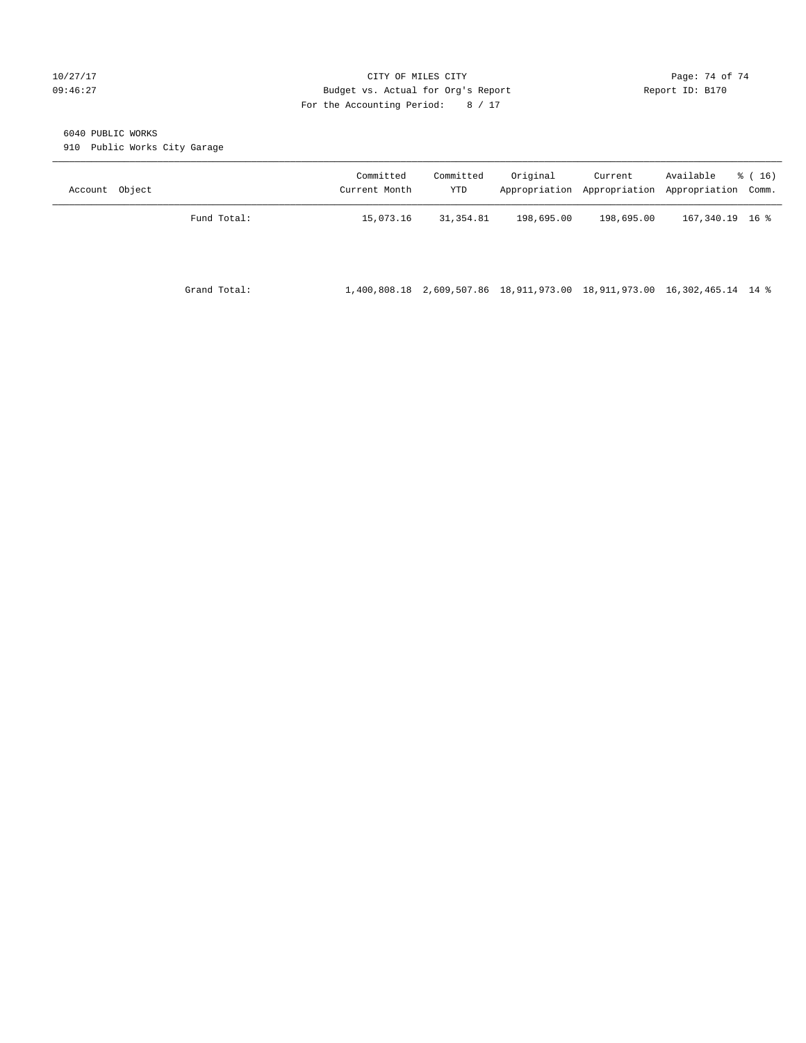CITY OF MILES CITY

Budget vs. Actual for Org's Report

Report ID: B170

For the Accounting Period: 8 / 17

10/27/17
09:46:27

6040 PUBLIC WORKS

910 Public Works City Garage

| Account Object | | Committed Current Month | Committed YTD | Original Appropriation | Current Appropriation | Available Appropriation | % ( 16) Comm. |
|---|---|---|---|---|---|---|---|
| | Fund Total: | 15,073.16 | 31,354.81 | 198,695.00 | 198,695.00 | 167,340.19 | 16 % |
| | Grand Total: | 1,400,808.18 | 2,609,507.86 | 18,911,973.00 | 18,911,973.00 | 16,302,465.14 | 14 % |